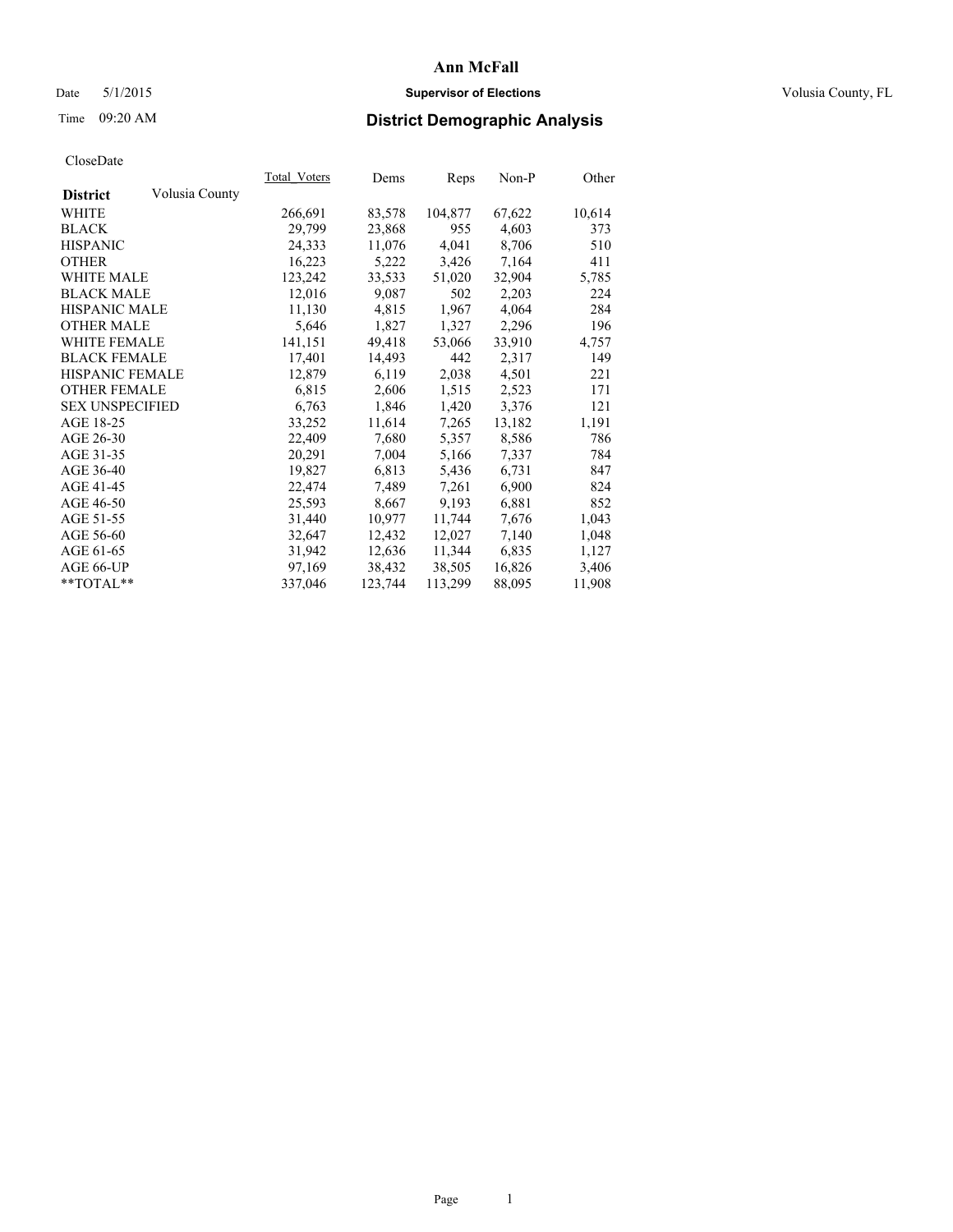# Ann McFall

Date 5/1/2015 **Supervisor of Elections** Volusia County, FL

Time 09:20 AM **District Demographic Analysis**

CloseDate

| **District** Volusia County | Total_Voters | Dems | Reps | Non-P | Other |
|---|---|---|---|---|---|
| WHITE | 266,691 | 83,578 | 104,877 | 67,622 | 10,614 |
| BLACK | 29,799 | 23,868 | 955 | 4,603 | 373 |
| HISPANIC | 24,333 | 11,076 | 4,041 | 8,706 | 510 |
| OTHER | 16,223 | 5,222 | 3,426 | 7,164 | 411 |
| WHITE MALE | 123,242 | 33,533 | 51,020 | 32,904 | 5,785 |
| BLACK MALE | 12,016 | 9,087 | 502 | 2,203 | 224 |
| HISPANIC MALE | 11,130 | 4,815 | 1,967 | 4,064 | 284 |
| OTHER MALE | 5,646 | 1,827 | 1,327 | 2,296 | 196 |
| WHITE FEMALE | 141,151 | 49,418 | 53,066 | 33,910 | 4,757 |
| BLACK FEMALE | 17,401 | 14,493 | 442 | 2,317 | 149 |
| HISPANIC FEMALE | 12,879 | 6,119 | 2,038 | 4,501 | 221 |
| OTHER FEMALE | 6,815 | 2,606 | 1,515 | 2,523 | 171 |
| SEX UNSPECIFIED | 6,763 | 1,846 | 1,420 | 3,376 | 121 |
| AGE 18-25 | 33,252 | 11,614 | 7,265 | 13,182 | 1,191 |
| AGE 26-30 | 22,409 | 7,680 | 5,357 | 8,586 | 786 |
| AGE 31-35 | 20,291 | 7,004 | 5,166 | 7,337 | 784 |
| AGE 36-40 | 19,827 | 6,813 | 5,436 | 6,731 | 847 |
| AGE 41-45 | 22,474 | 7,489 | 7,261 | 6,900 | 824 |
| AGE 46-50 | 25,593 | 8,667 | 9,193 | 6,881 | 852 |
| AGE 51-55 | 31,440 | 10,977 | 11,744 | 7,676 | 1,043 |
| AGE 56-60 | 32,647 | 12,432 | 12,027 | 7,140 | 1,048 |
| AGE 61-65 | 31,942 | 12,636 | 11,344 | 6,835 | 1,127 |
| AGE 66-UP | 97,169 | 38,432 | 38,505 | 16,826 | 3,406 |
| **TOTAL** | 337,046 | 123,744 | 113,299 | 88,095 | 11,908 |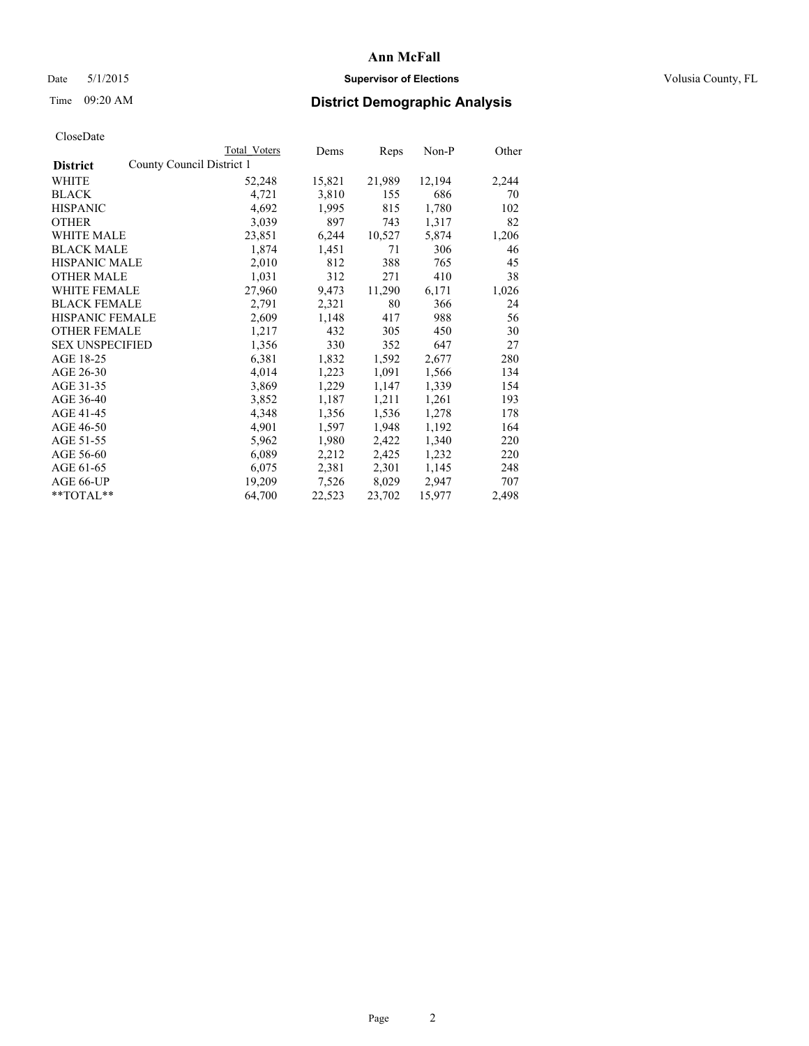# Ann McFall

Date 5/1/2015 **Supervisor of Elections** Volusia County, FL

Time 09:20 AM **District Demographic Analysis**

CloseDate

| **District** | County Council District 1 Total Voters | Dems | Reps | Non-P | Other |
|---|---|---|---|---|---|
| WHITE | 52,248 | 15,821 | 21,989 | 12,194 | 2,244 |
| BLACK | 4,721 | 3,810 | 155 | 686 | 70 |
| HISPANIC | 4,692 | 1,995 | 815 | 1,780 | 102 |
| OTHER | 3,039 | 897 | 743 | 1,317 | 82 |
| WHITE MALE | 23,851 | 6,244 | 10,527 | 5,874 | 1,206 |
| BLACK MALE | 1,874 | 1,451 | 71 | 306 | 46 |
| HISPANIC MALE | 2,010 | 812 | 388 | 765 | 45 |
| OTHER MALE | 1,031 | 312 | 271 | 410 | 38 |
| WHITE FEMALE | 27,960 | 9,473 | 11,290 | 6,171 | 1,026 |
| BLACK FEMALE | 2,791 | 2,321 | 80 | 366 | 24 |
| HISPANIC FEMALE | 2,609 | 1,148 | 417 | 988 | 56 |
| OTHER FEMALE | 1,217 | 432 | 305 | 450 | 30 |
| SEX UNSPECIFIED | 1,356 | 330 | 352 | 647 | 27 |
| AGE 18-25 | 6,381 | 1,832 | 1,592 | 2,677 | 280 |
| AGE 26-30 | 4,014 | 1,223 | 1,091 | 1,566 | 134 |
| AGE 31-35 | 3,869 | 1,229 | 1,147 | 1,339 | 154 |
| AGE 36-40 | 3,852 | 1,187 | 1,211 | 1,261 | 193 |
| AGE 41-45 | 4,348 | 1,356 | 1,536 | 1,278 | 178 |
| AGE 46-50 | 4,901 | 1,597 | 1,948 | 1,192 | 164 |
| AGE 51-55 | 5,962 | 1,980 | 2,422 | 1,340 | 220 |
| AGE 56-60 | 6,089 | 2,212 | 2,425 | 1,232 | 220 |
| AGE 61-65 | 6,075 | 2,381 | 2,301 | 1,145 | 248 |
| AGE 66-UP | 19,209 | 7,526 | 8,029 | 2,947 | 707 |
| **TOTAL** | 64,700 | 22,523 | 23,702 | 15,977 | 2,498 |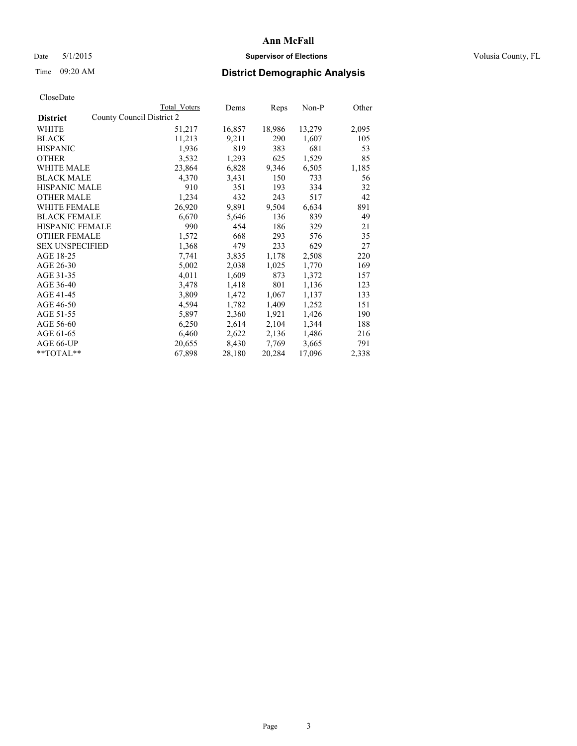# Ann McFall

Date 5/1/2015 **Supervisor of Elections** Volusia County, FL

Time 09:20 AM **District Demographic Analysis**

CloseDate

| District | Total Voters | Dems | Reps | Non-P | Other |
|---|---|---|---|---|---|
| County Council District 2 | | | | | |
| WHITE | 51,217 | 16,857 | 18,986 | 13,279 | 2,095 |
| BLACK | 11,213 | 9,211 | 290 | 1,607 | 105 |
| HISPANIC | 1,936 | 819 | 383 | 681 | 53 |
| OTHER | 3,532 | 1,293 | 625 | 1,529 | 85 |
| WHITE MALE | 23,864 | 6,828 | 9,346 | 6,505 | 1,185 |
| BLACK MALE | 4,370 | 3,431 | 150 | 733 | 56 |
| HISPANIC MALE | 910 | 351 | 193 | 334 | 32 |
| OTHER MALE | 1,234 | 432 | 243 | 517 | 42 |
| WHITE FEMALE | 26,920 | 9,891 | 9,504 | 6,634 | 891 |
| BLACK FEMALE | 6,670 | 5,646 | 136 | 839 | 49 |
| HISPANIC FEMALE | 990 | 454 | 186 | 329 | 21 |
| OTHER FEMALE | 1,572 | 668 | 293 | 576 | 35 |
| SEX UNSPECIFIED | 1,368 | 479 | 233 | 629 | 27 |
| AGE 18-25 | 7,741 | 3,835 | 1,178 | 2,508 | 220 |
| AGE 26-30 | 5,002 | 2,038 | 1,025 | 1,770 | 169 |
| AGE 31-35 | 4,011 | 1,609 | 873 | 1,372 | 157 |
| AGE 36-40 | 3,478 | 1,418 | 801 | 1,136 | 123 |
| AGE 41-45 | 3,809 | 1,472 | 1,067 | 1,137 | 133 |
| AGE 46-50 | 4,594 | 1,782 | 1,409 | 1,252 | 151 |
| AGE 51-55 | 5,897 | 2,360 | 1,921 | 1,426 | 190 |
| AGE 56-60 | 6,250 | 2,614 | 2,104 | 1,344 | 188 |
| AGE 61-65 | 6,460 | 2,622 | 2,136 | 1,486 | 216 |
| AGE 66-UP | 20,655 | 8,430 | 7,769 | 3,665 | 791 |
| **TOTAL** | 67,898 | 28,180 | 20,284 | 17,096 | 2,338 |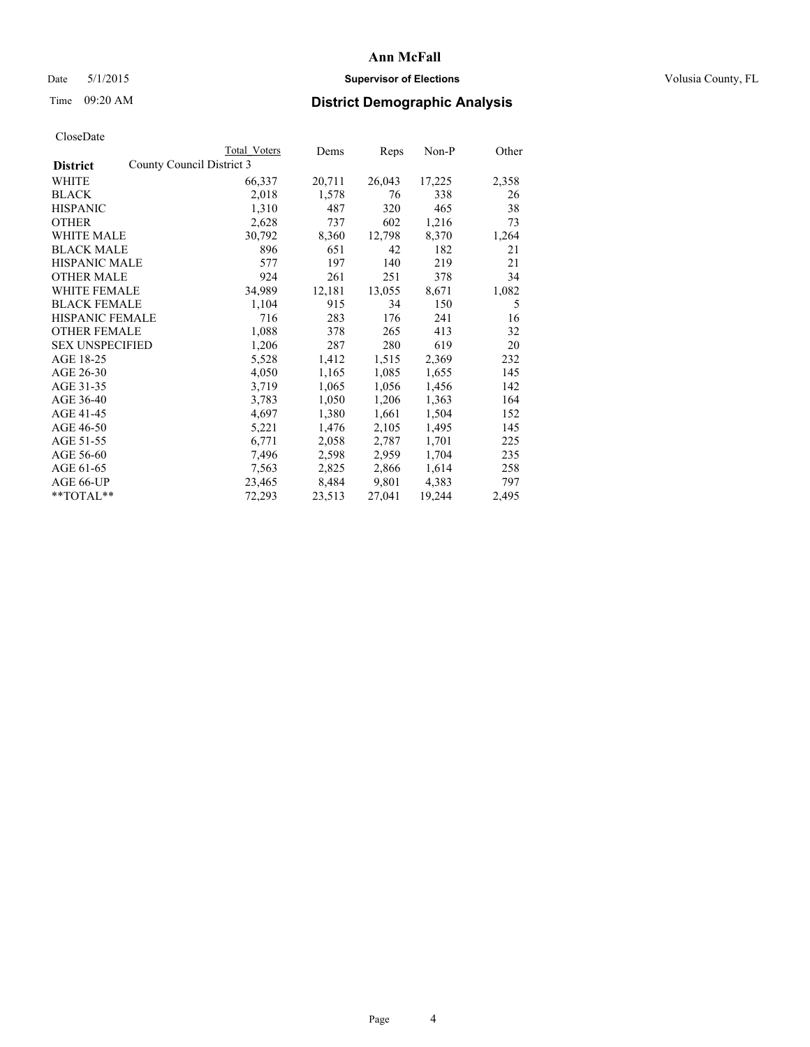# Ann McFall

Date 5/1/2015 **Supervisor of Elections** Volusia County, FL

Time 09:20 AM **District Demographic Analysis**

CloseDate

| **District** | County Council District 3 Total Voters | Dems | Reps | Non-P | Other |
|---|---|---|---|---|---|
| WHITE | 66,337 | 20,711 | 26,043 | 17,225 | 2,358 |
| BLACK | 2,018 | 1,578 | 76 | 338 | 26 |
| HISPANIC | 1,310 | 487 | 320 | 465 | 38 |
| OTHER | 2,628 | 737 | 602 | 1,216 | 73 |
| WHITE MALE | 30,792 | 8,360 | 12,798 | 8,370 | 1,264 |
| BLACK MALE | 896 | 651 | 42 | 182 | 21 |
| HISPANIC MALE | 577 | 197 | 140 | 219 | 21 |
| OTHER MALE | 924 | 261 | 251 | 378 | 34 |
| WHITE FEMALE | 34,989 | 12,181 | 13,055 | 8,671 | 1,082 |
| BLACK FEMALE | 1,104 | 915 | 34 | 150 | 5 |
| HISPANIC FEMALE | 716 | 283 | 176 | 241 | 16 |
| OTHER FEMALE | 1,088 | 378 | 265 | 413 | 32 |
| SEX UNSPECIFIED | 1,206 | 287 | 280 | 619 | 20 |
| AGE 18-25 | 5,528 | 1,412 | 1,515 | 2,369 | 232 |
| AGE 26-30 | 4,050 | 1,165 | 1,085 | 1,655 | 145 |
| AGE 31-35 | 3,719 | 1,065 | 1,056 | 1,456 | 142 |
| AGE 36-40 | 3,783 | 1,050 | 1,206 | 1,363 | 164 |
| AGE 41-45 | 4,697 | 1,380 | 1,661 | 1,504 | 152 |
| AGE 46-50 | 5,221 | 1,476 | 2,105 | 1,495 | 145 |
| AGE 51-55 | 6,771 | 2,058 | 2,787 | 1,701 | 225 |
| AGE 56-60 | 7,496 | 2,598 | 2,959 | 1,704 | 235 |
| AGE 61-65 | 7,563 | 2,825 | 2,866 | 1,614 | 258 |
| AGE 66-UP | 23,465 | 8,484 | 9,801 | 4,383 | 797 |
| **TOTAL** | 72,293 | 23,513 | 27,041 | 19,244 | 2,495 |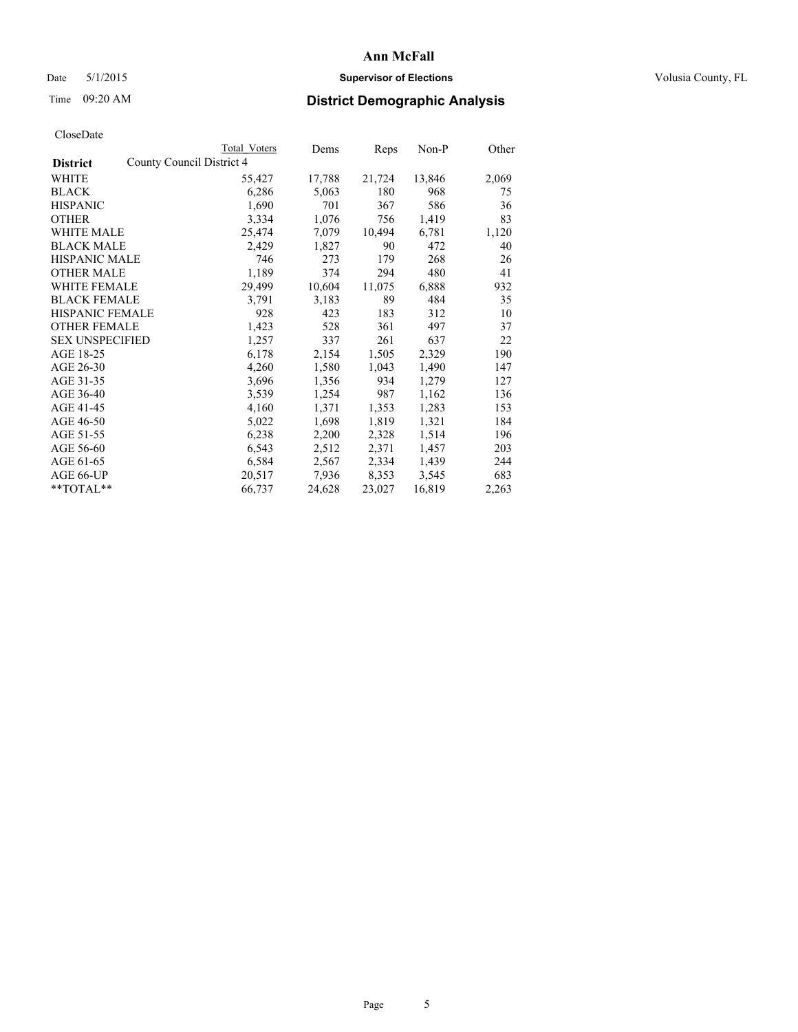# Ann McFall

Date 5/1/2015 **Supervisor of Elections** Volusia County, FL

Time 09:20 AM **District Demographic Analysis**

CloseDate

| District | Total Voters | Dems | Reps | Non-P | Other |
|---|---|---|---|---|---|
| County Council District 4 | | | | | |
| WHITE | 55,427 | 17,788 | 21,724 | 13,846 | 2,069 |
| BLACK | 6,286 | 5,063 | 180 | 968 | 75 |
| HISPANIC | 1,690 | 701 | 367 | 586 | 36 |
| OTHER | 3,334 | 1,076 | 756 | 1,419 | 83 |
| WHITE MALE | 25,474 | 7,079 | 10,494 | 6,781 | 1,120 |
| BLACK MALE | 2,429 | 1,827 | 90 | 472 | 40 |
| HISPANIC MALE | 746 | 273 | 179 | 268 | 26 |
| OTHER MALE | 1,189 | 374 | 294 | 480 | 41 |
| WHITE FEMALE | 29,499 | 10,604 | 11,075 | 6,888 | 932 |
| BLACK FEMALE | 3,791 | 3,183 | 89 | 484 | 35 |
| HISPANIC FEMALE | 928 | 423 | 183 | 312 | 10 |
| OTHER FEMALE | 1,423 | 528 | 361 | 497 | 37 |
| SEX UNSPECIFIED | 1,257 | 337 | 261 | 637 | 22 |
| AGE 18-25 | 6,178 | 2,154 | 1,505 | 2,329 | 190 |
| AGE 26-30 | 4,260 | 1,580 | 1,043 | 1,490 | 147 |
| AGE 31-35 | 3,696 | 1,356 | 934 | 1,279 | 127 |
| AGE 36-40 | 3,539 | 1,254 | 987 | 1,162 | 136 |
| AGE 41-45 | 4,160 | 1,371 | 1,353 | 1,283 | 153 |
| AGE 46-50 | 5,022 | 1,698 | 1,819 | 1,321 | 184 |
| AGE 51-55 | 6,238 | 2,200 | 2,328 | 1,514 | 196 |
| AGE 56-60 | 6,543 | 2,512 | 2,371 | 1,457 | 203 |
| AGE 61-65 | 6,584 | 2,567 | 2,334 | 1,439 | 244 |
| AGE 66-UP | 20,517 | 7,936 | 8,353 | 3,545 | 683 |
| **TOTAL** | 66,737 | 24,628 | 23,027 | 16,819 | 2,263 |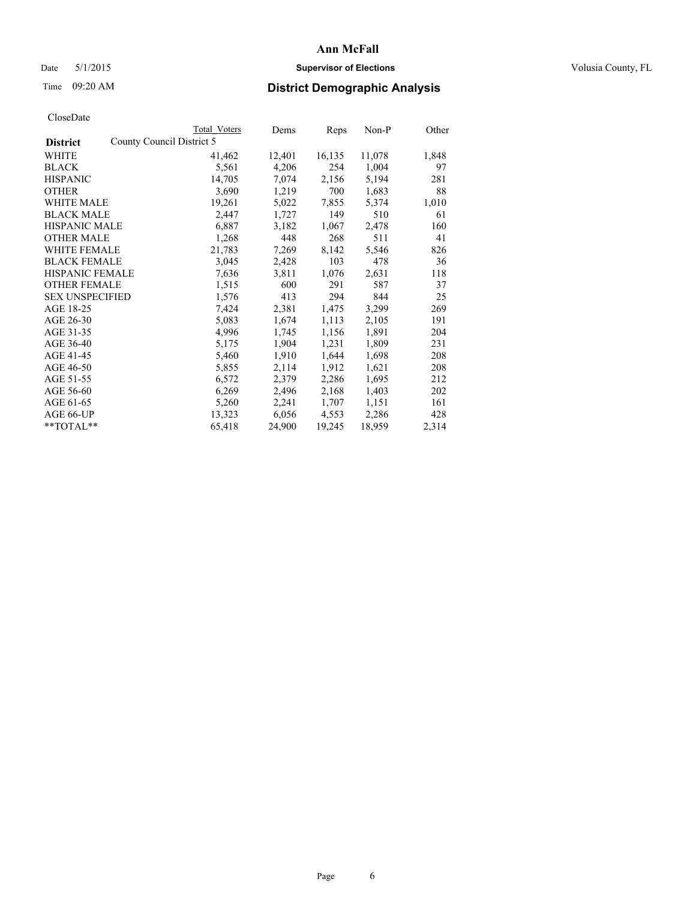# Ann McFall

Date 5/1/2015 **Supervisor of Elections** Volusia County, FL

Time 09:20 AM **District Demographic Analysis**

CloseDate

| | Total Voters | Dems | Reps | Non-P | Other |
|---|---|---|---|---|---|
| **District** County Council District 5 | | | | | |
| WHITE | 41,462 | 12,401 | 16,135 | 11,078 | 1,848 |
| BLACK | 5,561 | 4,206 | 254 | 1,004 | 97 |
| HISPANIC | 14,705 | 7,074 | 2,156 | 5,194 | 281 |
| OTHER | 3,690 | 1,219 | 700 | 1,683 | 88 |
| WHITE MALE | 19,261 | 5,022 | 7,855 | 5,374 | 1,010 |
| BLACK MALE | 2,447 | 1,727 | 149 | 510 | 61 |
| HISPANIC MALE | 6,887 | 3,182 | 1,067 | 2,478 | 160 |
| OTHER MALE | 1,268 | 448 | 268 | 511 | 41 |
| WHITE FEMALE | 21,783 | 7,269 | 8,142 | 5,546 | 826 |
| BLACK FEMALE | 3,045 | 2,428 | 103 | 478 | 36 |
| HISPANIC FEMALE | 7,636 | 3,811 | 1,076 | 2,631 | 118 |
| OTHER FEMALE | 1,515 | 600 | 291 | 587 | 37 |
| SEX UNSPECIFIED | 1,576 | 413 | 294 | 844 | 25 |
| AGE 18-25 | 7,424 | 2,381 | 1,475 | 3,299 | 269 |
| AGE 26-30 | 5,083 | 1,674 | 1,113 | 2,105 | 191 |
| AGE 31-35 | 4,996 | 1,745 | 1,156 | 1,891 | 204 |
| AGE 36-40 | 5,175 | 1,904 | 1,231 | 1,809 | 231 |
| AGE 41-45 | 5,460 | 1,910 | 1,644 | 1,698 | 208 |
| AGE 46-50 | 5,855 | 2,114 | 1,912 | 1,621 | 208 |
| AGE 51-55 | 6,572 | 2,379 | 2,286 | 1,695 | 212 |
| AGE 56-60 | 6,269 | 2,496 | 2,168 | 1,403 | 202 |
| AGE 61-65 | 5,260 | 2,241 | 1,707 | 1,151 | 161 |
| AGE 66-UP | 13,323 | 6,056 | 4,553 | 2,286 | 428 |
| **TOTAL** | 65,418 | 24,900 | 19,245 | 18,959 | 2,314 |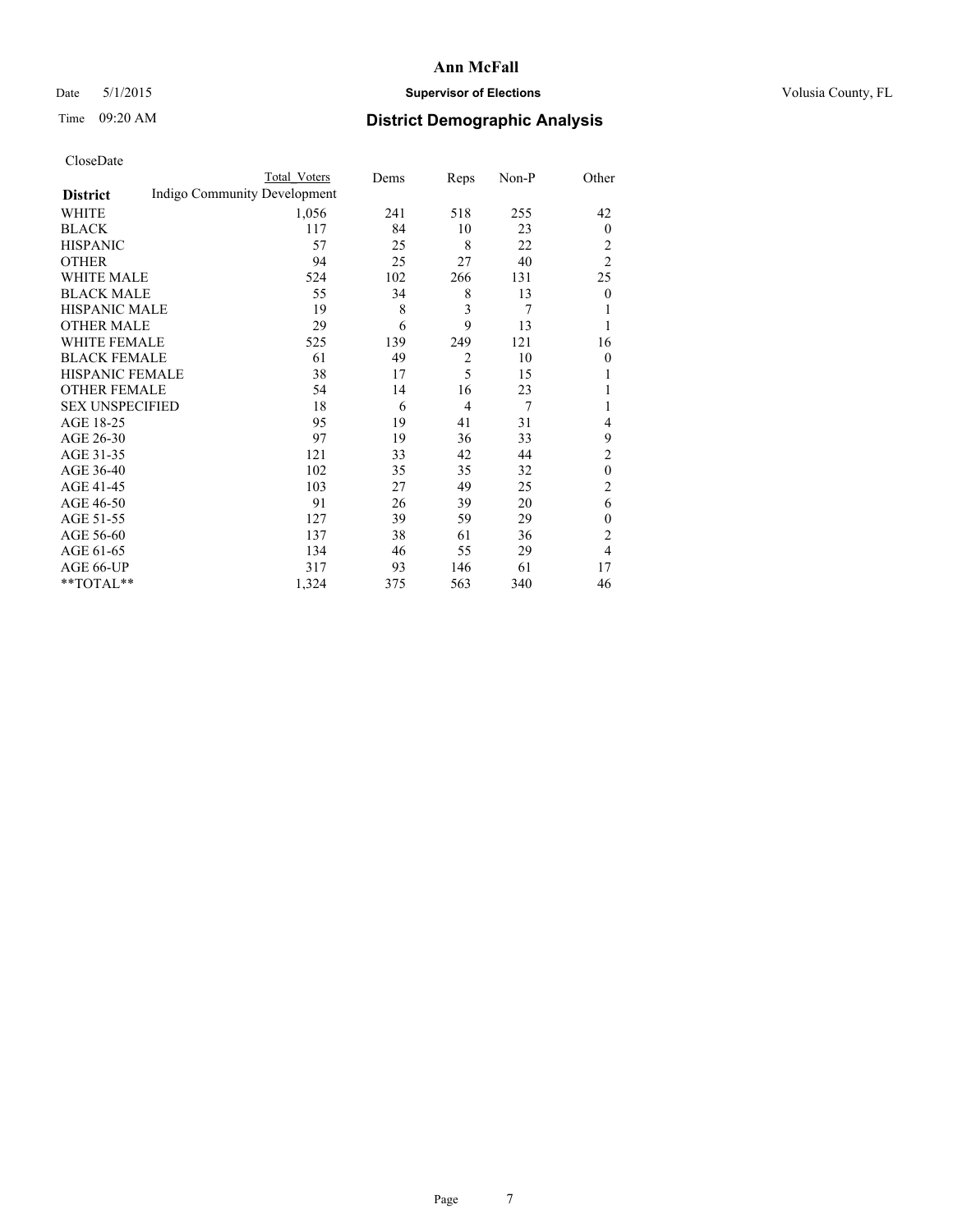# Ann McFall

Date 5/1/2015 **Supervisor of Elections** Volusia County, FL

Time 09:20 AM **District Demographic Analysis**

CloseDate

| District | Total Voters | Dems | Reps | Non-P | Other |
|---|---|---|---|---|---|
| Indigo Community Development | | | | | |
| WHITE | 1,056 | 241 | 518 | 255 | 42 |
| BLACK | 117 | 84 | 10 | 23 | 0 |
| HISPANIC | 57 | 25 | 8 | 22 | 2 |
| OTHER | 94 | 25 | 27 | 40 | 2 |
| WHITE MALE | 524 | 102 | 266 | 131 | 25 |
| BLACK MALE | 55 | 34 | 8 | 13 | 0 |
| HISPANIC MALE | 19 | 8 | 3 | 7 | 1 |
| OTHER MALE | 29 | 6 | 9 | 13 | 1 |
| WHITE FEMALE | 525 | 139 | 249 | 121 | 16 |
| BLACK FEMALE | 61 | 49 | 2 | 10 | 0 |
| HISPANIC FEMALE | 38 | 17 | 5 | 15 | 1 |
| OTHER FEMALE | 54 | 14 | 16 | 23 | 1 |
| SEX UNSPECIFIED | 18 | 6 | 4 | 7 | 1 |
| AGE 18-25 | 95 | 19 | 41 | 31 | 4 |
| AGE 26-30 | 97 | 19 | 36 | 33 | 9 |
| AGE 31-35 | 121 | 33 | 42 | 44 | 2 |
| AGE 36-40 | 102 | 35 | 35 | 32 | 0 |
| AGE 41-45 | 103 | 27 | 49 | 25 | 2 |
| AGE 46-50 | 91 | 26 | 39 | 20 | 6 |
| AGE 51-55 | 127 | 39 | 59 | 29 | 0 |
| AGE 56-60 | 137 | 38 | 61 | 36 | 2 |
| AGE 61-65 | 134 | 46 | 55 | 29 | 4 |
| AGE 66-UP | 317 | 93 | 146 | 61 | 17 |
| **TOTAL** | 1,324 | 375 | 563 | 340 | 46 |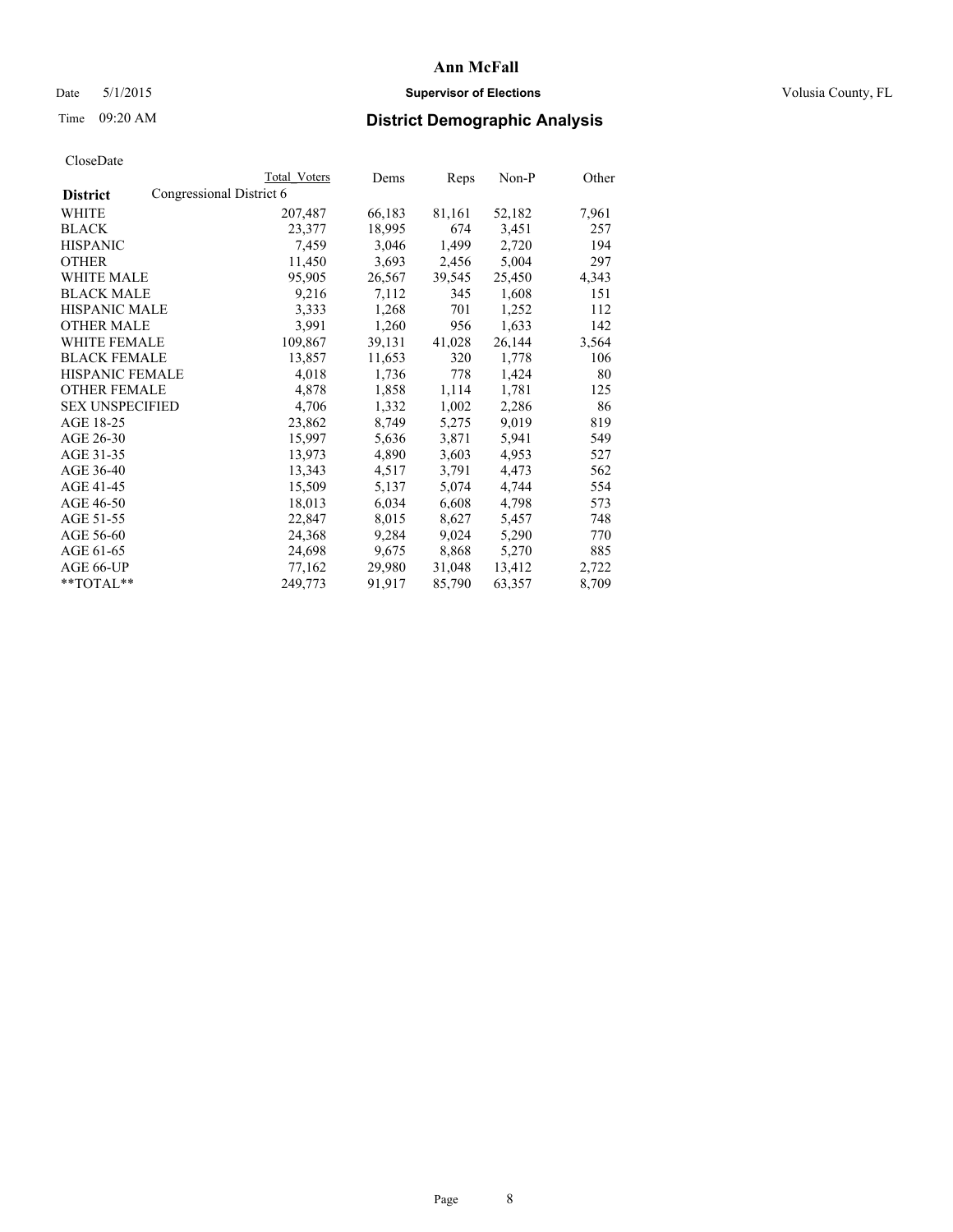# Ann McFall

Date 5/1/2015 **Supervisor of Elections** Volusia County, FL

Time 09:20 AM **District Demographic Analysis**

CloseDate

| **District** | Congressional District 6 | Total Voters | Dems | Reps | Non-P | Other |
|---|---|---|---|---|---|---|
| WHITE | | 207,487 | 66,183 | 81,161 | 52,182 | 7,961 |
| BLACK | | 23,377 | 18,995 | 674 | 3,451 | 257 |
| HISPANIC | | 7,459 | 3,046 | 1,499 | 2,720 | 194 |
| OTHER | | 11,450 | 3,693 | 2,456 | 5,004 | 297 |
| WHITE MALE | | 95,905 | 26,567 | 39,545 | 25,450 | 4,343 |
| BLACK MALE | | 9,216 | 7,112 | 345 | 1,608 | 151 |
| HISPANIC MALE | | 3,333 | 1,268 | 701 | 1,252 | 112 |
| OTHER MALE | | 3,991 | 1,260 | 956 | 1,633 | 142 |
| WHITE FEMALE | | 109,867 | 39,131 | 41,028 | 26,144 | 3,564 |
| BLACK FEMALE | | 13,857 | 11,653 | 320 | 1,778 | 106 |
| HISPANIC FEMALE | | 4,018 | 1,736 | 778 | 1,424 | 80 |
| OTHER FEMALE | | 4,878 | 1,858 | 1,114 | 1,781 | 125 |
| SEX UNSPECIFIED | | 4,706 | 1,332 | 1,002 | 2,286 | 86 |
| AGE 18-25 | | 23,862 | 8,749 | 5,275 | 9,019 | 819 |
| AGE 26-30 | | 15,997 | 5,636 | 3,871 | 5,941 | 549 |
| AGE 31-35 | | 13,973 | 4,890 | 3,603 | 4,953 | 527 |
| AGE 36-40 | | 13,343 | 4,517 | 3,791 | 4,473 | 562 |
| AGE 41-45 | | 15,509 | 5,137 | 5,074 | 4,744 | 554 |
| AGE 46-50 | | 18,013 | 6,034 | 6,608 | 4,798 | 573 |
| AGE 51-55 | | 22,847 | 8,015 | 8,627 | 5,457 | 748 |
| AGE 56-60 | | 24,368 | 9,284 | 9,024 | 5,290 | 770 |
| AGE 61-65 | | 24,698 | 9,675 | 8,868 | 5,270 | 885 |
| AGE 66-UP | | 77,162 | 29,980 | 31,048 | 13,412 | 2,722 |
| **TOTAL** | | 249,773 | 91,917 | 85,790 | 63,357 | 8,709 |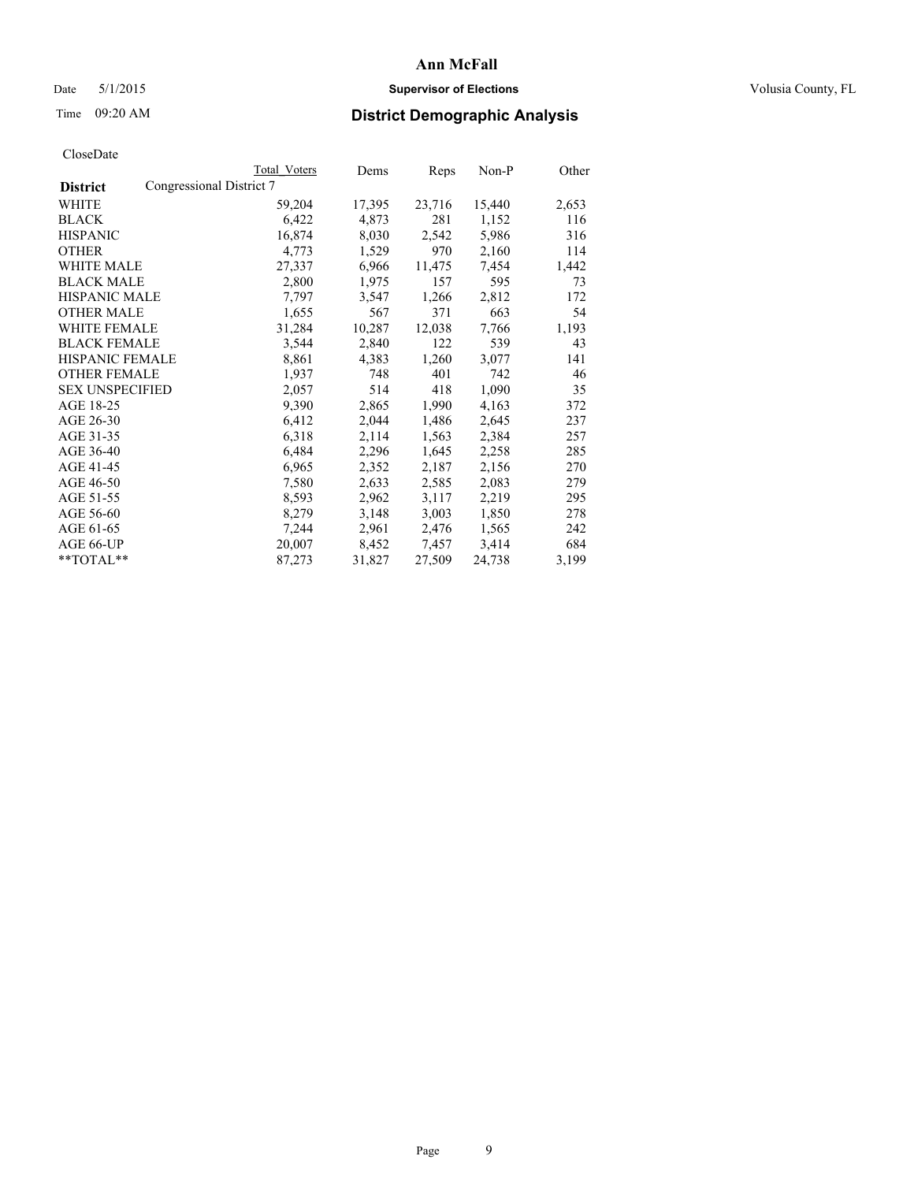# Ann McFall

Date 5/1/2015 **Supervisor of Elections** Volusia County, FL

Time 09:20 AM **District Demographic Analysis**

CloseDate

| District | Total Voters | Dems | Reps | Non-P | Other |
|---|---|---|---|---|---|
| Congressional District 7 | | | | | |
| WHITE | 59,204 | 17,395 | 23,716 | 15,440 | 2,653 |
| BLACK | 6,422 | 4,873 | 281 | 1,152 | 116 |
| HISPANIC | 16,874 | 8,030 | 2,542 | 5,986 | 316 |
| OTHER | 4,773 | 1,529 | 970 | 2,160 | 114 |
| WHITE MALE | 27,337 | 6,966 | 11,475 | 7,454 | 1,442 |
| BLACK MALE | 2,800 | 1,975 | 157 | 595 | 73 |
| HISPANIC MALE | 7,797 | 3,547 | 1,266 | 2,812 | 172 |
| OTHER MALE | 1,655 | 567 | 371 | 663 | 54 |
| WHITE FEMALE | 31,284 | 10,287 | 12,038 | 7,766 | 1,193 |
| BLACK FEMALE | 3,544 | 2,840 | 122 | 539 | 43 |
| HISPANIC FEMALE | 8,861 | 4,383 | 1,260 | 3,077 | 141 |
| OTHER FEMALE | 1,937 | 748 | 401 | 742 | 46 |
| SEX UNSPECIFIED | 2,057 | 514 | 418 | 1,090 | 35 |
| AGE 18-25 | 9,390 | 2,865 | 1,990 | 4,163 | 372 |
| AGE 26-30 | 6,412 | 2,044 | 1,486 | 2,645 | 237 |
| AGE 31-35 | 6,318 | 2,114 | 1,563 | 2,384 | 257 |
| AGE 36-40 | 6,484 | 2,296 | 1,645 | 2,258 | 285 |
| AGE 41-45 | 6,965 | 2,352 | 2,187 | 2,156 | 270 |
| AGE 46-50 | 7,580 | 2,633 | 2,585 | 2,083 | 279 |
| AGE 51-55 | 8,593 | 2,962 | 3,117 | 2,219 | 295 |
| AGE 56-60 | 8,279 | 3,148 | 3,003 | 1,850 | 278 |
| AGE 61-65 | 7,244 | 2,961 | 2,476 | 1,565 | 242 |
| AGE 66-UP | 20,007 | 8,452 | 7,457 | 3,414 | 684 |
| **TOTAL** | 87,273 | 31,827 | 27,509 | 24,738 | 3,199 |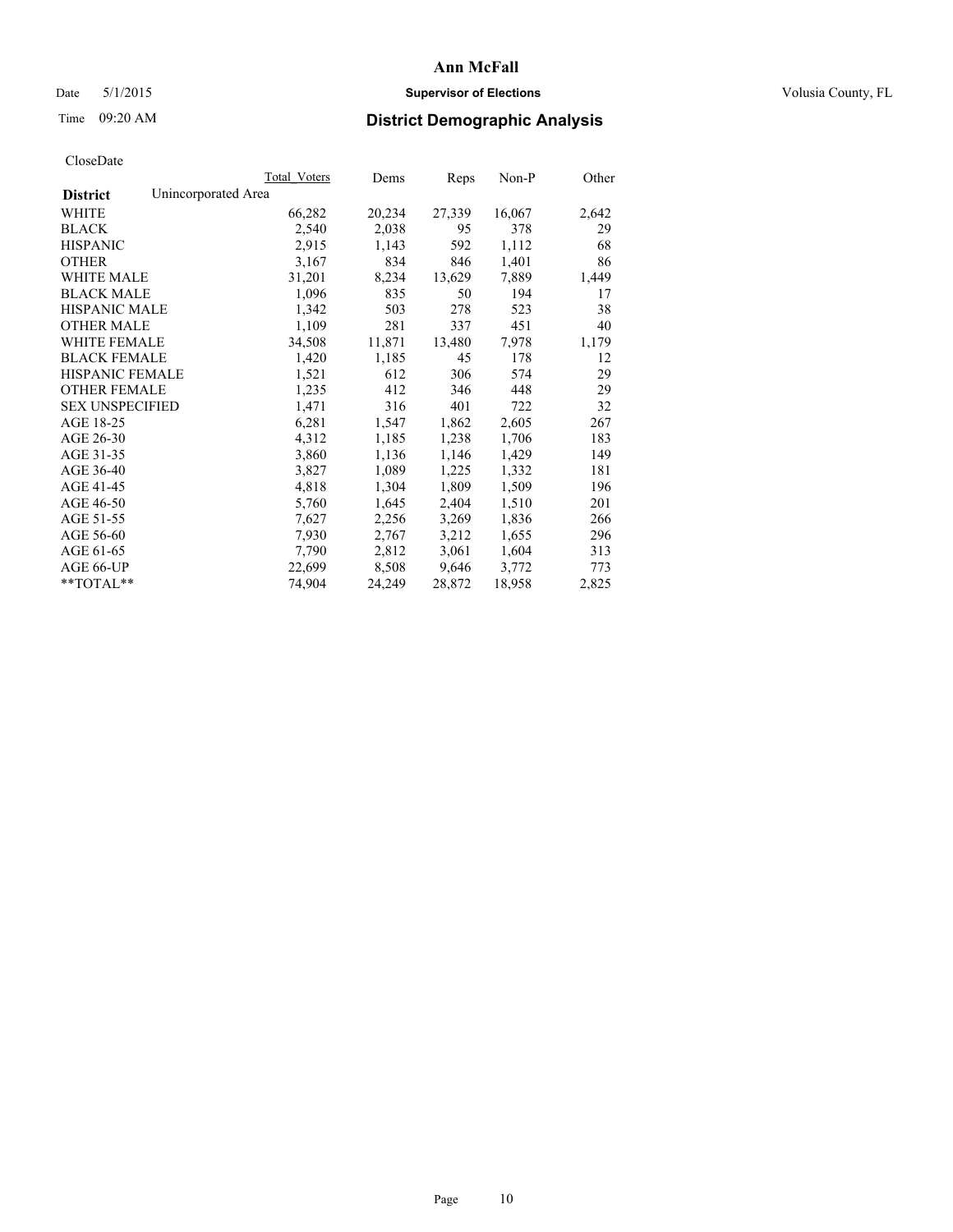# Ann McFall

Date 5/1/2015 **Supervisor of Elections** Volusia County, FL

Time 09:20 AM **District Demographic Analysis**

CloseDate

| | Total Voters | Dems | Reps | Non-P | Other |
|---|---|---|---|---|---|
| **District** Unincorporated Area | | | | | |
| WHITE | 66,282 | 20,234 | 27,339 | 16,067 | 2,642 |
| BLACK | 2,540 | 2,038 | 95 | 378 | 29 |
| HISPANIC | 2,915 | 1,143 | 592 | 1,112 | 68 |
| OTHER | 3,167 | 834 | 846 | 1,401 | 86 |
| WHITE MALE | 31,201 | 8,234 | 13,629 | 7,889 | 1,449 |
| BLACK MALE | 1,096 | 835 | 50 | 194 | 17 |
| HISPANIC MALE | 1,342 | 503 | 278 | 523 | 38 |
| OTHER MALE | 1,109 | 281 | 337 | 451 | 40 |
| WHITE FEMALE | 34,508 | 11,871 | 13,480 | 7,978 | 1,179 |
| BLACK FEMALE | 1,420 | 1,185 | 45 | 178 | 12 |
| HISPANIC FEMALE | 1,521 | 612 | 306 | 574 | 29 |
| OTHER FEMALE | 1,235 | 412 | 346 | 448 | 29 |
| SEX UNSPECIFIED | 1,471 | 316 | 401 | 722 | 32 |
| AGE 18-25 | 6,281 | 1,547 | 1,862 | 2,605 | 267 |
| AGE 26-30 | 4,312 | 1,185 | 1,238 | 1,706 | 183 |
| AGE 31-35 | 3,860 | 1,136 | 1,146 | 1,429 | 149 |
| AGE 36-40 | 3,827 | 1,089 | 1,225 | 1,332 | 181 |
| AGE 41-45 | 4,818 | 1,304 | 1,809 | 1,509 | 196 |
| AGE 46-50 | 5,760 | 1,645 | 2,404 | 1,510 | 201 |
| AGE 51-55 | 7,627 | 2,256 | 3,269 | 1,836 | 266 |
| AGE 56-60 | 7,930 | 2,767 | 3,212 | 1,655 | 296 |
| AGE 61-65 | 7,790 | 2,812 | 3,061 | 1,604 | 313 |
| AGE 66-UP | 22,699 | 8,508 | 9,646 | 3,772 | 773 |
| **TOTAL** | 74,904 | 24,249 | 28,872 | 18,958 | 2,825 |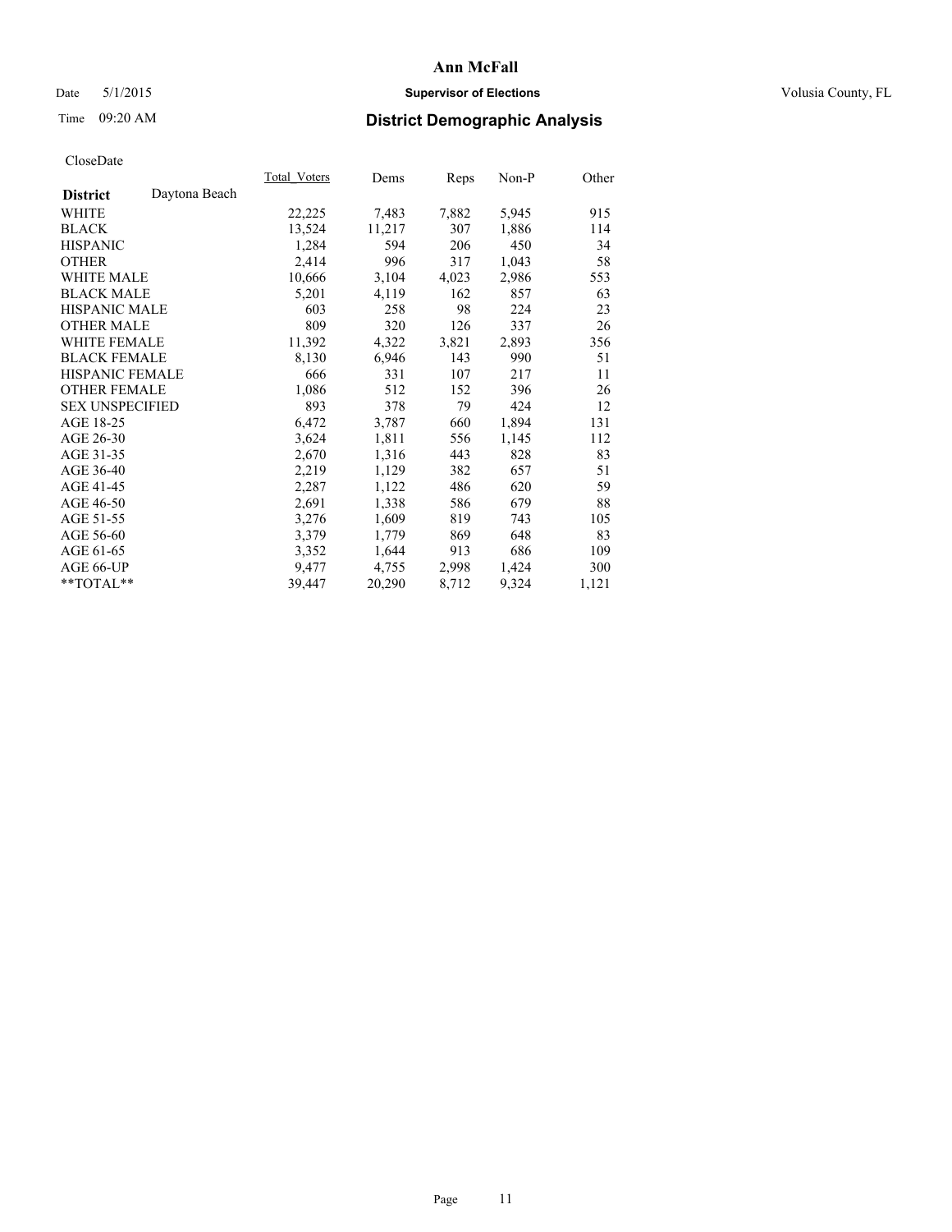# Ann McFall

Date 5/1/2015 **Supervisor of Elections** Volusia County, FL

Time 09:20 AM **District Demographic Analysis**

CloseDate

| **District** Daytona Beach | Total_Voters | Dems | Reps | Non-P | Other |
|---|---|---|---|---|---|
| WHITE | 22,225 | 7,483 | 7,882 | 5,945 | 915 |
| BLACK | 13,524 | 11,217 | 307 | 1,886 | 114 |
| HISPANIC | 1,284 | 594 | 206 | 450 | 34 |
| OTHER | 2,414 | 996 | 317 | 1,043 | 58 |
| WHITE MALE | 10,666 | 3,104 | 4,023 | 2,986 | 553 |
| BLACK MALE | 5,201 | 4,119 | 162 | 857 | 63 |
| HISPANIC MALE | 603 | 258 | 98 | 224 | 23 |
| OTHER MALE | 809 | 320 | 126 | 337 | 26 |
| WHITE FEMALE | 11,392 | 4,322 | 3,821 | 2,893 | 356 |
| BLACK FEMALE | 8,130 | 6,946 | 143 | 990 | 51 |
| HISPANIC FEMALE | 666 | 331 | 107 | 217 | 11 |
| OTHER FEMALE | 1,086 | 512 | 152 | 396 | 26 |
| SEX UNSPECIFIED | 893 | 378 | 79 | 424 | 12 |
| AGE 18-25 | 6,472 | 3,787 | 660 | 1,894 | 131 |
| AGE 26-30 | 3,624 | 1,811 | 556 | 1,145 | 112 |
| AGE 31-35 | 2,670 | 1,316 | 443 | 828 | 83 |
| AGE 36-40 | 2,219 | 1,129 | 382 | 657 | 51 |
| AGE 41-45 | 2,287 | 1,122 | 486 | 620 | 59 |
| AGE 46-50 | 2,691 | 1,338 | 586 | 679 | 88 |
| AGE 51-55 | 3,276 | 1,609 | 819 | 743 | 105 |
| AGE 56-60 | 3,379 | 1,779 | 869 | 648 | 83 |
| AGE 61-65 | 3,352 | 1,644 | 913 | 686 | 109 |
| AGE 66-UP | 9,477 | 4,755 | 2,998 | 1,424 | 300 |
| **TOTAL** | 39,447 | 20,290 | 8,712 | 9,324 | 1,121 |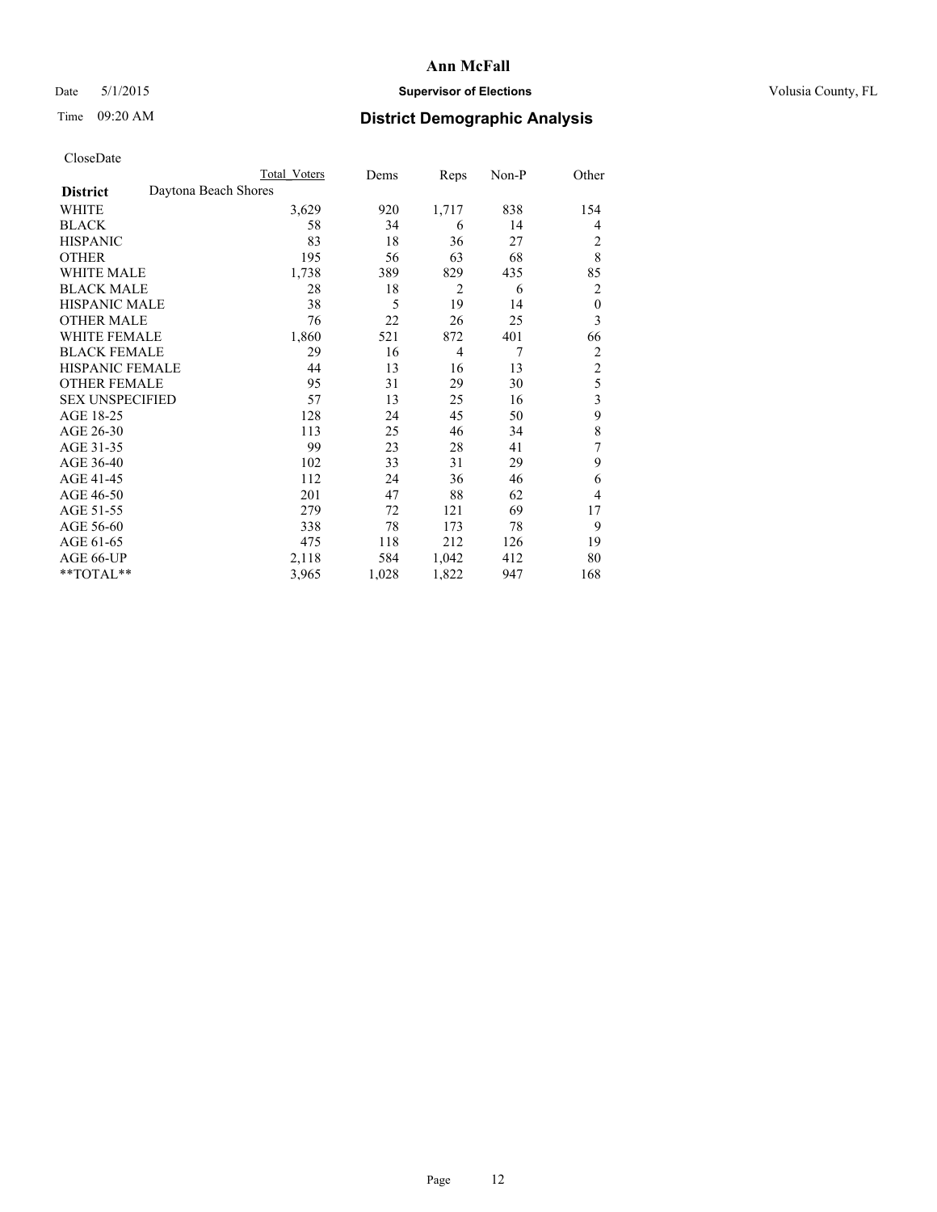CloseDate

| | Total Voters | Dems | Reps | Non-P | Other |
|---|---|---|---|---|---|
| **District** Daytona Beach Shores | | | | | |
| WHITE | 3,629 | 920 | 1,717 | 838 | 154 |
| BLACK | 58 | 34 | 6 | 14 | 4 |
| HISPANIC | 83 | 18 | 36 | 27 | 2 |
| OTHER | 195 | 56 | 63 | 68 | 8 |
| WHITE MALE | 1,738 | 389 | 829 | 435 | 85 |
| BLACK MALE | 28 | 18 | 2 | 6 | 2 |
| HISPANIC MALE | 38 | 5 | 19 | 14 | 0 |
| OTHER MALE | 76 | 22 | 26 | 25 | 3 |
| WHITE FEMALE | 1,860 | 521 | 872 | 401 | 66 |
| BLACK FEMALE | 29 | 16 | 4 | 7 | 2 |
| HISPANIC FEMALE | 44 | 13 | 16 | 13 | 2 |
| OTHER FEMALE | 95 | 31 | 29 | 30 | 5 |
| SEX UNSPECIFIED | 57 | 13 | 25 | 16 | 3 |
| AGE 18-25 | 128 | 24 | 45 | 50 | 9 |
| AGE 26-30 | 113 | 25 | 46 | 34 | 8 |
| AGE 31-35 | 99 | 23 | 28 | 41 | 7 |
| AGE 36-40 | 102 | 33 | 31 | 29 | 9 |
| AGE 41-45 | 112 | 24 | 36 | 46 | 6 |
| AGE 46-50 | 201 | 47 | 88 | 62 | 4 |
| AGE 51-55 | 279 | 72 | 121 | 69 | 17 |
| AGE 56-60 | 338 | 78 | 173 | 78 | 9 |
| AGE 61-65 | 475 | 118 | 212 | 126 | 19 |
| AGE 66-UP | 2,118 | 584 | 1,042 | 412 | 80 |
| **TOTAL** | 3,965 | 1,028 | 1,822 | 947 | 168 |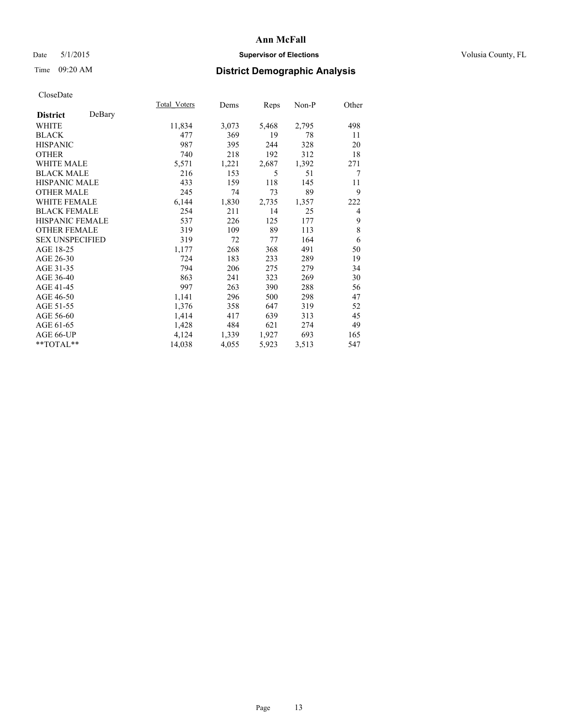# Ann McFall

Date 5/1/2015 **Supervisor of Elections** Volusia County, FL

Time 09:20 AM **District Demographic Analysis**

CloseDate

| **District** DeBary | Total_Voters | Dems | Reps | Non-P | Other |
|---|---|---|---|---|---|
| WHITE | 11,834 | 3,073 | 5,468 | 2,795 | 498 |
| BLACK | 477 | 369 | 19 | 78 | 11 |
| HISPANIC | 987 | 395 | 244 | 328 | 20 |
| OTHER | 740 | 218 | 192 | 312 | 18 |
| WHITE MALE | 5,571 | 1,221 | 2,687 | 1,392 | 271 |
| BLACK MALE | 216 | 153 | 5 | 51 | 7 |
| HISPANIC MALE | 433 | 159 | 118 | 145 | 11 |
| OTHER MALE | 245 | 74 | 73 | 89 | 9 |
| WHITE FEMALE | 6,144 | 1,830 | 2,735 | 1,357 | 222 |
| BLACK FEMALE | 254 | 211 | 14 | 25 | 4 |
| HISPANIC FEMALE | 537 | 226 | 125 | 177 | 9 |
| OTHER FEMALE | 319 | 109 | 89 | 113 | 8 |
| SEX UNSPECIFIED | 319 | 72 | 77 | 164 | 6 |
| AGE 18-25 | 1,177 | 268 | 368 | 491 | 50 |
| AGE 26-30 | 724 | 183 | 233 | 289 | 19 |
| AGE 31-35 | 794 | 206 | 275 | 279 | 34 |
| AGE 36-40 | 863 | 241 | 323 | 269 | 30 |
| AGE 41-45 | 997 | 263 | 390 | 288 | 56 |
| AGE 46-50 | 1,141 | 296 | 500 | 298 | 47 |
| AGE 51-55 | 1,376 | 358 | 647 | 319 | 52 |
| AGE 56-60 | 1,414 | 417 | 639 | 313 | 45 |
| AGE 61-65 | 1,428 | 484 | 621 | 274 | 49 |
| AGE 66-UP | 4,124 | 1,339 | 1,927 | 693 | 165 |
| **TOTAL** | 14,038 | 4,055 | 5,923 | 3,513 | 547 |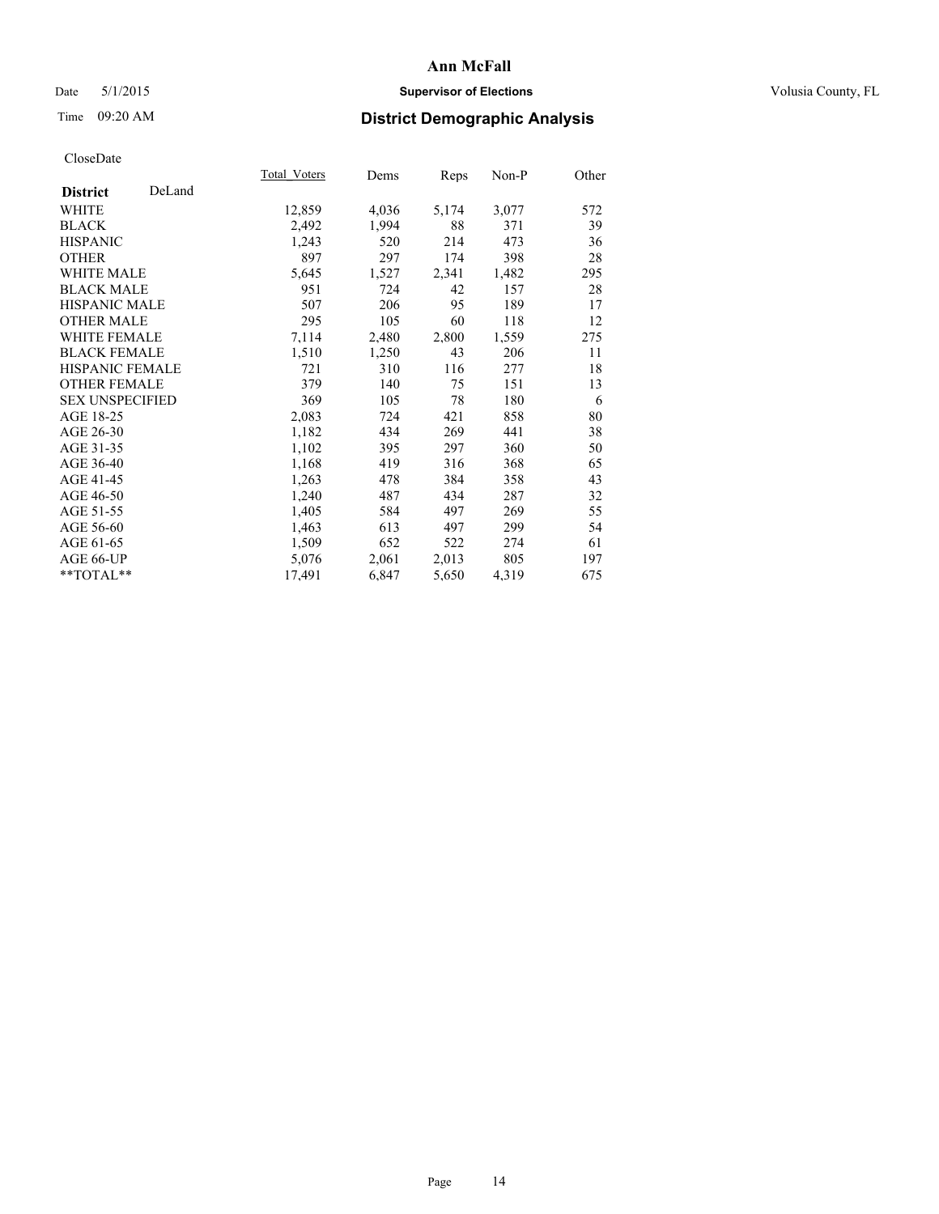# Ann McFall

Date 5/1/2015 **Supervisor of Elections** Volusia County, FL

Time 09:20 AM **District Demographic Analysis**

CloseDate

| **District** DeLand | Total_Voters | Dems | Reps | Non-P | Other |
|---|---|---|---|---|---|
| WHITE | 12,859 | 4,036 | 5,174 | 3,077 | 572 |
| BLACK | 2,492 | 1,994 | 88 | 371 | 39 |
| HISPANIC | 1,243 | 520 | 214 | 473 | 36 |
| OTHER | 897 | 297 | 174 | 398 | 28 |
| WHITE MALE | 5,645 | 1,527 | 2,341 | 1,482 | 295 |
| BLACK MALE | 951 | 724 | 42 | 157 | 28 |
| HISPANIC MALE | 507 | 206 | 95 | 189 | 17 |
| OTHER MALE | 295 | 105 | 60 | 118 | 12 |
| WHITE FEMALE | 7,114 | 2,480 | 2,800 | 1,559 | 275 |
| BLACK FEMALE | 1,510 | 1,250 | 43 | 206 | 11 |
| HISPANIC FEMALE | 721 | 310 | 116 | 277 | 18 |
| OTHER FEMALE | 379 | 140 | 75 | 151 | 13 |
| SEX UNSPECIFIED | 369 | 105 | 78 | 180 | 6 |
| AGE 18-25 | 2,083 | 724 | 421 | 858 | 80 |
| AGE 26-30 | 1,182 | 434 | 269 | 441 | 38 |
| AGE 31-35 | 1,102 | 395 | 297 | 360 | 50 |
| AGE 36-40 | 1,168 | 419 | 316 | 368 | 65 |
| AGE 41-45 | 1,263 | 478 | 384 | 358 | 43 |
| AGE 46-50 | 1,240 | 487 | 434 | 287 | 32 |
| AGE 51-55 | 1,405 | 584 | 497 | 269 | 55 |
| AGE 56-60 | 1,463 | 613 | 497 | 299 | 54 |
| AGE 61-65 | 1,509 | 652 | 522 | 274 | 61 |
| AGE 66-UP | 5,076 | 2,061 | 2,013 | 805 | 197 |
| **TOTAL** | 17,491 | 6,847 | 5,650 | 4,319 | 675 |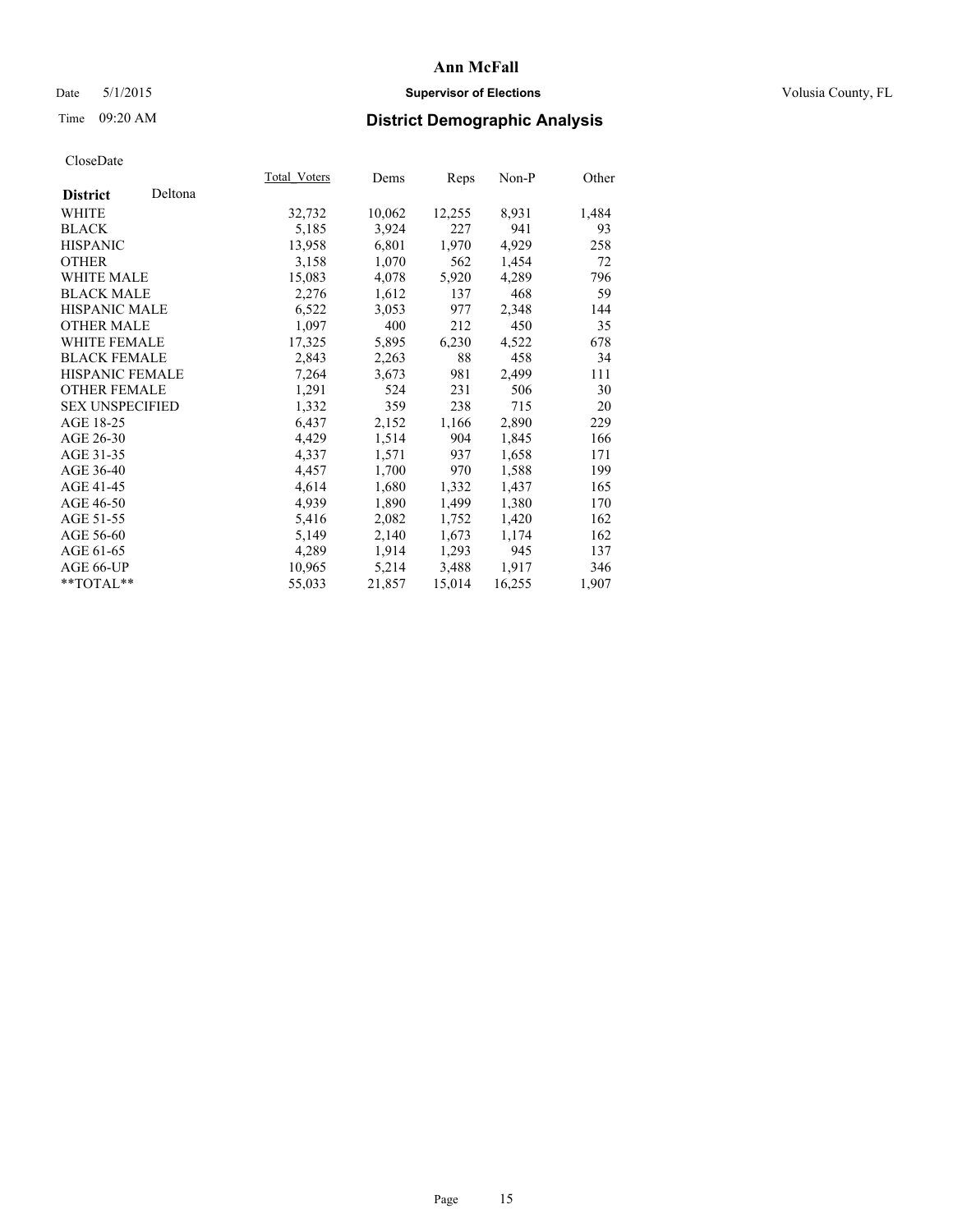# Ann McFall

Date 5/1/2015 **Supervisor of Elections** Volusia County, FL

Time 09:20 AM **District Demographic Analysis**

CloseDate

| **District** Deltona | Total_Voters | Dems | Reps | Non-P | Other |
|---|---|---|---|---|---|
| WHITE | 32,732 | 10,062 | 12,255 | 8,931 | 1,484 |
| BLACK | 5,185 | 3,924 | 227 | 941 | 93 |
| HISPANIC | 13,958 | 6,801 | 1,970 | 4,929 | 258 |
| OTHER | 3,158 | 1,070 | 562 | 1,454 | 72 |
| WHITE MALE | 15,083 | 4,078 | 5,920 | 4,289 | 796 |
| BLACK MALE | 2,276 | 1,612 | 137 | 468 | 59 |
| HISPANIC MALE | 6,522 | 3,053 | 977 | 2,348 | 144 |
| OTHER MALE | 1,097 | 400 | 212 | 450 | 35 |
| WHITE FEMALE | 17,325 | 5,895 | 6,230 | 4,522 | 678 |
| BLACK FEMALE | 2,843 | 2,263 | 88 | 458 | 34 |
| HISPANIC FEMALE | 7,264 | 3,673 | 981 | 2,499 | 111 |
| OTHER FEMALE | 1,291 | 524 | 231 | 506 | 30 |
| SEX UNSPECIFIED | 1,332 | 359 | 238 | 715 | 20 |
| AGE 18-25 | 6,437 | 2,152 | 1,166 | 2,890 | 229 |
| AGE 26-30 | 4,429 | 1,514 | 904 | 1,845 | 166 |
| AGE 31-35 | 4,337 | 1,571 | 937 | 1,658 | 171 |
| AGE 36-40 | 4,457 | 1,700 | 970 | 1,588 | 199 |
| AGE 41-45 | 4,614 | 1,680 | 1,332 | 1,437 | 165 |
| AGE 46-50 | 4,939 | 1,890 | 1,499 | 1,380 | 170 |
| AGE 51-55 | 5,416 | 2,082 | 1,752 | 1,420 | 162 |
| AGE 56-60 | 5,149 | 2,140 | 1,673 | 1,174 | 162 |
| AGE 61-65 | 4,289 | 1,914 | 1,293 | 945 | 137 |
| AGE 66-UP | 10,965 | 5,214 | 3,488 | 1,917 | 346 |
| **TOTAL** | 55,033 | 21,857 | 15,014 | 16,255 | 1,907 |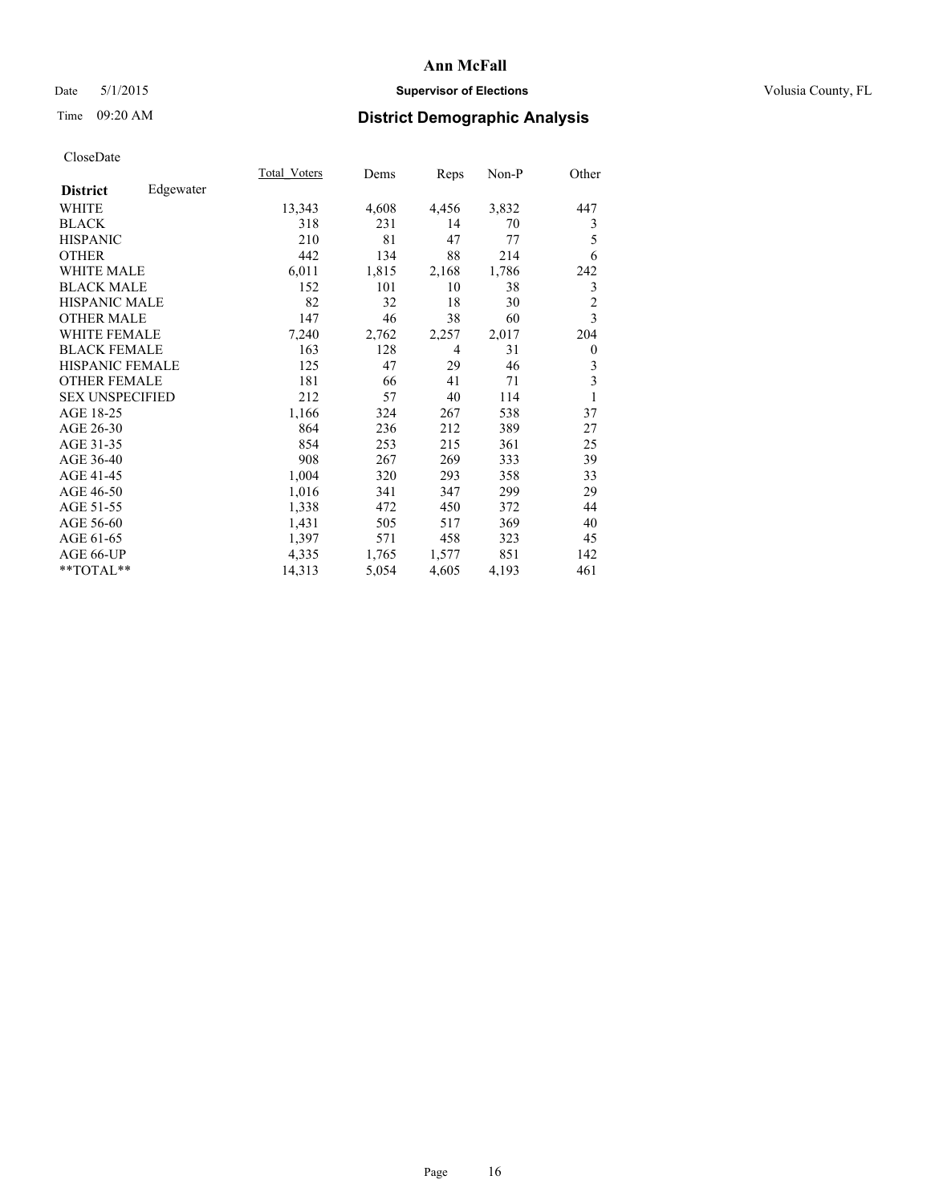Ann McFall

Date 5/1/2015 **Supervisor of Elections** Volusia County, FL

Time 09:20 AM **District Demographic Analysis**

CloseDate

| **District** Edgewater | Total_Voters | Dems | Reps | Non-P | Other |
|---|---|---|---|---|---|
| WHITE | 13,343 | 4,608 | 4,456 | 3,832 | 447 |
| BLACK | 318 | 231 | 14 | 70 | 3 |
| HISPANIC | 210 | 81 | 47 | 77 | 5 |
| OTHER | 442 | 134 | 88 | 214 | 6 |
| WHITE MALE | 6,011 | 1,815 | 2,168 | 1,786 | 242 |
| BLACK MALE | 152 | 101 | 10 | 38 | 3 |
| HISPANIC MALE | 82 | 32 | 18 | 30 | 2 |
| OTHER MALE | 147 | 46 | 38 | 60 | 3 |
| WHITE FEMALE | 7,240 | 2,762 | 2,257 | 2,017 | 204 |
| BLACK FEMALE | 163 | 128 | 4 | 31 | 0 |
| HISPANIC FEMALE | 125 | 47 | 29 | 46 | 3 |
| OTHER FEMALE | 181 | 66 | 41 | 71 | 3 |
| SEX UNSPECIFIED | 212 | 57 | 40 | 114 | 1 |
| AGE 18-25 | 1,166 | 324 | 267 | 538 | 37 |
| AGE 26-30 | 864 | 236 | 212 | 389 | 27 |
| AGE 31-35 | 854 | 253 | 215 | 361 | 25 |
| AGE 36-40 | 908 | 267 | 269 | 333 | 39 |
| AGE 41-45 | 1,004 | 320 | 293 | 358 | 33 |
| AGE 46-50 | 1,016 | 341 | 347 | 299 | 29 |
| AGE 51-55 | 1,338 | 472 | 450 | 372 | 44 |
| AGE 56-60 | 1,431 | 505 | 517 | 369 | 40 |
| AGE 61-65 | 1,397 | 571 | 458 | 323 | 45 |
| AGE 66-UP | 4,335 | 1,765 | 1,577 | 851 | 142 |
| **TOTAL** | 14,313 | 5,054 | 4,605 | 4,193 | 461 |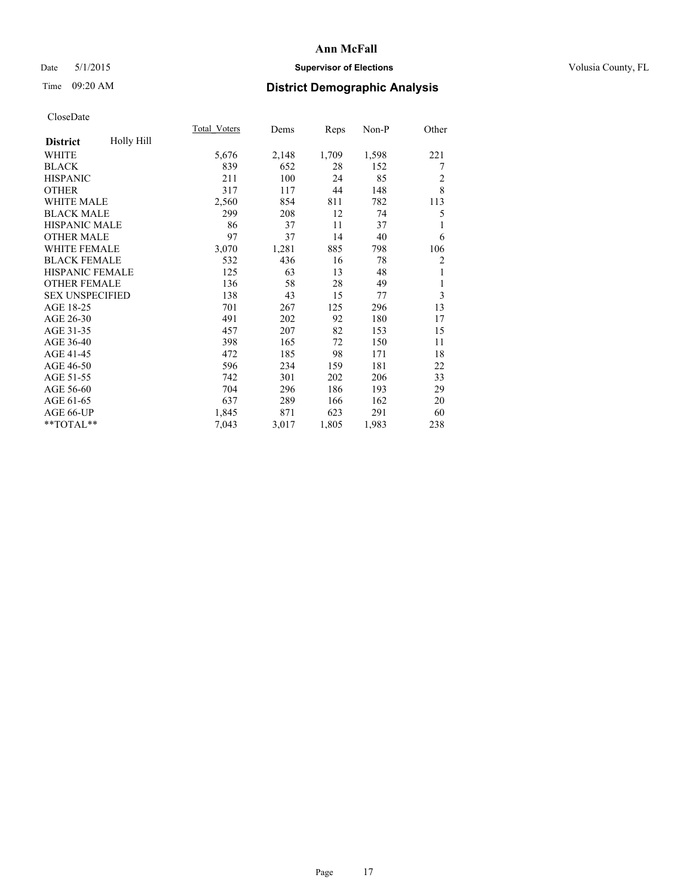# Ann McFall

Date 5/1/2015 **Supervisor of Elections** Volusia County, FL

Time 09:20 AM **District Demographic Analysis**

CloseDate

| District | Holly Hill | Total Voters | Dems | Reps | Non-P | Other |
|---|---|---|---|---|---|---|
| WHITE | | 5,676 | 2,148 | 1,709 | 1,598 | 221 |
| BLACK | | 839 | 652 | 28 | 152 | 7 |
| HISPANIC | | 211 | 100 | 24 | 85 | 2 |
| OTHER | | 317 | 117 | 44 | 148 | 8 |
| WHITE MALE | | 2,560 | 854 | 811 | 782 | 113 |
| BLACK MALE | | 299 | 208 | 12 | 74 | 5 |
| HISPANIC MALE | | 86 | 37 | 11 | 37 | 1 |
| OTHER MALE | | 97 | 37 | 14 | 40 | 6 |
| WHITE FEMALE | | 3,070 | 1,281 | 885 | 798 | 106 |
| BLACK FEMALE | | 532 | 436 | 16 | 78 | 2 |
| HISPANIC FEMALE | | 125 | 63 | 13 | 48 | 1 |
| OTHER FEMALE | | 136 | 58 | 28 | 49 | 1 |
| SEX UNSPECIFIED | | 138 | 43 | 15 | 77 | 3 |
| AGE 18-25 | | 701 | 267 | 125 | 296 | 13 |
| AGE 26-30 | | 491 | 202 | 92 | 180 | 17 |
| AGE 31-35 | | 457 | 207 | 82 | 153 | 15 |
| AGE 36-40 | | 398 | 165 | 72 | 150 | 11 |
| AGE 41-45 | | 472 | 185 | 98 | 171 | 18 |
| AGE 46-50 | | 596 | 234 | 159 | 181 | 22 |
| AGE 51-55 | | 742 | 301 | 202 | 206 | 33 |
| AGE 56-60 | | 704 | 296 | 186 | 193 | 29 |
| AGE 61-65 | | 637 | 289 | 166 | 162 | 20 |
| AGE 66-UP | | 1,845 | 871 | 623 | 291 | 60 |
| **TOTAL** | | 7,043 | 3,017 | 1,805 | 1,983 | 238 |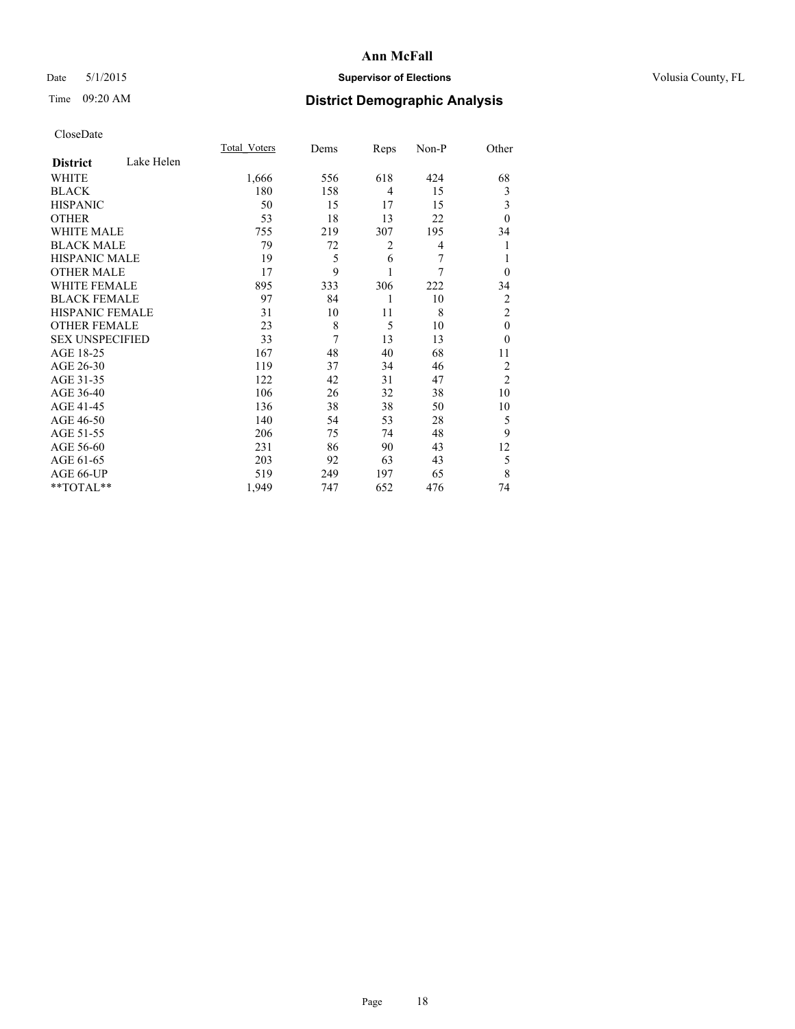**Ann McFall**

Date 5/1/2015 **Supervisor of Elections** Volusia County, FL

Time 09:20 AM **District Demographic Analysis**

CloseDate

| **District** Lake Helen | Total_Voters | Dems | Reps | Non-P | Other |
|---|---|---|---|---|---|
| WHITE | 1,666 | 556 | 618 | 424 | 68 |
| BLACK | 180 | 158 | 4 | 15 | 3 |
| HISPANIC | 50 | 15 | 17 | 15 | 3 |
| OTHER | 53 | 18 | 13 | 22 | 0 |
| WHITE MALE | 755 | 219 | 307 | 195 | 34 |
| BLACK MALE | 79 | 72 | 2 | 4 | 1 |
| HISPANIC MALE | 19 | 5 | 6 | 7 | 1 |
| OTHER MALE | 17 | 9 | 1 | 7 | 0 |
| WHITE FEMALE | 895 | 333 | 306 | 222 | 34 |
| BLACK FEMALE | 97 | 84 | 1 | 10 | 2 |
| HISPANIC FEMALE | 31 | 10 | 11 | 8 | 2 |
| OTHER FEMALE | 23 | 8 | 5 | 10 | 0 |
| SEX UNSPECIFIED | 33 | 7 | 13 | 13 | 0 |
| AGE 18-25 | 167 | 48 | 40 | 68 | 11 |
| AGE 26-30 | 119 | 37 | 34 | 46 | 2 |
| AGE 31-35 | 122 | 42 | 31 | 47 | 2 |
| AGE 36-40 | 106 | 26 | 32 | 38 | 10 |
| AGE 41-45 | 136 | 38 | 38 | 50 | 10 |
| AGE 46-50 | 140 | 54 | 53 | 28 | 5 |
| AGE 51-55 | 206 | 75 | 74 | 48 | 9 |
| AGE 56-60 | 231 | 86 | 90 | 43 | 12 |
| AGE 61-65 | 203 | 92 | 63 | 43 | 5 |
| AGE 66-UP | 519 | 249 | 197 | 65 | 8 |
| **TOTAL** | 1,949 | 747 | 652 | 476 | 74 |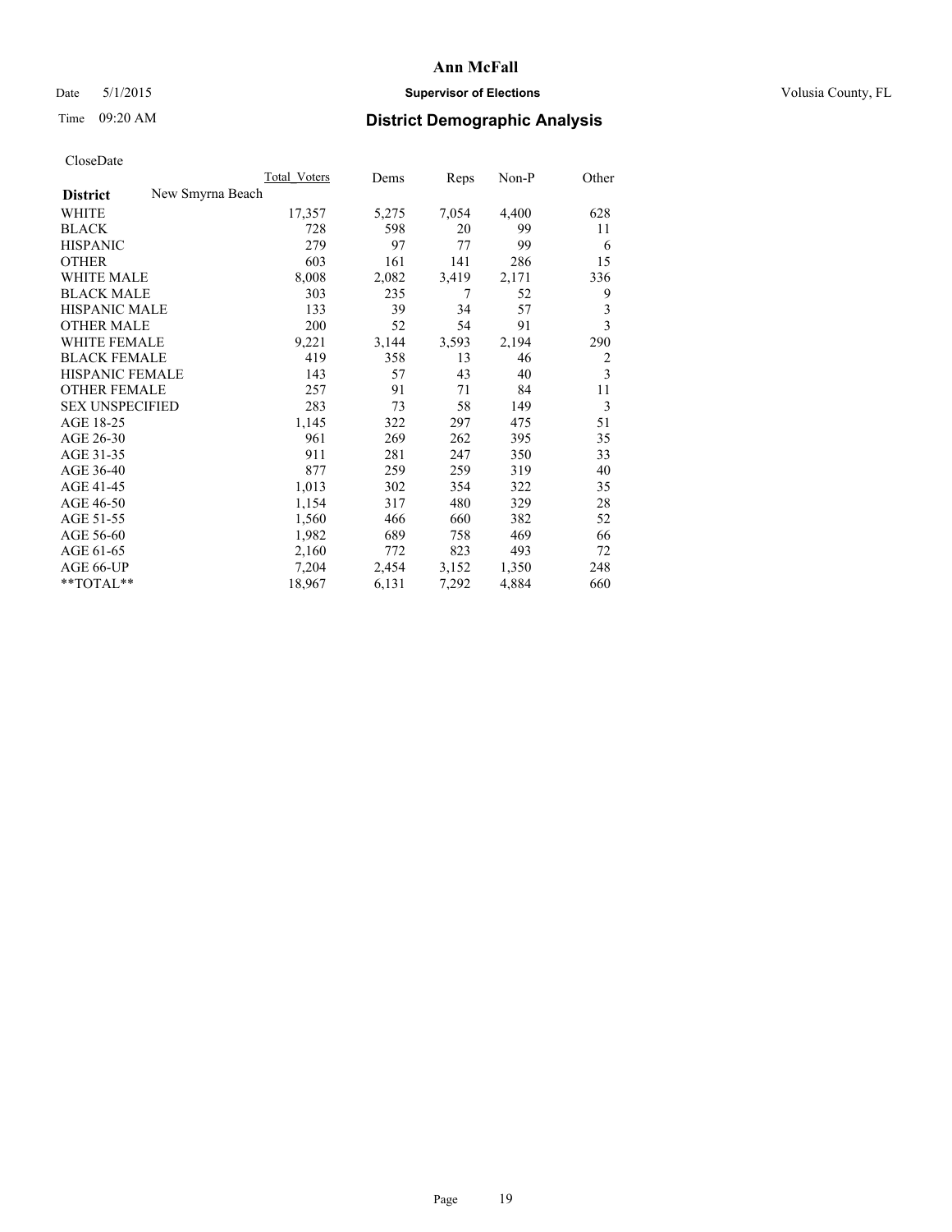# Ann McFall

Date 5/1/2015 **Supervisor of Elections** Volusia County, FL

Time 09:20 AM **District Demographic Analysis**

CloseDate

| **District** New Smyrna Beach | Total_Voters | Dems | Reps | Non-P | Other |
|---|---|---|---|---|---|
| WHITE | 17,357 | 5,275 | 7,054 | 4,400 | 628 |
| BLACK | 728 | 598 | 20 | 99 | 11 |
| HISPANIC | 279 | 97 | 77 | 99 | 6 |
| OTHER | 603 | 161 | 141 | 286 | 15 |
| WHITE MALE | 8,008 | 2,082 | 3,419 | 2,171 | 336 |
| BLACK MALE | 303 | 235 | 7 | 52 | 9 |
| HISPANIC MALE | 133 | 39 | 34 | 57 | 3 |
| OTHER MALE | 200 | 52 | 54 | 91 | 3 |
| WHITE FEMALE | 9,221 | 3,144 | 3,593 | 2,194 | 290 |
| BLACK FEMALE | 419 | 358 | 13 | 46 | 2 |
| HISPANIC FEMALE | 143 | 57 | 43 | 40 | 3 |
| OTHER FEMALE | 257 | 91 | 71 | 84 | 11 |
| SEX UNSPECIFIED | 283 | 73 | 58 | 149 | 3 |
| AGE 18-25 | 1,145 | 322 | 297 | 475 | 51 |
| AGE 26-30 | 961 | 269 | 262 | 395 | 35 |
| AGE 31-35 | 911 | 281 | 247 | 350 | 33 |
| AGE 36-40 | 877 | 259 | 259 | 319 | 40 |
| AGE 41-45 | 1,013 | 302 | 354 | 322 | 35 |
| AGE 46-50 | 1,154 | 317 | 480 | 329 | 28 |
| AGE 51-55 | 1,560 | 466 | 660 | 382 | 52 |
| AGE 56-60 | 1,982 | 689 | 758 | 469 | 66 |
| AGE 61-65 | 2,160 | 772 | 823 | 493 | 72 |
| AGE 66-UP | 7,204 | 2,454 | 3,152 | 1,350 | 248 |
| **TOTAL** | 18,967 | 6,131 | 7,292 | 4,884 | 660 |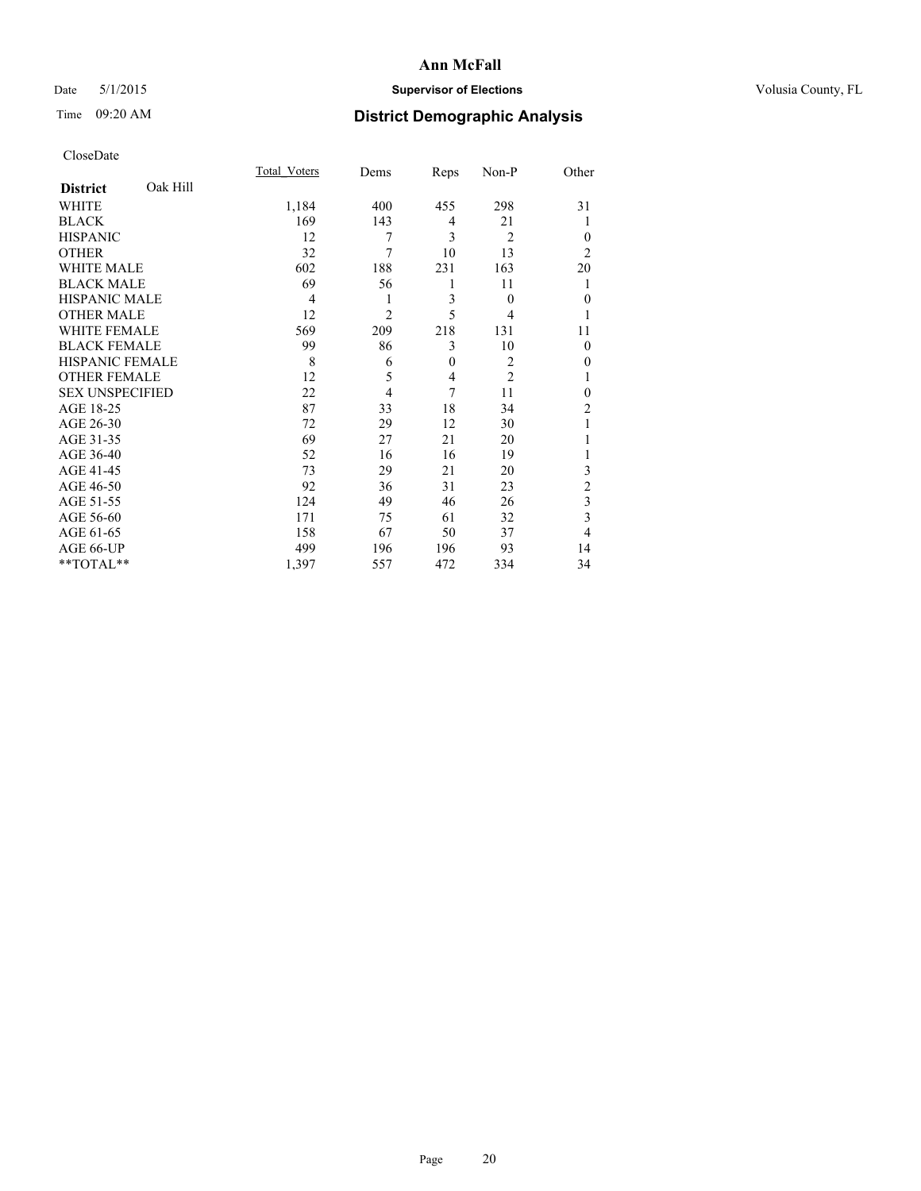# Ann McFall

Date 5/1/2015 **Supervisor of Elections** Volusia County, FL

Time 09:20 AM **District Demographic Analysis**

CloseDate

| **District** Oak Hill | Total_Voters | Dems | Reps | Non-P | Other |
|---|---|---|---|---|---|
| WHITE | 1,184 | 400 | 455 | 298 | 31 |
| BLACK | 169 | 143 | 4 | 21 | 1 |
| HISPANIC | 12 | 7 | 3 | 2 | 0 |
| OTHER | 32 | 7 | 10 | 13 | 2 |
| WHITE MALE | 602 | 188 | 231 | 163 | 20 |
| BLACK MALE | 69 | 56 | 1 | 11 | 1 |
| HISPANIC MALE | 4 | 1 | 3 | 0 | 0 |
| OTHER MALE | 12 | 2 | 5 | 4 | 1 |
| WHITE FEMALE | 569 | 209 | 218 | 131 | 11 |
| BLACK FEMALE | 99 | 86 | 3 | 10 | 0 |
| HISPANIC FEMALE | 8 | 6 | 0 | 2 | 0 |
| OTHER FEMALE | 12 | 5 | 4 | 2 | 1 |
| SEX UNSPECIFIED | 22 | 4 | 7 | 11 | 0 |
| AGE 18-25 | 87 | 33 | 18 | 34 | 2 |
| AGE 26-30 | 72 | 29 | 12 | 30 | 1 |
| AGE 31-35 | 69 | 27 | 21 | 20 | 1 |
| AGE 36-40 | 52 | 16 | 16 | 19 | 1 |
| AGE 41-45 | 73 | 29 | 21 | 20 | 3 |
| AGE 46-50 | 92 | 36 | 31 | 23 | 2 |
| AGE 51-55 | 124 | 49 | 46 | 26 | 3 |
| AGE 56-60 | 171 | 75 | 61 | 32 | 3 |
| AGE 61-65 | 158 | 67 | 50 | 37 | 4 |
| AGE 66-UP | 499 | 196 | 196 | 93 | 14 |
| **TOTAL** | 1,397 | 557 | 472 | 334 | 34 |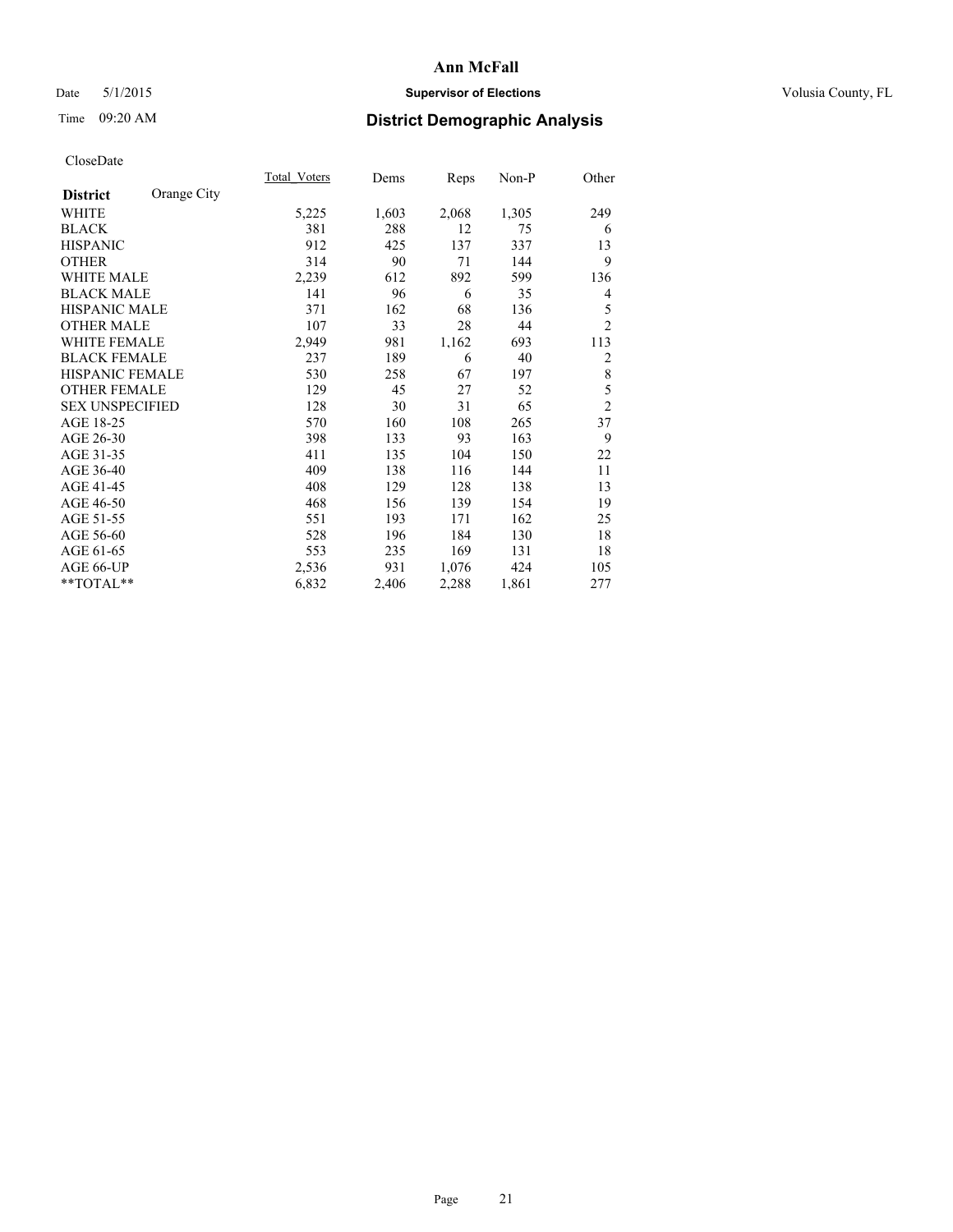# Ann McFall

Date 5/1/2015 **Supervisor of Elections** Volusia County, FL

Time 09:20 AM **District Demographic Analysis**

CloseDate

| **District** Orange City | Total_Voters | Dems | Reps | Non-P | Other |
|---|---|---|---|---|---|
| WHITE | 5,225 | 1,603 | 2,068 | 1,305 | 249 |
| BLACK | 381 | 288 | 12 | 75 | 6 |
| HISPANIC | 912 | 425 | 137 | 337 | 13 |
| OTHER | 314 | 90 | 71 | 144 | 9 |
| WHITE MALE | 2,239 | 612 | 892 | 599 | 136 |
| BLACK MALE | 141 | 96 | 6 | 35 | 4 |
| HISPANIC MALE | 371 | 162 | 68 | 136 | 5 |
| OTHER MALE | 107 | 33 | 28 | 44 | 2 |
| WHITE FEMALE | 2,949 | 981 | 1,162 | 693 | 113 |
| BLACK FEMALE | 237 | 189 | 6 | 40 | 2 |
| HISPANIC FEMALE | 530 | 258 | 67 | 197 | 8 |
| OTHER FEMALE | 129 | 45 | 27 | 52 | 5 |
| SEX UNSPECIFIED | 128 | 30 | 31 | 65 | 2 |
| AGE 18-25 | 570 | 160 | 108 | 265 | 37 |
| AGE 26-30 | 398 | 133 | 93 | 163 | 9 |
| AGE 31-35 | 411 | 135 | 104 | 150 | 22 |
| AGE 36-40 | 409 | 138 | 116 | 144 | 11 |
| AGE 41-45 | 408 | 129 | 128 | 138 | 13 |
| AGE 46-50 | 468 | 156 | 139 | 154 | 19 |
| AGE 51-55 | 551 | 193 | 171 | 162 | 25 |
| AGE 56-60 | 528 | 196 | 184 | 130 | 18 |
| AGE 61-65 | 553 | 235 | 169 | 131 | 18 |
| AGE 66-UP | 2,536 | 931 | 1,076 | 424 | 105 |
| **TOTAL** | 6,832 | 2,406 | 2,288 | 1,861 | 277 |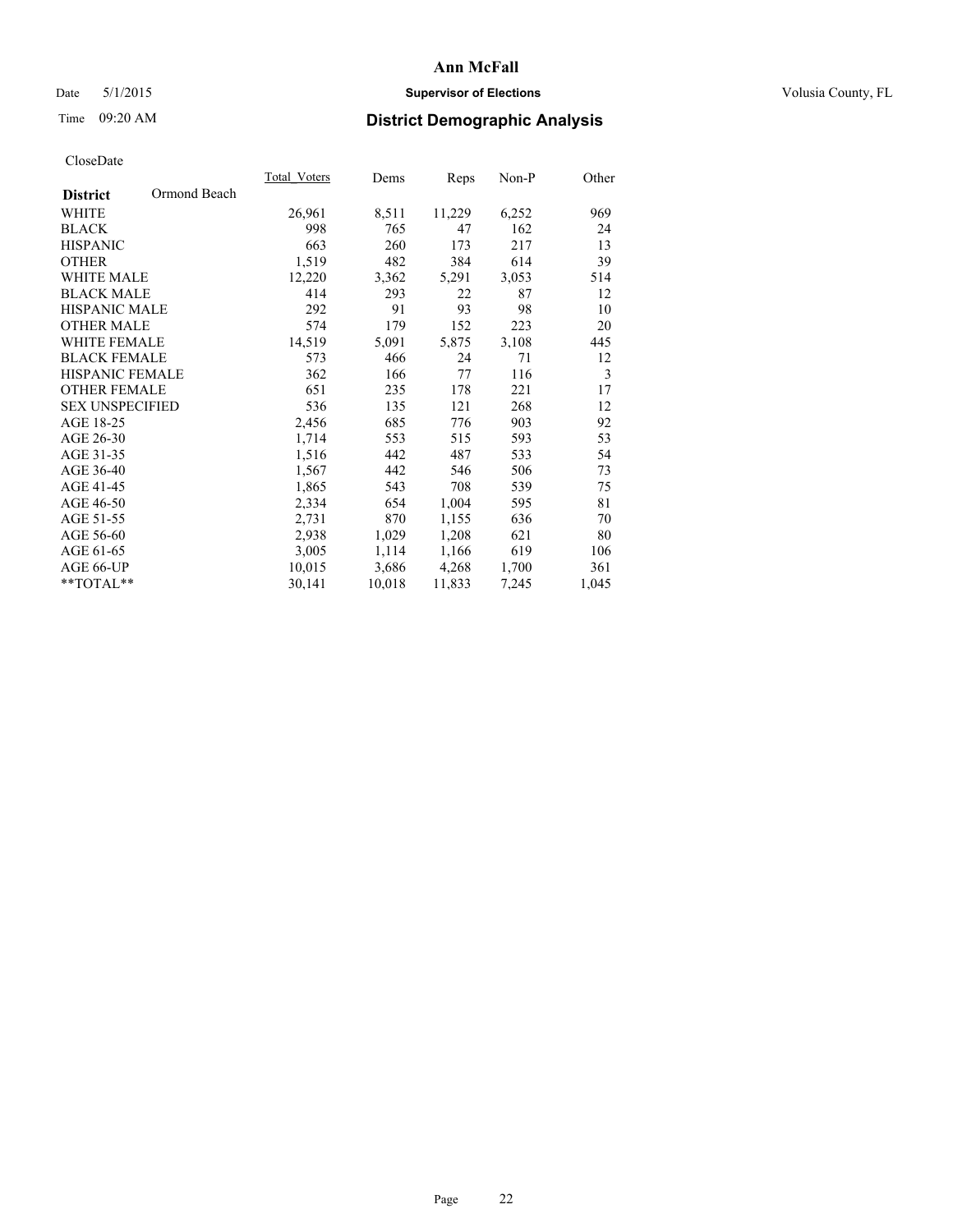# Ann McFall

Date 5/1/2015 **Supervisor of Elections** Volusia County, FL

Time 09:20 AM **District Demographic Analysis**

CloseDate

| **District** Ormond Beach | Total_Voters | Dems | Reps | Non-P | Other |
|---|---|---|---|---|---|
| WHITE | 26,961 | 8,511 | 11,229 | 6,252 | 969 |
| BLACK | 998 | 765 | 47 | 162 | 24 |
| HISPANIC | 663 | 260 | 173 | 217 | 13 |
| OTHER | 1,519 | 482 | 384 | 614 | 39 |
| WHITE MALE | 12,220 | 3,362 | 5,291 | 3,053 | 514 |
| BLACK MALE | 414 | 293 | 22 | 87 | 12 |
| HISPANIC MALE | 292 | 91 | 93 | 98 | 10 |
| OTHER MALE | 574 | 179 | 152 | 223 | 20 |
| WHITE FEMALE | 14,519 | 5,091 | 5,875 | 3,108 | 445 |
| BLACK FEMALE | 573 | 466 | 24 | 71 | 12 |
| HISPANIC FEMALE | 362 | 166 | 77 | 116 | 3 |
| OTHER FEMALE | 651 | 235 | 178 | 221 | 17 |
| SEX UNSPECIFIED | 536 | 135 | 121 | 268 | 12 |
| AGE 18-25 | 2,456 | 685 | 776 | 903 | 92 |
| AGE 26-30 | 1,714 | 553 | 515 | 593 | 53 |
| AGE 31-35 | 1,516 | 442 | 487 | 533 | 54 |
| AGE 36-40 | 1,567 | 442 | 546 | 506 | 73 |
| AGE 41-45 | 1,865 | 543 | 708 | 539 | 75 |
| AGE 46-50 | 2,334 | 654 | 1,004 | 595 | 81 |
| AGE 51-55 | 2,731 | 870 | 1,155 | 636 | 70 |
| AGE 56-60 | 2,938 | 1,029 | 1,208 | 621 | 80 |
| AGE 61-65 | 3,005 | 1,114 | 1,166 | 619 | 106 |
| AGE 66-UP | 10,015 | 3,686 | 4,268 | 1,700 | 361 |
| **TOTAL** | 30,141 | 10,018 | 11,833 | 7,245 | 1,045 |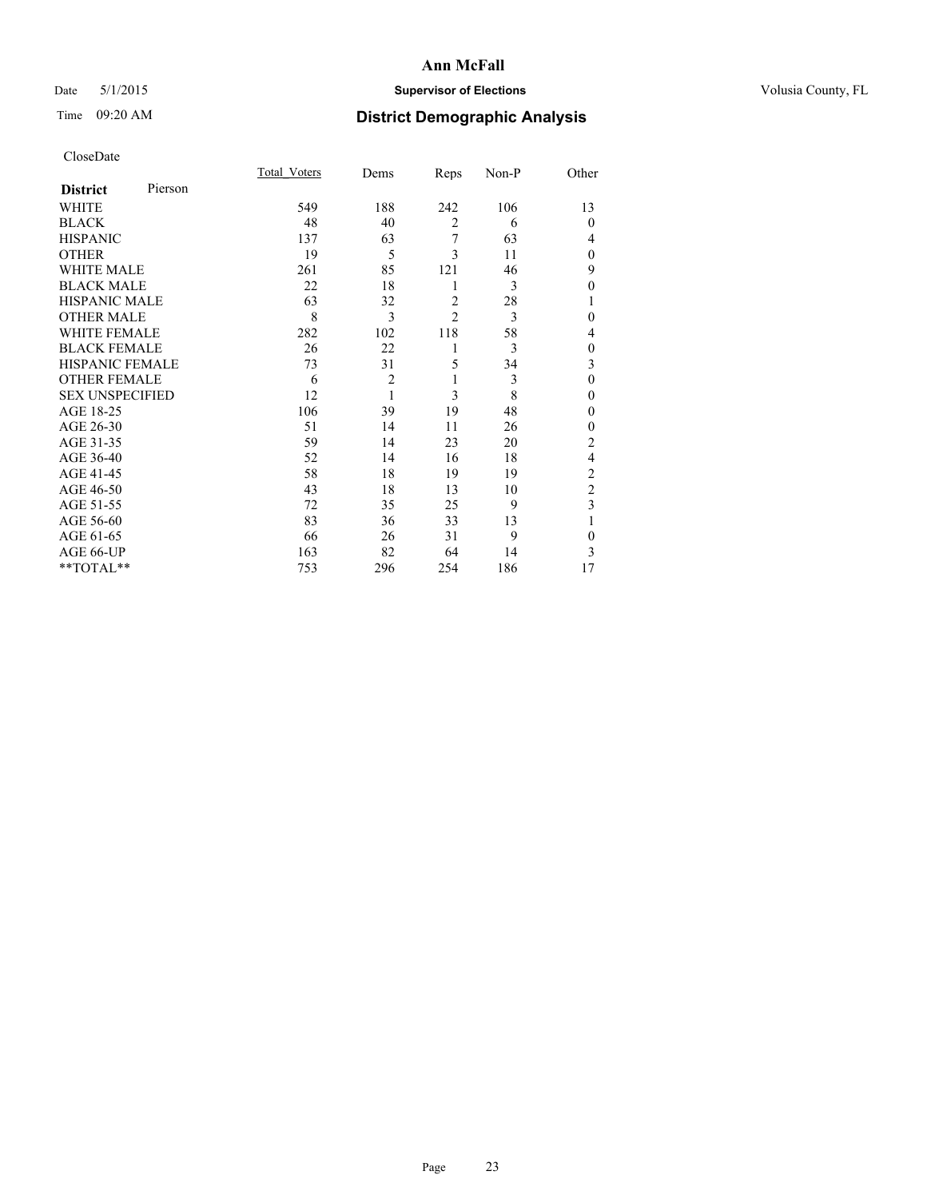# Ann McFall

Date 5/1/2015 **Supervisor of Elections** Volusia County, FL

Time 09:20 AM **District Demographic Analysis**

CloseDate

| **District** Pierson | Total_Voters | Dems | Reps | Non-P | Other |
|---|---|---|---|---|---|
| WHITE | 549 | 188 | 242 | 106 | 13 |
| BLACK | 48 | 40 | 2 | 6 | 0 |
| HISPANIC | 137 | 63 | 7 | 63 | 4 |
| OTHER | 19 | 5 | 3 | 11 | 0 |
| WHITE MALE | 261 | 85 | 121 | 46 | 9 |
| BLACK MALE | 22 | 18 | 1 | 3 | 0 |
| HISPANIC MALE | 63 | 32 | 2 | 28 | 1 |
| OTHER MALE | 8 | 3 | 2 | 3 | 0 |
| WHITE FEMALE | 282 | 102 | 118 | 58 | 4 |
| BLACK FEMALE | 26 | 22 | 1 | 3 | 0 |
| HISPANIC FEMALE | 73 | 31 | 5 | 34 | 3 |
| OTHER FEMALE | 6 | 2 | 1 | 3 | 0 |
| SEX UNSPECIFIED | 12 | 1 | 3 | 8 | 0 |
| AGE 18-25 | 106 | 39 | 19 | 48 | 0 |
| AGE 26-30 | 51 | 14 | 11 | 26 | 0 |
| AGE 31-35 | 59 | 14 | 23 | 20 | 2 |
| AGE 36-40 | 52 | 14 | 16 | 18 | 4 |
| AGE 41-45 | 58 | 18 | 19 | 19 | 2 |
| AGE 46-50 | 43 | 18 | 13 | 10 | 2 |
| AGE 51-55 | 72 | 35 | 25 | 9 | 3 |
| AGE 56-60 | 83 | 36 | 33 | 13 | 1 |
| AGE 61-65 | 66 | 26 | 31 | 9 | 0 |
| AGE 66-UP | 163 | 82 | 64 | 14 | 3 |
| **TOTAL** | 753 | 296 | 254 | 186 | 17 |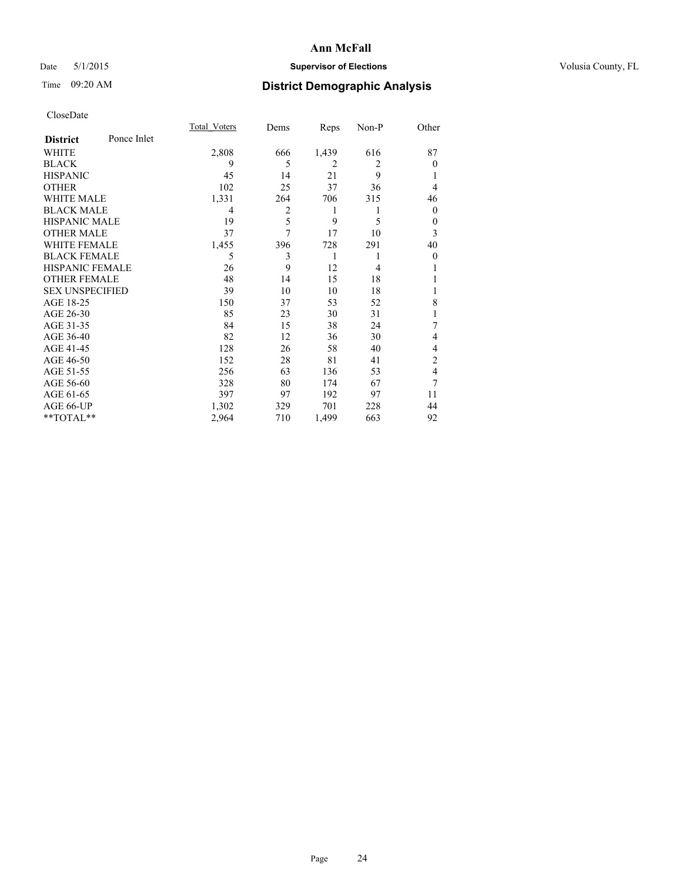# Ann McFall

Date 5/1/2015 **Supervisor of Elections** Volusia County, FL

Time 09:20 AM **District Demographic Analysis**

CloseDate

| **District** Ponce Inlet | Total_Voters | Dems | Reps | Non-P | Other |
|---|---|---|---|---|---|
| WHITE | 2,808 | 666 | 1,439 | 616 | 87 |
| BLACK | 9 | 5 | 2 | 2 | 0 |
| HISPANIC | 45 | 14 | 21 | 9 | 1 |
| OTHER | 102 | 25 | 37 | 36 | 4 |
| WHITE MALE | 1,331 | 264 | 706 | 315 | 46 |
| BLACK MALE | 4 | 2 | 1 | 1 | 0 |
| HISPANIC MALE | 19 | 5 | 9 | 5 | 0 |
| OTHER MALE | 37 | 7 | 17 | 10 | 3 |
| WHITE FEMALE | 1,455 | 396 | 728 | 291 | 40 |
| BLACK FEMALE | 5 | 3 | 1 | 1 | 0 |
| HISPANIC FEMALE | 26 | 9 | 12 | 4 | 1 |
| OTHER FEMALE | 48 | 14 | 15 | 18 | 1 |
| SEX UNSPECIFIED | 39 | 10 | 10 | 18 | 1 |
| AGE 18-25 | 150 | 37 | 53 | 52 | 8 |
| AGE 26-30 | 85 | 23 | 30 | 31 | 1 |
| AGE 31-35 | 84 | 15 | 38 | 24 | 7 |
| AGE 36-40 | 82 | 12 | 36 | 30 | 4 |
| AGE 41-45 | 128 | 26 | 58 | 40 | 4 |
| AGE 46-50 | 152 | 28 | 81 | 41 | 2 |
| AGE 51-55 | 256 | 63 | 136 | 53 | 4 |
| AGE 56-60 | 328 | 80 | 174 | 67 | 7 |
| AGE 61-65 | 397 | 97 | 192 | 97 | 11 |
| AGE 66-UP | 1,302 | 329 | 701 | 228 | 44 |
| **TOTAL** | 2,964 | 710 | 1,499 | 663 | 92 |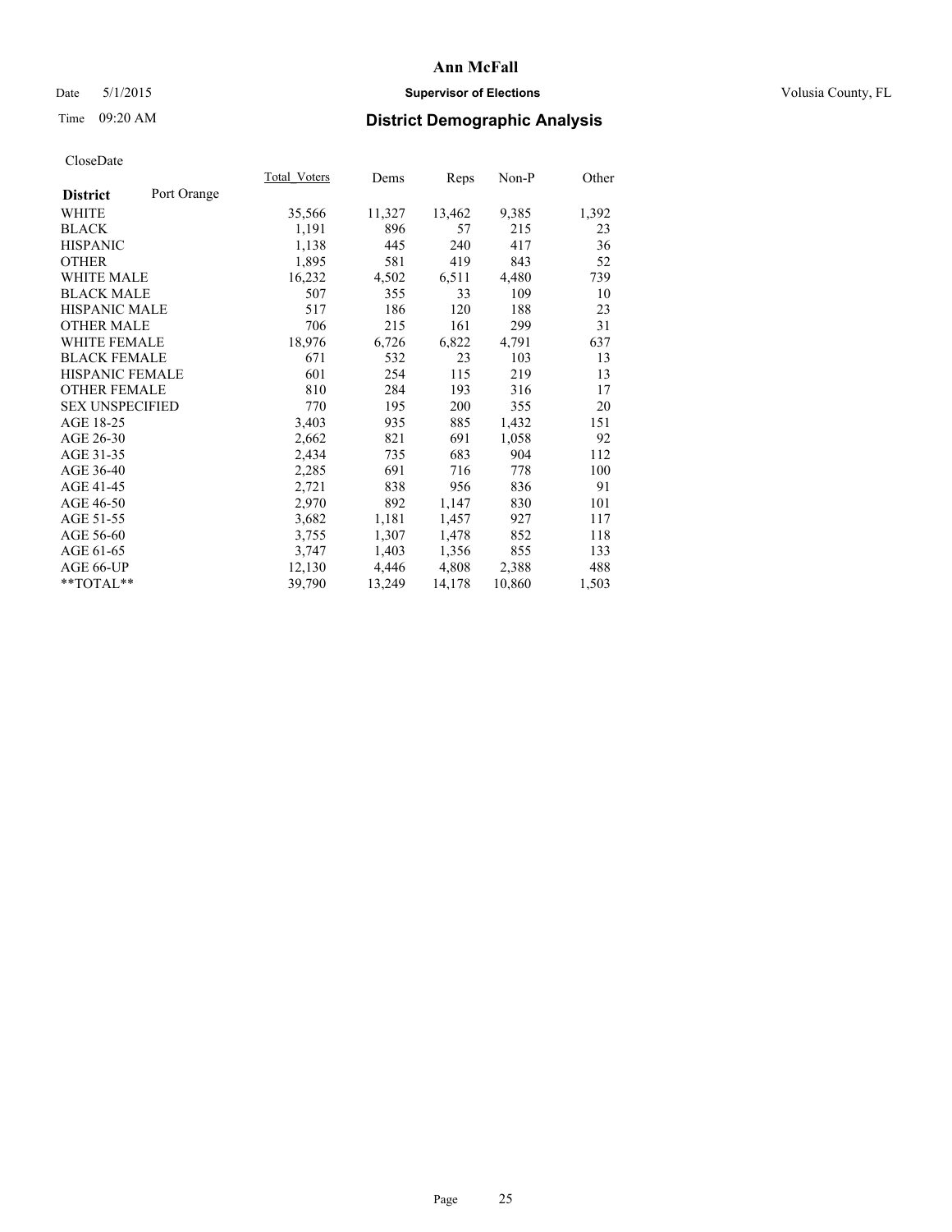# Ann McFall

Date 5/1/2015 **Supervisor of Elections** Volusia County, FL

Time 09:20 AM **District Demographic Analysis**

CloseDate

| **District** Port Orange | Total_Voters | Dems | Reps | Non-P | Other |
|---|---|---|---|---|---|
| WHITE | 35,566 | 11,327 | 13,462 | 9,385 | 1,392 |
| BLACK | 1,191 | 896 | 57 | 215 | 23 |
| HISPANIC | 1,138 | 445 | 240 | 417 | 36 |
| OTHER | 1,895 | 581 | 419 | 843 | 52 |
| WHITE MALE | 16,232 | 4,502 | 6,511 | 4,480 | 739 |
| BLACK MALE | 507 | 355 | 33 | 109 | 10 |
| HISPANIC MALE | 517 | 186 | 120 | 188 | 23 |
| OTHER MALE | 706 | 215 | 161 | 299 | 31 |
| WHITE FEMALE | 18,976 | 6,726 | 6,822 | 4,791 | 637 |
| BLACK FEMALE | 671 | 532 | 23 | 103 | 13 |
| HISPANIC FEMALE | 601 | 254 | 115 | 219 | 13 |
| OTHER FEMALE | 810 | 284 | 193 | 316 | 17 |
| SEX UNSPECIFIED | 770 | 195 | 200 | 355 | 20 |
| AGE 18-25 | 3,403 | 935 | 885 | 1,432 | 151 |
| AGE 26-30 | 2,662 | 821 | 691 | 1,058 | 92 |
| AGE 31-35 | 2,434 | 735 | 683 | 904 | 112 |
| AGE 36-40 | 2,285 | 691 | 716 | 778 | 100 |
| AGE 41-45 | 2,721 | 838 | 956 | 836 | 91 |
| AGE 46-50 | 2,970 | 892 | 1,147 | 830 | 101 |
| AGE 51-55 | 3,682 | 1,181 | 1,457 | 927 | 117 |
| AGE 56-60 | 3,755 | 1,307 | 1,478 | 852 | 118 |
| AGE 61-65 | 3,747 | 1,403 | 1,356 | 855 | 133 |
| AGE 66-UP | 12,130 | 4,446 | 4,808 | 2,388 | 488 |
| **TOTAL** | 39,790 | 13,249 | 14,178 | 10,860 | 1,503 |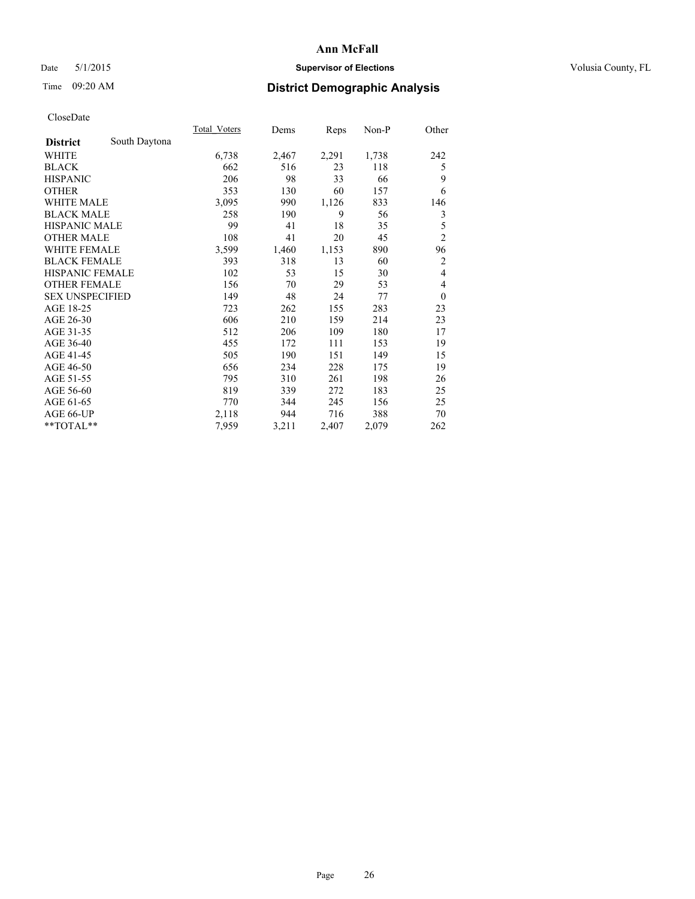**Ann McFall**

Date 5/1/2015 **Supervisor of Elections** Volusia County, FL

Time 09:20 AM **District Demographic Analysis**

CloseDate

| | Total_Voters | Dems | Reps | Non-P | Other |
|---|---|---|---|---|---|
| **District** South Daytona | | | | | |
| WHITE | 6,738 | 2,467 | 2,291 | 1,738 | 242 |
| BLACK | 662 | 516 | 23 | 118 | 5 |
| HISPANIC | 206 | 98 | 33 | 66 | 9 |
| OTHER | 353 | 130 | 60 | 157 | 6 |
| WHITE MALE | 3,095 | 990 | 1,126 | 833 | 146 |
| BLACK MALE | 258 | 190 | 9 | 56 | 3 |
| HISPANIC MALE | 99 | 41 | 18 | 35 | 5 |
| OTHER MALE | 108 | 41 | 20 | 45 | 2 |
| WHITE FEMALE | 3,599 | 1,460 | 1,153 | 890 | 96 |
| BLACK FEMALE | 393 | 318 | 13 | 60 | 2 |
| HISPANIC FEMALE | 102 | 53 | 15 | 30 | 4 |
| OTHER FEMALE | 156 | 70 | 29 | 53 | 4 |
| SEX UNSPECIFIED | 149 | 48 | 24 | 77 | 0 |
| AGE 18-25 | 723 | 262 | 155 | 283 | 23 |
| AGE 26-30 | 606 | 210 | 159 | 214 | 23 |
| AGE 31-35 | 512 | 206 | 109 | 180 | 17 |
| AGE 36-40 | 455 | 172 | 111 | 153 | 19 |
| AGE 41-45 | 505 | 190 | 151 | 149 | 15 |
| AGE 46-50 | 656 | 234 | 228 | 175 | 19 |
| AGE 51-55 | 795 | 310 | 261 | 198 | 26 |
| AGE 56-60 | 819 | 339 | 272 | 183 | 25 |
| AGE 61-65 | 770 | 344 | 245 | 156 | 25 |
| AGE 66-UP | 2,118 | 944 | 716 | 388 | 70 |
| **TOTAL** | 7,959 | 3,211 | 2,407 | 2,079 | 262 |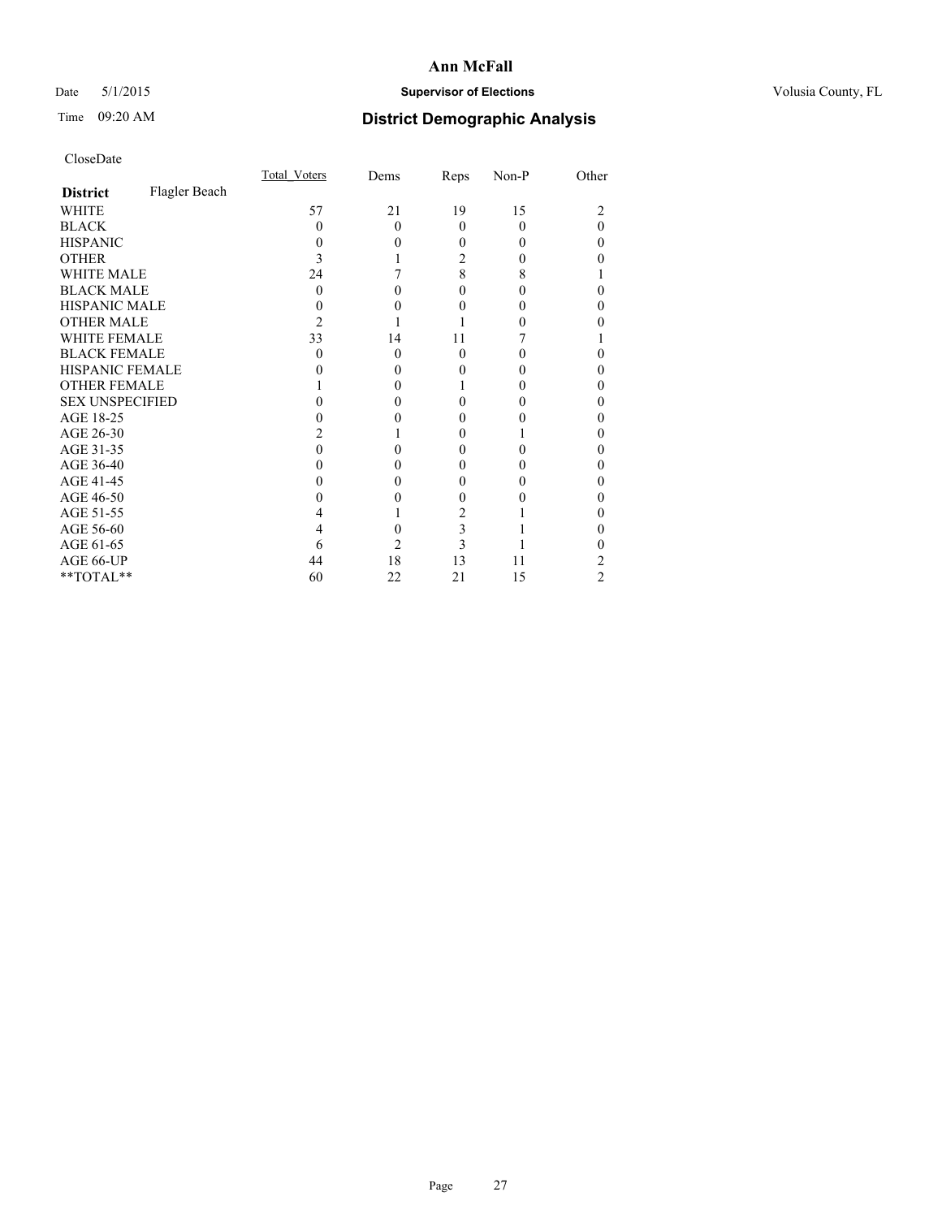# Ann McFall

Date 5/1/2015 **Supervisor of Elections** Volusia County, FL

Time 09:20 AM **District Demographic Analysis**

CloseDate

| District | Flagler Beach | Total_Voters | Dems | Reps | Non-P | Other |
|---|---|---|---|---|---|---|
| WHITE | | 57 | 21 | 19 | 15 | 2 |
| BLACK | | 0 | 0 | 0 | 0 | 0 |
| HISPANIC | | 0 | 0 | 0 | 0 | 0 |
| OTHER | | 3 | 1 | 2 | 0 | 0 |
| WHITE MALE | | 24 | 7 | 8 | 8 | 1 |
| BLACK MALE | | 0 | 0 | 0 | 0 | 0 |
| HISPANIC MALE | | 0 | 0 | 0 | 0 | 0 |
| OTHER MALE | | 2 | 1 | 1 | 0 | 0 |
| WHITE FEMALE | | 33 | 14 | 11 | 7 | 1 |
| BLACK FEMALE | | 0 | 0 | 0 | 0 | 0 |
| HISPANIC FEMALE | | 0 | 0 | 0 | 0 | 0 |
| OTHER FEMALE | | 1 | 0 | 1 | 0 | 0 |
| SEX UNSPECIFIED | | 0 | 0 | 0 | 0 | 0 |
| AGE 18-25 | | 0 | 0 | 0 | 0 | 0 |
| AGE 26-30 | | 2 | 1 | 0 | 1 | 0 |
| AGE 31-35 | | 0 | 0 | 0 | 0 | 0 |
| AGE 36-40 | | 0 | 0 | 0 | 0 | 0 |
| AGE 41-45 | | 0 | 0 | 0 | 0 | 0 |
| AGE 46-50 | | 0 | 0 | 0 | 0 | 0 |
| AGE 51-55 | | 4 | 1 | 2 | 1 | 0 |
| AGE 56-60 | | 4 | 0 | 3 | 1 | 0 |
| AGE 61-65 | | 6 | 2 | 3 | 1 | 0 |
| AGE 66-UP | | 44 | 18 | 13 | 11 | 2 |
| **TOTAL** | | 60 | 22 | 21 | 15 | 2 |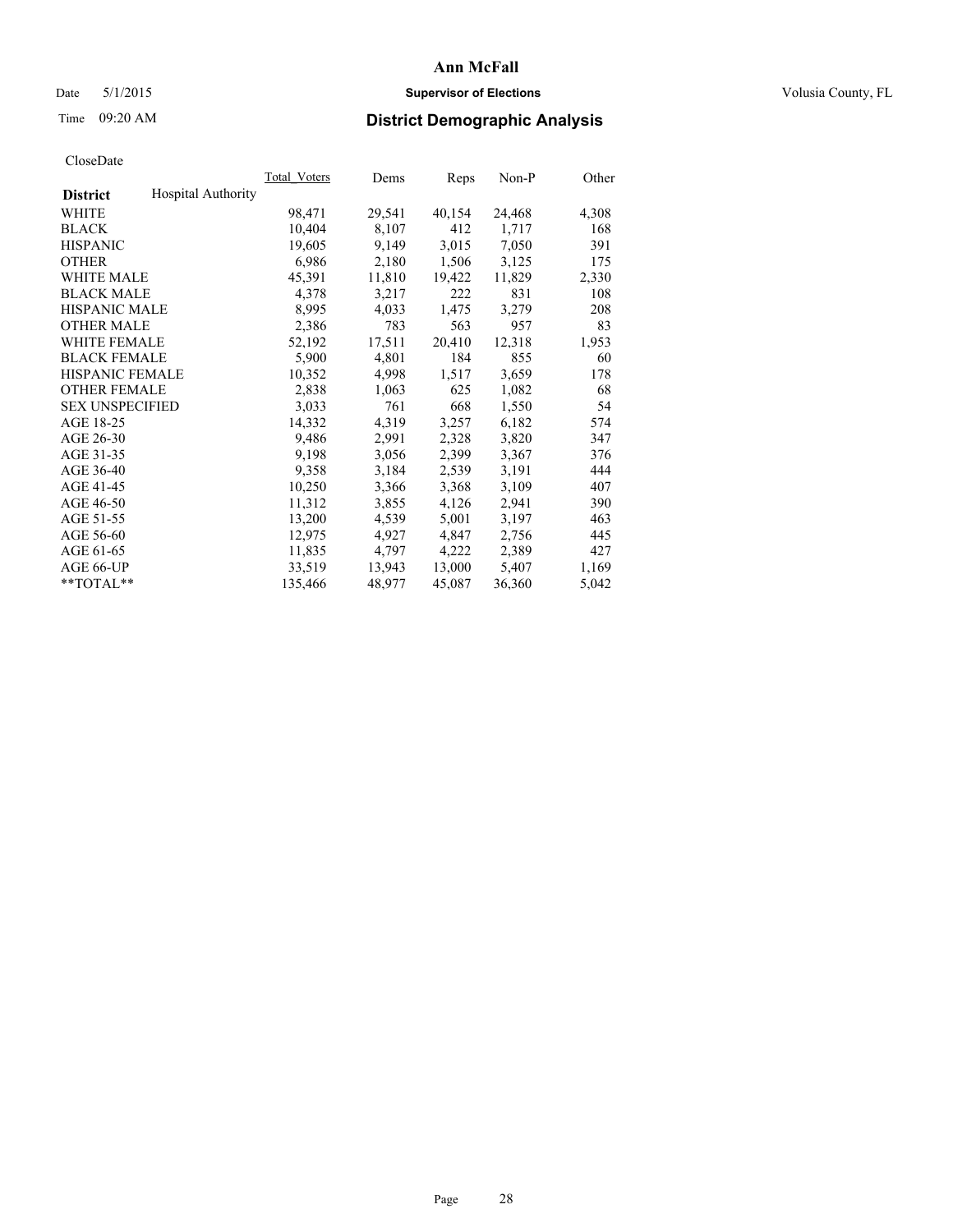# Ann McFall

Date 5/1/2015 **Supervisor of Elections** Volusia County, FL

Time 09:20 AM **District Demographic Analysis**

CloseDate

| **District** Hospital Authority | Total_Voters | Dems | Reps | Non-P | Other |
|---|---|---|---|---|---|
| WHITE | 98,471 | 29,541 | 40,154 | 24,468 | 4,308 |
| BLACK | 10,404 | 8,107 | 412 | 1,717 | 168 |
| HISPANIC | 19,605 | 9,149 | 3,015 | 7,050 | 391 |
| OTHER | 6,986 | 2,180 | 1,506 | 3,125 | 175 |
| WHITE MALE | 45,391 | 11,810 | 19,422 | 11,829 | 2,330 |
| BLACK MALE | 4,378 | 3,217 | 222 | 831 | 108 |
| HISPANIC MALE | 8,995 | 4,033 | 1,475 | 3,279 | 208 |
| OTHER MALE | 2,386 | 783 | 563 | 957 | 83 |
| WHITE FEMALE | 52,192 | 17,511 | 20,410 | 12,318 | 1,953 |
| BLACK FEMALE | 5,900 | 4,801 | 184 | 855 | 60 |
| HISPANIC FEMALE | 10,352 | 4,998 | 1,517 | 3,659 | 178 |
| OTHER FEMALE | 2,838 | 1,063 | 625 | 1,082 | 68 |
| SEX UNSPECIFIED | 3,033 | 761 | 668 | 1,550 | 54 |
| AGE 18-25 | 14,332 | 4,319 | 3,257 | 6,182 | 574 |
| AGE 26-30 | 9,486 | 2,991 | 2,328 | 3,820 | 347 |
| AGE 31-35 | 9,198 | 3,056 | 2,399 | 3,367 | 376 |
| AGE 36-40 | 9,358 | 3,184 | 2,539 | 3,191 | 444 |
| AGE 41-45 | 10,250 | 3,366 | 3,368 | 3,109 | 407 |
| AGE 46-50 | 11,312 | 3,855 | 4,126 | 2,941 | 390 |
| AGE 51-55 | 13,200 | 4,539 | 5,001 | 3,197 | 463 |
| AGE 56-60 | 12,975 | 4,927 | 4,847 | 2,756 | 445 |
| AGE 61-65 | 11,835 | 4,797 | 4,222 | 2,389 | 427 |
| AGE 66-UP | 33,519 | 13,943 | 13,000 | 5,407 | 1,169 |
| **TOTAL** | 135,466 | 48,977 | 45,087 | 36,360 | 5,042 |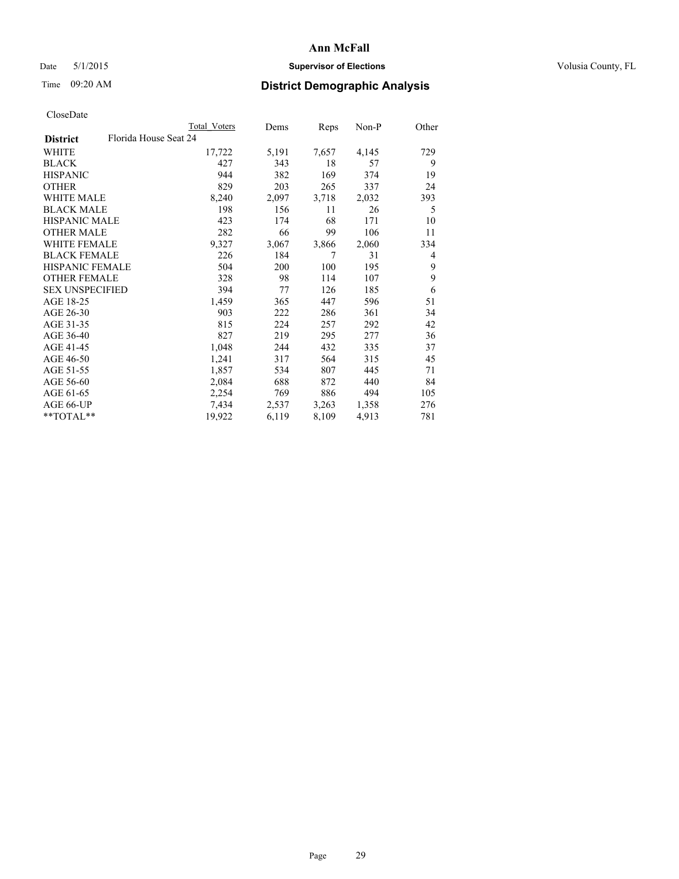Date 5/1/2015

Time 09:20 AM

# Ann McFall

**Supervisor of Elections**

Volusia County, FL

## District Demographic Analysis

CloseDate

| **District** | Total Voters | Dems | Reps | Non-P | Other |
|---|---|---|---|---|---|
| Florida House Seat 24 | | | | | |
| WHITE | 17,722 | 5,191 | 7,657 | 4,145 | 729 |
| BLACK | 427 | 343 | 18 | 57 | 9 |
| HISPANIC | 944 | 382 | 169 | 374 | 19 |
| OTHER | 829 | 203 | 265 | 337 | 24 |
| WHITE MALE | 8,240 | 2,097 | 3,718 | 2,032 | 393 |
| BLACK MALE | 198 | 156 | 11 | 26 | 5 |
| HISPANIC MALE | 423 | 174 | 68 | 171 | 10 |
| OTHER MALE | 282 | 66 | 99 | 106 | 11 |
| WHITE FEMALE | 9,327 | 3,067 | 3,866 | 2,060 | 334 |
| BLACK FEMALE | 226 | 184 | 7 | 31 | 4 |
| HISPANIC FEMALE | 504 | 200 | 100 | 195 | 9 |
| OTHER FEMALE | 328 | 98 | 114 | 107 | 9 |
| SEX UNSPECIFIED | 394 | 77 | 126 | 185 | 6 |
| AGE 18-25 | 1,459 | 365 | 447 | 596 | 51 |
| AGE 26-30 | 903 | 222 | 286 | 361 | 34 |
| AGE 31-35 | 815 | 224 | 257 | 292 | 42 |
| AGE 36-40 | 827 | 219 | 295 | 277 | 36 |
| AGE 41-45 | 1,048 | 244 | 432 | 335 | 37 |
| AGE 46-50 | 1,241 | 317 | 564 | 315 | 45 |
| AGE 51-55 | 1,857 | 534 | 807 | 445 | 71 |
| AGE 56-60 | 2,084 | 688 | 872 | 440 | 84 |
| AGE 61-65 | 2,254 | 769 | 886 | 494 | 105 |
| AGE 66-UP | 7,434 | 2,537 | 3,263 | 1,358 | 276 |
| **TOTAL** | 19,922 | 6,119 | 8,109 | 4,913 | 781 |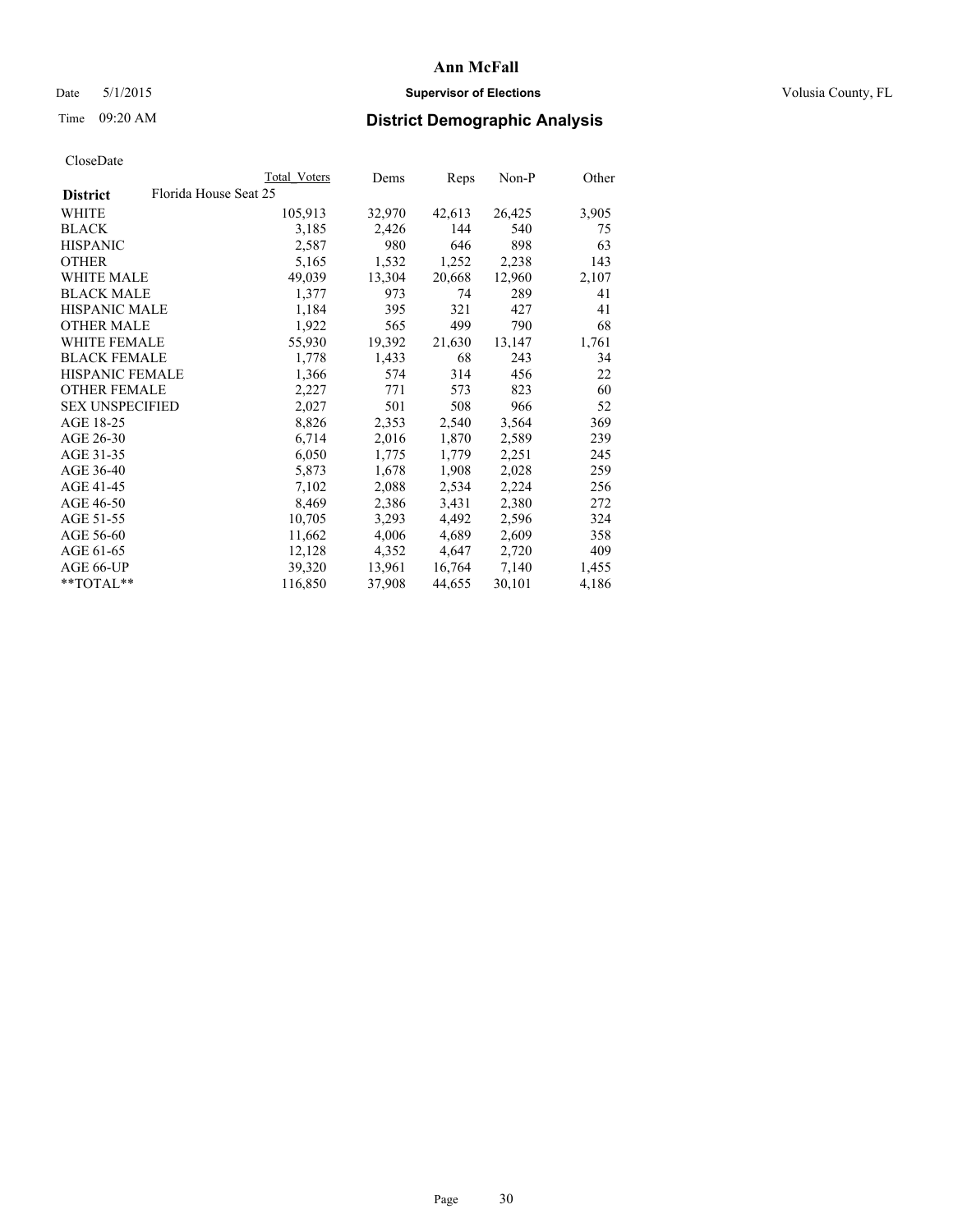Ann McFall

Date 5/1/2015 **Supervisor of Elections** Volusia County, FL

Time 09:20 AM **District Demographic Analysis**

CloseDate

| **District** Florida House Seat 25 | Total Voters | Dems | Reps | Non-P | Other |
|---|---|---|---|---|---|
| WHITE | 105,913 | 32,970 | 42,613 | 26,425 | 3,905 |
| BLACK | 3,185 | 2,426 | 144 | 540 | 75 |
| HISPANIC | 2,587 | 980 | 646 | 898 | 63 |
| OTHER | 5,165 | 1,532 | 1,252 | 2,238 | 143 |
| WHITE MALE | 49,039 | 13,304 | 20,668 | 12,960 | 2,107 |
| BLACK MALE | 1,377 | 973 | 74 | 289 | 41 |
| HISPANIC MALE | 1,184 | 395 | 321 | 427 | 41 |
| OTHER MALE | 1,922 | 565 | 499 | 790 | 68 |
| WHITE FEMALE | 55,930 | 19,392 | 21,630 | 13,147 | 1,761 |
| BLACK FEMALE | 1,778 | 1,433 | 68 | 243 | 34 |
| HISPANIC FEMALE | 1,366 | 574 | 314 | 456 | 22 |
| OTHER FEMALE | 2,227 | 771 | 573 | 823 | 60 |
| SEX UNSPECIFIED | 2,027 | 501 | 508 | 966 | 52 |
| AGE 18-25 | 8,826 | 2,353 | 2,540 | 3,564 | 369 |
| AGE 26-30 | 6,714 | 2,016 | 1,870 | 2,589 | 239 |
| AGE 31-35 | 6,050 | 1,775 | 1,779 | 2,251 | 245 |
| AGE 36-40 | 5,873 | 1,678 | 1,908 | 2,028 | 259 |
| AGE 41-45 | 7,102 | 2,088 | 2,534 | 2,224 | 256 |
| AGE 46-50 | 8,469 | 2,386 | 3,431 | 2,380 | 272 |
| AGE 51-55 | 10,705 | 3,293 | 4,492 | 2,596 | 324 |
| AGE 56-60 | 11,662 | 4,006 | 4,689 | 2,609 | 358 |
| AGE 61-65 | 12,128 | 4,352 | 4,647 | 2,720 | 409 |
| AGE 66-UP | 39,320 | 13,961 | 16,764 | 7,140 | 1,455 |
| **TOTAL** | 116,850 | 37,908 | 44,655 | 30,101 | 4,186 |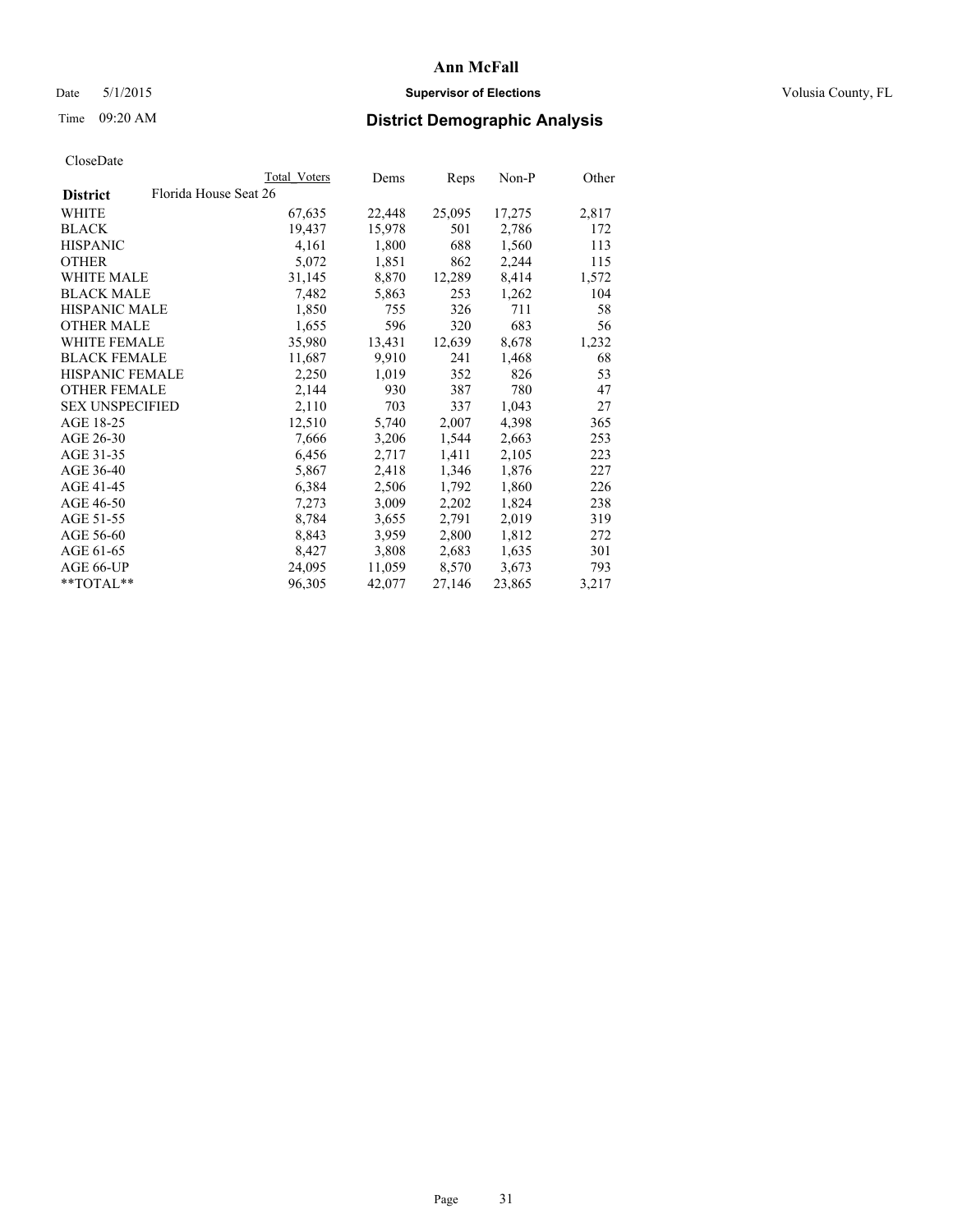# Ann McFall

Date 5/1/2015 **Supervisor of Elections** Volusia County, FL

Time 09:20 AM **District Demographic Analysis**

CloseDate

| | Total Voters | Dems | Reps | Non-P | Other |
|---|---|---|---|---|---|
| **District** Florida House Seat 26 | | | | | |
| WHITE | 67,635 | 22,448 | 25,095 | 17,275 | 2,817 |
| BLACK | 19,437 | 15,978 | 501 | 2,786 | 172 |
| HISPANIC | 4,161 | 1,800 | 688 | 1,560 | 113 |
| OTHER | 5,072 | 1,851 | 862 | 2,244 | 115 |
| WHITE MALE | 31,145 | 8,870 | 12,289 | 8,414 | 1,572 |
| BLACK MALE | 7,482 | 5,863 | 253 | 1,262 | 104 |
| HISPANIC MALE | 1,850 | 755 | 326 | 711 | 58 |
| OTHER MALE | 1,655 | 596 | 320 | 683 | 56 |
| WHITE FEMALE | 35,980 | 13,431 | 12,639 | 8,678 | 1,232 |
| BLACK FEMALE | 11,687 | 9,910 | 241 | 1,468 | 68 |
| HISPANIC FEMALE | 2,250 | 1,019 | 352 | 826 | 53 |
| OTHER FEMALE | 2,144 | 930 | 387 | 780 | 47 |
| SEX UNSPECIFIED | 2,110 | 703 | 337 | 1,043 | 27 |
| AGE 18-25 | 12,510 | 5,740 | 2,007 | 4,398 | 365 |
| AGE 26-30 | 7,666 | 3,206 | 1,544 | 2,663 | 253 |
| AGE 31-35 | 6,456 | 2,717 | 1,411 | 2,105 | 223 |
| AGE 36-40 | 5,867 | 2,418 | 1,346 | 1,876 | 227 |
| AGE 41-45 | 6,384 | 2,506 | 1,792 | 1,860 | 226 |
| AGE 46-50 | 7,273 | 3,009 | 2,202 | 1,824 | 238 |
| AGE 51-55 | 8,784 | 3,655 | 2,791 | 2,019 | 319 |
| AGE 56-60 | 8,843 | 3,959 | 2,800 | 1,812 | 272 |
| AGE 61-65 | 8,427 | 3,808 | 2,683 | 1,635 | 301 |
| AGE 66-UP | 24,095 | 11,059 | 8,570 | 3,673 | 793 |
| **TOTAL** | 96,305 | 42,077 | 27,146 | 23,865 | 3,217 |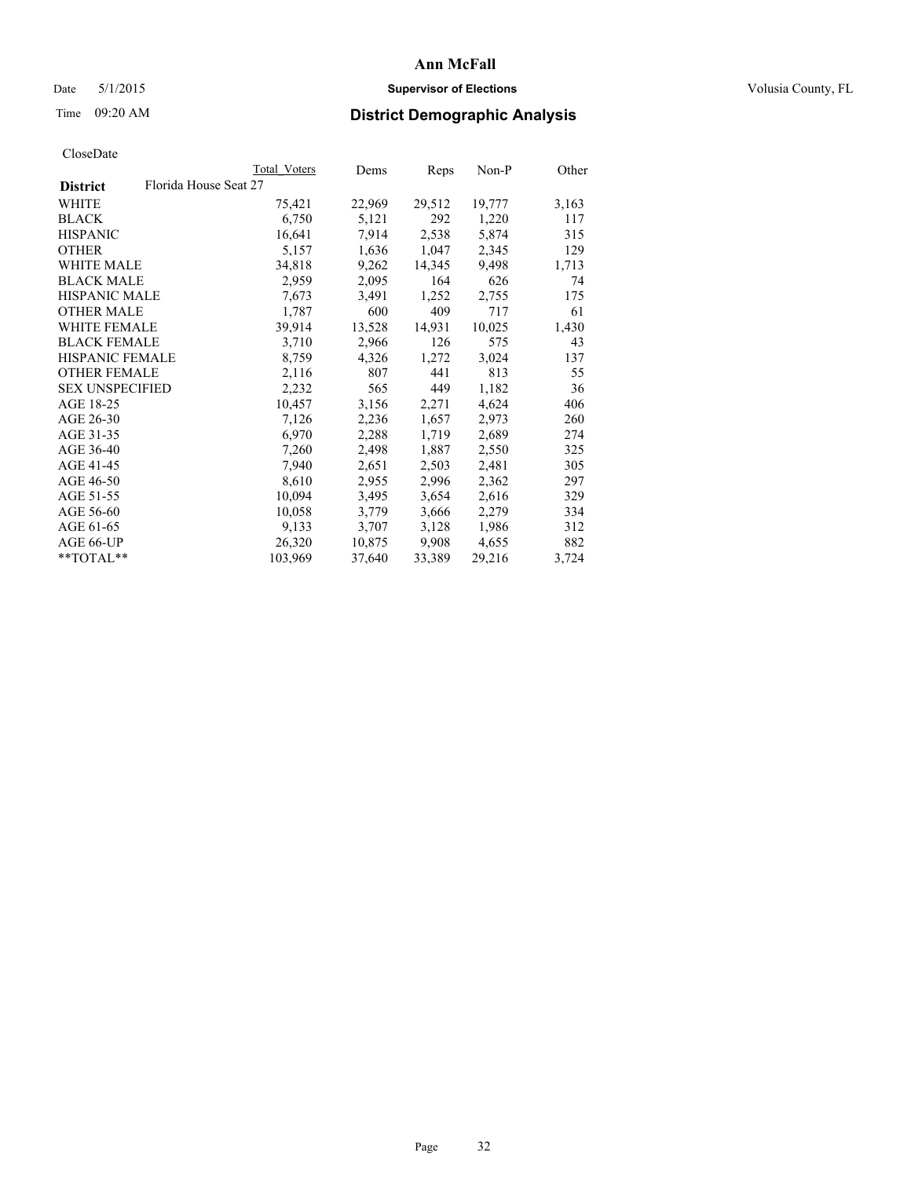# Ann McFall

Date 5/1/2015 **Supervisor of Elections** Volusia County, FL

Time 09:20 AM **District Demographic Analysis**

CloseDate

| **District** Florida House Seat 27 | Total Voters | Dems | Reps | Non-P | Other |
|---|---|---|---|---|---|
| WHITE | 75,421 | 22,969 | 29,512 | 19,777 | 3,163 |
| BLACK | 6,750 | 5,121 | 292 | 1,220 | 117 |
| HISPANIC | 16,641 | 7,914 | 2,538 | 5,874 | 315 |
| OTHER | 5,157 | 1,636 | 1,047 | 2,345 | 129 |
| WHITE MALE | 34,818 | 9,262 | 14,345 | 9,498 | 1,713 |
| BLACK MALE | 2,959 | 2,095 | 164 | 626 | 74 |
| HISPANIC MALE | 7,673 | 3,491 | 1,252 | 2,755 | 175 |
| OTHER MALE | 1,787 | 600 | 409 | 717 | 61 |
| WHITE FEMALE | 39,914 | 13,528 | 14,931 | 10,025 | 1,430 |
| BLACK FEMALE | 3,710 | 2,966 | 126 | 575 | 43 |
| HISPANIC FEMALE | 8,759 | 4,326 | 1,272 | 3,024 | 137 |
| OTHER FEMALE | 2,116 | 807 | 441 | 813 | 55 |
| SEX UNSPECIFIED | 2,232 | 565 | 449 | 1,182 | 36 |
| AGE 18-25 | 10,457 | 3,156 | 2,271 | 4,624 | 406 |
| AGE 26-30 | 7,126 | 2,236 | 1,657 | 2,973 | 260 |
| AGE 31-35 | 6,970 | 2,288 | 1,719 | 2,689 | 274 |
| AGE 36-40 | 7,260 | 2,498 | 1,887 | 2,550 | 325 |
| AGE 41-45 | 7,940 | 2,651 | 2,503 | 2,481 | 305 |
| AGE 46-50 | 8,610 | 2,955 | 2,996 | 2,362 | 297 |
| AGE 51-55 | 10,094 | 3,495 | 3,654 | 2,616 | 329 |
| AGE 56-60 | 10,058 | 3,779 | 3,666 | 2,279 | 334 |
| AGE 61-65 | 9,133 | 3,707 | 3,128 | 1,986 | 312 |
| AGE 66-UP | 26,320 | 10,875 | 9,908 | 4,655 | 882 |
| **TOTAL** | 103,969 | 37,640 | 33,389 | 29,216 | 3,724 |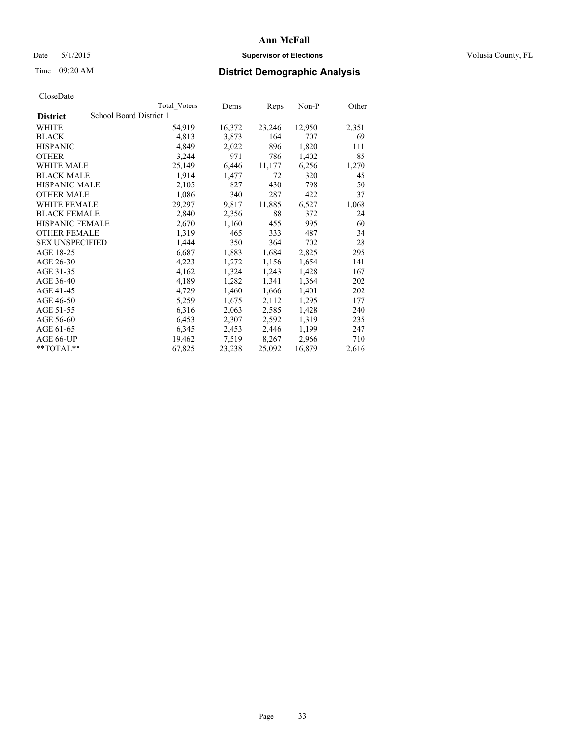**Ann McFall**

Date 5/1/2015 **Supervisor of Elections** Volusia County, FL

Time 09:20 AM **District Demographic Analysis**

CloseDate

| | Total Voters | Dems | Reps | Non-P | Other |
|---|---|---|---|---|---|
| **District** School Board District 1 | | | | | |
| WHITE | 54,919 | 16,372 | 23,246 | 12,950 | 2,351 |
| BLACK | 4,813 | 3,873 | 164 | 707 | 69 |
| HISPANIC | 4,849 | 2,022 | 896 | 1,820 | 111 |
| OTHER | 3,244 | 971 | 786 | 1,402 | 85 |
| WHITE MALE | 25,149 | 6,446 | 11,177 | 6,256 | 1,270 |
| BLACK MALE | 1,914 | 1,477 | 72 | 320 | 45 |
| HISPANIC MALE | 2,105 | 827 | 430 | 798 | 50 |
| OTHER MALE | 1,086 | 340 | 287 | 422 | 37 |
| WHITE FEMALE | 29,297 | 9,817 | 11,885 | 6,527 | 1,068 |
| BLACK FEMALE | 2,840 | 2,356 | 88 | 372 | 24 |
| HISPANIC FEMALE | 2,670 | 1,160 | 455 | 995 | 60 |
| OTHER FEMALE | 1,319 | 465 | 333 | 487 | 34 |
| SEX UNSPECIFIED | 1,444 | 350 | 364 | 702 | 28 |
| AGE 18-25 | 6,687 | 1,883 | 1,684 | 2,825 | 295 |
| AGE 26-30 | 4,223 | 1,272 | 1,156 | 1,654 | 141 |
| AGE 31-35 | 4,162 | 1,324 | 1,243 | 1,428 | 167 |
| AGE 36-40 | 4,189 | 1,282 | 1,341 | 1,364 | 202 |
| AGE 41-45 | 4,729 | 1,460 | 1,666 | 1,401 | 202 |
| AGE 46-50 | 5,259 | 1,675 | 2,112 | 1,295 | 177 |
| AGE 51-55 | 6,316 | 2,063 | 2,585 | 1,428 | 240 |
| AGE 56-60 | 6,453 | 2,307 | 2,592 | 1,319 | 235 |
| AGE 61-65 | 6,345 | 2,453 | 2,446 | 1,199 | 247 |
| AGE 66-UP | 19,462 | 7,519 | 8,267 | 2,966 | 710 |
| **TOTAL** | 67,825 | 23,238 | 25,092 | 16,879 | 2,616 |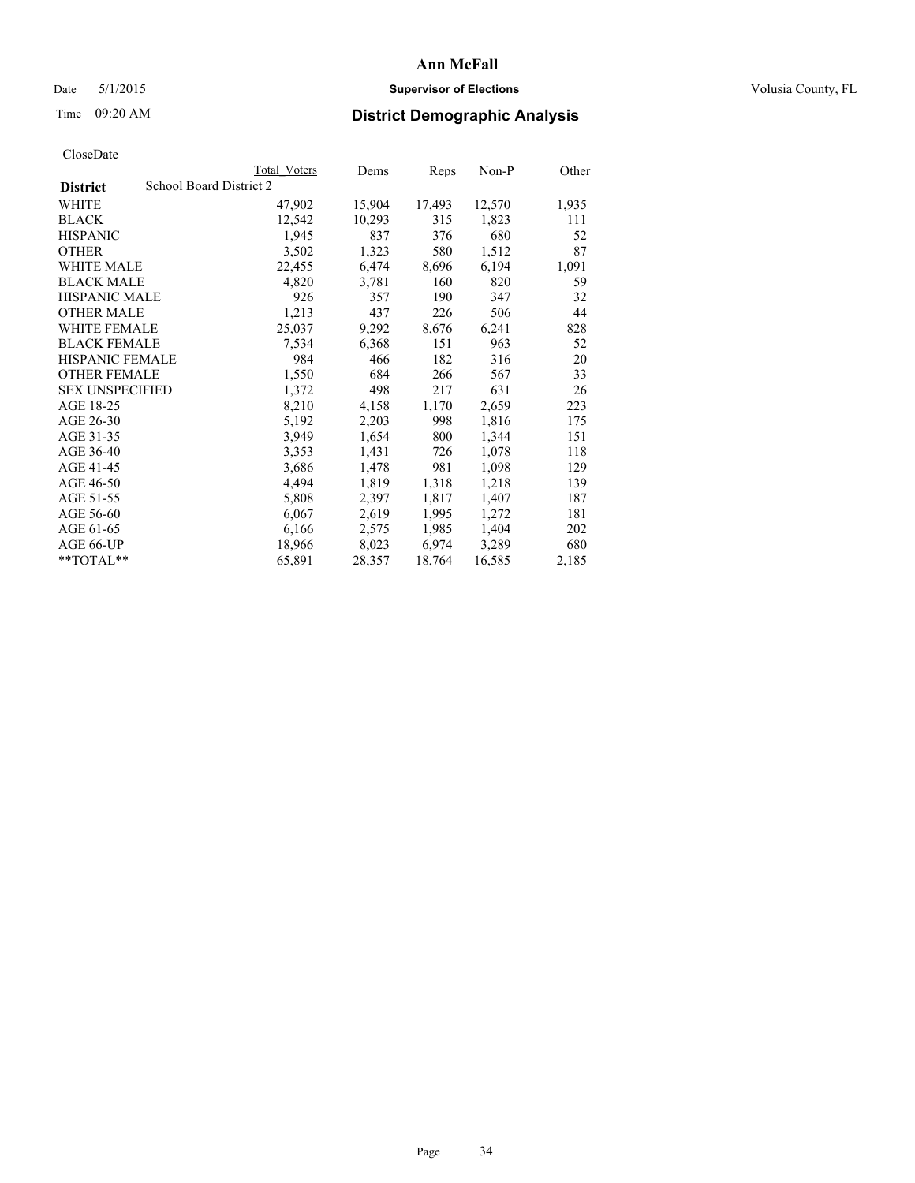# Ann McFall

Date 5/1/2015 **Supervisor of Elections** Volusia County, FL

Time 09:20 AM **District Demographic Analysis**

CloseDate

| | Total Voters | Dems | Reps | Non-P | Other |
|---|---|---|---|---|---|
| **District** School Board District 2 | | | | | |
| WHITE | 47,902 | 15,904 | 17,493 | 12,570 | 1,935 |
| BLACK | 12,542 | 10,293 | 315 | 1,823 | 111 |
| HISPANIC | 1,945 | 837 | 376 | 680 | 52 |
| OTHER | 3,502 | 1,323 | 580 | 1,512 | 87 |
| WHITE MALE | 22,455 | 6,474 | 8,696 | 6,194 | 1,091 |
| BLACK MALE | 4,820 | 3,781 | 160 | 820 | 59 |
| HISPANIC MALE | 926 | 357 | 190 | 347 | 32 |
| OTHER MALE | 1,213 | 437 | 226 | 506 | 44 |
| WHITE FEMALE | 25,037 | 9,292 | 8,676 | 6,241 | 828 |
| BLACK FEMALE | 7,534 | 6,368 | 151 | 963 | 52 |
| HISPANIC FEMALE | 984 | 466 | 182 | 316 | 20 |
| OTHER FEMALE | 1,550 | 684 | 266 | 567 | 33 |
| SEX UNSPECIFIED | 1,372 | 498 | 217 | 631 | 26 |
| AGE 18-25 | 8,210 | 4,158 | 1,170 | 2,659 | 223 |
| AGE 26-30 | 5,192 | 2,203 | 998 | 1,816 | 175 |
| AGE 31-35 | 3,949 | 1,654 | 800 | 1,344 | 151 |
| AGE 36-40 | 3,353 | 1,431 | 726 | 1,078 | 118 |
| AGE 41-45 | 3,686 | 1,478 | 981 | 1,098 | 129 |
| AGE 46-50 | 4,494 | 1,819 | 1,318 | 1,218 | 139 |
| AGE 51-55 | 5,808 | 2,397 | 1,817 | 1,407 | 187 |
| AGE 56-60 | 6,067 | 2,619 | 1,995 | 1,272 | 181 |
| AGE 61-65 | 6,166 | 2,575 | 1,985 | 1,404 | 202 |
| AGE 66-UP | 18,966 | 8,023 | 6,974 | 3,289 | 680 |
| **TOTAL** | 65,891 | 28,357 | 18,764 | 16,585 | 2,185 |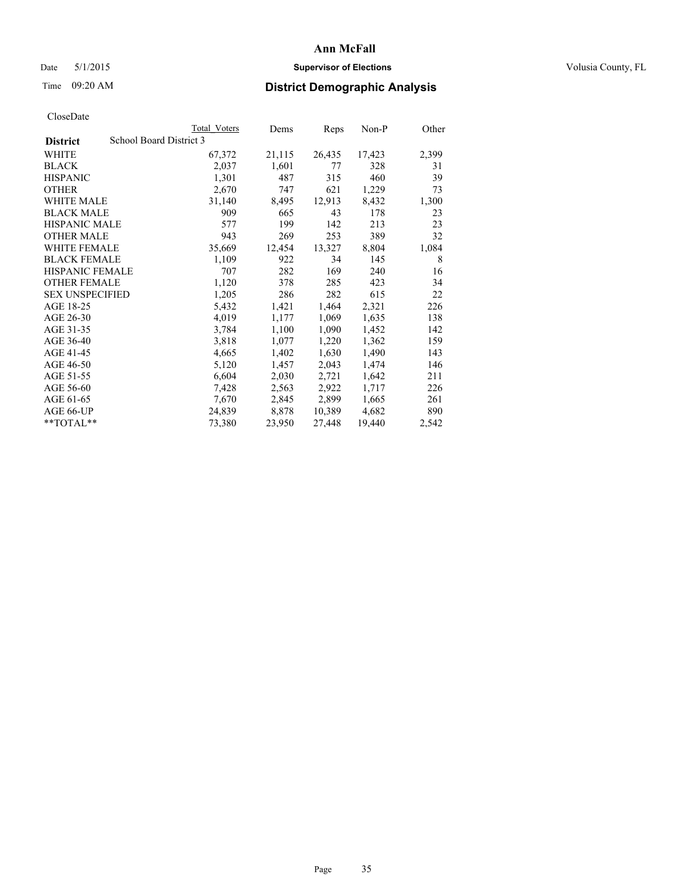**Ann McFall**

Date 5/1/2015 **Supervisor of Elections** Volusia County, FL

Time 09:20 AM **District Demographic Analysis**

CloseDate

| | Total Voters | Dems | Reps | Non-P | Other |
|---|---|---|---|---|---|
| **District** School Board District 3 | | | | | |
| WHITE | 67,372 | 21,115 | 26,435 | 17,423 | 2,399 |
| BLACK | 2,037 | 1,601 | 77 | 328 | 31 |
| HISPANIC | 1,301 | 487 | 315 | 460 | 39 |
| OTHER | 2,670 | 747 | 621 | 1,229 | 73 |
| WHITE MALE | 31,140 | 8,495 | 12,913 | 8,432 | 1,300 |
| BLACK MALE | 909 | 665 | 43 | 178 | 23 |
| HISPANIC MALE | 577 | 199 | 142 | 213 | 23 |
| OTHER MALE | 943 | 269 | 253 | 389 | 32 |
| WHITE FEMALE | 35,669 | 12,454 | 13,327 | 8,804 | 1,084 |
| BLACK FEMALE | 1,109 | 922 | 34 | 145 | 8 |
| HISPANIC FEMALE | 707 | 282 | 169 | 240 | 16 |
| OTHER FEMALE | 1,120 | 378 | 285 | 423 | 34 |
| SEX UNSPECIFIED | 1,205 | 286 | 282 | 615 | 22 |
| AGE 18-25 | 5,432 | 1,421 | 1,464 | 2,321 | 226 |
| AGE 26-30 | 4,019 | 1,177 | 1,069 | 1,635 | 138 |
| AGE 31-35 | 3,784 | 1,100 | 1,090 | 1,452 | 142 |
| AGE 36-40 | 3,818 | 1,077 | 1,220 | 1,362 | 159 |
| AGE 41-45 | 4,665 | 1,402 | 1,630 | 1,490 | 143 |
| AGE 46-50 | 5,120 | 1,457 | 2,043 | 1,474 | 146 |
| AGE 51-55 | 6,604 | 2,030 | 2,721 | 1,642 | 211 |
| AGE 56-60 | 7,428 | 2,563 | 2,922 | 1,717 | 226 |
| AGE 61-65 | 7,670 | 2,845 | 2,899 | 1,665 | 261 |
| AGE 66-UP | 24,839 | 8,878 | 10,389 | 4,682 | 890 |
| **TOTAL** | 73,380 | 23,950 | 27,448 | 19,440 | 2,542 |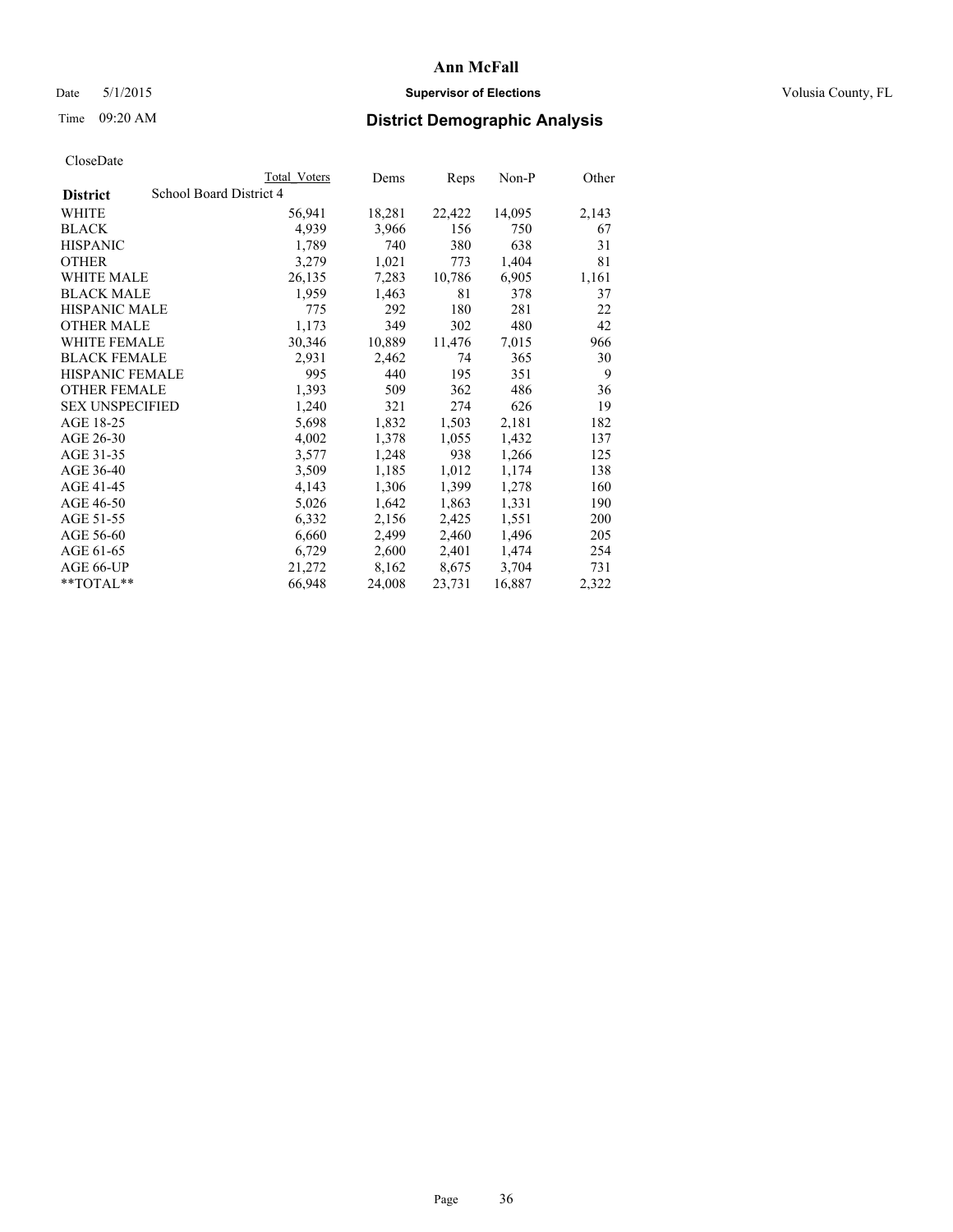# Ann McFall

Date 5/1/2015 **Supervisor of Elections** Volusia County, FL

Time 09:20 AM **District Demographic Analysis**

CloseDate

| District | School Board District 4 | Total Voters | Dems | Reps | Non-P | Other |
|---|---|---|---|---|---|---|
| WHITE | | 56,941 | 18,281 | 22,422 | 14,095 | 2,143 |
| BLACK | | 4,939 | 3,966 | 156 | 750 | 67 |
| HISPANIC | | 1,789 | 740 | 380 | 638 | 31 |
| OTHER | | 3,279 | 1,021 | 773 | 1,404 | 81 |
| WHITE MALE | | 26,135 | 7,283 | 10,786 | 6,905 | 1,161 |
| BLACK MALE | | 1,959 | 1,463 | 81 | 378 | 37 |
| HISPANIC MALE | | 775 | 292 | 180 | 281 | 22 |
| OTHER MALE | | 1,173 | 349 | 302 | 480 | 42 |
| WHITE FEMALE | | 30,346 | 10,889 | 11,476 | 7,015 | 966 |
| BLACK FEMALE | | 2,931 | 2,462 | 74 | 365 | 30 |
| HISPANIC FEMALE | | 995 | 440 | 195 | 351 | 9 |
| OTHER FEMALE | | 1,393 | 509 | 362 | 486 | 36 |
| SEX UNSPECIFIED | | 1,240 | 321 | 274 | 626 | 19 |
| AGE 18-25 | | 5,698 | 1,832 | 1,503 | 2,181 | 182 |
| AGE 26-30 | | 4,002 | 1,378 | 1,055 | 1,432 | 137 |
| AGE 31-35 | | 3,577 | 1,248 | 938 | 1,266 | 125 |
| AGE 36-40 | | 3,509 | 1,185 | 1,012 | 1,174 | 138 |
| AGE 41-45 | | 4,143 | 1,306 | 1,399 | 1,278 | 160 |
| AGE 46-50 | | 5,026 | 1,642 | 1,863 | 1,331 | 190 |
| AGE 51-55 | | 6,332 | 2,156 | 2,425 | 1,551 | 200 |
| AGE 56-60 | | 6,660 | 2,499 | 2,460 | 1,496 | 205 |
| AGE 61-65 | | 6,729 | 2,600 | 2,401 | 1,474 | 254 |
| AGE 66-UP | | 21,272 | 8,162 | 8,675 | 3,704 | 731 |
| **TOTAL** | | 66,948 | 24,008 | 23,731 | 16,887 | 2,322 |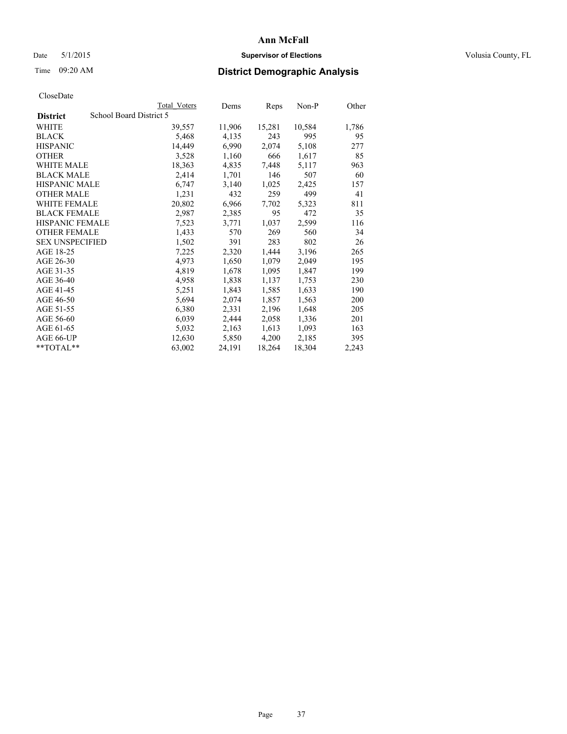# Ann McFall

Date 5/1/2015 **Supervisor of Elections** Volusia County, FL

Time 09:20 AM **District Demographic Analysis**

CloseDate

| **District** School Board District 5 | Total Voters | Dems | Reps | Non-P | Other |
|---|---|---|---|---|---|
| WHITE | 39,557 | 11,906 | 15,281 | 10,584 | 1,786 |
| BLACK | 5,468 | 4,135 | 243 | 995 | 95 |
| HISPANIC | 14,449 | 6,990 | 2,074 | 5,108 | 277 |
| OTHER | 3,528 | 1,160 | 666 | 1,617 | 85 |
| WHITE MALE | 18,363 | 4,835 | 7,448 | 5,117 | 963 |
| BLACK MALE | 2,414 | 1,701 | 146 | 507 | 60 |
| HISPANIC MALE | 6,747 | 3,140 | 1,025 | 2,425 | 157 |
| OTHER MALE | 1,231 | 432 | 259 | 499 | 41 |
| WHITE FEMALE | 20,802 | 6,966 | 7,702 | 5,323 | 811 |
| BLACK FEMALE | 2,987 | 2,385 | 95 | 472 | 35 |
| HISPANIC FEMALE | 7,523 | 3,771 | 1,037 | 2,599 | 116 |
| OTHER FEMALE | 1,433 | 570 | 269 | 560 | 34 |
| SEX UNSPECIFIED | 1,502 | 391 | 283 | 802 | 26 |
| AGE 18-25 | 7,225 | 2,320 | 1,444 | 3,196 | 265 |
| AGE 26-30 | 4,973 | 1,650 | 1,079 | 2,049 | 195 |
| AGE 31-35 | 4,819 | 1,678 | 1,095 | 1,847 | 199 |
| AGE 36-40 | 4,958 | 1,838 | 1,137 | 1,753 | 230 |
| AGE 41-45 | 5,251 | 1,843 | 1,585 | 1,633 | 190 |
| AGE 46-50 | 5,694 | 2,074 | 1,857 | 1,563 | 200 |
| AGE 51-55 | 6,380 | 2,331 | 2,196 | 1,648 | 205 |
| AGE 56-60 | 6,039 | 2,444 | 2,058 | 1,336 | 201 |
| AGE 61-65 | 5,032 | 2,163 | 1,613 | 1,093 | 163 |
| AGE 66-UP | 12,630 | 5,850 | 4,200 | 2,185 | 395 |
| **TOTAL** | 63,002 | 24,191 | 18,264 | 18,304 | 2,243 |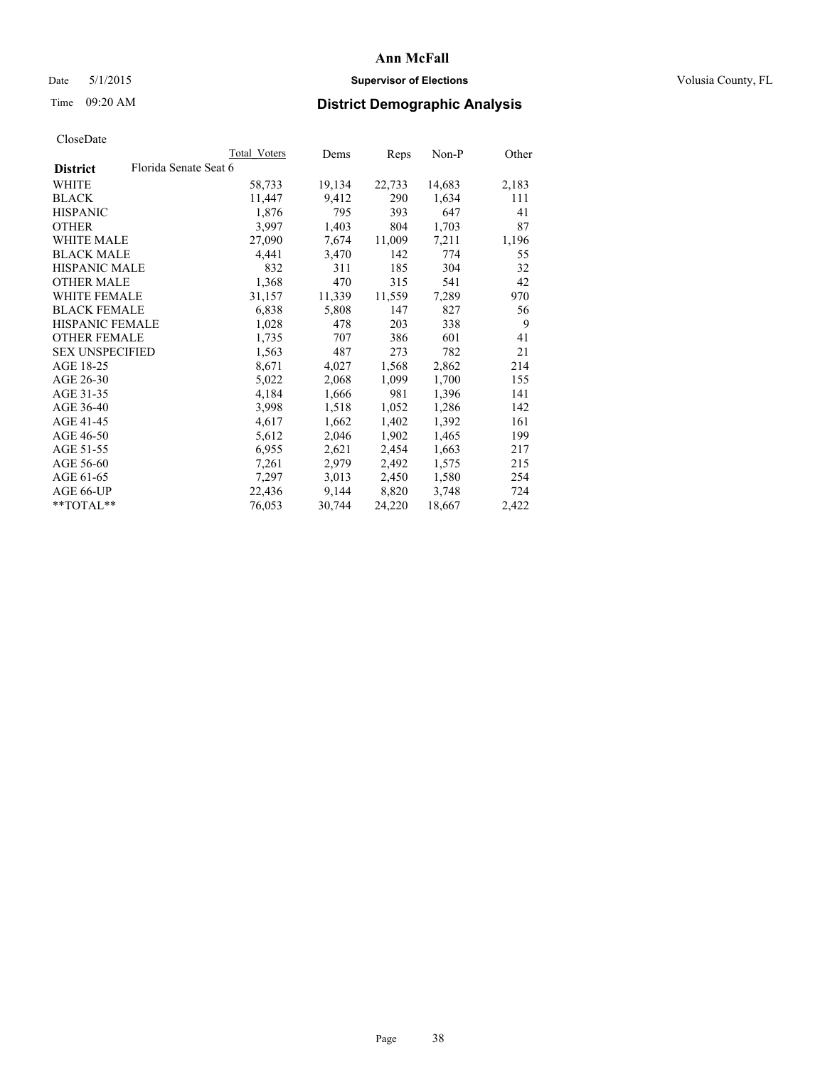# Ann McFall

Date 5/1/2015 **Supervisor of Elections** Volusia County, FL

Time 09:20 AM **District Demographic Analysis**

CloseDate

| District | Florida Senate Seat 6 | Total Voters | Dems | Reps | Non-P | Other |
|---|---|---|---|---|---|---|
| WHITE | | 58,733 | 19,134 | 22,733 | 14,683 | 2,183 |
| BLACK | | 11,447 | 9,412 | 290 | 1,634 | 111 |
| HISPANIC | | 1,876 | 795 | 393 | 647 | 41 |
| OTHER | | 3,997 | 1,403 | 804 | 1,703 | 87 |
| WHITE MALE | | 27,090 | 7,674 | 11,009 | 7,211 | 1,196 |
| BLACK MALE | | 4,441 | 3,470 | 142 | 774 | 55 |
| HISPANIC MALE | | 832 | 311 | 185 | 304 | 32 |
| OTHER MALE | | 1,368 | 470 | 315 | 541 | 42 |
| WHITE FEMALE | | 31,157 | 11,339 | 11,559 | 7,289 | 970 |
| BLACK FEMALE | | 6,838 | 5,808 | 147 | 827 | 56 |
| HISPANIC FEMALE | | 1,028 | 478 | 203 | 338 | 9 |
| OTHER FEMALE | | 1,735 | 707 | 386 | 601 | 41 |
| SEX UNSPECIFIED | | 1,563 | 487 | 273 | 782 | 21 |
| AGE 18-25 | | 8,671 | 4,027 | 1,568 | 2,862 | 214 |
| AGE 26-30 | | 5,022 | 2,068 | 1,099 | 1,700 | 155 |
| AGE 31-35 | | 4,184 | 1,666 | 981 | 1,396 | 141 |
| AGE 36-40 | | 3,998 | 1,518 | 1,052 | 1,286 | 142 |
| AGE 41-45 | | 4,617 | 1,662 | 1,402 | 1,392 | 161 |
| AGE 46-50 | | 5,612 | 2,046 | 1,902 | 1,465 | 199 |
| AGE 51-55 | | 6,955 | 2,621 | 2,454 | 1,663 | 217 |
| AGE 56-60 | | 7,261 | 2,979 | 2,492 | 1,575 | 215 |
| AGE 61-65 | | 7,297 | 3,013 | 2,450 | 1,580 | 254 |
| AGE 66-UP | | 22,436 | 9,144 | 8,820 | 3,748 | 724 |
| **TOTAL** | | 76,053 | 30,744 | 24,220 | 18,667 | 2,422 |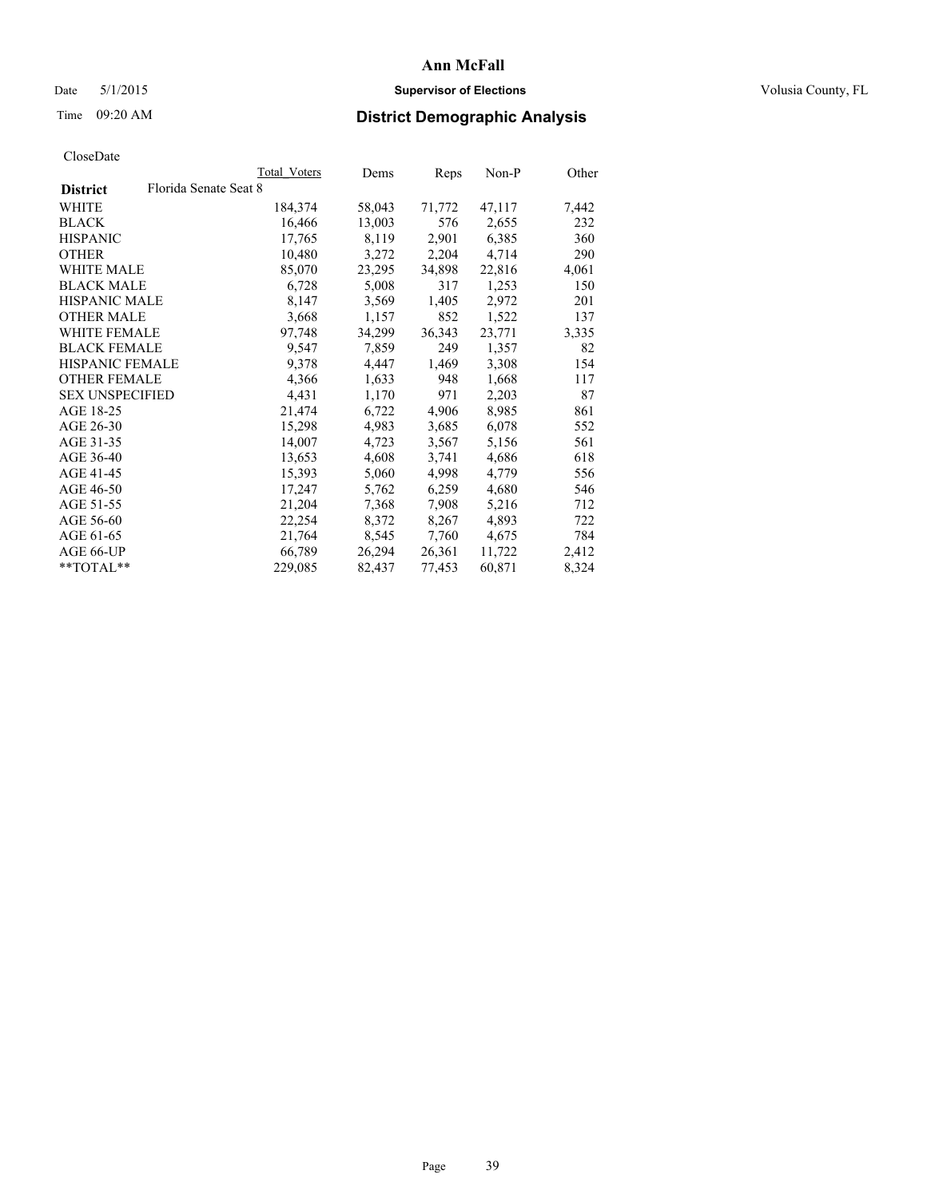# Ann McFall

Date 5/1/2015 **Supervisor of Elections** Volusia County, FL

Time 09:20 AM **District Demographic Analysis**

CloseDate

| District | Florida Senate Seat 8 | Total Voters | Dems | Reps | Non-P | Other |
|---|---|---|---|---|---|---|
| WHITE | | 184,374 | 58,043 | 71,772 | 47,117 | 7,442 |
| BLACK | | 16,466 | 13,003 | 576 | 2,655 | 232 |
| HISPANIC | | 17,765 | 8,119 | 2,901 | 6,385 | 360 |
| OTHER | | 10,480 | 3,272 | 2,204 | 4,714 | 290 |
| WHITE MALE | | 85,070 | 23,295 | 34,898 | 22,816 | 4,061 |
| BLACK MALE | | 6,728 | 5,008 | 317 | 1,253 | 150 |
| HISPANIC MALE | | 8,147 | 3,569 | 1,405 | 2,972 | 201 |
| OTHER MALE | | 3,668 | 1,157 | 852 | 1,522 | 137 |
| WHITE FEMALE | | 97,748 | 34,299 | 36,343 | 23,771 | 3,335 |
| BLACK FEMALE | | 9,547 | 7,859 | 249 | 1,357 | 82 |
| HISPANIC FEMALE | | 9,378 | 4,447 | 1,469 | 3,308 | 154 |
| OTHER FEMALE | | 4,366 | 1,633 | 948 | 1,668 | 117 |
| SEX UNSPECIFIED | | 4,431 | 1,170 | 971 | 2,203 | 87 |
| AGE 18-25 | | 21,474 | 6,722 | 4,906 | 8,985 | 861 |
| AGE 26-30 | | 15,298 | 4,983 | 3,685 | 6,078 | 552 |
| AGE 31-35 | | 14,007 | 4,723 | 3,567 | 5,156 | 561 |
| AGE 36-40 | | 13,653 | 4,608 | 3,741 | 4,686 | 618 |
| AGE 41-45 | | 15,393 | 5,060 | 4,998 | 4,779 | 556 |
| AGE 46-50 | | 17,247 | 5,762 | 6,259 | 4,680 | 546 |
| AGE 51-55 | | 21,204 | 7,368 | 7,908 | 5,216 | 712 |
| AGE 56-60 | | 22,254 | 8,372 | 8,267 | 4,893 | 722 |
| AGE 61-65 | | 21,764 | 8,545 | 7,760 | 4,675 | 784 |
| AGE 66-UP | | 66,789 | 26,294 | 26,361 | 11,722 | 2,412 |
| **TOTAL** | | 229,085 | 82,437 | 77,453 | 60,871 | 8,324 |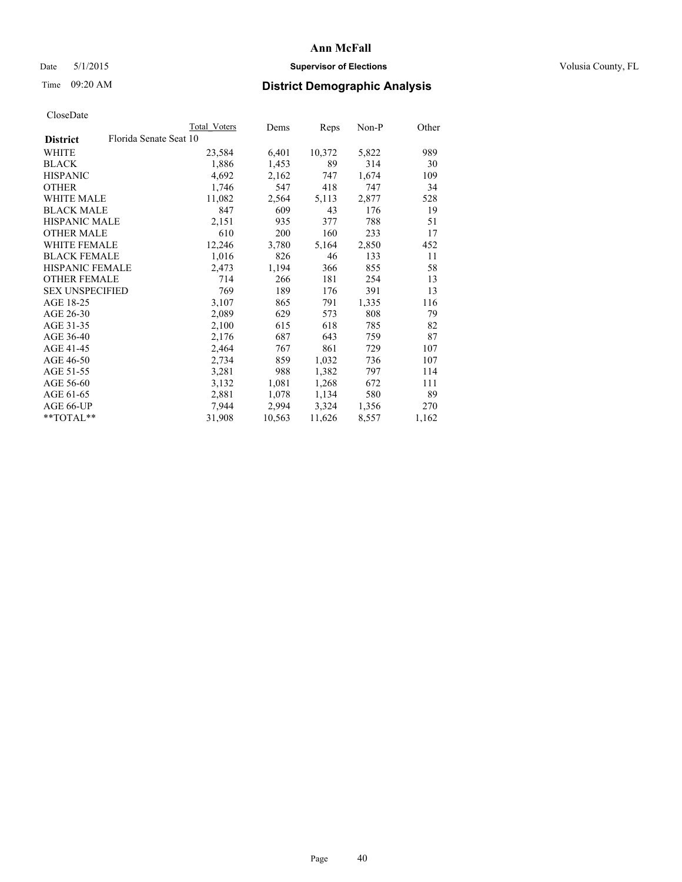# Ann McFall

Date 5/1/2015 **Supervisor of Elections** Volusia County, FL

Time 09:20 AM **District Demographic Analysis**

CloseDate

| **District** | Florida Senate Seat 10 | Total Voters | Dems | Reps | Non-P | Other |
|---|---|---|---|---|---|---|
| WHITE | | 23,584 | 6,401 | 10,372 | 5,822 | 989 |
| BLACK | | 1,886 | 1,453 | 89 | 314 | 30 |
| HISPANIC | | 4,692 | 2,162 | 747 | 1,674 | 109 |
| OTHER | | 1,746 | 547 | 418 | 747 | 34 |
| WHITE MALE | | 11,082 | 2,564 | 5,113 | 2,877 | 528 |
| BLACK MALE | | 847 | 609 | 43 | 176 | 19 |
| HISPANIC MALE | | 2,151 | 935 | 377 | 788 | 51 |
| OTHER MALE | | 610 | 200 | 160 | 233 | 17 |
| WHITE FEMALE | | 12,246 | 3,780 | 5,164 | 2,850 | 452 |
| BLACK FEMALE | | 1,016 | 826 | 46 | 133 | 11 |
| HISPANIC FEMALE | | 2,473 | 1,194 | 366 | 855 | 58 |
| OTHER FEMALE | | 714 | 266 | 181 | 254 | 13 |
| SEX UNSPECIFIED | | 769 | 189 | 176 | 391 | 13 |
| AGE 18-25 | | 3,107 | 865 | 791 | 1,335 | 116 |
| AGE 26-30 | | 2,089 | 629 | 573 | 808 | 79 |
| AGE 31-35 | | 2,100 | 615 | 618 | 785 | 82 |
| AGE 36-40 | | 2,176 | 687 | 643 | 759 | 87 |
| AGE 41-45 | | 2,464 | 767 | 861 | 729 | 107 |
| AGE 46-50 | | 2,734 | 859 | 1,032 | 736 | 107 |
| AGE 51-55 | | 3,281 | 988 | 1,382 | 797 | 114 |
| AGE 56-60 | | 3,132 | 1,081 | 1,268 | 672 | 111 |
| AGE 61-65 | | 2,881 | 1,078 | 1,134 | 580 | 89 |
| AGE 66-UP | | 7,944 | 2,994 | 3,324 | 1,356 | 270 |
| **TOTAL** | | 31,908 | 10,563 | 11,626 | 8,557 | 1,162 |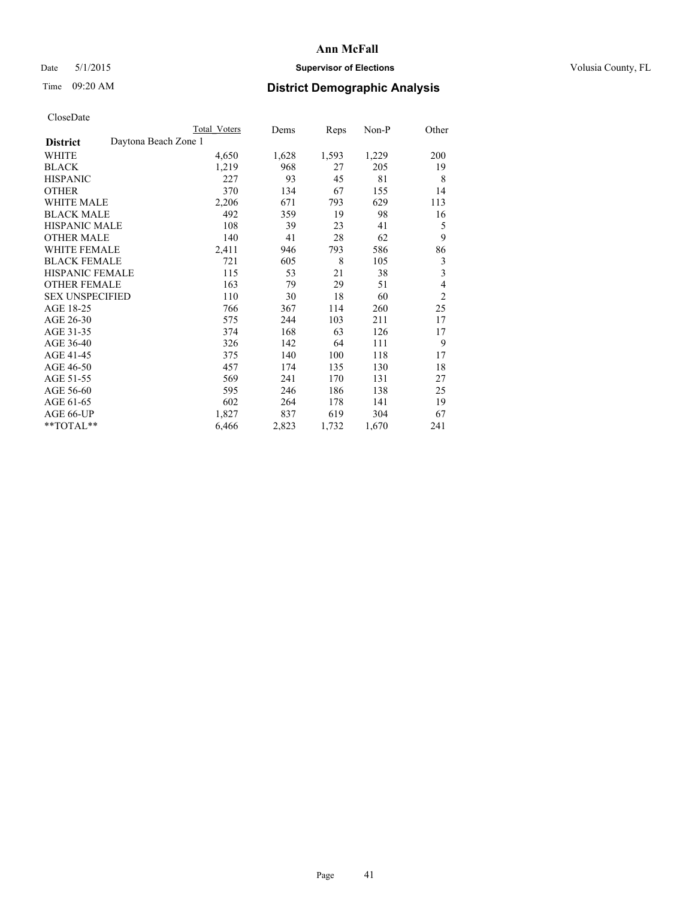CloseDate

| District | Daytona Beach Zone 1 | Total Voters | Dems | Reps | Non-P | Other |
|---|---|---|---|---|---|---|
| WHITE | | 4,650 | 1,628 | 1,593 | 1,229 | 200 |
| BLACK | | 1,219 | 968 | 27 | 205 | 19 |
| HISPANIC | | 227 | 93 | 45 | 81 | 8 |
| OTHER | | 370 | 134 | 67 | 155 | 14 |
| WHITE MALE | | 2,206 | 671 | 793 | 629 | 113 |
| BLACK MALE | | 492 | 359 | 19 | 98 | 16 |
| HISPANIC MALE | | 108 | 39 | 23 | 41 | 5 |
| OTHER MALE | | 140 | 41 | 28 | 62 | 9 |
| WHITE FEMALE | | 2,411 | 946 | 793 | 586 | 86 |
| BLACK FEMALE | | 721 | 605 | 8 | 105 | 3 |
| HISPANIC FEMALE | | 115 | 53 | 21 | 38 | 3 |
| OTHER FEMALE | | 163 | 79 | 29 | 51 | 4 |
| SEX UNSPECIFIED | | 110 | 30 | 18 | 60 | 2 |
| AGE 18-25 | | 766 | 367 | 114 | 260 | 25 |
| AGE 26-30 | | 575 | 244 | 103 | 211 | 17 |
| AGE 31-35 | | 374 | 168 | 63 | 126 | 17 |
| AGE 36-40 | | 326 | 142 | 64 | 111 | 9 |
| AGE 41-45 | | 375 | 140 | 100 | 118 | 17 |
| AGE 46-50 | | 457 | 174 | 135 | 130 | 18 |
| AGE 51-55 | | 569 | 241 | 170 | 131 | 27 |
| AGE 56-60 | | 595 | 246 | 186 | 138 | 25 |
| AGE 61-65 | | 602 | 264 | 178 | 141 | 19 |
| AGE 66-UP | | 1,827 | 837 | 619 | 304 | 67 |
| **TOTAL** | | 6,466 | 2,823 | 1,732 | 1,670 | 241 |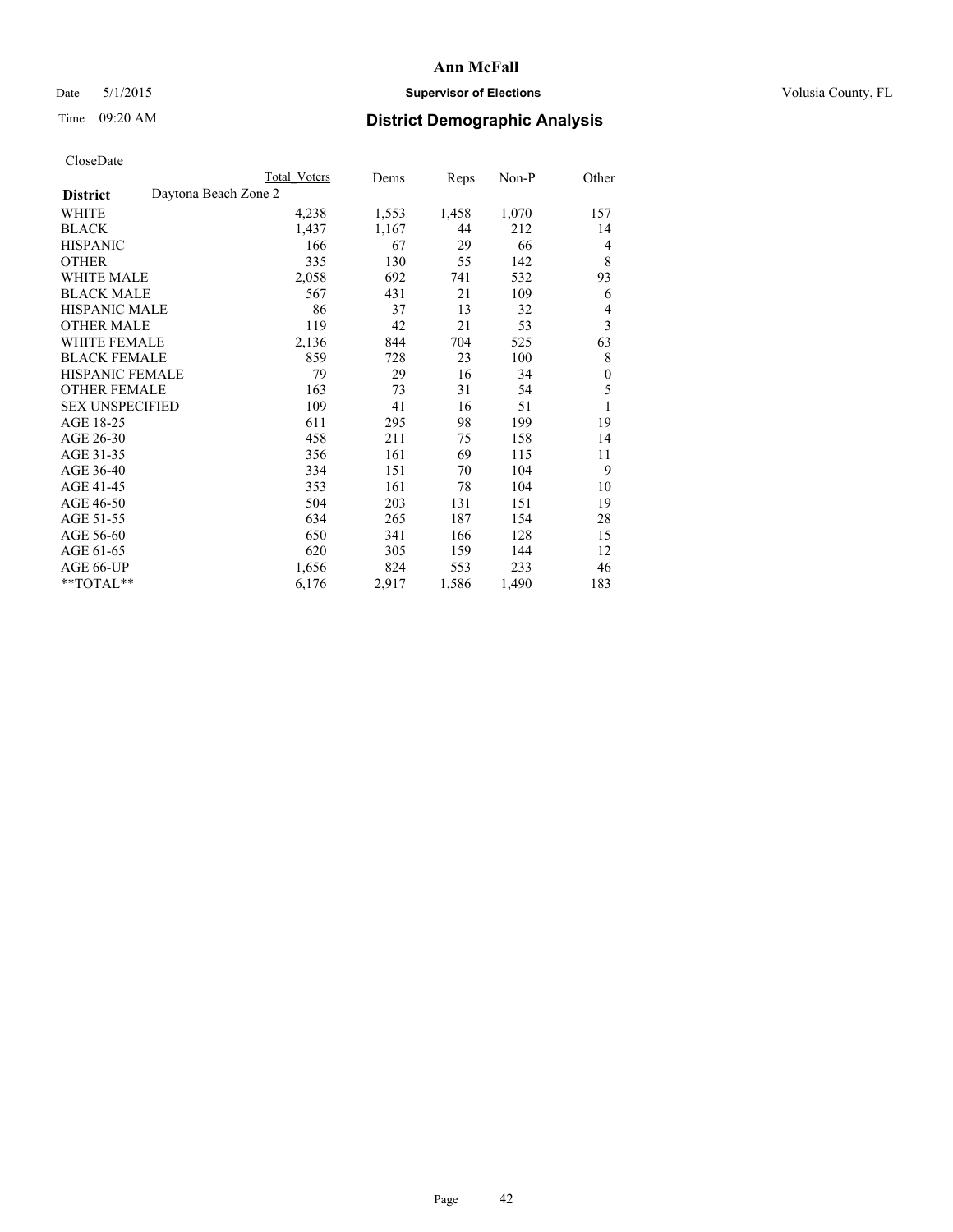# Ann McFall

Date 5/1/2015 **Supervisor of Elections** Volusia County, FL

Time 09:20 AM **District Demographic Analysis**

CloseDate

| **District** Daytona Beach Zone 2 | Total Voters | Dems | Reps | Non-P | Other |
|---|---|---|---|---|---|
| WHITE | 4,238 | 1,553 | 1,458 | 1,070 | 157 |
| BLACK | 1,437 | 1,167 | 44 | 212 | 14 |
| HISPANIC | 166 | 67 | 29 | 66 | 4 |
| OTHER | 335 | 130 | 55 | 142 | 8 |
| WHITE MALE | 2,058 | 692 | 741 | 532 | 93 |
| BLACK MALE | 567 | 431 | 21 | 109 | 6 |
| HISPANIC MALE | 86 | 37 | 13 | 32 | 4 |
| OTHER MALE | 119 | 42 | 21 | 53 | 3 |
| WHITE FEMALE | 2,136 | 844 | 704 | 525 | 63 |
| BLACK FEMALE | 859 | 728 | 23 | 100 | 8 |
| HISPANIC FEMALE | 79 | 29 | 16 | 34 | 0 |
| OTHER FEMALE | 163 | 73 | 31 | 54 | 5 |
| SEX UNSPECIFIED | 109 | 41 | 16 | 51 | 1 |
| AGE 18-25 | 611 | 295 | 98 | 199 | 19 |
| AGE 26-30 | 458 | 211 | 75 | 158 | 14 |
| AGE 31-35 | 356 | 161 | 69 | 115 | 11 |
| AGE 36-40 | 334 | 151 | 70 | 104 | 9 |
| AGE 41-45 | 353 | 161 | 78 | 104 | 10 |
| AGE 46-50 | 504 | 203 | 131 | 151 | 19 |
| AGE 51-55 | 634 | 265 | 187 | 154 | 28 |
| AGE 56-60 | 650 | 341 | 166 | 128 | 15 |
| AGE 61-65 | 620 | 305 | 159 | 144 | 12 |
| AGE 66-UP | 1,656 | 824 | 553 | 233 | 46 |
| **TOTAL** | 6,176 | 2,917 | 1,586 | 1,490 | 183 |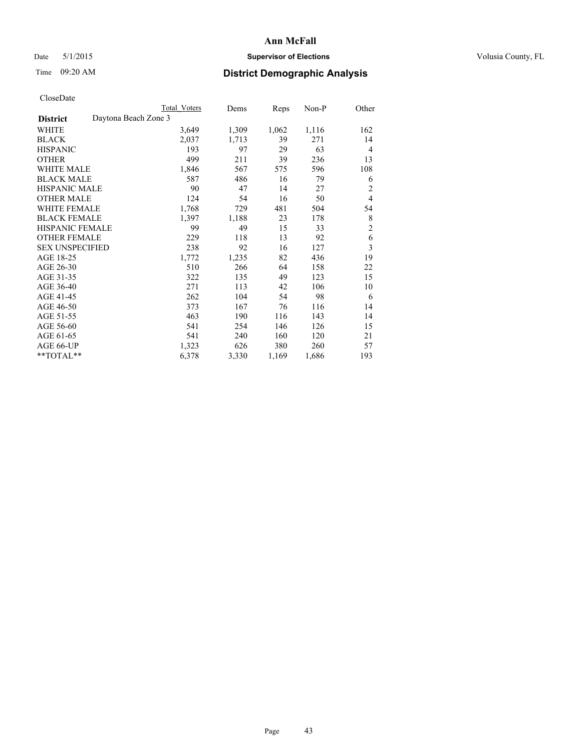# Ann McFall

Date 5/1/2015 | **Supervisor of Elections** | Volusia County, FL

Time 09:20 AM | **District Demographic Analysis**

CloseDate

| **District** Daytona Beach Zone 3 | Total Voters | Dems | Reps | Non-P | Other |
|---|---|---|---|---|---|
| WHITE | 3,649 | 1,309 | 1,062 | 1,116 | 162 |
| BLACK | 2,037 | 1,713 | 39 | 271 | 14 |
| HISPANIC | 193 | 97 | 29 | 63 | 4 |
| OTHER | 499 | 211 | 39 | 236 | 13 |
| WHITE MALE | 1,846 | 567 | 575 | 596 | 108 |
| BLACK MALE | 587 | 486 | 16 | 79 | 6 |
| HISPANIC MALE | 90 | 47 | 14 | 27 | 2 |
| OTHER MALE | 124 | 54 | 16 | 50 | 4 |
| WHITE FEMALE | 1,768 | 729 | 481 | 504 | 54 |
| BLACK FEMALE | 1,397 | 1,188 | 23 | 178 | 8 |
| HISPANIC FEMALE | 99 | 49 | 15 | 33 | 2 |
| OTHER FEMALE | 229 | 118 | 13 | 92 | 6 |
| SEX UNSPECIFIED | 238 | 92 | 16 | 127 | 3 |
| AGE 18-25 | 1,772 | 1,235 | 82 | 436 | 19 |
| AGE 26-30 | 510 | 266 | 64 | 158 | 22 |
| AGE 31-35 | 322 | 135 | 49 | 123 | 15 |
| AGE 36-40 | 271 | 113 | 42 | 106 | 10 |
| AGE 41-45 | 262 | 104 | 54 | 98 | 6 |
| AGE 46-50 | 373 | 167 | 76 | 116 | 14 |
| AGE 51-55 | 463 | 190 | 116 | 143 | 14 |
| AGE 56-60 | 541 | 254 | 146 | 126 | 15 |
| AGE 61-65 | 541 | 240 | 160 | 120 | 21 |
| AGE 66-UP | 1,323 | 626 | 380 | 260 | 57 |
| **TOTAL** | 6,378 | 3,330 | 1,169 | 1,686 | 193 |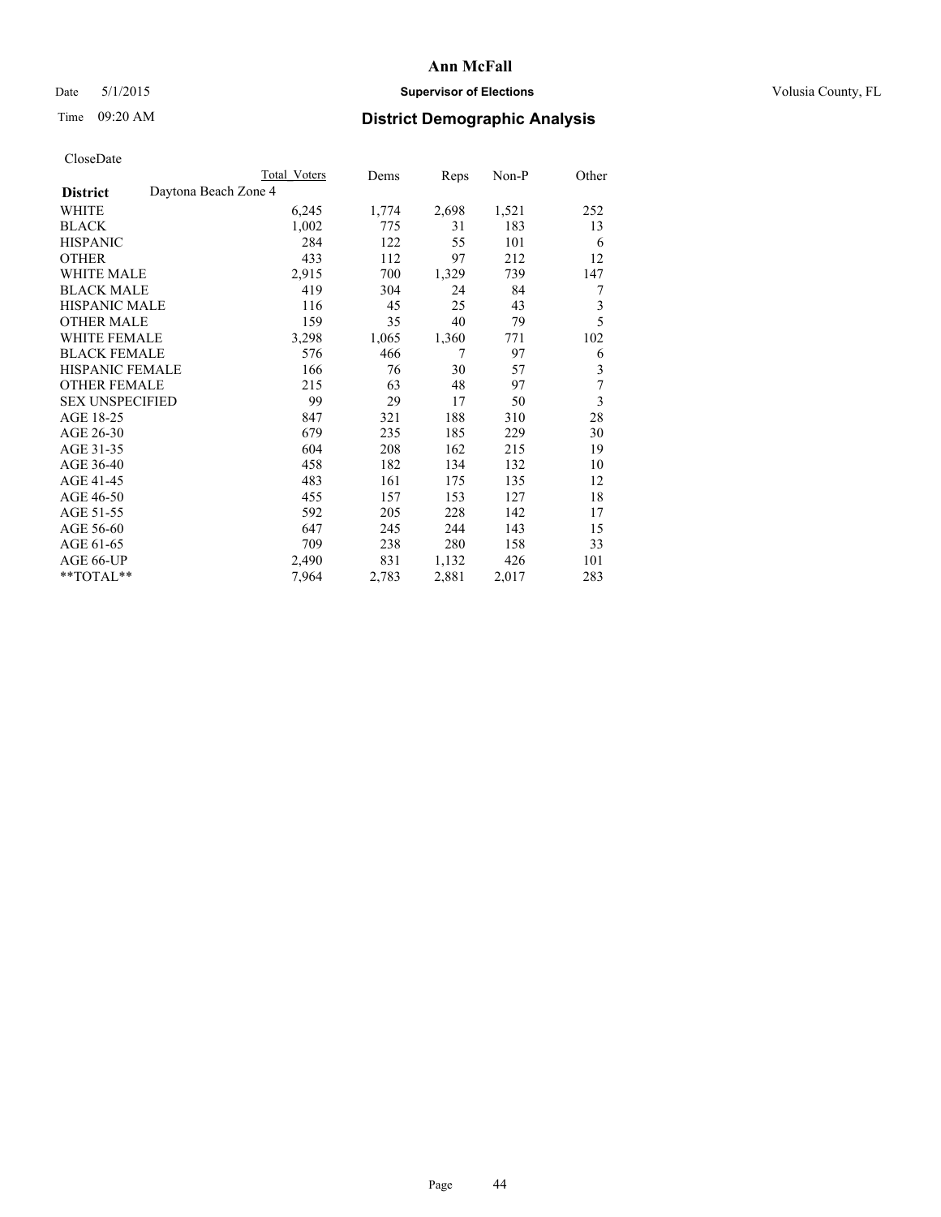# Ann McFall

Date 5/1/2015 **Supervisor of Elections** Volusia County, FL

Time 09:20 AM **District Demographic Analysis**

CloseDate

| District | Daytona Beach Zone 4 | Total Voters | Dems | Reps | Non-P | Other |
|---|---|---|---|---|---|---|
| WHITE | | 6,245 | 1,774 | 2,698 | 1,521 | 252 |
| BLACK | | 1,002 | 775 | 31 | 183 | 13 |
| HISPANIC | | 284 | 122 | 55 | 101 | 6 |
| OTHER | | 433 | 112 | 97 | 212 | 12 |
| WHITE MALE | | 2,915 | 700 | 1,329 | 739 | 147 |
| BLACK MALE | | 419 | 304 | 24 | 84 | 7 |
| HISPANIC MALE | | 116 | 45 | 25 | 43 | 3 |
| OTHER MALE | | 159 | 35 | 40 | 79 | 5 |
| WHITE FEMALE | | 3,298 | 1,065 | 1,360 | 771 | 102 |
| BLACK FEMALE | | 576 | 466 | 7 | 97 | 6 |
| HISPANIC FEMALE | | 166 | 76 | 30 | 57 | 3 |
| OTHER FEMALE | | 215 | 63 | 48 | 97 | 7 |
| SEX UNSPECIFIED | | 99 | 29 | 17 | 50 | 3 |
| AGE 18-25 | | 847 | 321 | 188 | 310 | 28 |
| AGE 26-30 | | 679 | 235 | 185 | 229 | 30 |
| AGE 31-35 | | 604 | 208 | 162 | 215 | 19 |
| AGE 36-40 | | 458 | 182 | 134 | 132 | 10 |
| AGE 41-45 | | 483 | 161 | 175 | 135 | 12 |
| AGE 46-50 | | 455 | 157 | 153 | 127 | 18 |
| AGE 51-55 | | 592 | 205 | 228 | 142 | 17 |
| AGE 56-60 | | 647 | 245 | 244 | 143 | 15 |
| AGE 61-65 | | 709 | 238 | 280 | 158 | 33 |
| AGE 66-UP | | 2,490 | 831 | 1,132 | 426 | 101 |
| **TOTAL** | | 7,964 | 2,783 | 2,881 | 2,017 | 283 |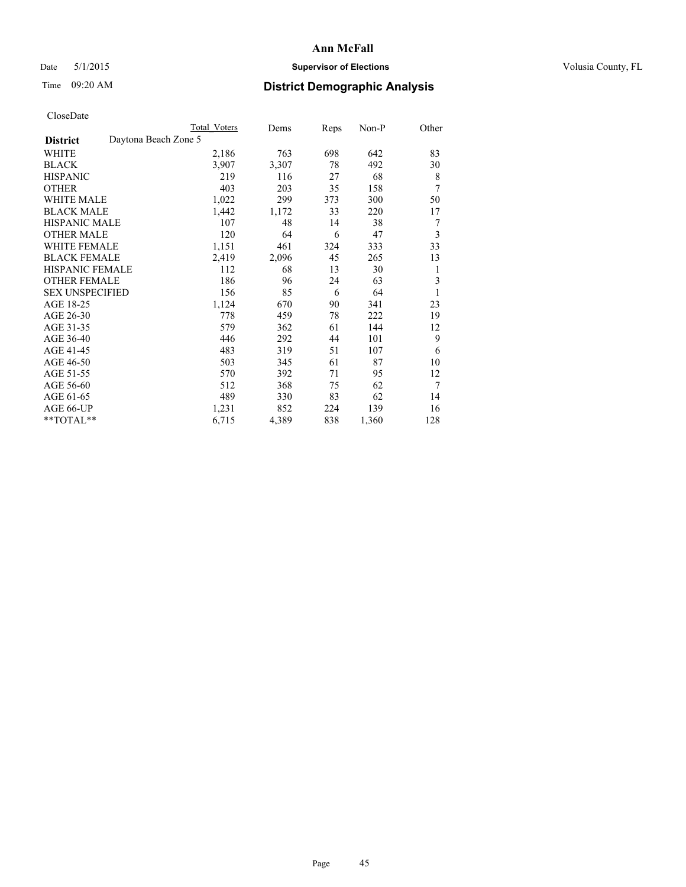# Ann McFall

Date 5/1/2015 **Supervisor of Elections** Volusia County, FL

Time 09:20 AM **District Demographic Analysis**

CloseDate

| | Total Voters | Dems | Reps | Non-P | Other |
|---|---|---|---|---|---|
| **District** Daytona Beach Zone 5 | | | | | |
| WHITE | 2,186 | 763 | 698 | 642 | 83 |
| BLACK | 3,907 | 3,307 | 78 | 492 | 30 |
| HISPANIC | 219 | 116 | 27 | 68 | 8 |
| OTHER | 403 | 203 | 35 | 158 | 7 |
| WHITE MALE | 1,022 | 299 | 373 | 300 | 50 |
| BLACK MALE | 1,442 | 1,172 | 33 | 220 | 17 |
| HISPANIC MALE | 107 | 48 | 14 | 38 | 7 |
| OTHER MALE | 120 | 64 | 6 | 47 | 3 |
| WHITE FEMALE | 1,151 | 461 | 324 | 333 | 33 |
| BLACK FEMALE | 2,419 | 2,096 | 45 | 265 | 13 |
| HISPANIC FEMALE | 112 | 68 | 13 | 30 | 1 |
| OTHER FEMALE | 186 | 96 | 24 | 63 | 3 |
| SEX UNSPECIFIED | 156 | 85 | 6 | 64 | 1 |
| AGE 18-25 | 1,124 | 670 | 90 | 341 | 23 |
| AGE 26-30 | 778 | 459 | 78 | 222 | 19 |
| AGE 31-35 | 579 | 362 | 61 | 144 | 12 |
| AGE 36-40 | 446 | 292 | 44 | 101 | 9 |
| AGE 41-45 | 483 | 319 | 51 | 107 | 6 |
| AGE 46-50 | 503 | 345 | 61 | 87 | 10 |
| AGE 51-55 | 570 | 392 | 71 | 95 | 12 |
| AGE 56-60 | 512 | 368 | 75 | 62 | 7 |
| AGE 61-65 | 489 | 330 | 83 | 62 | 14 |
| AGE 66-UP | 1,231 | 852 | 224 | 139 | 16 |
| **TOTAL** | 6,715 | 4,389 | 838 | 1,360 | 128 |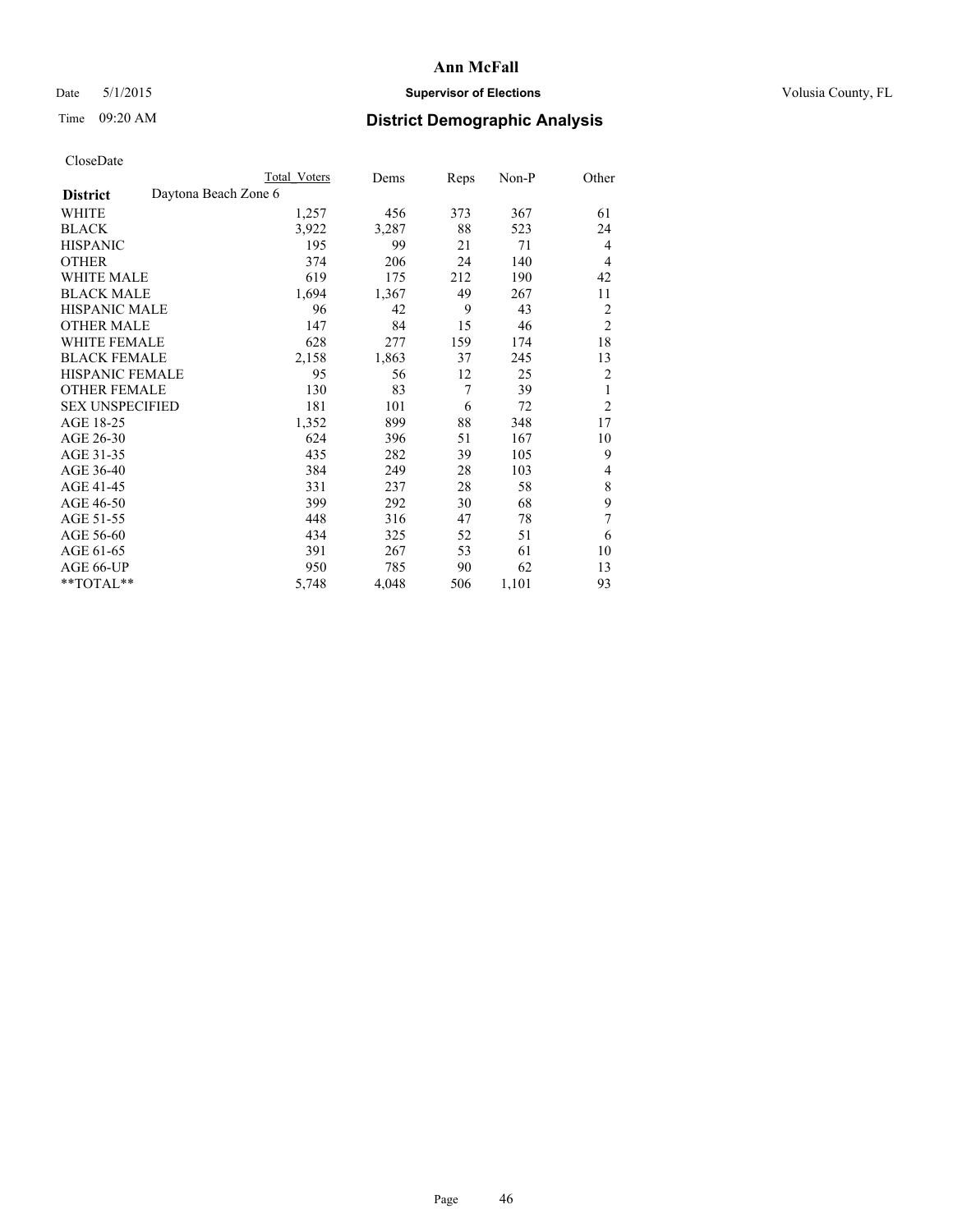# Ann McFall

Date 5/1/2015 **Supervisor of Elections** Volusia County, FL

Time 09:20 AM **District Demographic Analysis**

CloseDate

| **District** | Daytona Beach Zone 6 | Total Voters | Dems | Reps | Non-P | Other |
|---|---|---|---|---|---|---|
| WHITE | | 1,257 | 456 | 373 | 367 | 61 |
| BLACK | | 3,922 | 3,287 | 88 | 523 | 24 |
| HISPANIC | | 195 | 99 | 21 | 71 | 4 |
| OTHER | | 374 | 206 | 24 | 140 | 4 |
| WHITE MALE | | 619 | 175 | 212 | 190 | 42 |
| BLACK MALE | | 1,694 | 1,367 | 49 | 267 | 11 |
| HISPANIC MALE | | 96 | 42 | 9 | 43 | 2 |
| OTHER MALE | | 147 | 84 | 15 | 46 | 2 |
| WHITE FEMALE | | 628 | 277 | 159 | 174 | 18 |
| BLACK FEMALE | | 2,158 | 1,863 | 37 | 245 | 13 |
| HISPANIC FEMALE | | 95 | 56 | 12 | 25 | 2 |
| OTHER FEMALE | | 130 | 83 | 7 | 39 | 1 |
| SEX UNSPECIFIED | | 181 | 101 | 6 | 72 | 2 |
| AGE 18-25 | | 1,352 | 899 | 88 | 348 | 17 |
| AGE 26-30 | | 624 | 396 | 51 | 167 | 10 |
| AGE 31-35 | | 435 | 282 | 39 | 105 | 9 |
| AGE 36-40 | | 384 | 249 | 28 | 103 | 4 |
| AGE 41-45 | | 331 | 237 | 28 | 58 | 8 |
| AGE 46-50 | | 399 | 292 | 30 | 68 | 9 |
| AGE 51-55 | | 448 | 316 | 47 | 78 | 7 |
| AGE 56-60 | | 434 | 325 | 52 | 51 | 6 |
| AGE 61-65 | | 391 | 267 | 53 | 61 | 10 |
| AGE 66-UP | | 950 | 785 | 90 | 62 | 13 |
| **TOTAL** | | 5,748 | 4,048 | 506 | 1,101 | 93 |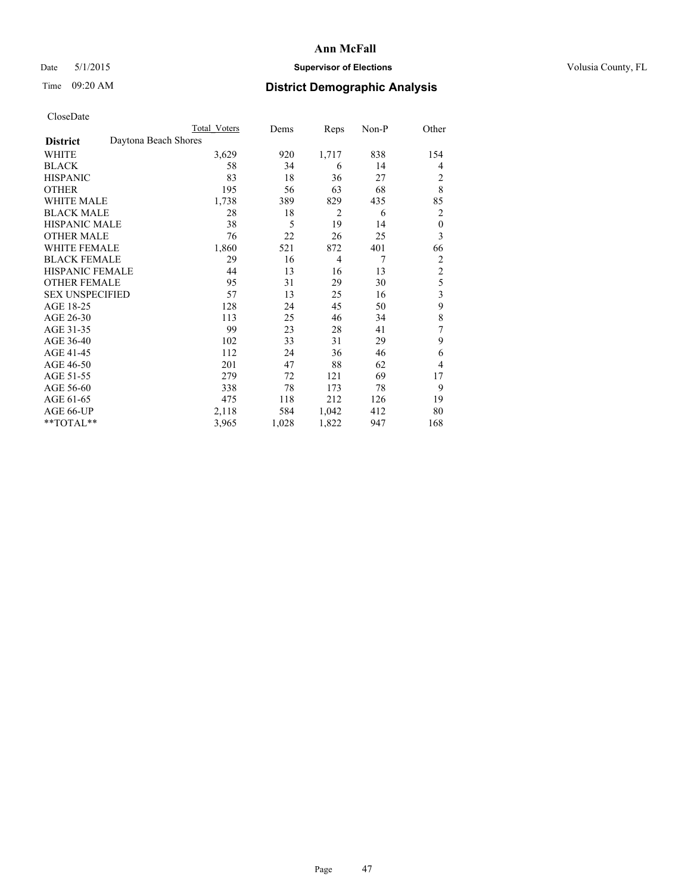# Ann McFall

Date 5/1/2015 **Supervisor of Elections** Volusia County, FL

Time 09:20 AM **District Demographic Analysis**

CloseDate

| | Total Voters | Dems | Reps | Non-P | Other |
|---|---|---|---|---|---|
| **District** Daytona Beach Shores | | | | | |
| WHITE | 3,629 | 920 | 1,717 | 838 | 154 |
| BLACK | 58 | 34 | 6 | 14 | 4 |
| HISPANIC | 83 | 18 | 36 | 27 | 2 |
| OTHER | 195 | 56 | 63 | 68 | 8 |
| WHITE MALE | 1,738 | 389 | 829 | 435 | 85 |
| BLACK MALE | 28 | 18 | 2 | 6 | 2 |
| HISPANIC MALE | 38 | 5 | 19 | 14 | 0 |
| OTHER MALE | 76 | 22 | 26 | 25 | 3 |
| WHITE FEMALE | 1,860 | 521 | 872 | 401 | 66 |
| BLACK FEMALE | 29 | 16 | 4 | 7 | 2 |
| HISPANIC FEMALE | 44 | 13 | 16 | 13 | 2 |
| OTHER FEMALE | 95 | 31 | 29 | 30 | 5 |
| SEX UNSPECIFIED | 57 | 13 | 25 | 16 | 3 |
| AGE 18-25 | 128 | 24 | 45 | 50 | 9 |
| AGE 26-30 | 113 | 25 | 46 | 34 | 8 |
| AGE 31-35 | 99 | 23 | 28 | 41 | 7 |
| AGE 36-40 | 102 | 33 | 31 | 29 | 9 |
| AGE 41-45 | 112 | 24 | 36 | 46 | 6 |
| AGE 46-50 | 201 | 47 | 88 | 62 | 4 |
| AGE 51-55 | 279 | 72 | 121 | 69 | 17 |
| AGE 56-60 | 338 | 78 | 173 | 78 | 9 |
| AGE 61-65 | 475 | 118 | 212 | 126 | 19 |
| AGE 66-UP | 2,118 | 584 | 1,042 | 412 | 80 |
| **TOTAL** | 3,965 | 1,028 | 1,822 | 947 | 168 |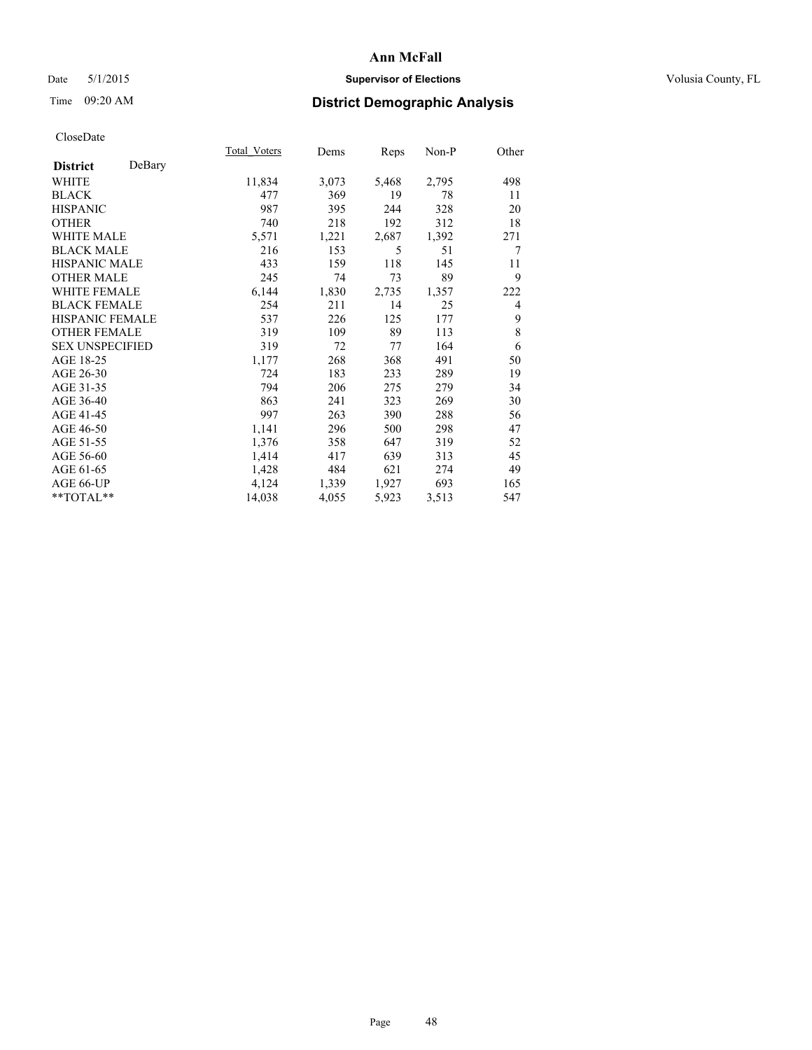# Ann McFall

Date 5/1/2015 **Supervisor of Elections** Volusia County, FL

Time 09:20 AM **District Demographic Analysis**

CloseDate

| **District** DeBary | Total Voters | Dems | Reps | Non-P | Other |
|---|---|---|---|---|---|
| WHITE | 11,834 | 3,073 | 5,468 | 2,795 | 498 |
| BLACK | 477 | 369 | 19 | 78 | 11 |
| HISPANIC | 987 | 395 | 244 | 328 | 20 |
| OTHER | 740 | 218 | 192 | 312 | 18 |
| WHITE MALE | 5,571 | 1,221 | 2,687 | 1,392 | 271 |
| BLACK MALE | 216 | 153 | 5 | 51 | 7 |
| HISPANIC MALE | 433 | 159 | 118 | 145 | 11 |
| OTHER MALE | 245 | 74 | 73 | 89 | 9 |
| WHITE FEMALE | 6,144 | 1,830 | 2,735 | 1,357 | 222 |
| BLACK FEMALE | 254 | 211 | 14 | 25 | 4 |
| HISPANIC FEMALE | 537 | 226 | 125 | 177 | 9 |
| OTHER FEMALE | 319 | 109 | 89 | 113 | 8 |
| SEX UNSPECIFIED | 319 | 72 | 77 | 164 | 6 |
| AGE 18-25 | 1,177 | 268 | 368 | 491 | 50 |
| AGE 26-30 | 724 | 183 | 233 | 289 | 19 |
| AGE 31-35 | 794 | 206 | 275 | 279 | 34 |
| AGE 36-40 | 863 | 241 | 323 | 269 | 30 |
| AGE 41-45 | 997 | 263 | 390 | 288 | 56 |
| AGE 46-50 | 1,141 | 296 | 500 | 298 | 47 |
| AGE 51-55 | 1,376 | 358 | 647 | 319 | 52 |
| AGE 56-60 | 1,414 | 417 | 639 | 313 | 45 |
| AGE 61-65 | 1,428 | 484 | 621 | 274 | 49 |
| AGE 66-UP | 4,124 | 1,339 | 1,927 | 693 | 165 |
| **TOTAL** | 14,038 | 4,055 | 5,923 | 3,513 | 547 |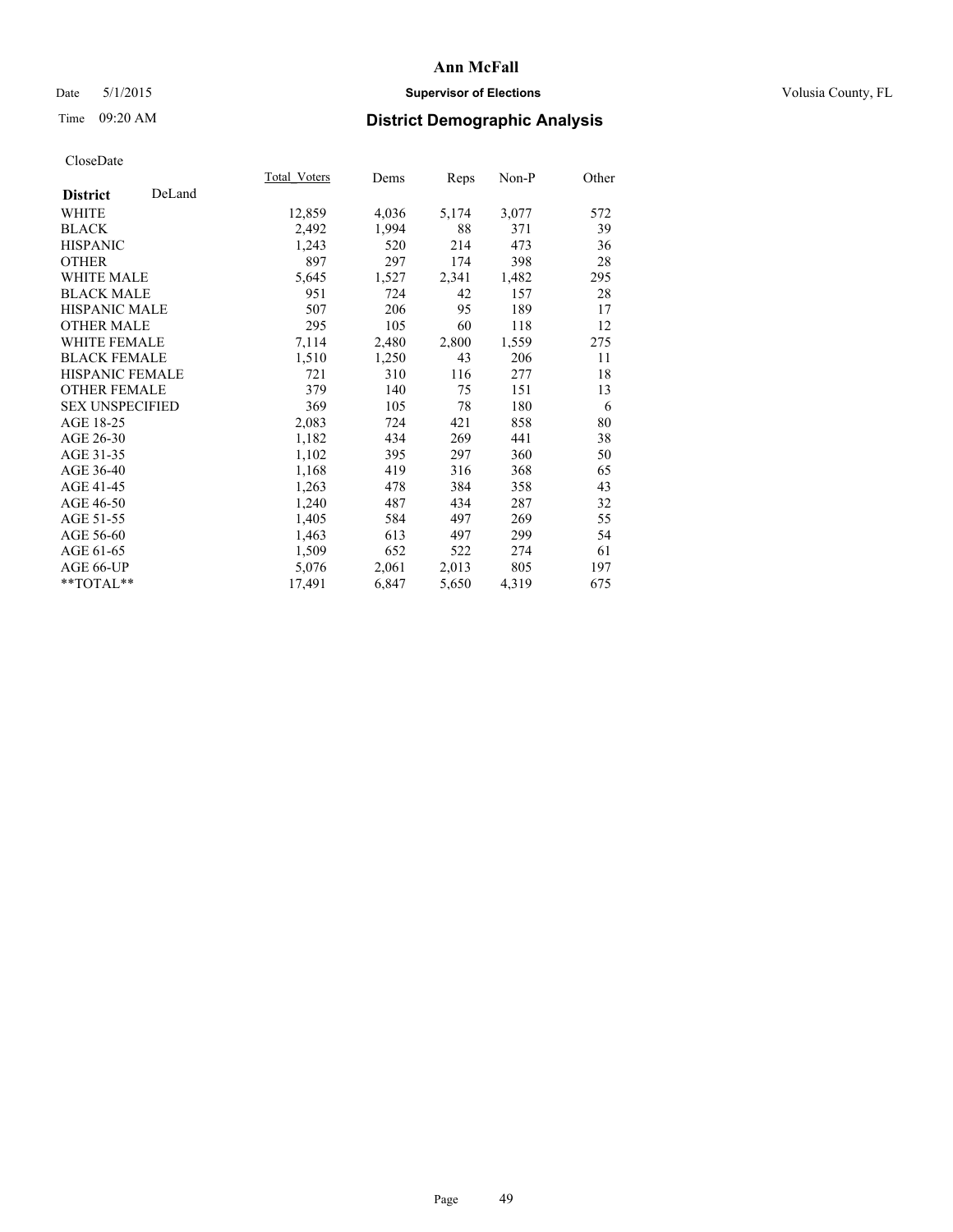# Ann McFall

Date 5/1/2015

**Supervisor of Elections**

Volusia County, FL

Time 09:20 AM

## District Demographic Analysis

CloseDate

| | Total_Voters | Dems | Reps | Non-P | Other |
|---|---|---|---|---|---|
| **District** DeLand | | | | | |
| WHITE | 12,859 | 4,036 | 5,174 | 3,077 | 572 |
| BLACK | 2,492 | 1,994 | 88 | 371 | 39 |
| HISPANIC | 1,243 | 520 | 214 | 473 | 36 |
| OTHER | 897 | 297 | 174 | 398 | 28 |
| WHITE MALE | 5,645 | 1,527 | 2,341 | 1,482 | 295 |
| BLACK MALE | 951 | 724 | 42 | 157 | 28 |
| HISPANIC MALE | 507 | 206 | 95 | 189 | 17 |
| OTHER MALE | 295 | 105 | 60 | 118 | 12 |
| WHITE FEMALE | 7,114 | 2,480 | 2,800 | 1,559 | 275 |
| BLACK FEMALE | 1,510 | 1,250 | 43 | 206 | 11 |
| HISPANIC FEMALE | 721 | 310 | 116 | 277 | 18 |
| OTHER FEMALE | 379 | 140 | 75 | 151 | 13 |
| SEX UNSPECIFIED | 369 | 105 | 78 | 180 | 6 |
| AGE 18-25 | 2,083 | 724 | 421 | 858 | 80 |
| AGE 26-30 | 1,182 | 434 | 269 | 441 | 38 |
| AGE 31-35 | 1,102 | 395 | 297 | 360 | 50 |
| AGE 36-40 | 1,168 | 419 | 316 | 368 | 65 |
| AGE 41-45 | 1,263 | 478 | 384 | 358 | 43 |
| AGE 46-50 | 1,240 | 487 | 434 | 287 | 32 |
| AGE 51-55 | 1,405 | 584 | 497 | 269 | 55 |
| AGE 56-60 | 1,463 | 613 | 497 | 299 | 54 |
| AGE 61-65 | 1,509 | 652 | 522 | 274 | 61 |
| AGE 66-UP | 5,076 | 2,061 | 2,013 | 805 | 197 |
| **TOTAL** | 17,491 | 6,847 | 5,650 | 4,319 | 675 |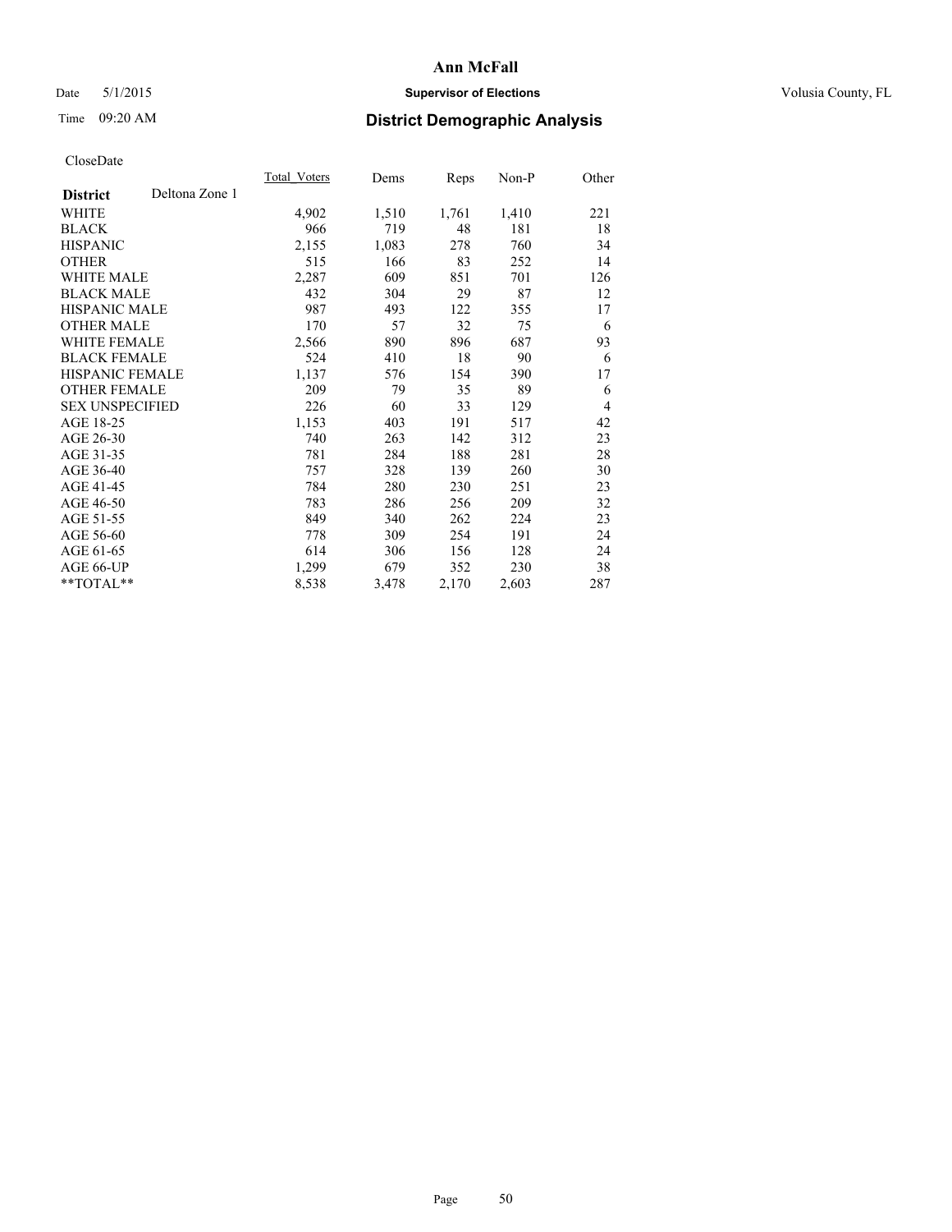# Ann McFall

Date 5/1/2015 **Supervisor of Elections** Volusia County, FL

Time 09:20 AM **District Demographic Analysis**

CloseDate

| **District** Deltona Zone 1 | Total_Voters | Dems | Reps | Non-P | Other |
|---|---|---|---|---|---|
| WHITE | 4,902 | 1,510 | 1,761 | 1,410 | 221 |
| BLACK | 966 | 719 | 48 | 181 | 18 |
| HISPANIC | 2,155 | 1,083 | 278 | 760 | 34 |
| OTHER | 515 | 166 | 83 | 252 | 14 |
| WHITE MALE | 2,287 | 609 | 851 | 701 | 126 |
| BLACK MALE | 432 | 304 | 29 | 87 | 12 |
| HISPANIC MALE | 987 | 493 | 122 | 355 | 17 |
| OTHER MALE | 170 | 57 | 32 | 75 | 6 |
| WHITE FEMALE | 2,566 | 890 | 896 | 687 | 93 |
| BLACK FEMALE | 524 | 410 | 18 | 90 | 6 |
| HISPANIC FEMALE | 1,137 | 576 | 154 | 390 | 17 |
| OTHER FEMALE | 209 | 79 | 35 | 89 | 6 |
| SEX UNSPECIFIED | 226 | 60 | 33 | 129 | 4 |
| AGE 18-25 | 1,153 | 403 | 191 | 517 | 42 |
| AGE 26-30 | 740 | 263 | 142 | 312 | 23 |
| AGE 31-35 | 781 | 284 | 188 | 281 | 28 |
| AGE 36-40 | 757 | 328 | 139 | 260 | 30 |
| AGE 41-45 | 784 | 280 | 230 | 251 | 23 |
| AGE 46-50 | 783 | 286 | 256 | 209 | 32 |
| AGE 51-55 | 849 | 340 | 262 | 224 | 23 |
| AGE 56-60 | 778 | 309 | 254 | 191 | 24 |
| AGE 61-65 | 614 | 306 | 156 | 128 | 24 |
| AGE 66-UP | 1,299 | 679 | 352 | 230 | 38 |
| **TOTAL** | 8,538 | 3,478 | 2,170 | 2,603 | 287 |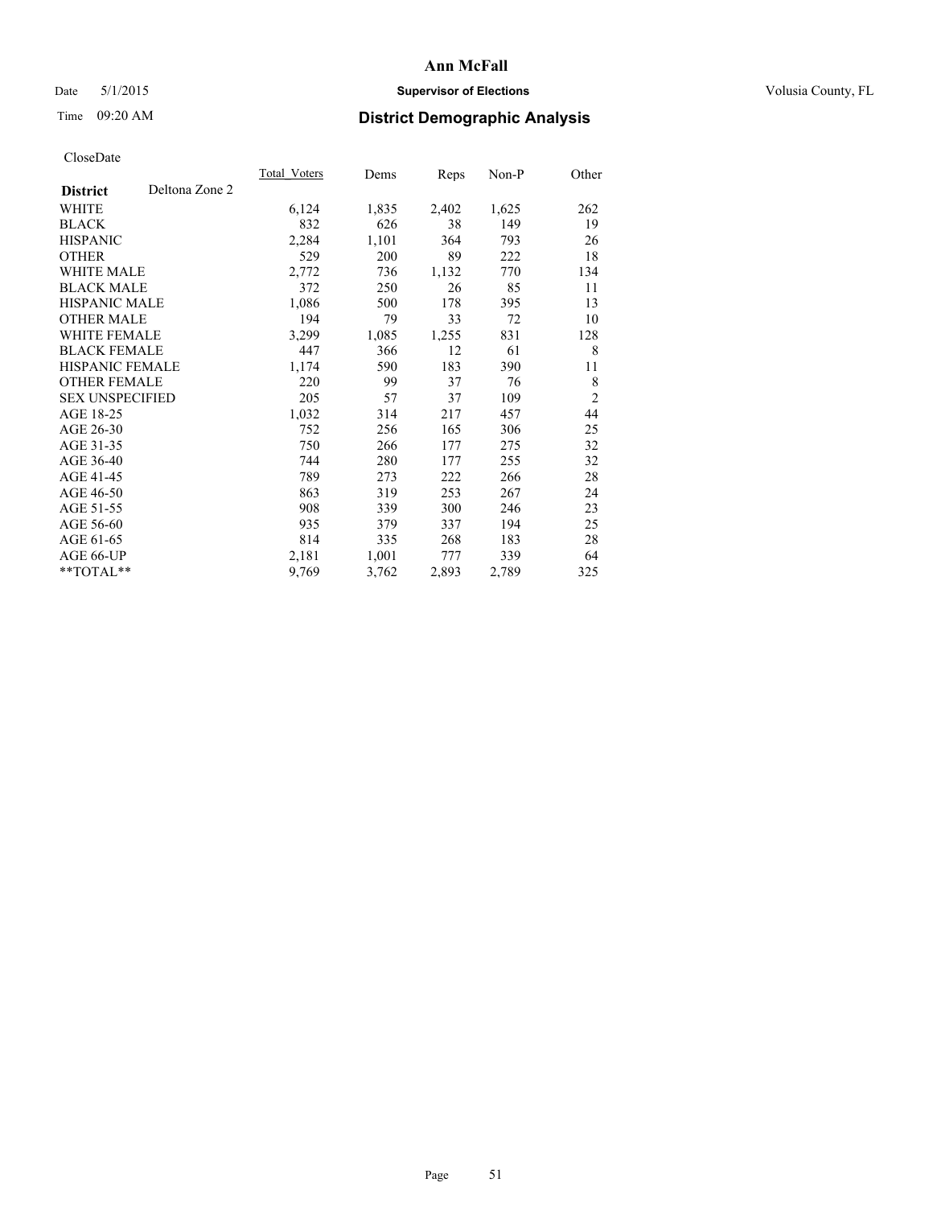# Ann McFall

Date 5/1/2015 **Supervisor of Elections** Volusia County, FL

Time 09:20 AM **District Demographic Analysis**

CloseDate

| **District** Deltona Zone 2 | Total_Voters | Dems | Reps | Non-P | Other |
|---|---|---|---|---|---|
| WHITE | 6,124 | 1,835 | 2,402 | 1,625 | 262 |
| BLACK | 832 | 626 | 38 | 149 | 19 |
| HISPANIC | 2,284 | 1,101 | 364 | 793 | 26 |
| OTHER | 529 | 200 | 89 | 222 | 18 |
| WHITE MALE | 2,772 | 736 | 1,132 | 770 | 134 |
| BLACK MALE | 372 | 250 | 26 | 85 | 11 |
| HISPANIC MALE | 1,086 | 500 | 178 | 395 | 13 |
| OTHER MALE | 194 | 79 | 33 | 72 | 10 |
| WHITE FEMALE | 3,299 | 1,085 | 1,255 | 831 | 128 |
| BLACK FEMALE | 447 | 366 | 12 | 61 | 8 |
| HISPANIC FEMALE | 1,174 | 590 | 183 | 390 | 11 |
| OTHER FEMALE | 220 | 99 | 37 | 76 | 8 |
| SEX UNSPECIFIED | 205 | 57 | 37 | 109 | 2 |
| AGE 18-25 | 1,032 | 314 | 217 | 457 | 44 |
| AGE 26-30 | 752 | 256 | 165 | 306 | 25 |
| AGE 31-35 | 750 | 266 | 177 | 275 | 32 |
| AGE 36-40 | 744 | 280 | 177 | 255 | 32 |
| AGE 41-45 | 789 | 273 | 222 | 266 | 28 |
| AGE 46-50 | 863 | 319 | 253 | 267 | 24 |
| AGE 51-55 | 908 | 339 | 300 | 246 | 23 |
| AGE 56-60 | 935 | 379 | 337 | 194 | 25 |
| AGE 61-65 | 814 | 335 | 268 | 183 | 28 |
| AGE 66-UP | 2,181 | 1,001 | 777 | 339 | 64 |
| **TOTAL** | 9,769 | 3,762 | 2,893 | 2,789 | 325 |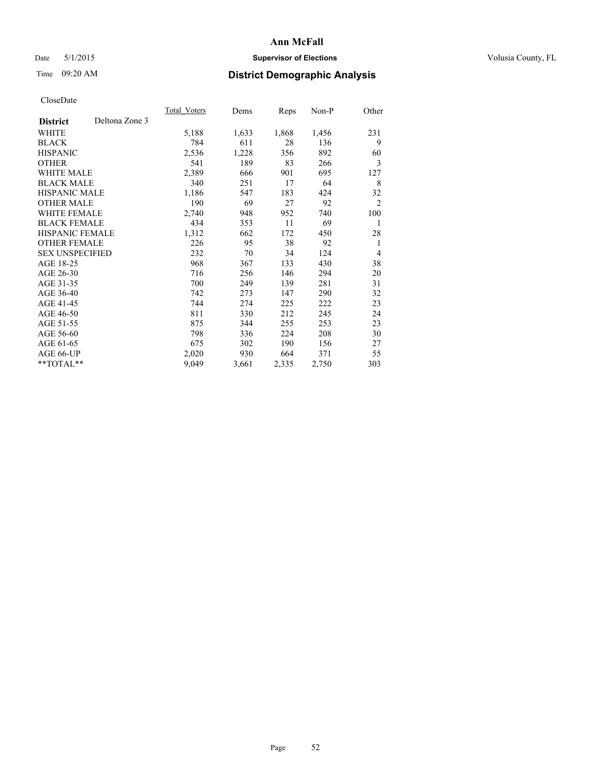CloseDate

| District | Deltona Zone 3 | Total_Voters | Dems | Reps | Non-P | Other |
|---|---|---|---|---|---|---|
| WHITE | | 5,188 | 1,633 | 1,868 | 1,456 | 231 |
| BLACK | | 784 | 611 | 28 | 136 | 9 |
| HISPANIC | | 2,536 | 1,228 | 356 | 892 | 60 |
| OTHER | | 541 | 189 | 83 | 266 | 3 |
| WHITE MALE | | 2,389 | 666 | 901 | 695 | 127 |
| BLACK MALE | | 340 | 251 | 17 | 64 | 8 |
| HISPANIC MALE | | 1,186 | 547 | 183 | 424 | 32 |
| OTHER MALE | | 190 | 69 | 27 | 92 | 2 |
| WHITE FEMALE | | 2,740 | 948 | 952 | 740 | 100 |
| BLACK FEMALE | | 434 | 353 | 11 | 69 | 1 |
| HISPANIC FEMALE | | 1,312 | 662 | 172 | 450 | 28 |
| OTHER FEMALE | | 226 | 95 | 38 | 92 | 1 |
| SEX UNSPECIFIED | | 232 | 70 | 34 | 124 | 4 |
| AGE 18-25 | | 968 | 367 | 133 | 430 | 38 |
| AGE 26-30 | | 716 | 256 | 146 | 294 | 20 |
| AGE 31-35 | | 700 | 249 | 139 | 281 | 31 |
| AGE 36-40 | | 742 | 273 | 147 | 290 | 32 |
| AGE 41-45 | | 744 | 274 | 225 | 222 | 23 |
| AGE 46-50 | | 811 | 330 | 212 | 245 | 24 |
| AGE 51-55 | | 875 | 344 | 255 | 253 | 23 |
| AGE 56-60 | | 798 | 336 | 224 | 208 | 30 |
| AGE 61-65 | | 675 | 302 | 190 | 156 | 27 |
| AGE 66-UP | | 2,020 | 930 | 664 | 371 | 55 |
| **TOTAL** | | 9,049 | 3,661 | 2,335 | 2,750 | 303 |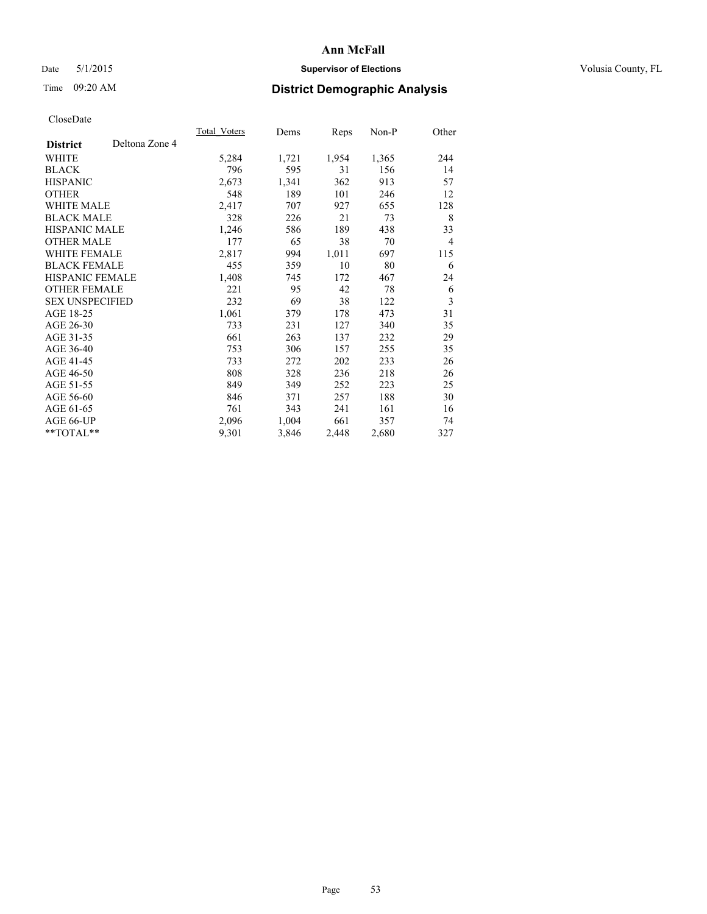Date 5/1/2015

Time 09:20 AM

# Ann McFall

## Supervisor of Elections

Volusia County, FL

## District Demographic Analysis

CloseDate

| **District** Deltona Zone 4 | Total_Voters | Dems | Reps | Non-P | Other |
|---|---|---|---|---|---|
| WHITE | 5,284 | 1,721 | 1,954 | 1,365 | 244 |
| BLACK | 796 | 595 | 31 | 156 | 14 |
| HISPANIC | 2,673 | 1,341 | 362 | 913 | 57 |
| OTHER | 548 | 189 | 101 | 246 | 12 |
| WHITE MALE | 2,417 | 707 | 927 | 655 | 128 |
| BLACK MALE | 328 | 226 | 21 | 73 | 8 |
| HISPANIC MALE | 1,246 | 586 | 189 | 438 | 33 |
| OTHER MALE | 177 | 65 | 38 | 70 | 4 |
| WHITE FEMALE | 2,817 | 994 | 1,011 | 697 | 115 |
| BLACK FEMALE | 455 | 359 | 10 | 80 | 6 |
| HISPANIC FEMALE | 1,408 | 745 | 172 | 467 | 24 |
| OTHER FEMALE | 221 | 95 | 42 | 78 | 6 |
| SEX UNSPECIFIED | 232 | 69 | 38 | 122 | 3 |
| AGE 18-25 | 1,061 | 379 | 178 | 473 | 31 |
| AGE 26-30 | 733 | 231 | 127 | 340 | 35 |
| AGE 31-35 | 661 | 263 | 137 | 232 | 29 |
| AGE 36-40 | 753 | 306 | 157 | 255 | 35 |
| AGE 41-45 | 733 | 272 | 202 | 233 | 26 |
| AGE 46-50 | 808 | 328 | 236 | 218 | 26 |
| AGE 51-55 | 849 | 349 | 252 | 223 | 25 |
| AGE 56-60 | 846 | 371 | 257 | 188 | 30 |
| AGE 61-65 | 761 | 343 | 241 | 161 | 16 |
| AGE 66-UP | 2,096 | 1,004 | 661 | 357 | 74 |
| **TOTAL** | 9,301 | 3,846 | 2,448 | 2,680 | 327 |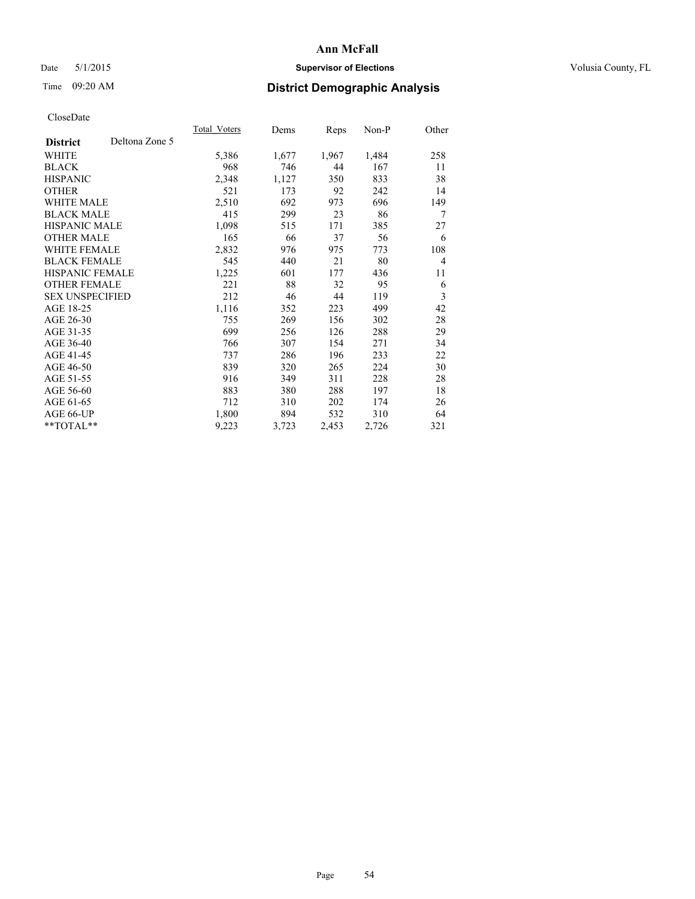# Ann McFall

Date 5/1/2015 **Supervisor of Elections** Volusia County, FL

Time 09:20 AM **District Demographic Analysis**

CloseDate

| | Total_Voters | Dems | Reps | Non-P | Other |
|---|---|---|---|---|---|
| **District** Deltona Zone 5 | | | | | |
| WHITE | 5,386 | 1,677 | 1,967 | 1,484 | 258 |
| BLACK | 968 | 746 | 44 | 167 | 11 |
| HISPANIC | 2,348 | 1,127 | 350 | 833 | 38 |
| OTHER | 521 | 173 | 92 | 242 | 14 |
| WHITE MALE | 2,510 | 692 | 973 | 696 | 149 |
| BLACK MALE | 415 | 299 | 23 | 86 | 7 |
| HISPANIC MALE | 1,098 | 515 | 171 | 385 | 27 |
| OTHER MALE | 165 | 66 | 37 | 56 | 6 |
| WHITE FEMALE | 2,832 | 976 | 975 | 773 | 108 |
| BLACK FEMALE | 545 | 440 | 21 | 80 | 4 |
| HISPANIC FEMALE | 1,225 | 601 | 177 | 436 | 11 |
| OTHER FEMALE | 221 | 88 | 32 | 95 | 6 |
| SEX UNSPECIFIED | 212 | 46 | 44 | 119 | 3 |
| AGE 18-25 | 1,116 | 352 | 223 | 499 | 42 |
| AGE 26-30 | 755 | 269 | 156 | 302 | 28 |
| AGE 31-35 | 699 | 256 | 126 | 288 | 29 |
| AGE 36-40 | 766 | 307 | 154 | 271 | 34 |
| AGE 41-45 | 737 | 286 | 196 | 233 | 22 |
| AGE 46-50 | 839 | 320 | 265 | 224 | 30 |
| AGE 51-55 | 916 | 349 | 311 | 228 | 28 |
| AGE 56-60 | 883 | 380 | 288 | 197 | 18 |
| AGE 61-65 | 712 | 310 | 202 | 174 | 26 |
| AGE 66-UP | 1,800 | 894 | 532 | 310 | 64 |
| **TOTAL** | 9,223 | 3,723 | 2,453 | 2,726 | 321 |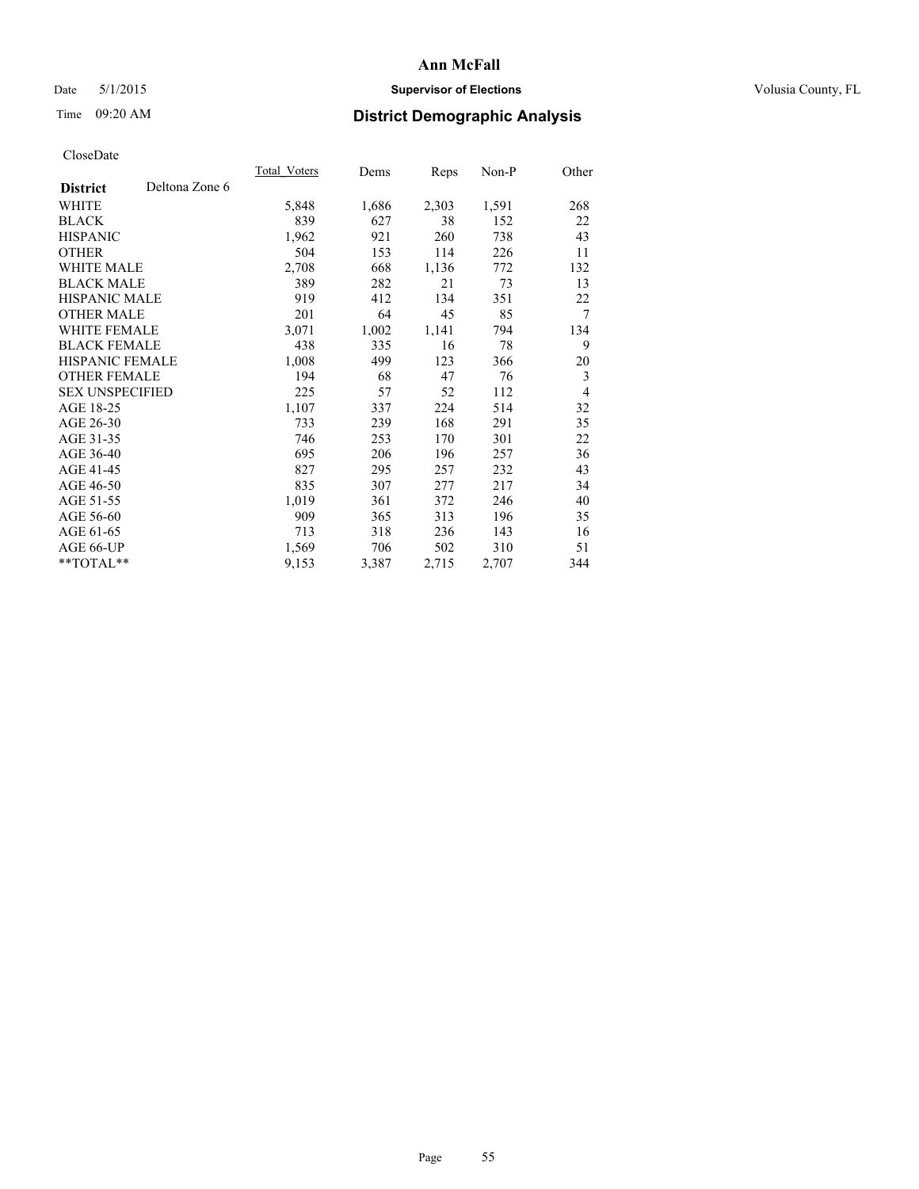# Ann McFall

Date 5/1/2015 **Supervisor of Elections** Volusia County, FL

Time 09:20 AM **District Demographic Analysis**

CloseDate

| **District** Deltona Zone 6 | Total_Voters | Dems | Reps | Non-P | Other |
|---|---|---|---|---|---|
| WHITE | 5,848 | 1,686 | 2,303 | 1,591 | 268 |
| BLACK | 839 | 627 | 38 | 152 | 22 |
| HISPANIC | 1,962 | 921 | 260 | 738 | 43 |
| OTHER | 504 | 153 | 114 | 226 | 11 |
| WHITE MALE | 2,708 | 668 | 1,136 | 772 | 132 |
| BLACK MALE | 389 | 282 | 21 | 73 | 13 |
| HISPANIC MALE | 919 | 412 | 134 | 351 | 22 |
| OTHER MALE | 201 | 64 | 45 | 85 | 7 |
| WHITE FEMALE | 3,071 | 1,002 | 1,141 | 794 | 134 |
| BLACK FEMALE | 438 | 335 | 16 | 78 | 9 |
| HISPANIC FEMALE | 1,008 | 499 | 123 | 366 | 20 |
| OTHER FEMALE | 194 | 68 | 47 | 76 | 3 |
| SEX UNSPECIFIED | 225 | 57 | 52 | 112 | 4 |
| AGE 18-25 | 1,107 | 337 | 224 | 514 | 32 |
| AGE 26-30 | 733 | 239 | 168 | 291 | 35 |
| AGE 31-35 | 746 | 253 | 170 | 301 | 22 |
| AGE 36-40 | 695 | 206 | 196 | 257 | 36 |
| AGE 41-45 | 827 | 295 | 257 | 232 | 43 |
| AGE 46-50 | 835 | 307 | 277 | 217 | 34 |
| AGE 51-55 | 1,019 | 361 | 372 | 246 | 40 |
| AGE 56-60 | 909 | 365 | 313 | 196 | 35 |
| AGE 61-65 | 713 | 318 | 236 | 143 | 16 |
| AGE 66-UP | 1,569 | 706 | 502 | 310 | 51 |
| **TOTAL** | 9,153 | 3,387 | 2,715 | 2,707 | 344 |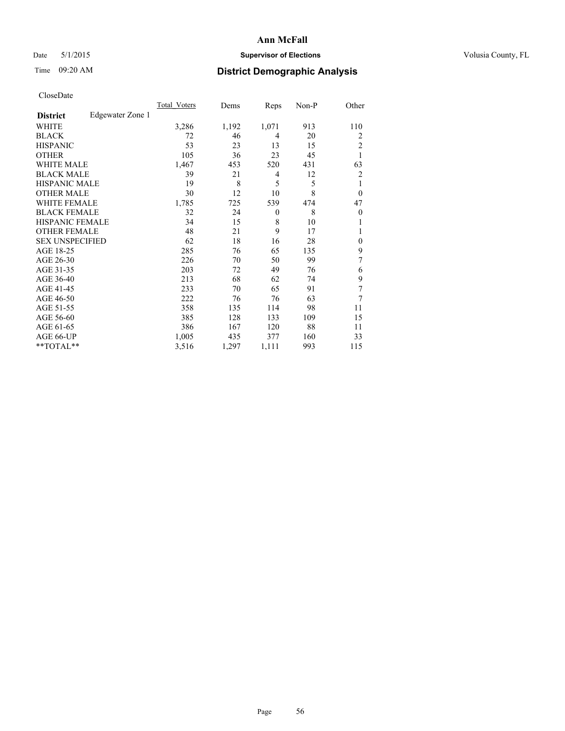# Ann McFall

Date 5/1/2015 **Supervisor of Elections** Volusia County, FL

Time 09:20 AM **District Demographic Analysis**

CloseDate

| **District** Edgewater Zone 1 | Total_Voters | Dems | Reps | Non-P | Other |
|---|---|---|---|---|---|
| WHITE | 3,286 | 1,192 | 1,071 | 913 | 110 |
| BLACK | 72 | 46 | 4 | 20 | 2 |
| HISPANIC | 53 | 23 | 13 | 15 | 2 |
| OTHER | 105 | 36 | 23 | 45 | 1 |
| WHITE MALE | 1,467 | 453 | 520 | 431 | 63 |
| BLACK MALE | 39 | 21 | 4 | 12 | 2 |
| HISPANIC MALE | 19 | 8 | 5 | 5 | 1 |
| OTHER MALE | 30 | 12 | 10 | 8 | 0 |
| WHITE FEMALE | 1,785 | 725 | 539 | 474 | 47 |
| BLACK FEMALE | 32 | 24 | 0 | 8 | 0 |
| HISPANIC FEMALE | 34 | 15 | 8 | 10 | 1 |
| OTHER FEMALE | 48 | 21 | 9 | 17 | 1 |
| SEX UNSPECIFIED | 62 | 18 | 16 | 28 | 0 |
| AGE 18-25 | 285 | 76 | 65 | 135 | 9 |
| AGE 26-30 | 226 | 70 | 50 | 99 | 7 |
| AGE 31-35 | 203 | 72 | 49 | 76 | 6 |
| AGE 36-40 | 213 | 68 | 62 | 74 | 9 |
| AGE 41-45 | 233 | 70 | 65 | 91 | 7 |
| AGE 46-50 | 222 | 76 | 76 | 63 | 7 |
| AGE 51-55 | 358 | 135 | 114 | 98 | 11 |
| AGE 56-60 | 385 | 128 | 133 | 109 | 15 |
| AGE 61-65 | 386 | 167 | 120 | 88 | 11 |
| AGE 66-UP | 1,005 | 435 | 377 | 160 | 33 |
| **TOTAL** | 3,516 | 1,297 | 1,111 | 993 | 115 |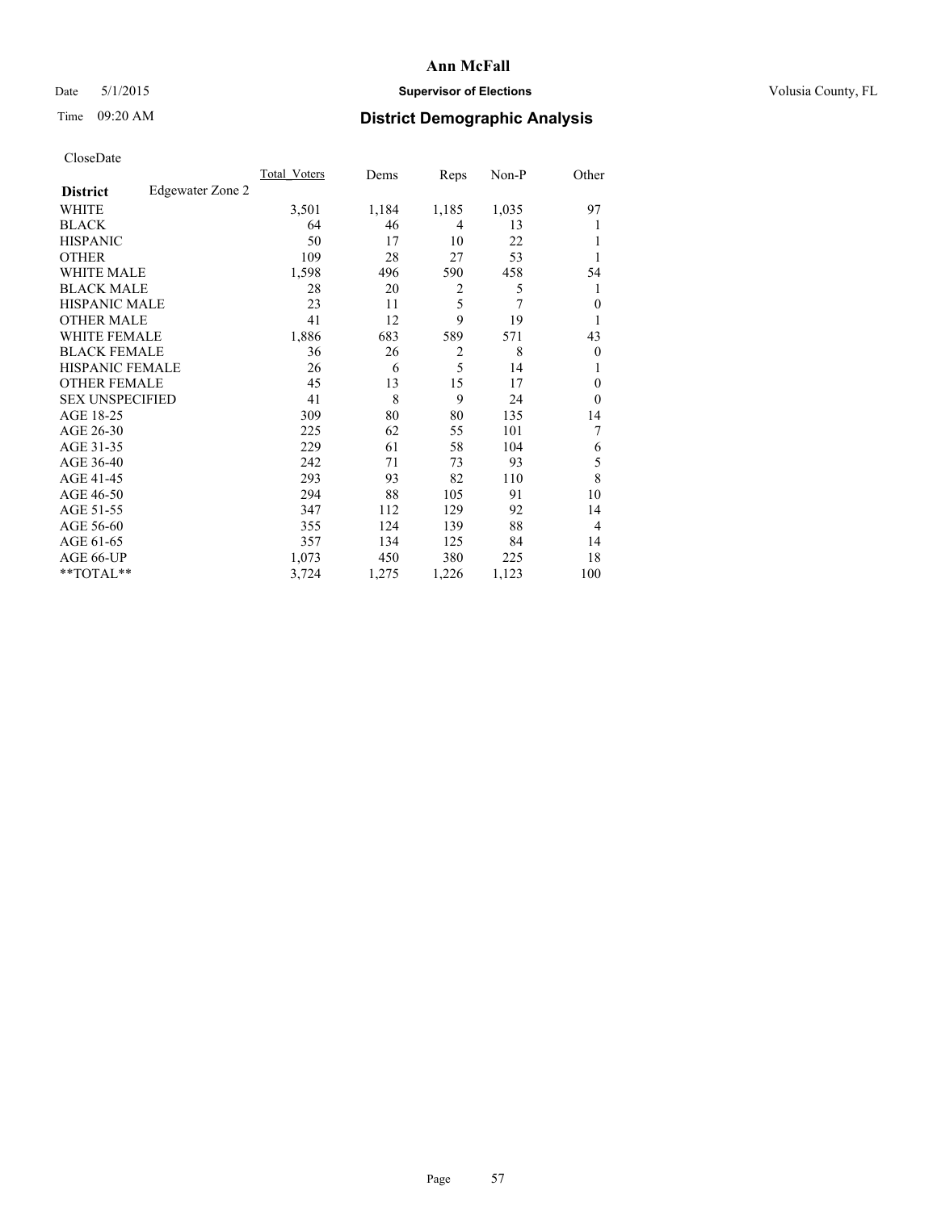# Ann McFall

Date 5/1/2015 **Supervisor of Elections** Volusia County, FL

Time 09:20 AM **District Demographic Analysis**

CloseDate

| **District** Edgewater Zone 2 | Total Voters | Dems | Reps | Non-P | Other |
|---|---|---|---|---|---|
| WHITE | 3,501 | 1,184 | 1,185 | 1,035 | 97 |
| BLACK | 64 | 46 | 4 | 13 | 1 |
| HISPANIC | 50 | 17 | 10 | 22 | 1 |
| OTHER | 109 | 28 | 27 | 53 | 1 |
| WHITE MALE | 1,598 | 496 | 590 | 458 | 54 |
| BLACK MALE | 28 | 20 | 2 | 5 | 1 |
| HISPANIC MALE | 23 | 11 | 5 | 7 | 0 |
| OTHER MALE | 41 | 12 | 9 | 19 | 1 |
| WHITE FEMALE | 1,886 | 683 | 589 | 571 | 43 |
| BLACK FEMALE | 36 | 26 | 2 | 8 | 0 |
| HISPANIC FEMALE | 26 | 6 | 5 | 14 | 1 |
| OTHER FEMALE | 45 | 13 | 15 | 17 | 0 |
| SEX UNSPECIFIED | 41 | 8 | 9 | 24 | 0 |
| AGE 18-25 | 309 | 80 | 80 | 135 | 14 |
| AGE 26-30 | 225 | 62 | 55 | 101 | 7 |
| AGE 31-35 | 229 | 61 | 58 | 104 | 6 |
| AGE 36-40 | 242 | 71 | 73 | 93 | 5 |
| AGE 41-45 | 293 | 93 | 82 | 110 | 8 |
| AGE 46-50 | 294 | 88 | 105 | 91 | 10 |
| AGE 51-55 | 347 | 112 | 129 | 92 | 14 |
| AGE 56-60 | 355 | 124 | 139 | 88 | 4 |
| AGE 61-65 | 357 | 134 | 125 | 84 | 14 |
| AGE 66-UP | 1,073 | 450 | 380 | 225 | 18 |
| **TOTAL** | 3,724 | 1,275 | 1,226 | 1,123 | 100 |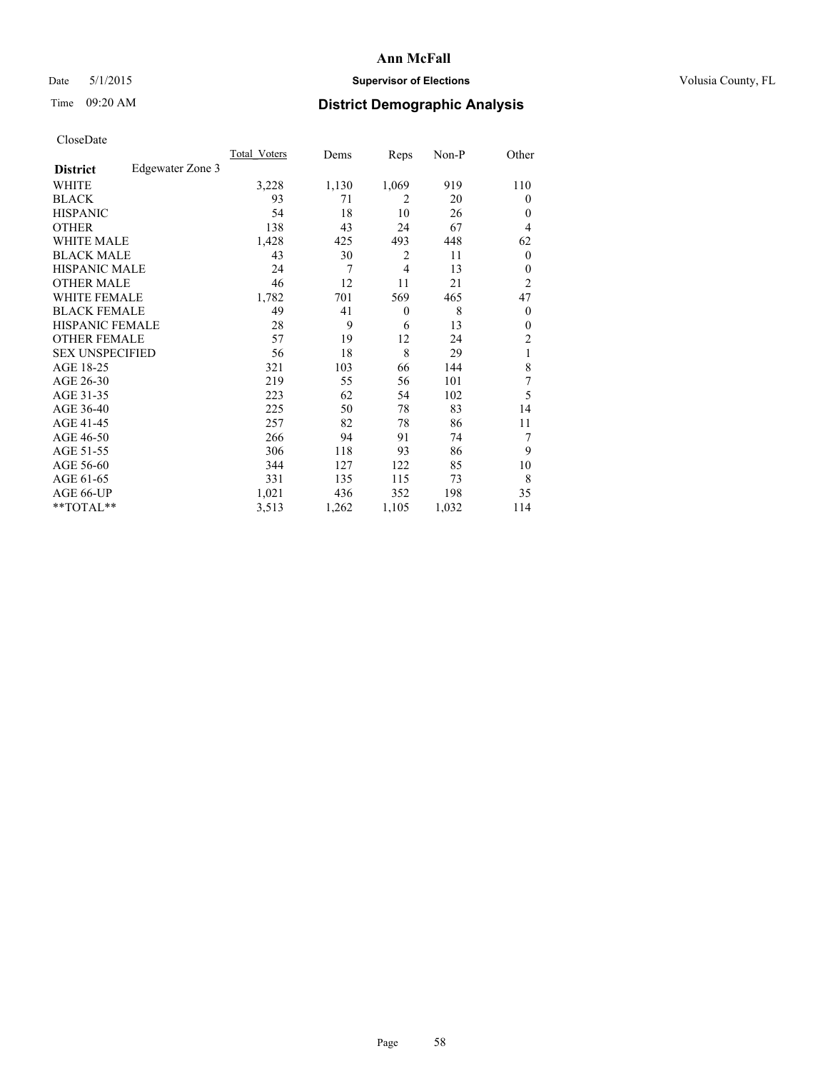# Ann McFall

Date 5/1/2015 **Supervisor of Elections** Volusia County, FL

Time 09:20 AM **District Demographic Analysis**

CloseDate

| **District** Edgewater Zone 3 | Total_Voters | Dems | Reps | Non-P | Other |
|---|---|---|---|---|---|
| WHITE | 3,228 | 1,130 | 1,069 | 919 | 110 |
| BLACK | 93 | 71 | 2 | 20 | 0 |
| HISPANIC | 54 | 18 | 10 | 26 | 0 |
| OTHER | 138 | 43 | 24 | 67 | 4 |
| WHITE MALE | 1,428 | 425 | 493 | 448 | 62 |
| BLACK MALE | 43 | 30 | 2 | 11 | 0 |
| HISPANIC MALE | 24 | 7 | 4 | 13 | 0 |
| OTHER MALE | 46 | 12 | 11 | 21 | 2 |
| WHITE FEMALE | 1,782 | 701 | 569 | 465 | 47 |
| BLACK FEMALE | 49 | 41 | 0 | 8 | 0 |
| HISPANIC FEMALE | 28 | 9 | 6 | 13 | 0 |
| OTHER FEMALE | 57 | 19 | 12 | 24 | 2 |
| SEX UNSPECIFIED | 56 | 18 | 8 | 29 | 1 |
| AGE 18-25 | 321 | 103 | 66 | 144 | 8 |
| AGE 26-30 | 219 | 55 | 56 | 101 | 7 |
| AGE 31-35 | 223 | 62 | 54 | 102 | 5 |
| AGE 36-40 | 225 | 50 | 78 | 83 | 14 |
| AGE 41-45 | 257 | 82 | 78 | 86 | 11 |
| AGE 46-50 | 266 | 94 | 91 | 74 | 7 |
| AGE 51-55 | 306 | 118 | 93 | 86 | 9 |
| AGE 56-60 | 344 | 127 | 122 | 85 | 10 |
| AGE 61-65 | 331 | 135 | 115 | 73 | 8 |
| AGE 66-UP | 1,021 | 436 | 352 | 198 | 35 |
| **TOTAL** | 3,513 | 1,262 | 1,105 | 1,032 | 114 |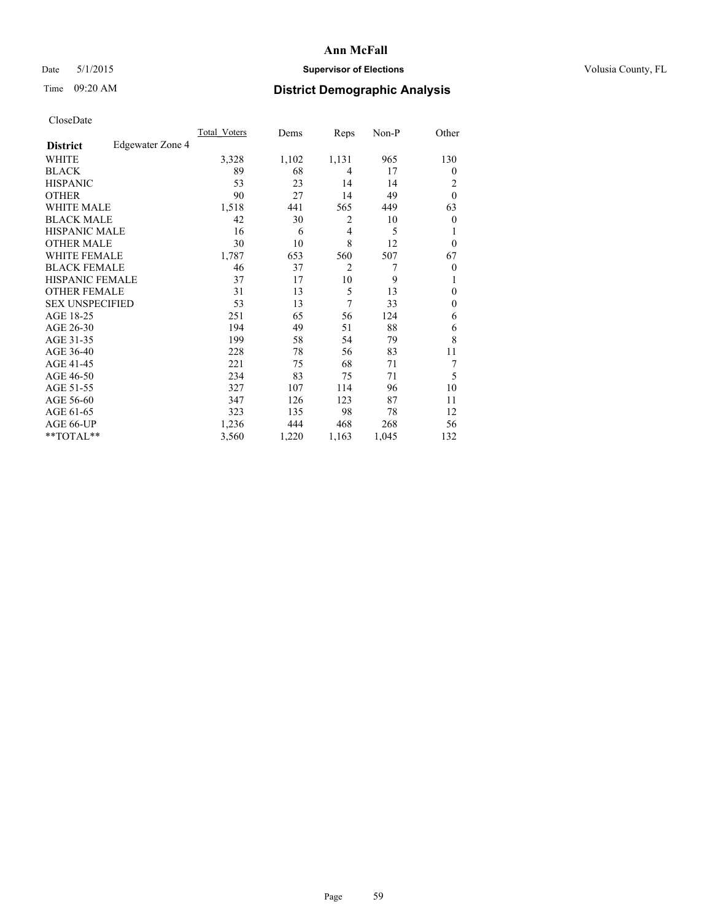**Ann McFall**

Date 5/1/2015 **Supervisor of Elections** Volusia County, FL

Time 09:20 AM **District Demographic Analysis**

CloseDate

| **District** Edgewater Zone 4 | Total_Voters | Dems | Reps | Non-P | Other |
|---|---|---|---|---|---|
| WHITE | 3,328 | 1,102 | 1,131 | 965 | 130 |
| BLACK | 89 | 68 | 4 | 17 | 0 |
| HISPANIC | 53 | 23 | 14 | 14 | 2 |
| OTHER | 90 | 27 | 14 | 49 | 0 |
| WHITE MALE | 1,518 | 441 | 565 | 449 | 63 |
| BLACK MALE | 42 | 30 | 2 | 10 | 0 |
| HISPANIC MALE | 16 | 6 | 4 | 5 | 1 |
| OTHER MALE | 30 | 10 | 8 | 12 | 0 |
| WHITE FEMALE | 1,787 | 653 | 560 | 507 | 67 |
| BLACK FEMALE | 46 | 37 | 2 | 7 | 0 |
| HISPANIC FEMALE | 37 | 17 | 10 | 9 | 1 |
| OTHER FEMALE | 31 | 13 | 5 | 13 | 0 |
| SEX UNSPECIFIED | 53 | 13 | 7 | 33 | 0 |
| AGE 18-25 | 251 | 65 | 56 | 124 | 6 |
| AGE 26-30 | 194 | 49 | 51 | 88 | 6 |
| AGE 31-35 | 199 | 58 | 54 | 79 | 8 |
| AGE 36-40 | 228 | 78 | 56 | 83 | 11 |
| AGE 41-45 | 221 | 75 | 68 | 71 | 7 |
| AGE 46-50 | 234 | 83 | 75 | 71 | 5 |
| AGE 51-55 | 327 | 107 | 114 | 96 | 10 |
| AGE 56-60 | 347 | 126 | 123 | 87 | 11 |
| AGE 61-65 | 323 | 135 | 98 | 78 | 12 |
| AGE 66-UP | 1,236 | 444 | 468 | 268 | 56 |
| **TOTAL** | 3,560 | 1,220 | 1,163 | 1,045 | 132 |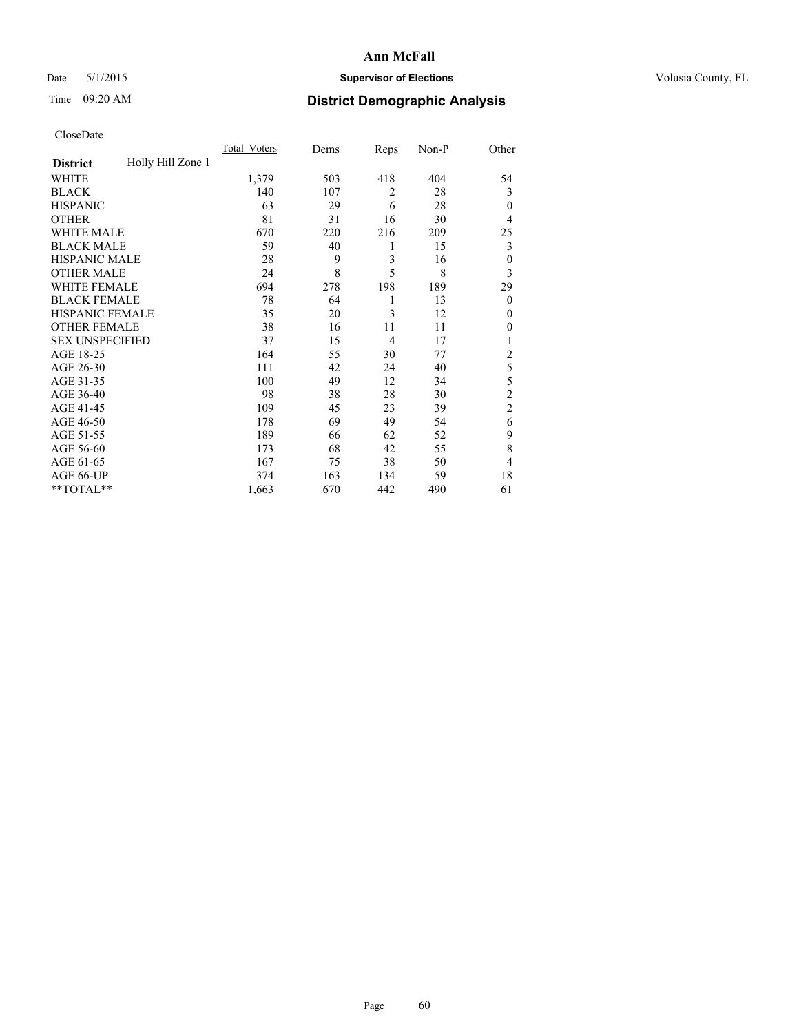# Ann McFall

Date 5/1/2015 **Supervisor of Elections** Volusia County, FL

Time 09:20 AM **District Demographic Analysis**

CloseDate

| **District** Holly Hill Zone 1 | Total_Voters | Dems | Reps | Non-P | Other |
|---|---|---|---|---|---|
| WHITE | 1,379 | 503 | 418 | 404 | 54 |
| BLACK | 140 | 107 | 2 | 28 | 3 |
| HISPANIC | 63 | 29 | 6 | 28 | 0 |
| OTHER | 81 | 31 | 16 | 30 | 4 |
| WHITE MALE | 670 | 220 | 216 | 209 | 25 |
| BLACK MALE | 59 | 40 | 1 | 15 | 3 |
| HISPANIC MALE | 28 | 9 | 3 | 16 | 0 |
| OTHER MALE | 24 | 8 | 5 | 8 | 3 |
| WHITE FEMALE | 694 | 278 | 198 | 189 | 29 |
| BLACK FEMALE | 78 | 64 | 1 | 13 | 0 |
| HISPANIC FEMALE | 35 | 20 | 3 | 12 | 0 |
| OTHER FEMALE | 38 | 16 | 11 | 11 | 0 |
| SEX UNSPECIFIED | 37 | 15 | 4 | 17 | 1 |
| AGE 18-25 | 164 | 55 | 30 | 77 | 2 |
| AGE 26-30 | 111 | 42 | 24 | 40 | 5 |
| AGE 31-35 | 100 | 49 | 12 | 34 | 5 |
| AGE 36-40 | 98 | 38 | 28 | 30 | 2 |
| AGE 41-45 | 109 | 45 | 23 | 39 | 2 |
| AGE 46-50 | 178 | 69 | 49 | 54 | 6 |
| AGE 51-55 | 189 | 66 | 62 | 52 | 9 |
| AGE 56-60 | 173 | 68 | 42 | 55 | 8 |
| AGE 61-65 | 167 | 75 | 38 | 50 | 4 |
| AGE 66-UP | 374 | 163 | 134 | 59 | 18 |
| **TOTAL** | 1,663 | 670 | 442 | 490 | 61 |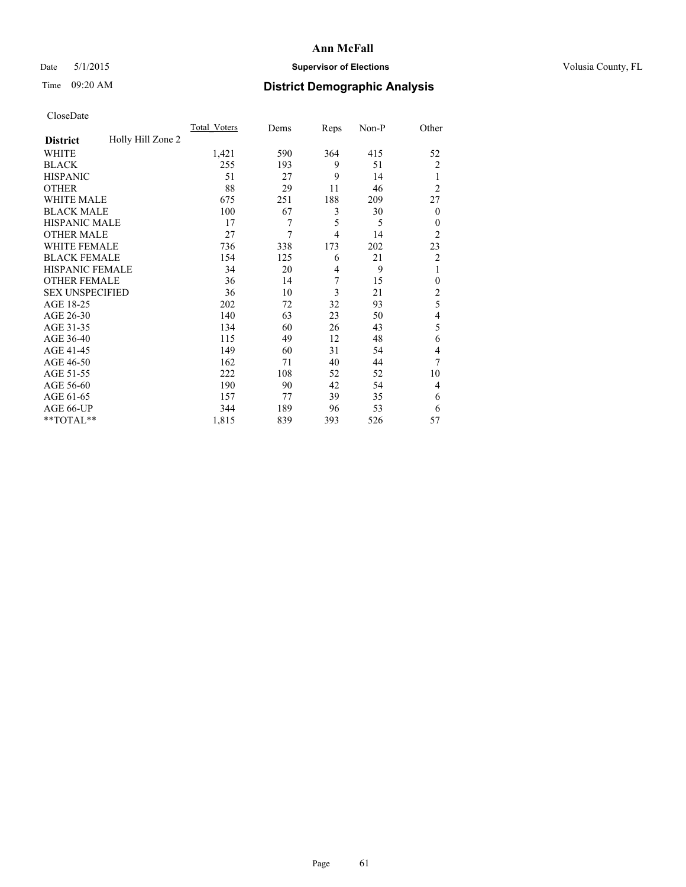# Ann McFall

Date 5/1/2015 **Supervisor of Elections** Volusia County, FL

Time 09:20 AM **District Demographic Analysis**

CloseDate

| **District** Holly Hill Zone 2 | Total Voters | Dems | Reps | Non-P | Other |
|---|---|---|---|---|---|
| WHITE | 1,421 | 590 | 364 | 415 | 52 |
| BLACK | 255 | 193 | 9 | 51 | 2 |
| HISPANIC | 51 | 27 | 9 | 14 | 1 |
| OTHER | 88 | 29 | 11 | 46 | 2 |
| WHITE MALE | 675 | 251 | 188 | 209 | 27 |
| BLACK MALE | 100 | 67 | 3 | 30 | 0 |
| HISPANIC MALE | 17 | 7 | 5 | 5 | 0 |
| OTHER MALE | 27 | 7 | 4 | 14 | 2 |
| WHITE FEMALE | 736 | 338 | 173 | 202 | 23 |
| BLACK FEMALE | 154 | 125 | 6 | 21 | 2 |
| HISPANIC FEMALE | 34 | 20 | 4 | 9 | 1 |
| OTHER FEMALE | 36 | 14 | 7 | 15 | 0 |
| SEX UNSPECIFIED | 36 | 10 | 3 | 21 | 2 |
| AGE 18-25 | 202 | 72 | 32 | 93 | 5 |
| AGE 26-30 | 140 | 63 | 23 | 50 | 4 |
| AGE 31-35 | 134 | 60 | 26 | 43 | 5 |
| AGE 36-40 | 115 | 49 | 12 | 48 | 6 |
| AGE 41-45 | 149 | 60 | 31 | 54 | 4 |
| AGE 46-50 | 162 | 71 | 40 | 44 | 7 |
| AGE 51-55 | 222 | 108 | 52 | 52 | 10 |
| AGE 56-60 | 190 | 90 | 42 | 54 | 4 |
| AGE 61-65 | 157 | 77 | 39 | 35 | 6 |
| AGE 66-UP | 344 | 189 | 96 | 53 | 6 |
| **TOTAL** | 1,815 | 839 | 393 | 526 | 57 |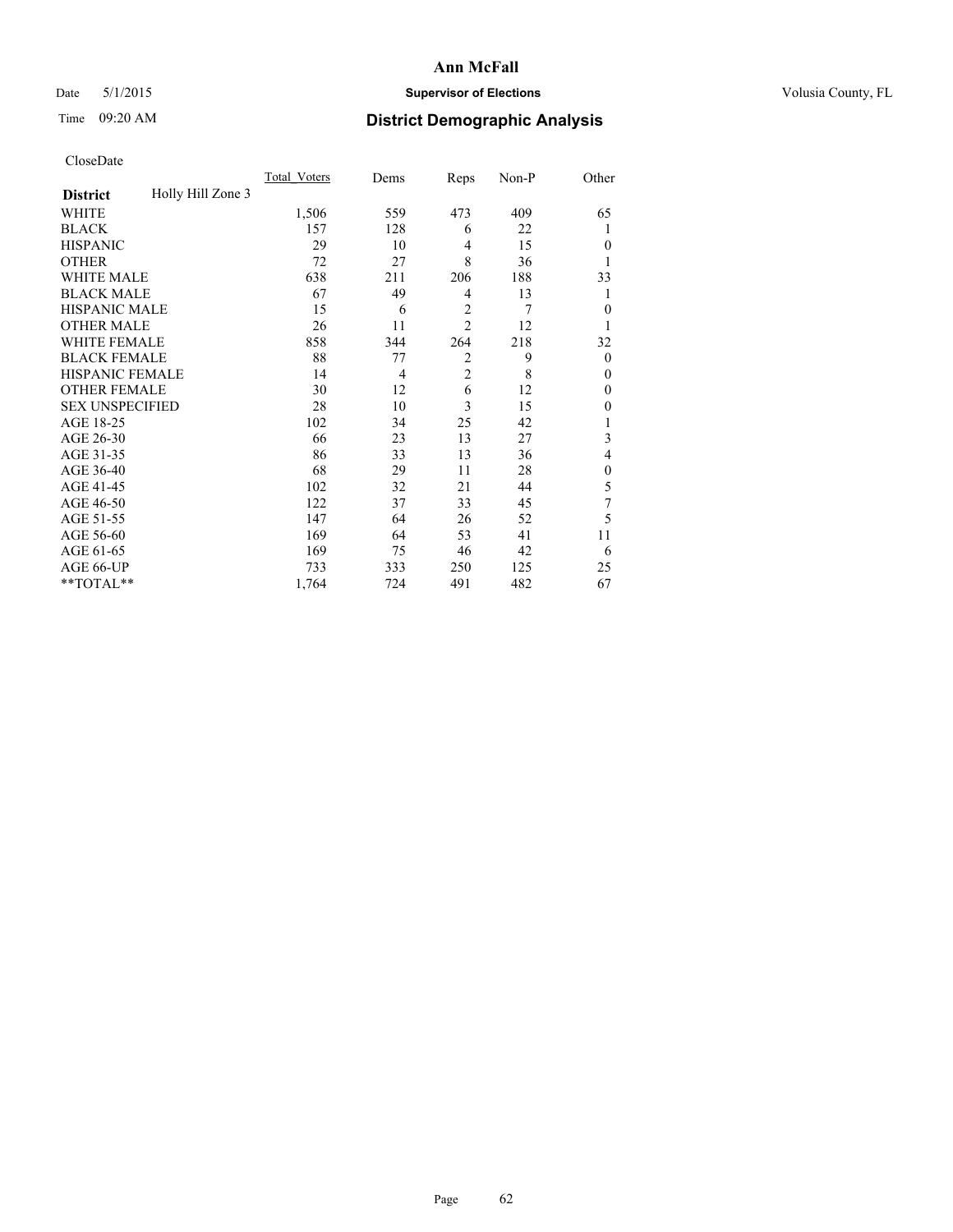# Ann McFall

Date 5/1/2015 **Supervisor of Elections** Volusia County, FL

Time 09:20 AM **District Demographic Analysis**

CloseDate

| District | Holly Hill Zone 3 | Total_Voters | Dems | Reps | Non-P | Other |
|---|---|---|---|---|---|---|
| WHITE | | 1,506 | 559 | 473 | 409 | 65 |
| BLACK | | 157 | 128 | 6 | 22 | 1 |
| HISPANIC | | 29 | 10 | 4 | 15 | 0 |
| OTHER | | 72 | 27 | 8 | 36 | 1 |
| WHITE MALE | | 638 | 211 | 206 | 188 | 33 |
| BLACK MALE | | 67 | 49 | 4 | 13 | 1 |
| HISPANIC MALE | | 15 | 6 | 2 | 7 | 0 |
| OTHER MALE | | 26 | 11 | 2 | 12 | 1 |
| WHITE FEMALE | | 858 | 344 | 264 | 218 | 32 |
| BLACK FEMALE | | 88 | 77 | 2 | 9 | 0 |
| HISPANIC FEMALE | | 14 | 4 | 2 | 8 | 0 |
| OTHER FEMALE | | 30 | 12 | 6 | 12 | 0 |
| SEX UNSPECIFIED | | 28 | 10 | 3 | 15 | 0 |
| AGE 18-25 | | 102 | 34 | 25 | 42 | 1 |
| AGE 26-30 | | 66 | 23 | 13 | 27 | 3 |
| AGE 31-35 | | 86 | 33 | 13 | 36 | 4 |
| AGE 36-40 | | 68 | 29 | 11 | 28 | 0 |
| AGE 41-45 | | 102 | 32 | 21 | 44 | 5 |
| AGE 46-50 | | 122 | 37 | 33 | 45 | 7 |
| AGE 51-55 | | 147 | 64 | 26 | 52 | 5 |
| AGE 56-60 | | 169 | 64 | 53 | 41 | 11 |
| AGE 61-65 | | 169 | 75 | 46 | 42 | 6 |
| AGE 66-UP | | 733 | 333 | 250 | 125 | 25 |
| **TOTAL** | | 1,764 | 724 | 491 | 482 | 67 |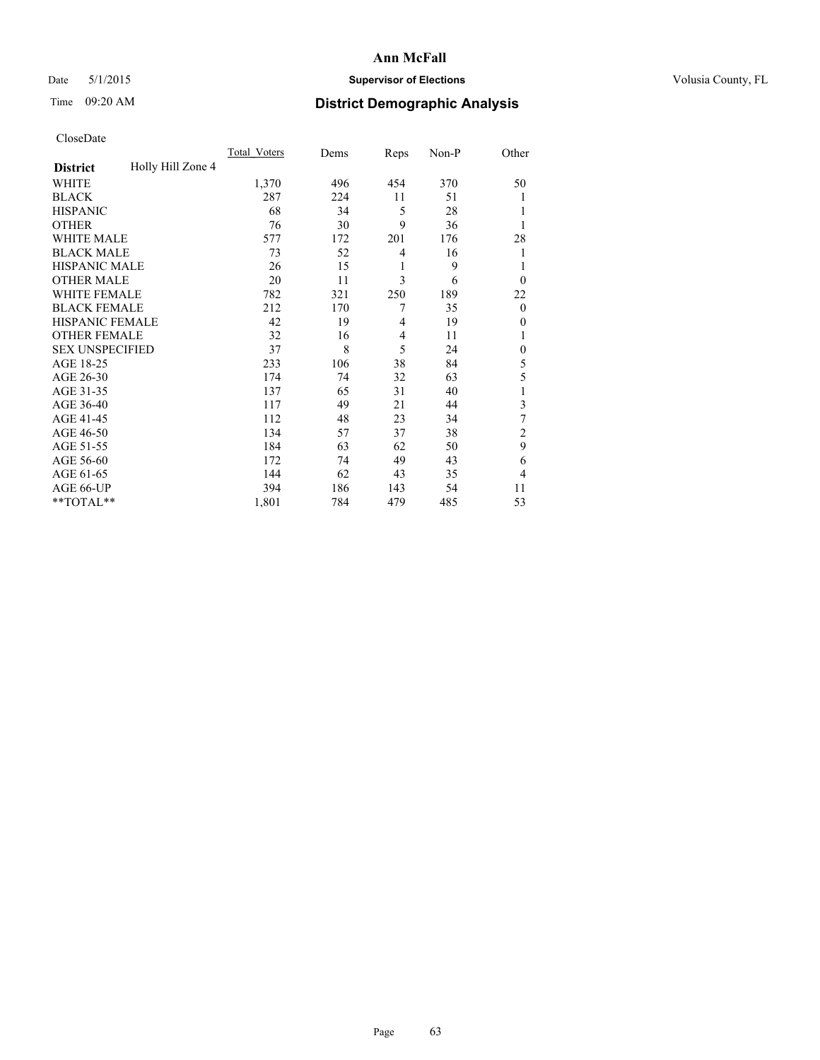# Ann McFall

Date 5/1/2015 **Supervisor of Elections** Volusia County, FL

Time 09:20 AM **District Demographic Analysis**

CloseDate

| **District** Holly Hill Zone 4 | Total_Voters | Dems | Reps | Non-P | Other |
|---|---|---|---|---|---|
| WHITE | 1,370 | 496 | 454 | 370 | 50 |
| BLACK | 287 | 224 | 11 | 51 | 1 |
| HISPANIC | 68 | 34 | 5 | 28 | 1 |
| OTHER | 76 | 30 | 9 | 36 | 1 |
| WHITE MALE | 577 | 172 | 201 | 176 | 28 |
| BLACK MALE | 73 | 52 | 4 | 16 | 1 |
| HISPANIC MALE | 26 | 15 | 1 | 9 | 1 |
| OTHER MALE | 20 | 11 | 3 | 6 | 0 |
| WHITE FEMALE | 782 | 321 | 250 | 189 | 22 |
| BLACK FEMALE | 212 | 170 | 7 | 35 | 0 |
| HISPANIC FEMALE | 42 | 19 | 4 | 19 | 0 |
| OTHER FEMALE | 32 | 16 | 4 | 11 | 1 |
| SEX UNSPECIFIED | 37 | 8 | 5 | 24 | 0 |
| AGE 18-25 | 233 | 106 | 38 | 84 | 5 |
| AGE 26-30 | 174 | 74 | 32 | 63 | 5 |
| AGE 31-35 | 137 | 65 | 31 | 40 | 1 |
| AGE 36-40 | 117 | 49 | 21 | 44 | 3 |
| AGE 41-45 | 112 | 48 | 23 | 34 | 7 |
| AGE 46-50 | 134 | 57 | 37 | 38 | 2 |
| AGE 51-55 | 184 | 63 | 62 | 50 | 9 |
| AGE 56-60 | 172 | 74 | 49 | 43 | 6 |
| AGE 61-65 | 144 | 62 | 43 | 35 | 4 |
| AGE 66-UP | 394 | 186 | 143 | 54 | 11 |
| **TOTAL** | 1,801 | 784 | 479 | 485 | 53 |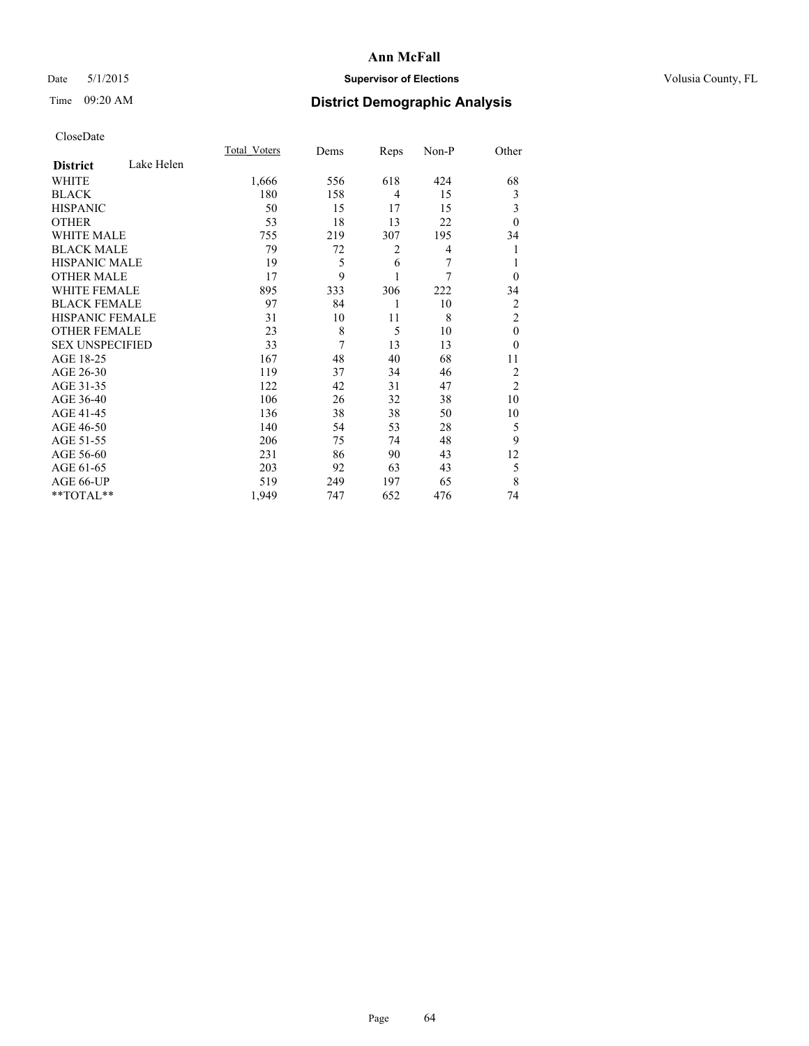**Ann McFall**

Date 5/1/2015 **Supervisor of Elections** Volusia County, FL

Time 09:20 AM **District Demographic Analysis**

CloseDate

| **District** Lake Helen | Total_Voters | Dems | Reps | Non-P | Other |
|---|---|---|---|---|---|
| WHITE | 1,666 | 556 | 618 | 424 | 68 |
| BLACK | 180 | 158 | 4 | 15 | 3 |
| HISPANIC | 50 | 15 | 17 | 15 | 3 |
| OTHER | 53 | 18 | 13 | 22 | 0 |
| WHITE MALE | 755 | 219 | 307 | 195 | 34 |
| BLACK MALE | 79 | 72 | 2 | 4 | 1 |
| HISPANIC MALE | 19 | 5 | 6 | 7 | 1 |
| OTHER MALE | 17 | 9 | 1 | 7 | 0 |
| WHITE FEMALE | 895 | 333 | 306 | 222 | 34 |
| BLACK FEMALE | 97 | 84 | 1 | 10 | 2 |
| HISPANIC FEMALE | 31 | 10 | 11 | 8 | 2 |
| OTHER FEMALE | 23 | 8 | 5 | 10 | 0 |
| SEX UNSPECIFIED | 33 | 7 | 13 | 13 | 0 |
| AGE 18-25 | 167 | 48 | 40 | 68 | 11 |
| AGE 26-30 | 119 | 37 | 34 | 46 | 2 |
| AGE 31-35 | 122 | 42 | 31 | 47 | 2 |
| AGE 36-40 | 106 | 26 | 32 | 38 | 10 |
| AGE 41-45 | 136 | 38 | 38 | 50 | 10 |
| AGE 46-50 | 140 | 54 | 53 | 28 | 5 |
| AGE 51-55 | 206 | 75 | 74 | 48 | 9 |
| AGE 56-60 | 231 | 86 | 90 | 43 | 12 |
| AGE 61-65 | 203 | 92 | 63 | 43 | 5 |
| AGE 66-UP | 519 | 249 | 197 | 65 | 8 |
| **TOTAL** | 1,949 | 747 | 652 | 476 | 74 |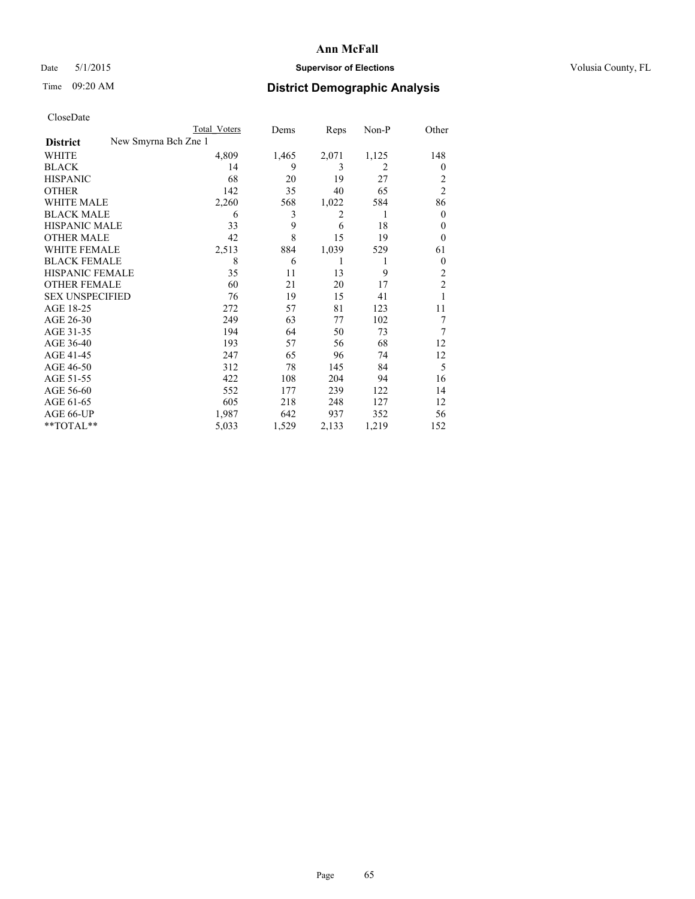# Ann McFall

Date 5/1/2015 **Supervisor of Elections** Volusia County, FL

Time 09:20 AM **District Demographic Analysis**

CloseDate

| District | New Smyrna Bch Zne 1 | Total Voters | Dems | Reps | Non-P | Other |
|---|---|---|---|---|---|---|
| WHITE | | 4,809 | 1,465 | 2,071 | 1,125 | 148 |
| BLACK | | 14 | 9 | 3 | 2 | 0 |
| HISPANIC | | 68 | 20 | 19 | 27 | 2 |
| OTHER | | 142 | 35 | 40 | 65 | 2 |
| WHITE MALE | | 2,260 | 568 | 1,022 | 584 | 86 |
| BLACK MALE | | 6 | 3 | 2 | 1 | 0 |
| HISPANIC MALE | | 33 | 9 | 6 | 18 | 0 |
| OTHER MALE | | 42 | 8 | 15 | 19 | 0 |
| WHITE FEMALE | | 2,513 | 884 | 1,039 | 529 | 61 |
| BLACK FEMALE | | 8 | 6 | 1 | 1 | 0 |
| HISPANIC FEMALE | | 35 | 11 | 13 | 9 | 2 |
| OTHER FEMALE | | 60 | 21 | 20 | 17 | 2 |
| SEX UNSPECIFIED | | 76 | 19 | 15 | 41 | 1 |
| AGE 18-25 | | 272 | 57 | 81 | 123 | 11 |
| AGE 26-30 | | 249 | 63 | 77 | 102 | 7 |
| AGE 31-35 | | 194 | 64 | 50 | 73 | 7 |
| AGE 36-40 | | 193 | 57 | 56 | 68 | 12 |
| AGE 41-45 | | 247 | 65 | 96 | 74 | 12 |
| AGE 46-50 | | 312 | 78 | 145 | 84 | 5 |
| AGE 51-55 | | 422 | 108 | 204 | 94 | 16 |
| AGE 56-60 | | 552 | 177 | 239 | 122 | 14 |
| AGE 61-65 | | 605 | 218 | 248 | 127 | 12 |
| AGE 66-UP | | 1,987 | 642 | 937 | 352 | 56 |
| **TOTAL** | | 5,033 | 1,529 | 2,133 | 1,219 | 152 |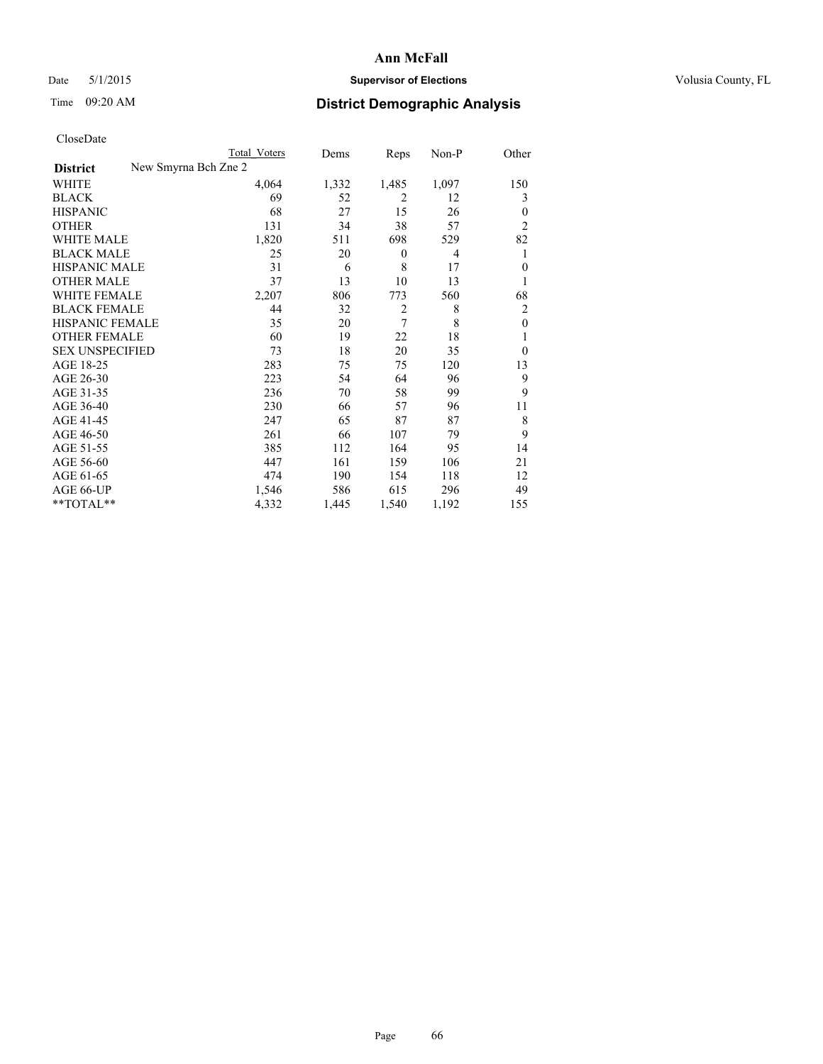# Ann McFall

Date 5/1/2015 **Supervisor of Elections** Volusia County, FL

Time 09:20 AM **District Demographic Analysis**

CloseDate

| | Total Voters | Dems | Reps | Non-P | Other |
|---|---|---|---|---|---|
| **District** New Smyrna Bch Zne 2 | | | | | |
| WHITE | 4,064 | 1,332 | 1,485 | 1,097 | 150 |
| BLACK | 69 | 52 | 2 | 12 | 3 |
| HISPANIC | 68 | 27 | 15 | 26 | 0 |
| OTHER | 131 | 34 | 38 | 57 | 2 |
| WHITE MALE | 1,820 | 511 | 698 | 529 | 82 |
| BLACK MALE | 25 | 20 | 0 | 4 | 1 |
| HISPANIC MALE | 31 | 6 | 8 | 17 | 0 |
| OTHER MALE | 37 | 13 | 10 | 13 | 1 |
| WHITE FEMALE | 2,207 | 806 | 773 | 560 | 68 |
| BLACK FEMALE | 44 | 32 | 2 | 8 | 2 |
| HISPANIC FEMALE | 35 | 20 | 7 | 8 | 0 |
| OTHER FEMALE | 60 | 19 | 22 | 18 | 1 |
| SEX UNSPECIFIED | 73 | 18 | 20 | 35 | 0 |
| AGE 18-25 | 283 | 75 | 75 | 120 | 13 |
| AGE 26-30 | 223 | 54 | 64 | 96 | 9 |
| AGE 31-35 | 236 | 70 | 58 | 99 | 9 |
| AGE 36-40 | 230 | 66 | 57 | 96 | 11 |
| AGE 41-45 | 247 | 65 | 87 | 87 | 8 |
| AGE 46-50 | 261 | 66 | 107 | 79 | 9 |
| AGE 51-55 | 385 | 112 | 164 | 95 | 14 |
| AGE 56-60 | 447 | 161 | 159 | 106 | 21 |
| AGE 61-65 | 474 | 190 | 154 | 118 | 12 |
| AGE 66-UP | 1,546 | 586 | 615 | 296 | 49 |
| **TOTAL** | 4,332 | 1,445 | 1,540 | 1,192 | 155 |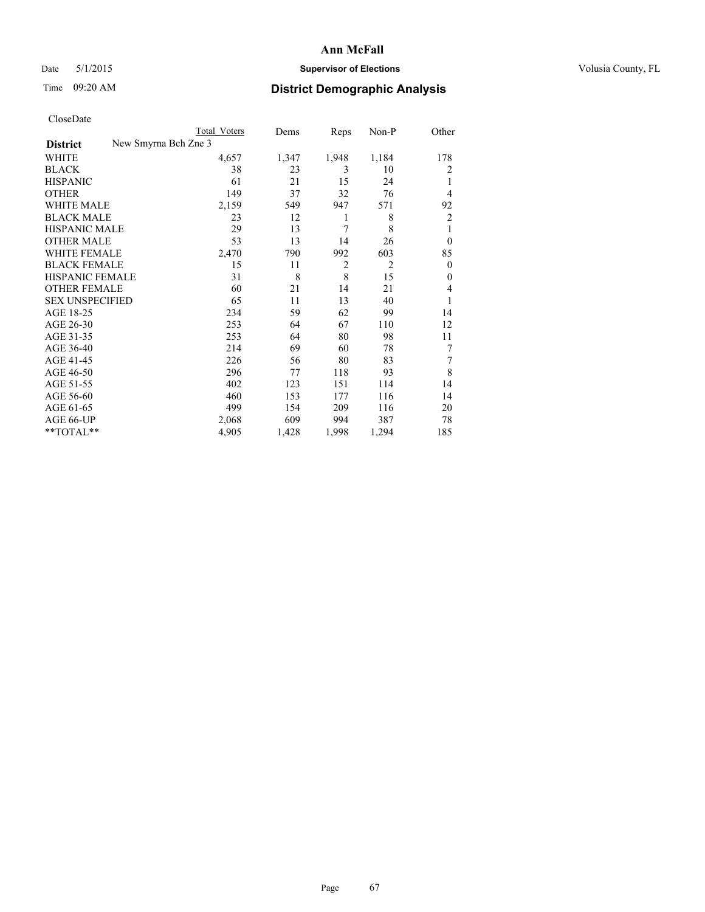**Ann McFall**

Date 5/1/2015 **Supervisor of Elections** Volusia County, FL

Time 09:20 AM **District Demographic Analysis**

CloseDate

| | Total Voters | Dems | Reps | Non-P | Other |
|---|---|---|---|---|---|
| **District** New Smyrna Bch Zne 3 | | | | | |
| WHITE | 4,657 | 1,347 | 1,948 | 1,184 | 178 |
| BLACK | 38 | 23 | 3 | 10 | 2 |
| HISPANIC | 61 | 21 | 15 | 24 | 1 |
| OTHER | 149 | 37 | 32 | 76 | 4 |
| WHITE MALE | 2,159 | 549 | 947 | 571 | 92 |
| BLACK MALE | 23 | 12 | 1 | 8 | 2 |
| HISPANIC MALE | 29 | 13 | 7 | 8 | 1 |
| OTHER MALE | 53 | 13 | 14 | 26 | 0 |
| WHITE FEMALE | 2,470 | 790 | 992 | 603 | 85 |
| BLACK FEMALE | 15 | 11 | 2 | 2 | 0 |
| HISPANIC FEMALE | 31 | 8 | 8 | 15 | 0 |
| OTHER FEMALE | 60 | 21 | 14 | 21 | 4 |
| SEX UNSPECIFIED | 65 | 11 | 13 | 40 | 1 |
| AGE 18-25 | 234 | 59 | 62 | 99 | 14 |
| AGE 26-30 | 253 | 64 | 67 | 110 | 12 |
| AGE 31-35 | 253 | 64 | 80 | 98 | 11 |
| AGE 36-40 | 214 | 69 | 60 | 78 | 7 |
| AGE 41-45 | 226 | 56 | 80 | 83 | 7 |
| AGE 46-50 | 296 | 77 | 118 | 93 | 8 |
| AGE 51-55 | 402 | 123 | 151 | 114 | 14 |
| AGE 56-60 | 460 | 153 | 177 | 116 | 14 |
| AGE 61-65 | 499 | 154 | 209 | 116 | 20 |
| AGE 66-UP | 2,068 | 609 | 994 | 387 | 78 |
| **TOTAL** | 4,905 | 1,428 | 1,998 | 1,294 | 185 |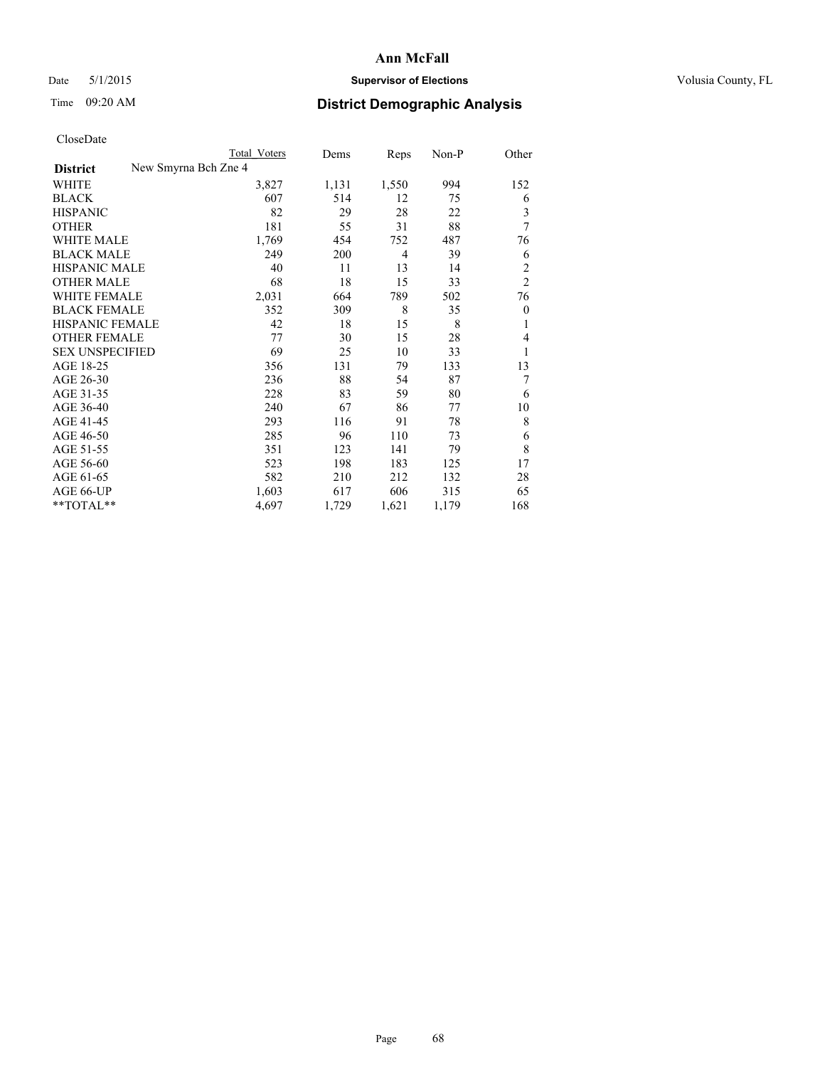**Ann McFall**

Date 5/1/2015 **Supervisor of Elections** Volusia County, FL

Time 09:20 AM **District Demographic Analysis**

CloseDate

| | Total Voters | Dems | Reps | Non-P | Other |
|---|---|---|---|---|---|
| **District** New Smyrna Bch Zne 4 | | | | | |
| WHITE | 3,827 | 1,131 | 1,550 | 994 | 152 |
| BLACK | 607 | 514 | 12 | 75 | 6 |
| HISPANIC | 82 | 29 | 28 | 22 | 3 |
| OTHER | 181 | 55 | 31 | 88 | 7 |
| WHITE MALE | 1,769 | 454 | 752 | 487 | 76 |
| BLACK MALE | 249 | 200 | 4 | 39 | 6 |
| HISPANIC MALE | 40 | 11 | 13 | 14 | 2 |
| OTHER MALE | 68 | 18 | 15 | 33 | 2 |
| WHITE FEMALE | 2,031 | 664 | 789 | 502 | 76 |
| BLACK FEMALE | 352 | 309 | 8 | 35 | 0 |
| HISPANIC FEMALE | 42 | 18 | 15 | 8 | 1 |
| OTHER FEMALE | 77 | 30 | 15 | 28 | 4 |
| SEX UNSPECIFIED | 69 | 25 | 10 | 33 | 1 |
| AGE 18-25 | 356 | 131 | 79 | 133 | 13 |
| AGE 26-30 | 236 | 88 | 54 | 87 | 7 |
| AGE 31-35 | 228 | 83 | 59 | 80 | 6 |
| AGE 36-40 | 240 | 67 | 86 | 77 | 10 |
| AGE 41-45 | 293 | 116 | 91 | 78 | 8 |
| AGE 46-50 | 285 | 96 | 110 | 73 | 6 |
| AGE 51-55 | 351 | 123 | 141 | 79 | 8 |
| AGE 56-60 | 523 | 198 | 183 | 125 | 17 |
| AGE 61-65 | 582 | 210 | 212 | 132 | 28 |
| AGE 66-UP | 1,603 | 617 | 606 | 315 | 65 |
| **TOTAL** | 4,697 | 1,729 | 1,621 | 1,179 | 168 |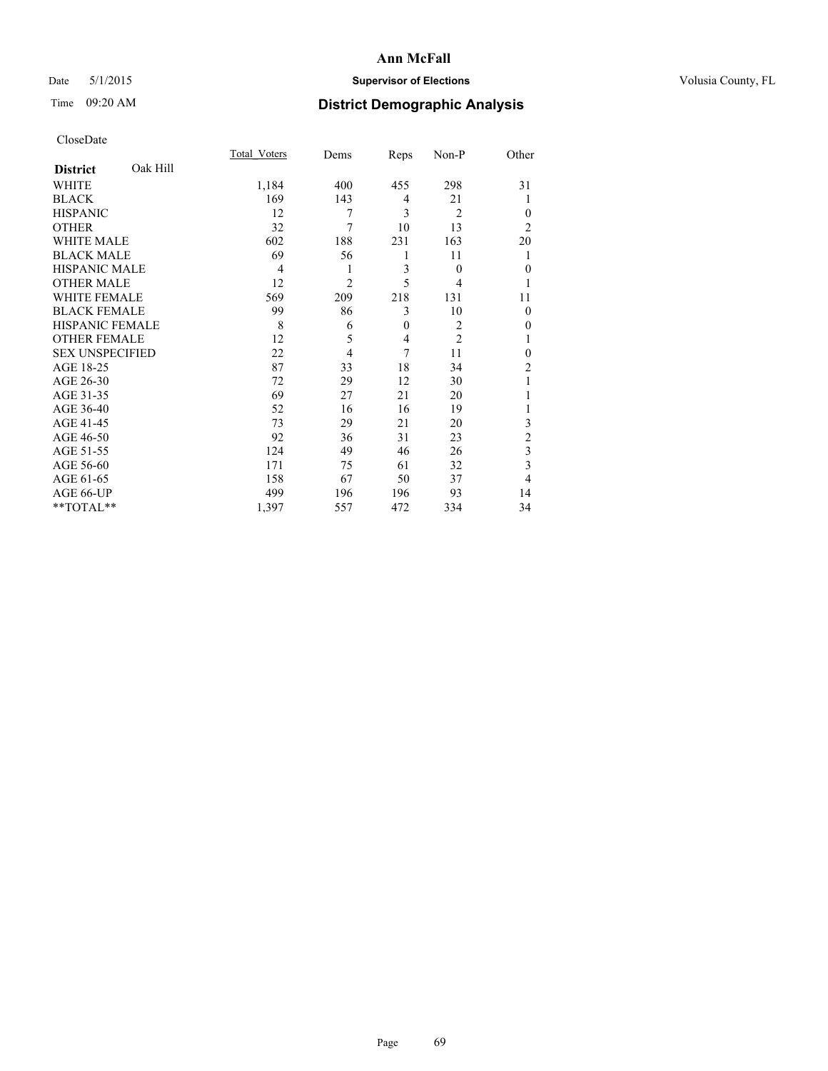**Ann McFall**

Date 5/1/2015 **Supervisor of Elections** Volusia County, FL

Time 09:20 AM **District Demographic Analysis**

CloseDate

| **District** Oak Hill | Total_Voters | Dems | Reps | Non-P | Other |
|---|---|---|---|---|---|
| WHITE | 1,184 | 400 | 455 | 298 | 31 |
| BLACK | 169 | 143 | 4 | 21 | 1 |
| HISPANIC | 12 | 7 | 3 | 2 | 0 |
| OTHER | 32 | 7 | 10 | 13 | 2 |
| WHITE MALE | 602 | 188 | 231 | 163 | 20 |
| BLACK MALE | 69 | 56 | 1 | 11 | 1 |
| HISPANIC MALE | 4 | 1 | 3 | 0 | 0 |
| OTHER MALE | 12 | 2 | 5 | 4 | 1 |
| WHITE FEMALE | 569 | 209 | 218 | 131 | 11 |
| BLACK FEMALE | 99 | 86 | 3 | 10 | 0 |
| HISPANIC FEMALE | 8 | 6 | 0 | 2 | 0 |
| OTHER FEMALE | 12 | 5 | 4 | 2 | 1 |
| SEX UNSPECIFIED | 22 | 4 | 7 | 11 | 0 |
| AGE 18-25 | 87 | 33 | 18 | 34 | 2 |
| AGE 26-30 | 72 | 29 | 12 | 30 | 1 |
| AGE 31-35 | 69 | 27 | 21 | 20 | 1 |
| AGE 36-40 | 52 | 16 | 16 | 19 | 1 |
| AGE 41-45 | 73 | 29 | 21 | 20 | 3 |
| AGE 46-50 | 92 | 36 | 31 | 23 | 2 |
| AGE 51-55 | 124 | 49 | 46 | 26 | 3 |
| AGE 56-60 | 171 | 75 | 61 | 32 | 3 |
| AGE 61-65 | 158 | 67 | 50 | 37 | 4 |
| AGE 66-UP | 499 | 196 | 196 | 93 | 14 |
| **TOTAL** | 1,397 | 557 | 472 | 334 | 34 |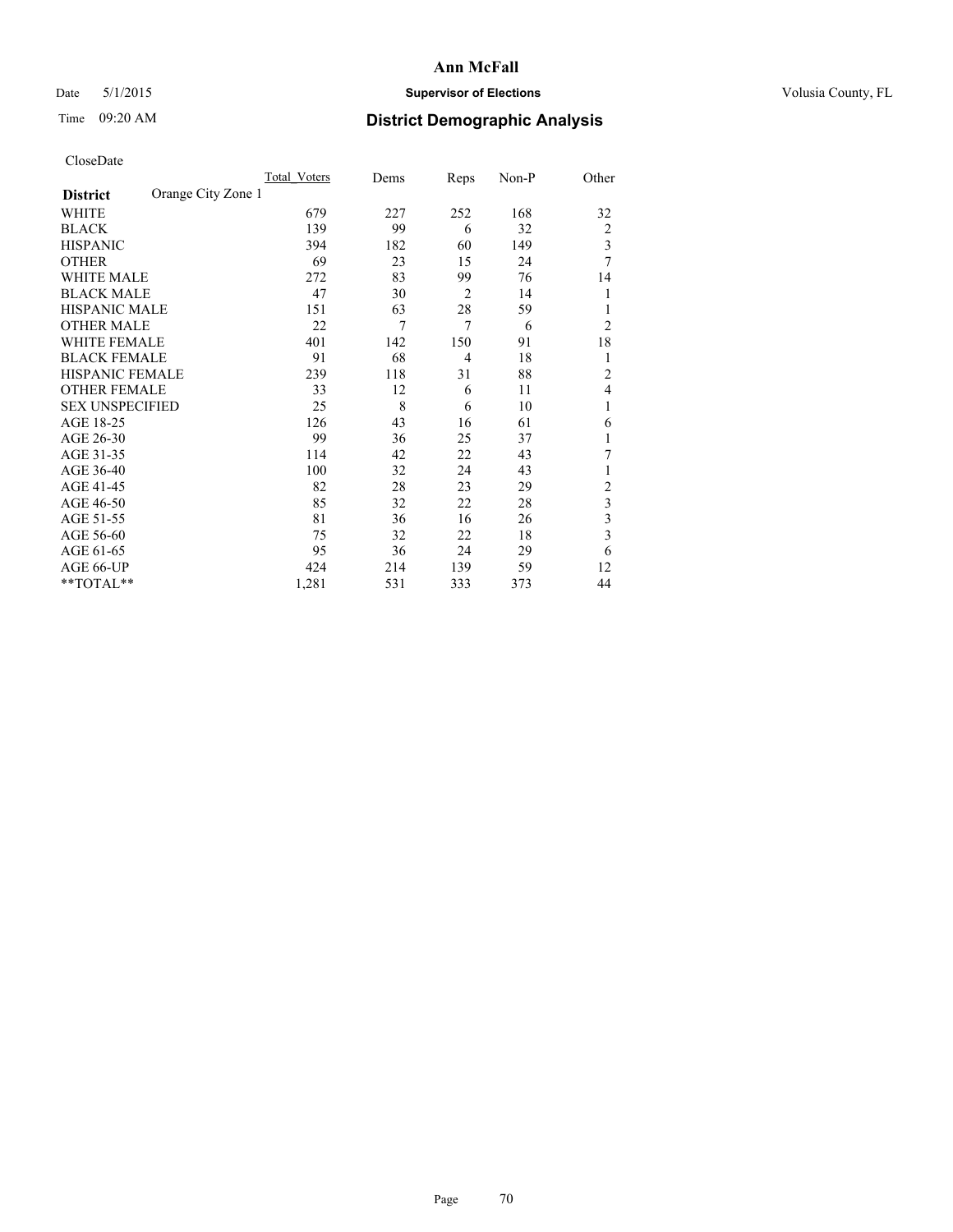# Ann McFall

Date 5/1/2015 **Supervisor of Elections** Volusia County, FL

Time 09:20 AM **District Demographic Analysis**

CloseDate

| **District** Orange City Zone 1 | Total_Voters | Dems | Reps | Non-P | Other |
|---|---|---|---|---|---|
| WHITE | 679 | 227 | 252 | 168 | 32 |
| BLACK | 139 | 99 | 6 | 32 | 2 |
| HISPANIC | 394 | 182 | 60 | 149 | 3 |
| OTHER | 69 | 23 | 15 | 24 | 7 |
| WHITE MALE | 272 | 83 | 99 | 76 | 14 |
| BLACK MALE | 47 | 30 | 2 | 14 | 1 |
| HISPANIC MALE | 151 | 63 | 28 | 59 | 1 |
| OTHER MALE | 22 | 7 | 7 | 6 | 2 |
| WHITE FEMALE | 401 | 142 | 150 | 91 | 18 |
| BLACK FEMALE | 91 | 68 | 4 | 18 | 1 |
| HISPANIC FEMALE | 239 | 118 | 31 | 88 | 2 |
| OTHER FEMALE | 33 | 12 | 6 | 11 | 4 |
| SEX UNSPECIFIED | 25 | 8 | 6 | 10 | 1 |
| AGE 18-25 | 126 | 43 | 16 | 61 | 6 |
| AGE 26-30 | 99 | 36 | 25 | 37 | 1 |
| AGE 31-35 | 114 | 42 | 22 | 43 | 7 |
| AGE 36-40 | 100 | 32 | 24 | 43 | 1 |
| AGE 41-45 | 82 | 28 | 23 | 29 | 2 |
| AGE 46-50 | 85 | 32 | 22 | 28 | 3 |
| AGE 51-55 | 81 | 36 | 16 | 26 | 3 |
| AGE 56-60 | 75 | 32 | 22 | 18 | 3 |
| AGE 61-65 | 95 | 36 | 24 | 29 | 6 |
| AGE 66-UP | 424 | 214 | 139 | 59 | 12 |
| **TOTAL** | 1,281 | 531 | 333 | 373 | 44 |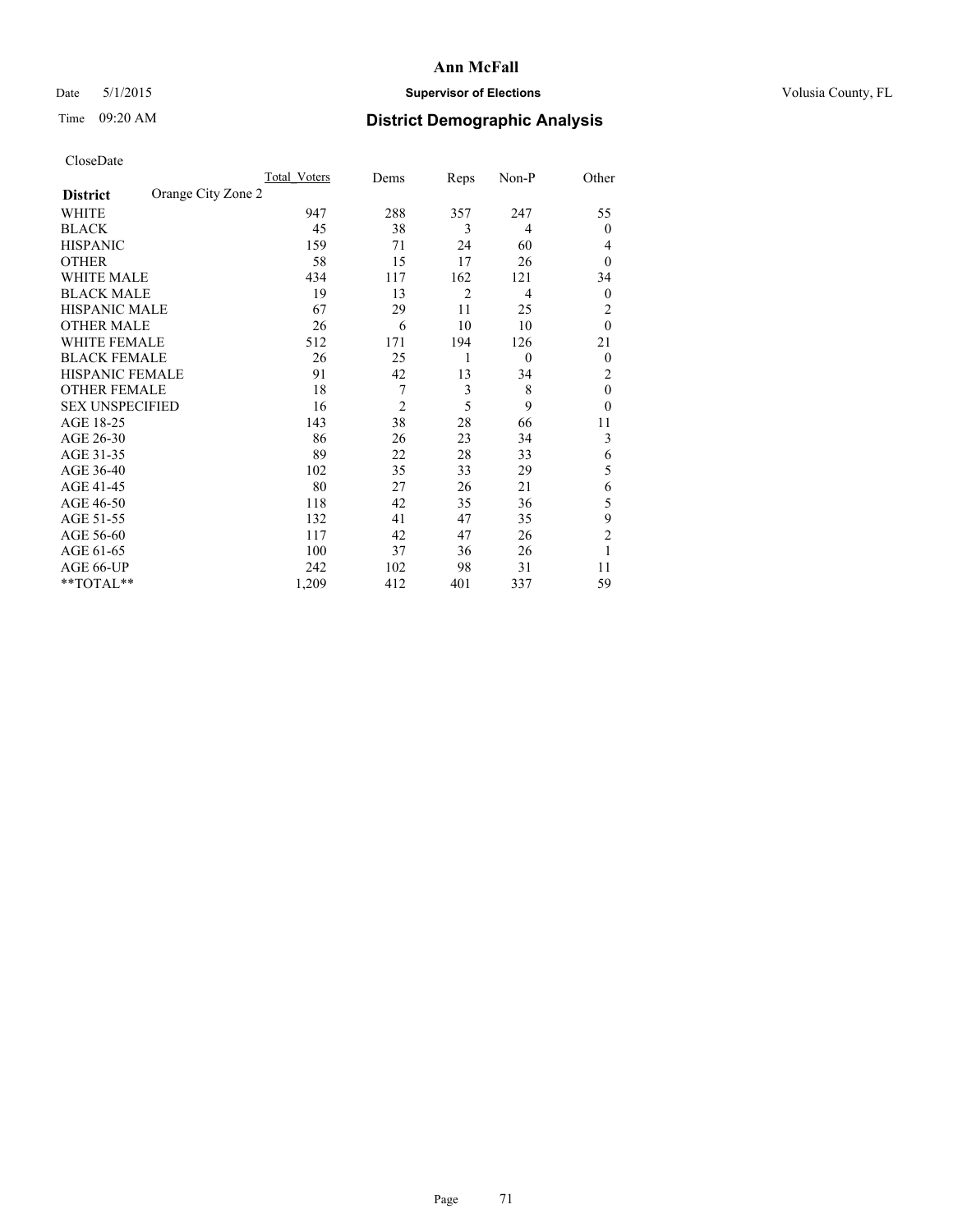# Ann McFall

Date 5/1/2015 **Supervisor of Elections** Volusia County, FL

Time 09:20 AM **District Demographic Analysis**

CloseDate

| **District** Orange City Zone 2 | Total_Voters | Dems | Reps | Non-P | Other |
|---|---|---|---|---|---|
| WHITE | 947 | 288 | 357 | 247 | 55 |
| BLACK | 45 | 38 | 3 | 4 | 0 |
| HISPANIC | 159 | 71 | 24 | 60 | 4 |
| OTHER | 58 | 15 | 17 | 26 | 0 |
| WHITE MALE | 434 | 117 | 162 | 121 | 34 |
| BLACK MALE | 19 | 13 | 2 | 4 | 0 |
| HISPANIC MALE | 67 | 29 | 11 | 25 | 2 |
| OTHER MALE | 26 | 6 | 10 | 10 | 0 |
| WHITE FEMALE | 512 | 171 | 194 | 126 | 21 |
| BLACK FEMALE | 26 | 25 | 1 | 0 | 0 |
| HISPANIC FEMALE | 91 | 42 | 13 | 34 | 2 |
| OTHER FEMALE | 18 | 7 | 3 | 8 | 0 |
| SEX UNSPECIFIED | 16 | 2 | 5 | 9 | 0 |
| AGE 18-25 | 143 | 38 | 28 | 66 | 11 |
| AGE 26-30 | 86 | 26 | 23 | 34 | 3 |
| AGE 31-35 | 89 | 22 | 28 | 33 | 6 |
| AGE 36-40 | 102 | 35 | 33 | 29 | 5 |
| AGE 41-45 | 80 | 27 | 26 | 21 | 6 |
| AGE 46-50 | 118 | 42 | 35 | 36 | 5 |
| AGE 51-55 | 132 | 41 | 47 | 35 | 9 |
| AGE 56-60 | 117 | 42 | 47 | 26 | 2 |
| AGE 61-65 | 100 | 37 | 36 | 26 | 1 |
| AGE 66-UP | 242 | 102 | 98 | 31 | 11 |
| **TOTAL** | 1,209 | 412 | 401 | 337 | 59 |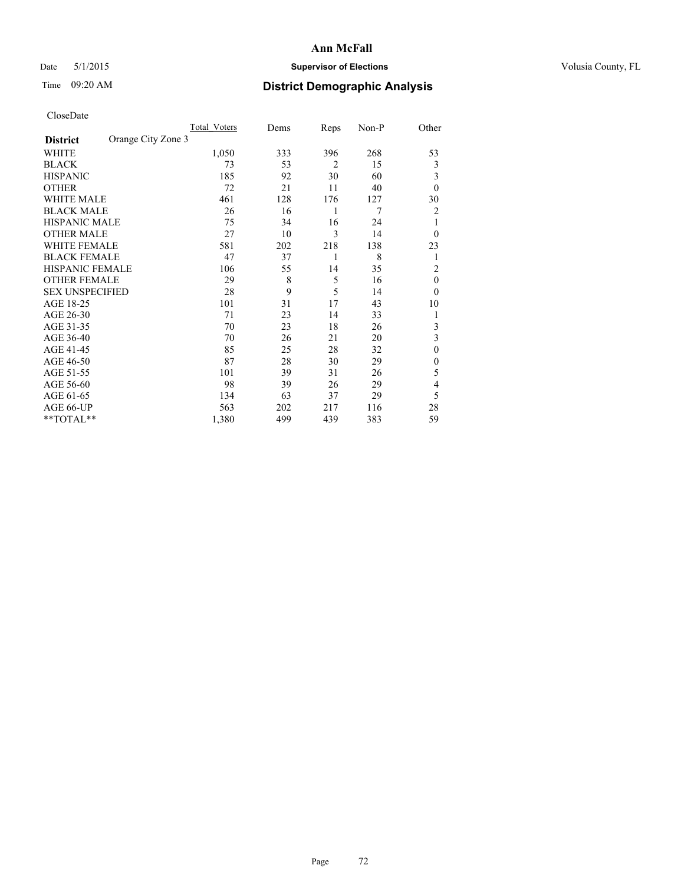**Ann McFall**

Date 5/1/2015 **Supervisor of Elections** Volusia County, FL

Time 09:20 AM **District Demographic Analysis**

CloseDate

| **District** Orange City Zone 3 | Total Voters | Dems | Reps | Non-P | Other |
|---|---|---|---|---|---|
| WHITE | 1,050 | 333 | 396 | 268 | 53 |
| BLACK | 73 | 53 | 2 | 15 | 3 |
| HISPANIC | 185 | 92 | 30 | 60 | 3 |
| OTHER | 72 | 21 | 11 | 40 | 0 |
| WHITE MALE | 461 | 128 | 176 | 127 | 30 |
| BLACK MALE | 26 | 16 | 1 | 7 | 2 |
| HISPANIC MALE | 75 | 34 | 16 | 24 | 1 |
| OTHER MALE | 27 | 10 | 3 | 14 | 0 |
| WHITE FEMALE | 581 | 202 | 218 | 138 | 23 |
| BLACK FEMALE | 47 | 37 | 1 | 8 | 1 |
| HISPANIC FEMALE | 106 | 55 | 14 | 35 | 2 |
| OTHER FEMALE | 29 | 8 | 5 | 16 | 0 |
| SEX UNSPECIFIED | 28 | 9 | 5 | 14 | 0 |
| AGE 18-25 | 101 | 31 | 17 | 43 | 10 |
| AGE 26-30 | 71 | 23 | 14 | 33 | 1 |
| AGE 31-35 | 70 | 23 | 18 | 26 | 3 |
| AGE 36-40 | 70 | 26 | 21 | 20 | 3 |
| AGE 41-45 | 85 | 25 | 28 | 32 | 0 |
| AGE 46-50 | 87 | 28 | 30 | 29 | 0 |
| AGE 51-55 | 101 | 39 | 31 | 26 | 5 |
| AGE 56-60 | 98 | 39 | 26 | 29 | 4 |
| AGE 61-65 | 134 | 63 | 37 | 29 | 5 |
| AGE 66-UP | 563 | 202 | 217 | 116 | 28 |
| **TOTAL** | 1,380 | 499 | 439 | 383 | 59 |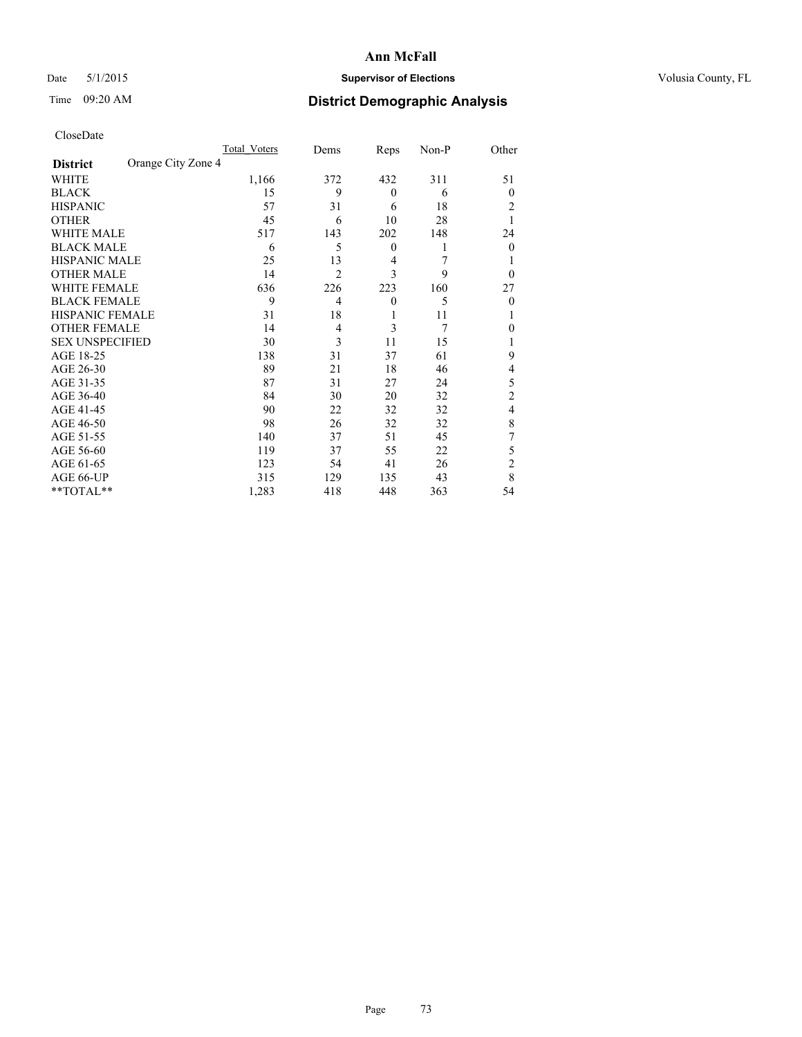**Ann McFall**

Date 5/1/2015 **Supervisor of Elections** Volusia County, FL

Time 09:20 AM **District Demographic Analysis**

CloseDate

| | Total_Voters | Dems | Reps | Non-P | Other |
|---|---|---|---|---|---|
| **District** Orange City Zone 4 | | | | | |
| WHITE | 1,166 | 372 | 432 | 311 | 51 |
| BLACK | 15 | 9 | 0 | 6 | 0 |
| HISPANIC | 57 | 31 | 6 | 18 | 2 |
| OTHER | 45 | 6 | 10 | 28 | 1 |
| WHITE MALE | 517 | 143 | 202 | 148 | 24 |
| BLACK MALE | 6 | 5 | 0 | 1 | 0 |
| HISPANIC MALE | 25 | 13 | 4 | 7 | 1 |
| OTHER MALE | 14 | 2 | 3 | 9 | 0 |
| WHITE FEMALE | 636 | 226 | 223 | 160 | 27 |
| BLACK FEMALE | 9 | 4 | 0 | 5 | 0 |
| HISPANIC FEMALE | 31 | 18 | 1 | 11 | 1 |
| OTHER FEMALE | 14 | 4 | 3 | 7 | 0 |
| SEX UNSPECIFIED | 30 | 3 | 11 | 15 | 1 |
| AGE 18-25 | 138 | 31 | 37 | 61 | 9 |
| AGE 26-30 | 89 | 21 | 18 | 46 | 4 |
| AGE 31-35 | 87 | 31 | 27 | 24 | 5 |
| AGE 36-40 | 84 | 30 | 20 | 32 | 2 |
| AGE 41-45 | 90 | 22 | 32 | 32 | 4 |
| AGE 46-50 | 98 | 26 | 32 | 32 | 8 |
| AGE 51-55 | 140 | 37 | 51 | 45 | 7 |
| AGE 56-60 | 119 | 37 | 55 | 22 | 5 |
| AGE 61-65 | 123 | 54 | 41 | 26 | 2 |
| AGE 66-UP | 315 | 129 | 135 | 43 | 8 |
| **TOTAL** | 1,283 | 418 | 448 | 363 | 54 |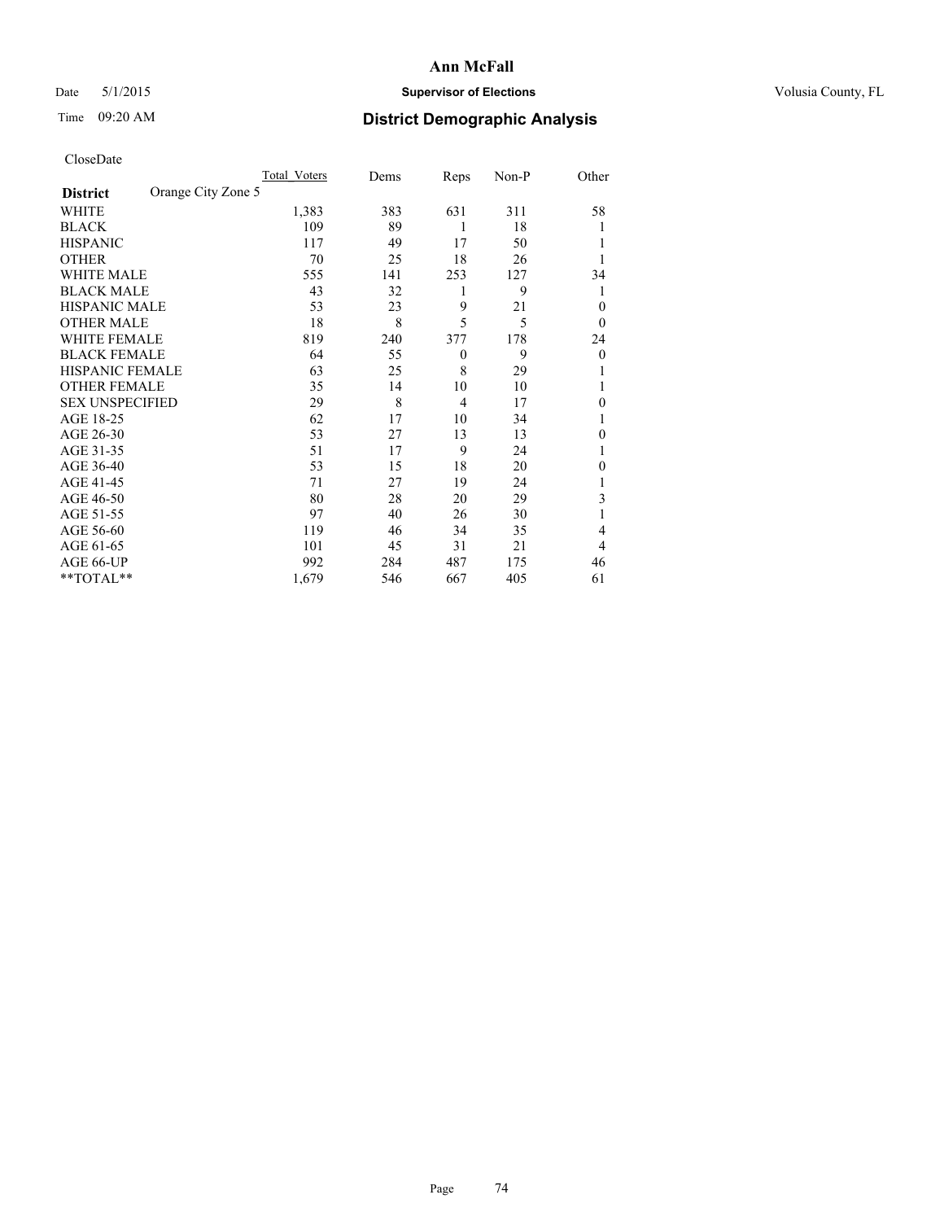# Ann McFall

Date 5/1/2015 **Supervisor of Elections** Volusia County, FL

Time 09:20 AM **District Demographic Analysis**

CloseDate

| **District** Orange City Zone 5 | Total_Voters | Dems | Reps | Non-P | Other |
|---|---|---|---|---|---|
| WHITE | 1,383 | 383 | 631 | 311 | 58 |
| BLACK | 109 | 89 | 1 | 18 | 1 |
| HISPANIC | 117 | 49 | 17 | 50 | 1 |
| OTHER | 70 | 25 | 18 | 26 | 1 |
| WHITE MALE | 555 | 141 | 253 | 127 | 34 |
| BLACK MALE | 43 | 32 | 1 | 9 | 1 |
| HISPANIC MALE | 53 | 23 | 9 | 21 | 0 |
| OTHER MALE | 18 | 8 | 5 | 5 | 0 |
| WHITE FEMALE | 819 | 240 | 377 | 178 | 24 |
| BLACK FEMALE | 64 | 55 | 0 | 9 | 0 |
| HISPANIC FEMALE | 63 | 25 | 8 | 29 | 1 |
| OTHER FEMALE | 35 | 14 | 10 | 10 | 1 |
| SEX UNSPECIFIED | 29 | 8 | 4 | 17 | 0 |
| AGE 18-25 | 62 | 17 | 10 | 34 | 1 |
| AGE 26-30 | 53 | 27 | 13 | 13 | 0 |
| AGE 31-35 | 51 | 17 | 9 | 24 | 1 |
| AGE 36-40 | 53 | 15 | 18 | 20 | 0 |
| AGE 41-45 | 71 | 27 | 19 | 24 | 1 |
| AGE 46-50 | 80 | 28 | 20 | 29 | 3 |
| AGE 51-55 | 97 | 40 | 26 | 30 | 1 |
| AGE 56-60 | 119 | 46 | 34 | 35 | 4 |
| AGE 61-65 | 101 | 45 | 31 | 21 | 4 |
| AGE 66-UP | 992 | 284 | 487 | 175 | 46 |
| **TOTAL** | 1,679 | 546 | 667 | 405 | 61 |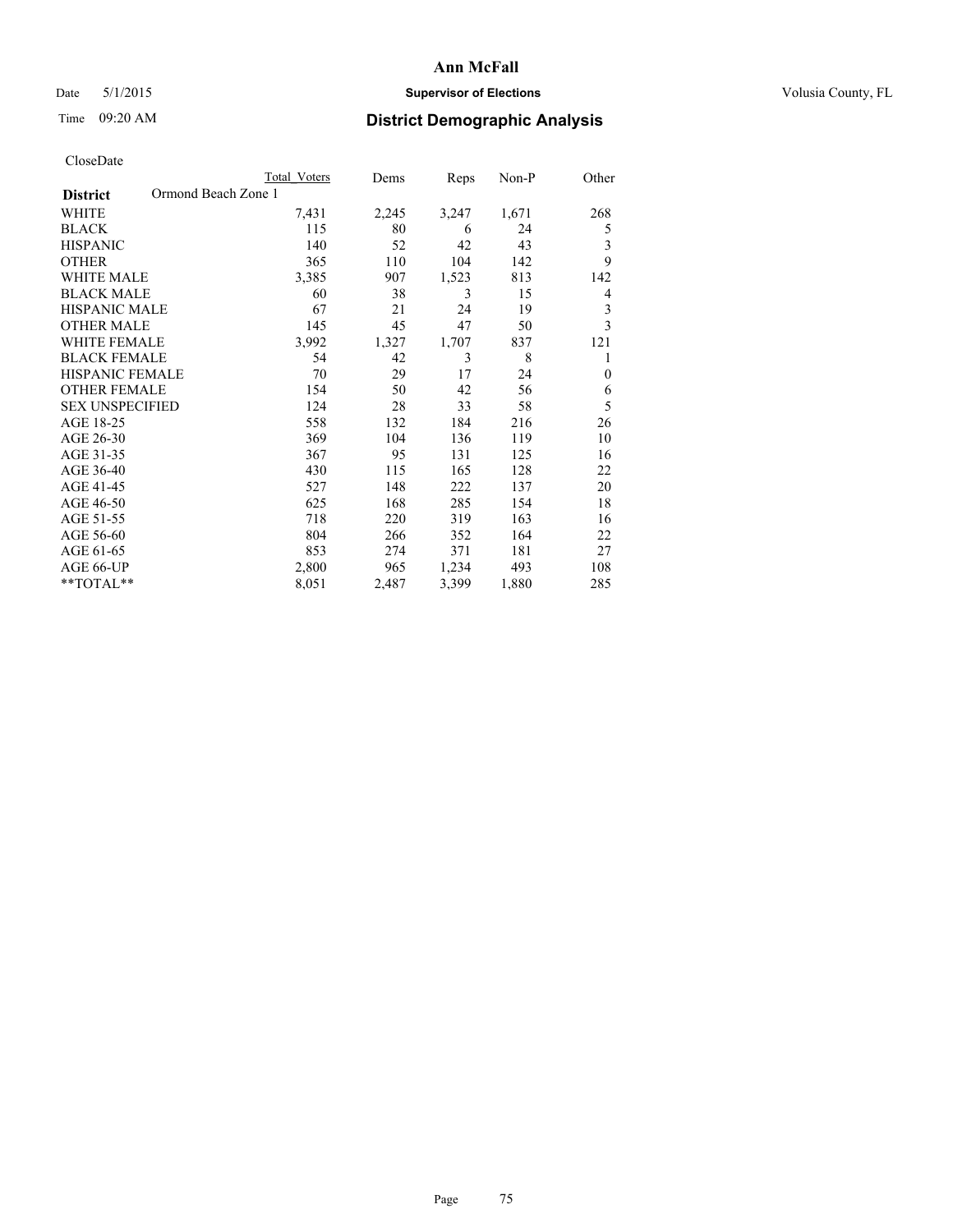CloseDate

| District | Ormond Beach Zone 1 | Total Voters | Dems | Reps | Non-P | Other |
|---|---|---|---|---|---|---|
| WHITE | | 7,431 | 2,245 | 3,247 | 1,671 | 268 |
| BLACK | | 115 | 80 | 6 | 24 | 5 |
| HISPANIC | | 140 | 52 | 42 | 43 | 3 |
| OTHER | | 365 | 110 | 104 | 142 | 9 |
| WHITE MALE | | 3,385 | 907 | 1,523 | 813 | 142 |
| BLACK MALE | | 60 | 38 | 3 | 15 | 4 |
| HISPANIC MALE | | 67 | 21 | 24 | 19 | 3 |
| OTHER MALE | | 145 | 45 | 47 | 50 | 3 |
| WHITE FEMALE | | 3,992 | 1,327 | 1,707 | 837 | 121 |
| BLACK FEMALE | | 54 | 42 | 3 | 8 | 1 |
| HISPANIC FEMALE | | 70 | 29 | 17 | 24 | 0 |
| OTHER FEMALE | | 154 | 50 | 42 | 56 | 6 |
| SEX UNSPECIFIED | | 124 | 28 | 33 | 58 | 5 |
| AGE 18-25 | | 558 | 132 | 184 | 216 | 26 |
| AGE 26-30 | | 369 | 104 | 136 | 119 | 10 |
| AGE 31-35 | | 367 | 95 | 131 | 125 | 16 |
| AGE 36-40 | | 430 | 115 | 165 | 128 | 22 |
| AGE 41-45 | | 527 | 148 | 222 | 137 | 20 |
| AGE 46-50 | | 625 | 168 | 285 | 154 | 18 |
| AGE 51-55 | | 718 | 220 | 319 | 163 | 16 |
| AGE 56-60 | | 804 | 266 | 352 | 164 | 22 |
| AGE 61-65 | | 853 | 274 | 371 | 181 | 27 |
| AGE 66-UP | | 2,800 | 965 | 1,234 | 493 | 108 |
| **TOTAL** | | 8,051 | 2,487 | 3,399 | 1,880 | 285 |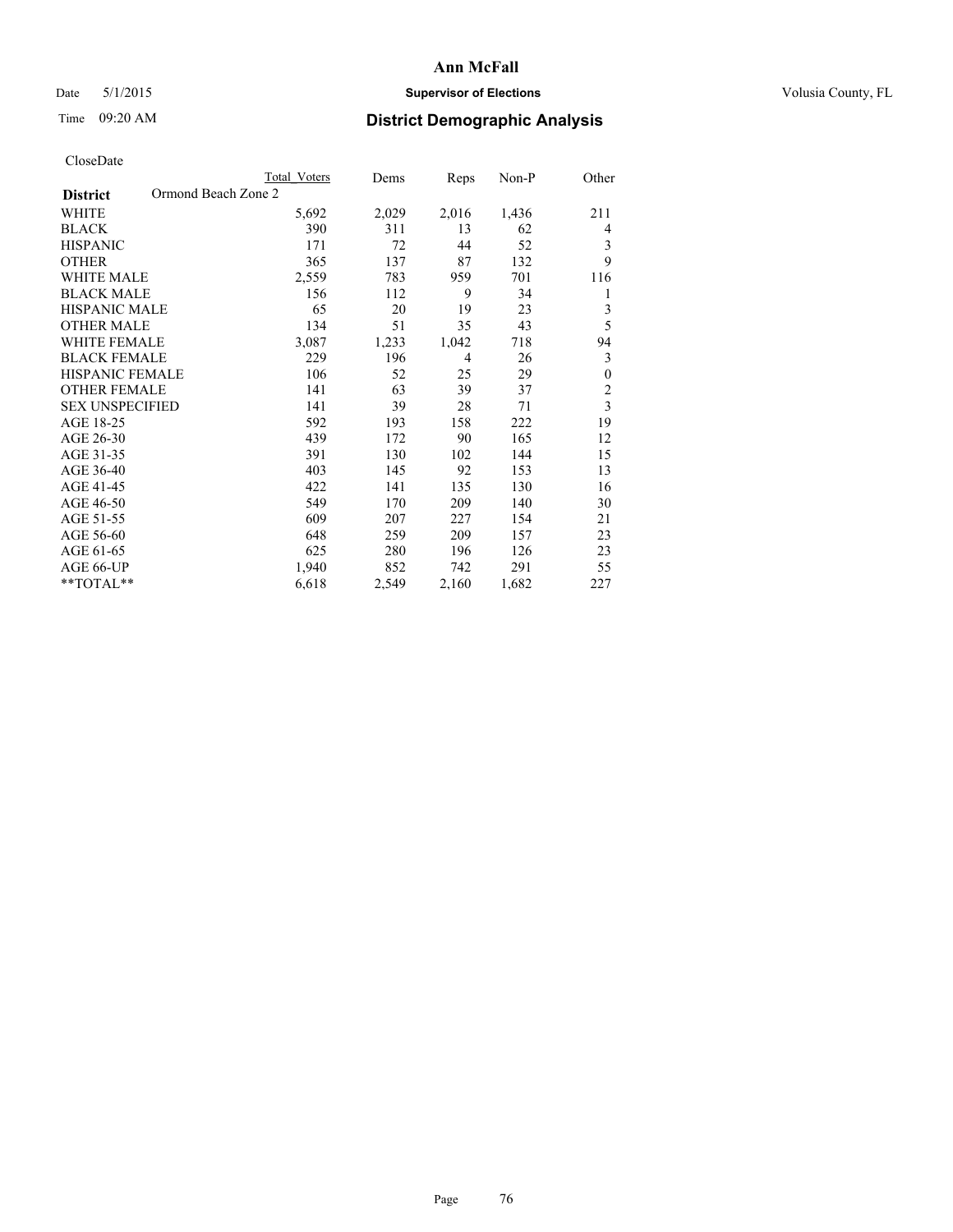# Ann McFall

Date 5/1/2015 **Supervisor of Elections** Volusia County, FL

Time 09:20 AM **District Demographic Analysis**

CloseDate

| District | Ormond Beach Zone 2 | Total Voters | Dems | Reps | Non-P | Other |
|---|---|---|---|---|---|---|
| WHITE | | 5,692 | 2,029 | 2,016 | 1,436 | 211 |
| BLACK | | 390 | 311 | 13 | 62 | 4 |
| HISPANIC | | 171 | 72 | 44 | 52 | 3 |
| OTHER | | 365 | 137 | 87 | 132 | 9 |
| WHITE MALE | | 2,559 | 783 | 959 | 701 | 116 |
| BLACK MALE | | 156 | 112 | 9 | 34 | 1 |
| HISPANIC MALE | | 65 | 20 | 19 | 23 | 3 |
| OTHER MALE | | 134 | 51 | 35 | 43 | 5 |
| WHITE FEMALE | | 3,087 | 1,233 | 1,042 | 718 | 94 |
| BLACK FEMALE | | 229 | 196 | 4 | 26 | 3 |
| HISPANIC FEMALE | | 106 | 52 | 25 | 29 | 0 |
| OTHER FEMALE | | 141 | 63 | 39 | 37 | 2 |
| SEX UNSPECIFIED | | 141 | 39 | 28 | 71 | 3 |
| AGE 18-25 | | 592 | 193 | 158 | 222 | 19 |
| AGE 26-30 | | 439 | 172 | 90 | 165 | 12 |
| AGE 31-35 | | 391 | 130 | 102 | 144 | 15 |
| AGE 36-40 | | 403 | 145 | 92 | 153 | 13 |
| AGE 41-45 | | 422 | 141 | 135 | 130 | 16 |
| AGE 46-50 | | 549 | 170 | 209 | 140 | 30 |
| AGE 51-55 | | 609 | 207 | 227 | 154 | 21 |
| AGE 56-60 | | 648 | 259 | 209 | 157 | 23 |
| AGE 61-65 | | 625 | 280 | 196 | 126 | 23 |
| AGE 66-UP | | 1,940 | 852 | 742 | 291 | 55 |
| **TOTAL** | | 6,618 | 2,549 | 2,160 | 1,682 | 227 |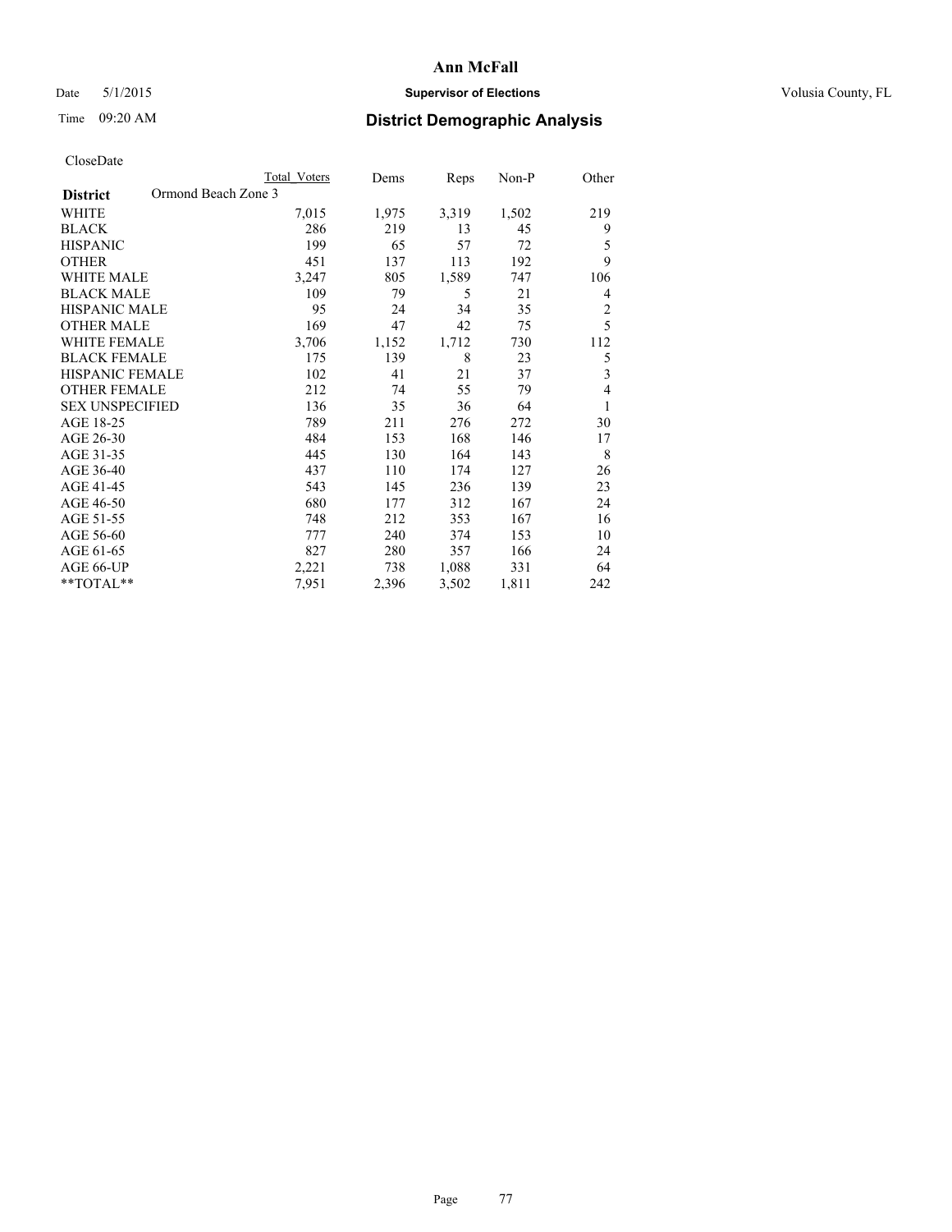Ann McFall

Date 5/1/2015 **Supervisor of Elections** Volusia County, FL

Time 09:20 AM **District Demographic Analysis**

CloseDate

| District | Ormond Beach Zone 3 | Total Voters | Dems | Reps | Non-P | Other |
|---|---|---|---|---|---|---|
| WHITE | | 7,015 | 1,975 | 3,319 | 1,502 | 219 |
| BLACK | | 286 | 219 | 13 | 45 | 9 |
| HISPANIC | | 199 | 65 | 57 | 72 | 5 |
| OTHER | | 451 | 137 | 113 | 192 | 9 |
| WHITE MALE | | 3,247 | 805 | 1,589 | 747 | 106 |
| BLACK MALE | | 109 | 79 | 5 | 21 | 4 |
| HISPANIC MALE | | 95 | 24 | 34 | 35 | 2 |
| OTHER MALE | | 169 | 47 | 42 | 75 | 5 |
| WHITE FEMALE | | 3,706 | 1,152 | 1,712 | 730 | 112 |
| BLACK FEMALE | | 175 | 139 | 8 | 23 | 5 |
| HISPANIC FEMALE | | 102 | 41 | 21 | 37 | 3 |
| OTHER FEMALE | | 212 | 74 | 55 | 79 | 4 |
| SEX UNSPECIFIED | | 136 | 35 | 36 | 64 | 1 |
| AGE 18-25 | | 789 | 211 | 276 | 272 | 30 |
| AGE 26-30 | | 484 | 153 | 168 | 146 | 17 |
| AGE 31-35 | | 445 | 130 | 164 | 143 | 8 |
| AGE 36-40 | | 437 | 110 | 174 | 127 | 26 |
| AGE 41-45 | | 543 | 145 | 236 | 139 | 23 |
| AGE 46-50 | | 680 | 177 | 312 | 167 | 24 |
| AGE 51-55 | | 748 | 212 | 353 | 167 | 16 |
| AGE 56-60 | | 777 | 240 | 374 | 153 | 10 |
| AGE 61-65 | | 827 | 280 | 357 | 166 | 24 |
| AGE 66-UP | | 2,221 | 738 | 1,088 | 331 | 64 |
| **TOTAL** | | 7,951 | 2,396 | 3,502 | 1,811 | 242 |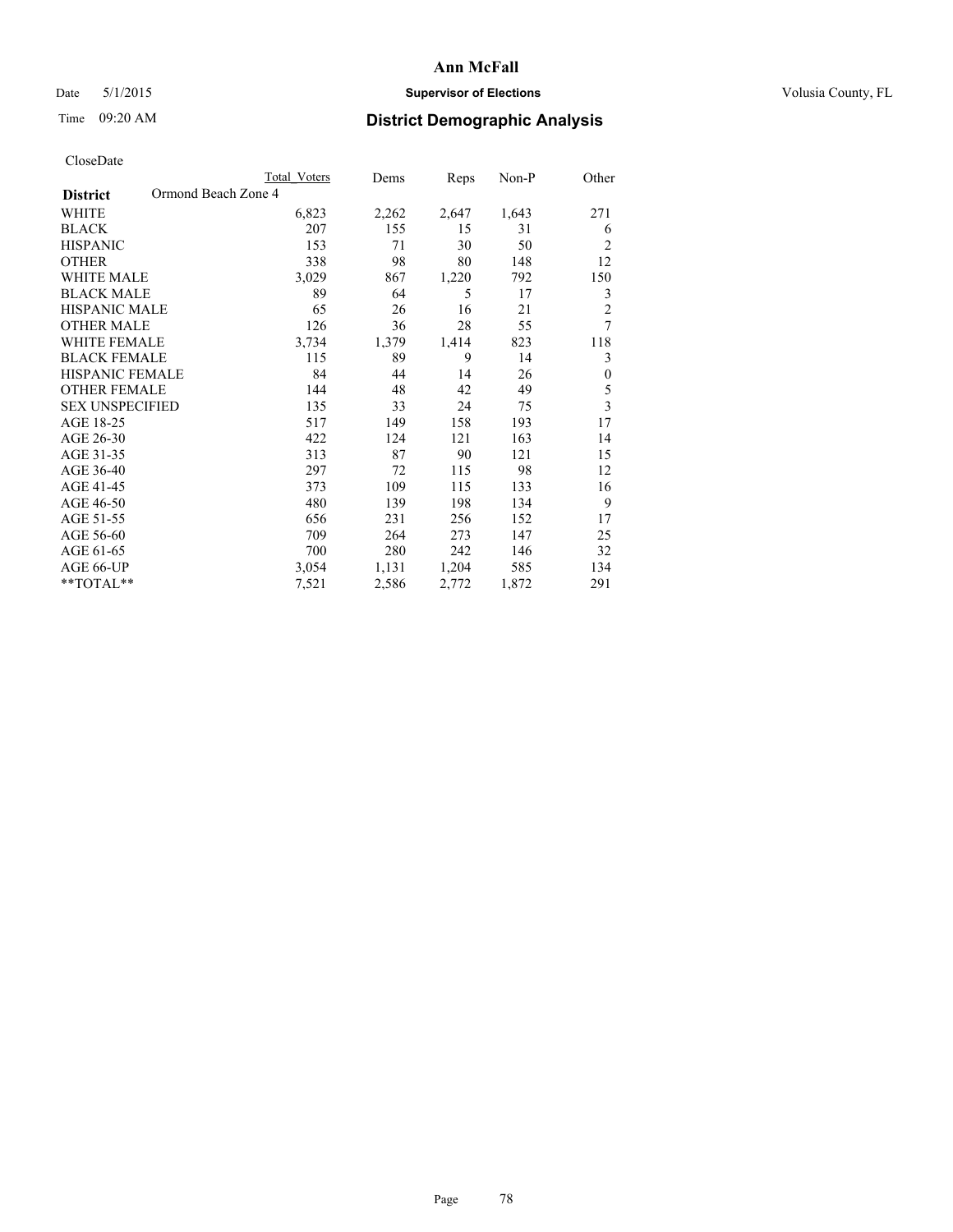# Ann McFall

Date 5/1/2015 **Supervisor of Elections** Volusia County, FL

Time 09:20 AM **District Demographic Analysis**

CloseDate

| District | Total Voters | Dems | Reps | Non-P | Other |
|---|---|---|---|---|---|
| Ormond Beach Zone 4 | | | | | |
| WHITE | 6,823 | 2,262 | 2,647 | 1,643 | 271 |
| BLACK | 207 | 155 | 15 | 31 | 6 |
| HISPANIC | 153 | 71 | 30 | 50 | 2 |
| OTHER | 338 | 98 | 80 | 148 | 12 |
| WHITE MALE | 3,029 | 867 | 1,220 | 792 | 150 |
| BLACK MALE | 89 | 64 | 5 | 17 | 3 |
| HISPANIC MALE | 65 | 26 | 16 | 21 | 2 |
| OTHER MALE | 126 | 36 | 28 | 55 | 7 |
| WHITE FEMALE | 3,734 | 1,379 | 1,414 | 823 | 118 |
| BLACK FEMALE | 115 | 89 | 9 | 14 | 3 |
| HISPANIC FEMALE | 84 | 44 | 14 | 26 | 0 |
| OTHER FEMALE | 144 | 48 | 42 | 49 | 5 |
| SEX UNSPECIFIED | 135 | 33 | 24 | 75 | 3 |
| AGE 18-25 | 517 | 149 | 158 | 193 | 17 |
| AGE 26-30 | 422 | 124 | 121 | 163 | 14 |
| AGE 31-35 | 313 | 87 | 90 | 121 | 15 |
| AGE 36-40 | 297 | 72 | 115 | 98 | 12 |
| AGE 41-45 | 373 | 109 | 115 | 133 | 16 |
| AGE 46-50 | 480 | 139 | 198 | 134 | 9 |
| AGE 51-55 | 656 | 231 | 256 | 152 | 17 |
| AGE 56-60 | 709 | 264 | 273 | 147 | 25 |
| AGE 61-65 | 700 | 280 | 242 | 146 | 32 |
| AGE 66-UP | 3,054 | 1,131 | 1,204 | 585 | 134 |
| **TOTAL** | 7,521 | 2,586 | 2,772 | 1,872 | 291 |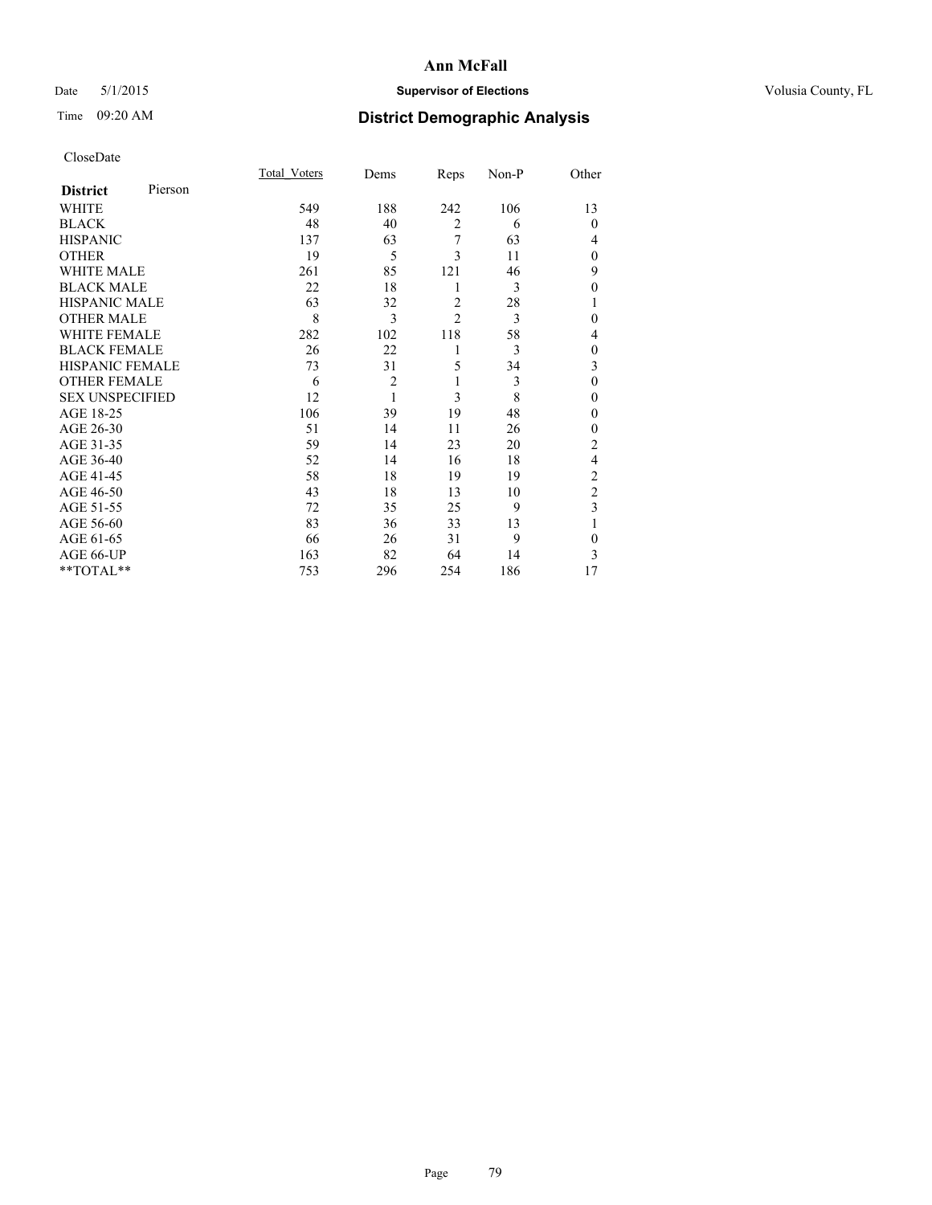# Ann McFall

Date 5/1/2015 **Supervisor of Elections** Volusia County, FL

Time 09:20 AM **District Demographic Analysis**

CloseDate

| **District** Pierson | Total_Voters | Dems | Reps | Non-P | Other |
|---|---|---|---|---|---|
| WHITE | 549 | 188 | 242 | 106 | 13 |
| BLACK | 48 | 40 | 2 | 6 | 0 |
| HISPANIC | 137 | 63 | 7 | 63 | 4 |
| OTHER | 19 | 5 | 3 | 11 | 0 |
| WHITE MALE | 261 | 85 | 121 | 46 | 9 |
| BLACK MALE | 22 | 18 | 1 | 3 | 0 |
| HISPANIC MALE | 63 | 32 | 2 | 28 | 1 |
| OTHER MALE | 8 | 3 | 2 | 3 | 0 |
| WHITE FEMALE | 282 | 102 | 118 | 58 | 4 |
| BLACK FEMALE | 26 | 22 | 1 | 3 | 0 |
| HISPANIC FEMALE | 73 | 31 | 5 | 34 | 3 |
| OTHER FEMALE | 6 | 2 | 1 | 3 | 0 |
| SEX UNSPECIFIED | 12 | 1 | 3 | 8 | 0 |
| AGE 18-25 | 106 | 39 | 19 | 48 | 0 |
| AGE 26-30 | 51 | 14 | 11 | 26 | 0 |
| AGE 31-35 | 59 | 14 | 23 | 20 | 2 |
| AGE 36-40 | 52 | 14 | 16 | 18 | 4 |
| AGE 41-45 | 58 | 18 | 19 | 19 | 2 |
| AGE 46-50 | 43 | 18 | 13 | 10 | 2 |
| AGE 51-55 | 72 | 35 | 25 | 9 | 3 |
| AGE 56-60 | 83 | 36 | 33 | 13 | 1 |
| AGE 61-65 | 66 | 26 | 31 | 9 | 0 |
| AGE 66-UP | 163 | 82 | 64 | 14 | 3 |
| **TOTAL** | 753 | 296 | 254 | 186 | 17 |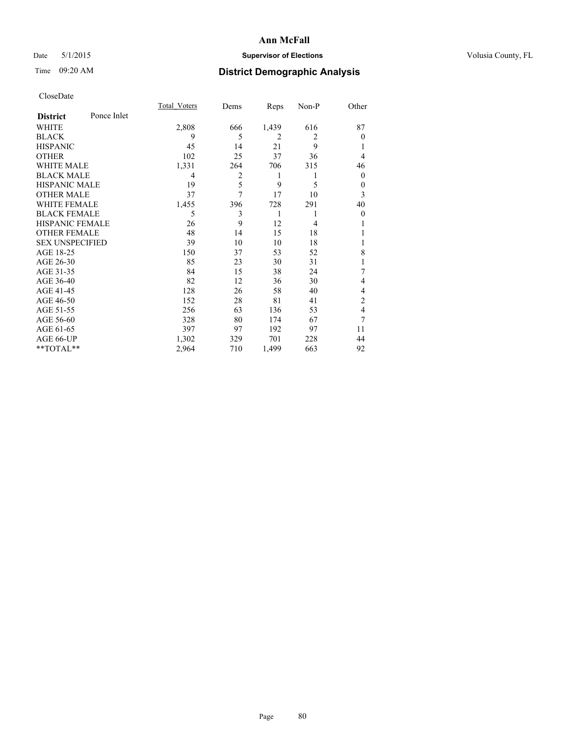# Ann McFall

Date 5/1/2015 **Supervisor of Elections** Volusia County, FL

Time 09:20 AM **District Demographic Analysis**

CloseDate

| **District** Ponce Inlet | Total_Voters | Dems | Reps | Non-P | Other |
|---|---|---|---|---|---|
| WHITE | 2,808 | 666 | 1,439 | 616 | 87 |
| BLACK | 9 | 5 | 2 | 2 | 0 |
| HISPANIC | 45 | 14 | 21 | 9 | 1 |
| OTHER | 102 | 25 | 37 | 36 | 4 |
| WHITE MALE | 1,331 | 264 | 706 | 315 | 46 |
| BLACK MALE | 4 | 2 | 1 | 1 | 0 |
| HISPANIC MALE | 19 | 5 | 9 | 5 | 0 |
| OTHER MALE | 37 | 7 | 17 | 10 | 3 |
| WHITE FEMALE | 1,455 | 396 | 728 | 291 | 40 |
| BLACK FEMALE | 5 | 3 | 1 | 1 | 0 |
| HISPANIC FEMALE | 26 | 9 | 12 | 4 | 1 |
| OTHER FEMALE | 48 | 14 | 15 | 18 | 1 |
| SEX UNSPECIFIED | 39 | 10 | 10 | 18 | 1 |
| AGE 18-25 | 150 | 37 | 53 | 52 | 8 |
| AGE 26-30 | 85 | 23 | 30 | 31 | 1 |
| AGE 31-35 | 84 | 15 | 38 | 24 | 7 |
| AGE 36-40 | 82 | 12 | 36 | 30 | 4 |
| AGE 41-45 | 128 | 26 | 58 | 40 | 4 |
| AGE 46-50 | 152 | 28 | 81 | 41 | 2 |
| AGE 51-55 | 256 | 63 | 136 | 53 | 4 |
| AGE 56-60 | 328 | 80 | 174 | 67 | 7 |
| AGE 61-65 | 397 | 97 | 192 | 97 | 11 |
| AGE 66-UP | 1,302 | 329 | 701 | 228 | 44 |
| **TOTAL** | 2,964 | 710 | 1,499 | 663 | 92 |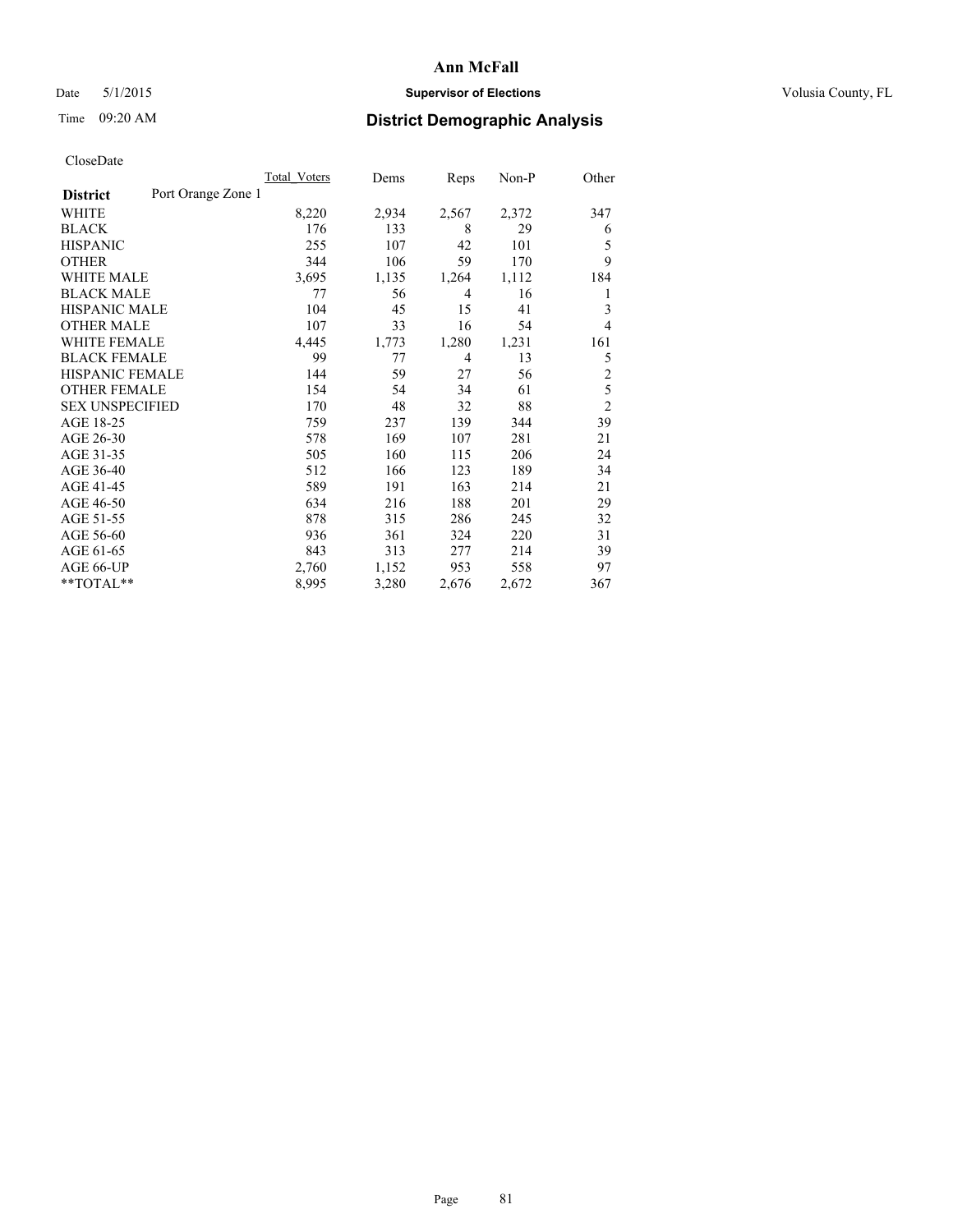# Ann McFall

Date 5/1/2015 **Supervisor of Elections** Volusia County, FL

Time 09:20 AM **District Demographic Analysis**

CloseDate

| **District** Port Orange Zone 1 | Total Voters | Dems | Reps | Non-P | Other |
|---|---|---|---|---|---|
| WHITE | 8,220 | 2,934 | 2,567 | 2,372 | 347 |
| BLACK | 176 | 133 | 8 | 29 | 6 |
| HISPANIC | 255 | 107 | 42 | 101 | 5 |
| OTHER | 344 | 106 | 59 | 170 | 9 |
| WHITE MALE | 3,695 | 1,135 | 1,264 | 1,112 | 184 |
| BLACK MALE | 77 | 56 | 4 | 16 | 1 |
| HISPANIC MALE | 104 | 45 | 15 | 41 | 3 |
| OTHER MALE | 107 | 33 | 16 | 54 | 4 |
| WHITE FEMALE | 4,445 | 1,773 | 1,280 | 1,231 | 161 |
| BLACK FEMALE | 99 | 77 | 4 | 13 | 5 |
| HISPANIC FEMALE | 144 | 59 | 27 | 56 | 2 |
| OTHER FEMALE | 154 | 54 | 34 | 61 | 5 |
| SEX UNSPECIFIED | 170 | 48 | 32 | 88 | 2 |
| AGE 18-25 | 759 | 237 | 139 | 344 | 39 |
| AGE 26-30 | 578 | 169 | 107 | 281 | 21 |
| AGE 31-35 | 505 | 160 | 115 | 206 | 24 |
| AGE 36-40 | 512 | 166 | 123 | 189 | 34 |
| AGE 41-45 | 589 | 191 | 163 | 214 | 21 |
| AGE 46-50 | 634 | 216 | 188 | 201 | 29 |
| AGE 51-55 | 878 | 315 | 286 | 245 | 32 |
| AGE 56-60 | 936 | 361 | 324 | 220 | 31 |
| AGE 61-65 | 843 | 313 | 277 | 214 | 39 |
| AGE 66-UP | 2,760 | 1,152 | 953 | 558 | 97 |
| **TOTAL** | 8,995 | 3,280 | 2,676 | 2,672 | 367 |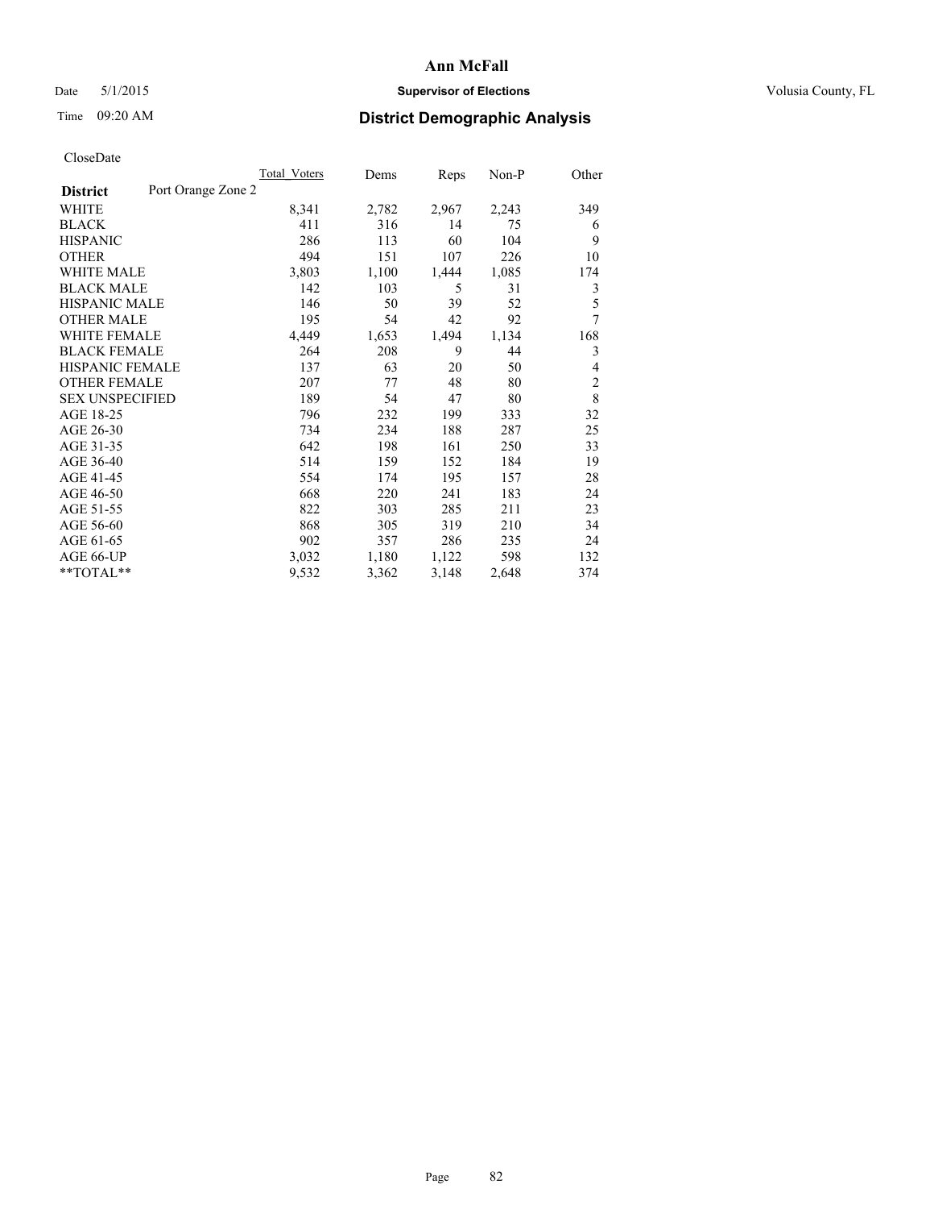# Ann McFall

Date 5/1/2015 **Supervisor of Elections** Volusia County, FL

Time 09:20 AM **District Demographic Analysis**

CloseDate

| **District** Port Orange Zone 2 | Total Voters | Dems | Reps | Non-P | Other |
|---|---|---|---|---|---|
| WHITE | 8,341 | 2,782 | 2,967 | 2,243 | 349 |
| BLACK | 411 | 316 | 14 | 75 | 6 |
| HISPANIC | 286 | 113 | 60 | 104 | 9 |
| OTHER | 494 | 151 | 107 | 226 | 10 |
| WHITE MALE | 3,803 | 1,100 | 1,444 | 1,085 | 174 |
| BLACK MALE | 142 | 103 | 5 | 31 | 3 |
| HISPANIC MALE | 146 | 50 | 39 | 52 | 5 |
| OTHER MALE | 195 | 54 | 42 | 92 | 7 |
| WHITE FEMALE | 4,449 | 1,653 | 1,494 | 1,134 | 168 |
| BLACK FEMALE | 264 | 208 | 9 | 44 | 3 |
| HISPANIC FEMALE | 137 | 63 | 20 | 50 | 4 |
| OTHER FEMALE | 207 | 77 | 48 | 80 | 2 |
| SEX UNSPECIFIED | 189 | 54 | 47 | 80 | 8 |
| AGE 18-25 | 796 | 232 | 199 | 333 | 32 |
| AGE 26-30 | 734 | 234 | 188 | 287 | 25 |
| AGE 31-35 | 642 | 198 | 161 | 250 | 33 |
| AGE 36-40 | 514 | 159 | 152 | 184 | 19 |
| AGE 41-45 | 554 | 174 | 195 | 157 | 28 |
| AGE 46-50 | 668 | 220 | 241 | 183 | 24 |
| AGE 51-55 | 822 | 303 | 285 | 211 | 23 |
| AGE 56-60 | 868 | 305 | 319 | 210 | 34 |
| AGE 61-65 | 902 | 357 | 286 | 235 | 24 |
| AGE 66-UP | 3,032 | 1,180 | 1,122 | 598 | 132 |
| **TOTAL** | 9,532 | 3,362 | 3,148 | 2,648 | 374 |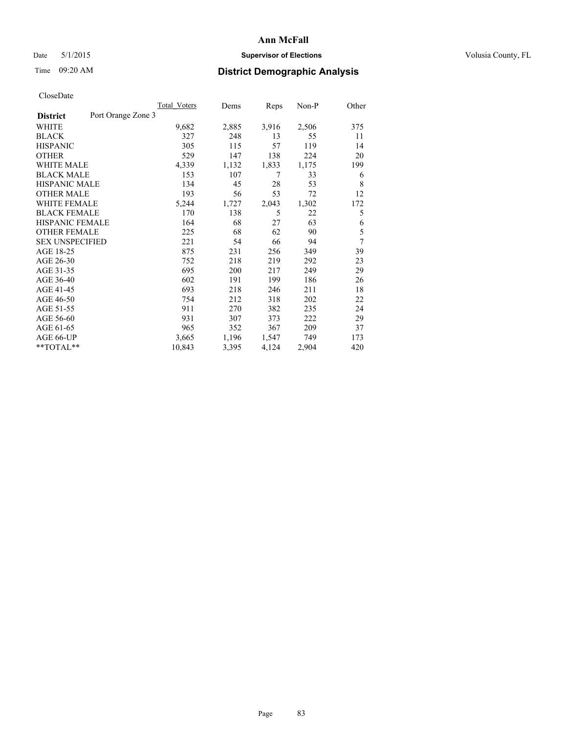# Ann McFall

Date 5/1/2015 **Supervisor of Elections** Volusia County, FL

Time 09:20 AM **District Demographic Analysis**

CloseDate

| **District** Port Orange Zone 3 | Total Voters | Dems | Reps | Non-P | Other |
|---|---|---|---|---|---|
| WHITE | 9,682 | 2,885 | 3,916 | 2,506 | 375 |
| BLACK | 327 | 248 | 13 | 55 | 11 |
| HISPANIC | 305 | 115 | 57 | 119 | 14 |
| OTHER | 529 | 147 | 138 | 224 | 20 |
| WHITE MALE | 4,339 | 1,132 | 1,833 | 1,175 | 199 |
| BLACK MALE | 153 | 107 | 7 | 33 | 6 |
| HISPANIC MALE | 134 | 45 | 28 | 53 | 8 |
| OTHER MALE | 193 | 56 | 53 | 72 | 12 |
| WHITE FEMALE | 5,244 | 1,727 | 2,043 | 1,302 | 172 |
| BLACK FEMALE | 170 | 138 | 5 | 22 | 5 |
| HISPANIC FEMALE | 164 | 68 | 27 | 63 | 6 |
| OTHER FEMALE | 225 | 68 | 62 | 90 | 5 |
| SEX UNSPECIFIED | 221 | 54 | 66 | 94 | 7 |
| AGE 18-25 | 875 | 231 | 256 | 349 | 39 |
| AGE 26-30 | 752 | 218 | 219 | 292 | 23 |
| AGE 31-35 | 695 | 200 | 217 | 249 | 29 |
| AGE 36-40 | 602 | 191 | 199 | 186 | 26 |
| AGE 41-45 | 693 | 218 | 246 | 211 | 18 |
| AGE 46-50 | 754 | 212 | 318 | 202 | 22 |
| AGE 51-55 | 911 | 270 | 382 | 235 | 24 |
| AGE 56-60 | 931 | 307 | 373 | 222 | 29 |
| AGE 61-65 | 965 | 352 | 367 | 209 | 37 |
| AGE 66-UP | 3,665 | 1,196 | 1,547 | 749 | 173 |
| **TOTAL** | 10,843 | 3,395 | 4,124 | 2,904 | 420 |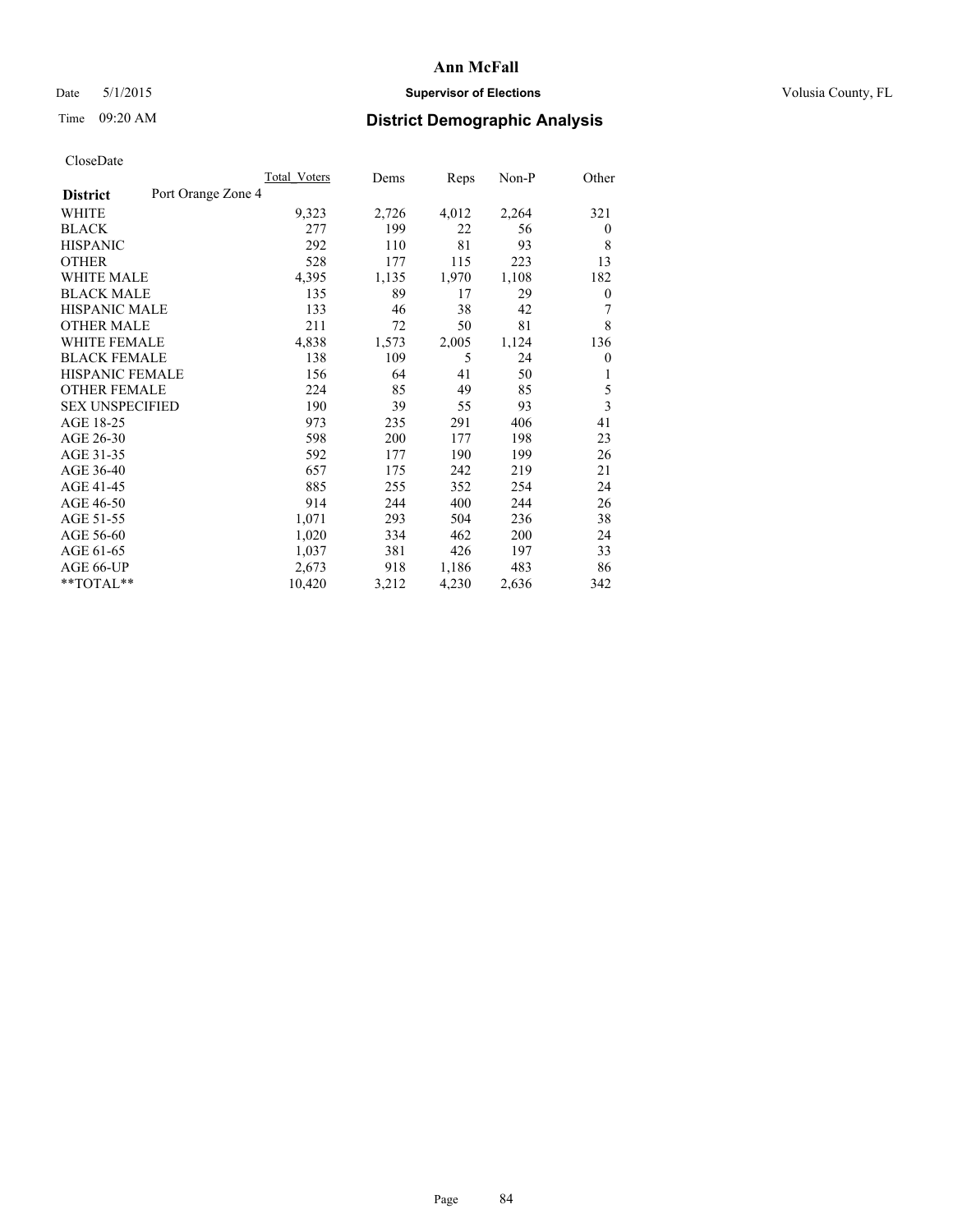**Ann McFall**

Date 5/1/2015 **Supervisor of Elections** Volusia County, FL

Time 09:20 AM **District Demographic Analysis**

CloseDate

| District | Port Orange Zone 4 | Total_Voters | Dems | Reps | Non-P | Other |
|---|---|---|---|---|---|---|
| WHITE | | 9,323 | 2,726 | 4,012 | 2,264 | 321 |
| BLACK | | 277 | 199 | 22 | 56 | 0 |
| HISPANIC | | 292 | 110 | 81 | 93 | 8 |
| OTHER | | 528 | 177 | 115 | 223 | 13 |
| WHITE MALE | | 4,395 | 1,135 | 1,970 | 1,108 | 182 |
| BLACK MALE | | 135 | 89 | 17 | 29 | 0 |
| HISPANIC MALE | | 133 | 46 | 38 | 42 | 7 |
| OTHER MALE | | 211 | 72 | 50 | 81 | 8 |
| WHITE FEMALE | | 4,838 | 1,573 | 2,005 | 1,124 | 136 |
| BLACK FEMALE | | 138 | 109 | 5 | 24 | 0 |
| HISPANIC FEMALE | | 156 | 64 | 41 | 50 | 1 |
| OTHER FEMALE | | 224 | 85 | 49 | 85 | 5 |
| SEX UNSPECIFIED | | 190 | 39 | 55 | 93 | 3 |
| AGE 18-25 | | 973 | 235 | 291 | 406 | 41 |
| AGE 26-30 | | 598 | 200 | 177 | 198 | 23 |
| AGE 31-35 | | 592 | 177 | 190 | 199 | 26 |
| AGE 36-40 | | 657 | 175 | 242 | 219 | 21 |
| AGE 41-45 | | 885 | 255 | 352 | 254 | 24 |
| AGE 46-50 | | 914 | 244 | 400 | 244 | 26 |
| AGE 51-55 | | 1,071 | 293 | 504 | 236 | 38 |
| AGE 56-60 | | 1,020 | 334 | 462 | 200 | 24 |
| AGE 61-65 | | 1,037 | 381 | 426 | 197 | 33 |
| AGE 66-UP | | 2,673 | 918 | 1,186 | 483 | 86 |
| **TOTAL** | | 10,420 | 3,212 | 4,230 | 2,636 | 342 |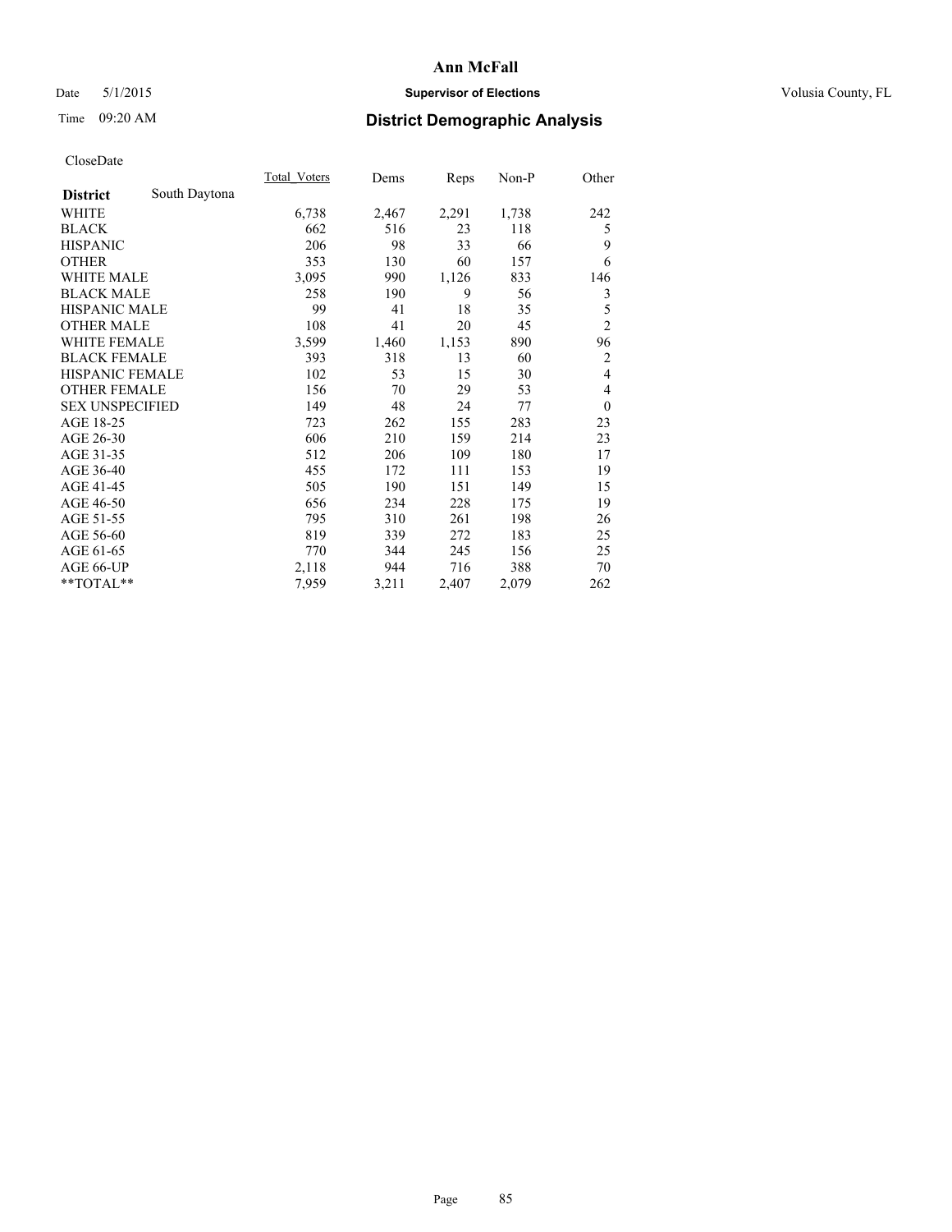# Ann McFall

Date 5/1/2015 **Supervisor of Elections** Volusia County, FL

Time 09:20 AM **District Demographic Analysis**

CloseDate

| | Total_Voters | Dems | Reps | Non-P | Other |
|---|---|---|---|---|---|
| **District** South Daytona | | | | | |
| WHITE | 6,738 | 2,467 | 2,291 | 1,738 | 242 |
| BLACK | 662 | 516 | 23 | 118 | 5 |
| HISPANIC | 206 | 98 | 33 | 66 | 9 |
| OTHER | 353 | 130 | 60 | 157 | 6 |
| WHITE MALE | 3,095 | 990 | 1,126 | 833 | 146 |
| BLACK MALE | 258 | 190 | 9 | 56 | 3 |
| HISPANIC MALE | 99 | 41 | 18 | 35 | 5 |
| OTHER MALE | 108 | 41 | 20 | 45 | 2 |
| WHITE FEMALE | 3,599 | 1,460 | 1,153 | 890 | 96 |
| BLACK FEMALE | 393 | 318 | 13 | 60 | 2 |
| HISPANIC FEMALE | 102 | 53 | 15 | 30 | 4 |
| OTHER FEMALE | 156 | 70 | 29 | 53 | 4 |
| SEX UNSPECIFIED | 149 | 48 | 24 | 77 | 0 |
| AGE 18-25 | 723 | 262 | 155 | 283 | 23 |
| AGE 26-30 | 606 | 210 | 159 | 214 | 23 |
| AGE 31-35 | 512 | 206 | 109 | 180 | 17 |
| AGE 36-40 | 455 | 172 | 111 | 153 | 19 |
| AGE 41-45 | 505 | 190 | 151 | 149 | 15 |
| AGE 46-50 | 656 | 234 | 228 | 175 | 19 |
| AGE 51-55 | 795 | 310 | 261 | 198 | 26 |
| AGE 56-60 | 819 | 339 | 272 | 183 | 25 |
| AGE 61-65 | 770 | 344 | 245 | 156 | 25 |
| AGE 66-UP | 2,118 | 944 | 716 | 388 | 70 |
| **TOTAL** | 7,959 | 3,211 | 2,407 | 2,079 | 262 |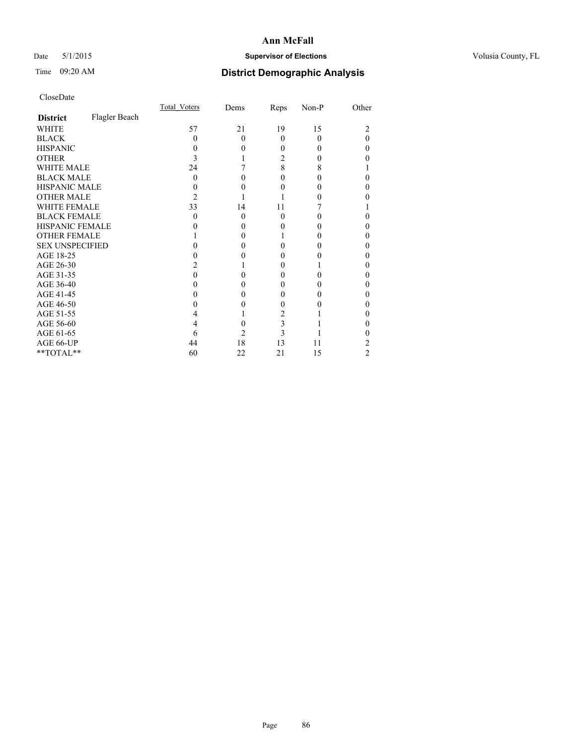# Ann McFall

Date 5/1/2015 **Supervisor of Elections** Volusia County, FL

Time 09:20 AM **District Demographic Analysis**

CloseDate

| | Total_Voters | Dems | Reps | Non-P | Other |
|---|---|---|---|---|---|
| **District** Flagler Beach | | | | | |
| WHITE | 57 | 21 | 19 | 15 | 2 |
| BLACK | 0 | 0 | 0 | 0 | 0 |
| HISPANIC | 0 | 0 | 0 | 0 | 0 |
| OTHER | 3 | 1 | 2 | 0 | 0 |
| WHITE MALE | 24 | 7 | 8 | 8 | 1 |
| BLACK MALE | 0 | 0 | 0 | 0 | 0 |
| HISPANIC MALE | 0 | 0 | 0 | 0 | 0 |
| OTHER MALE | 2 | 1 | 1 | 0 | 0 |
| WHITE FEMALE | 33 | 14 | 11 | 7 | 1 |
| BLACK FEMALE | 0 | 0 | 0 | 0 | 0 |
| HISPANIC FEMALE | 0 | 0 | 0 | 0 | 0 |
| OTHER FEMALE | 1 | 0 | 1 | 0 | 0 |
| SEX UNSPECIFIED | 0 | 0 | 0 | 0 | 0 |
| AGE 18-25 | 0 | 0 | 0 | 0 | 0 |
| AGE 26-30 | 2 | 1 | 0 | 1 | 0 |
| AGE 31-35 | 0 | 0 | 0 | 0 | 0 |
| AGE 36-40 | 0 | 0 | 0 | 0 | 0 |
| AGE 41-45 | 0 | 0 | 0 | 0 | 0 |
| AGE 46-50 | 0 | 0 | 0 | 0 | 0 |
| AGE 51-55 | 4 | 1 | 2 | 1 | 0 |
| AGE 56-60 | 4 | 0 | 3 | 1 | 0 |
| AGE 61-65 | 6 | 2 | 3 | 1 | 0 |
| AGE 66-UP | 44 | 18 | 13 | 11 | 2 |
| **TOTAL** | 60 | 22 | 21 | 15 | 2 |